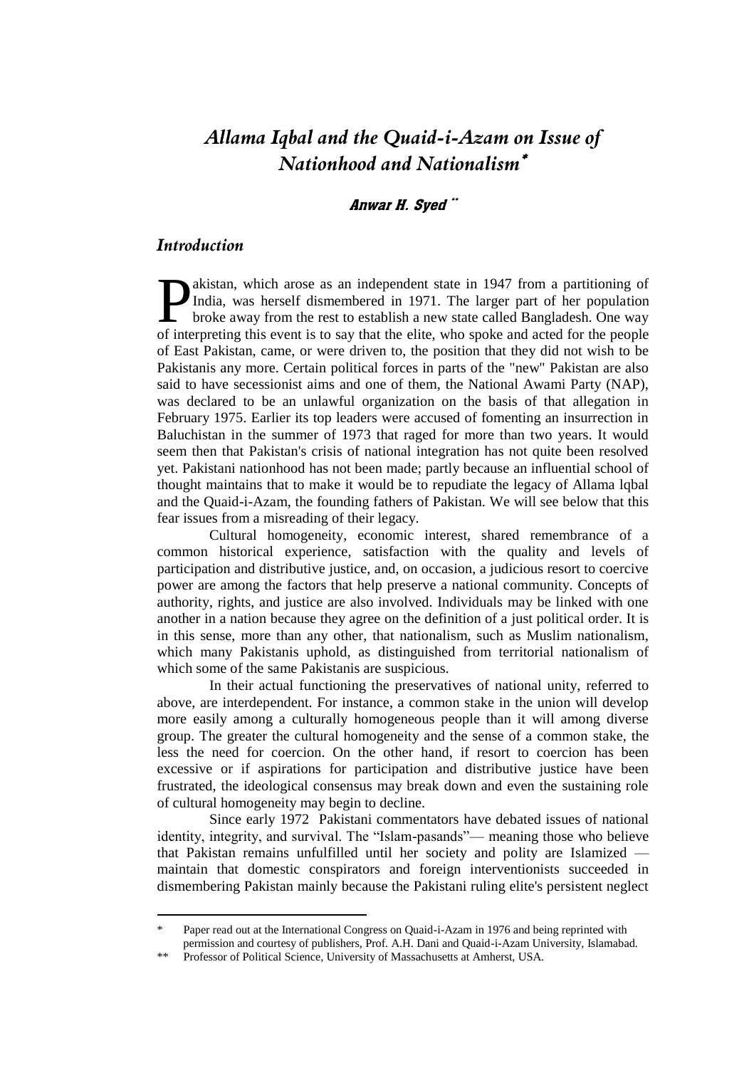# *Allama Iqbal and the Quaid-i-Azam on Issue of Nationhood and Nationalism*[*]

**Anwar H. Syed** [**]

## *Introduction*

Pakistan, which arose as an independent state in 1947 from a partitioning of India, was herself dismembered in 1971. The larger part of her population broke away from the rest to establish a new state called Bangladesh. One way of interpreting this event is to say that the elite, who spoke and acted for the people of East Pakistan, came, or were driven to, the position that they did not wish to be Pakistanis any more. Certain political forces in parts of the "new" Pakistan are also said to have secessionist aims and one of them, the National Awami Party (NAP), was declared to be an unlawful organization on the basis of that allegation in February 1975. Earlier its top leaders were accused of fomenting an insurrection in Baluchistan in the summer of 1973 that raged for more than two years. It would seem then that Pakistan's crisis of national integration has not quite been resolved yet. Pakistani nationhood has not been made; partly because an influential school of thought maintains that to make it would be to repudiate the legacy of Allama lqbal and the Quaid-i-Azam, the founding fathers of Pakistan. We will see below that this fear issues from a misreading of their legacy.

Cultural homogeneity, economic interest, shared remembrance of a common historical experience, satisfaction with the quality and levels of participation and distributive justice, and, on occasion, a judicious resort to coercive power are among the factors that help preserve a national community. Concepts of authority, rights, and justice are also involved. Individuals may be linked with one another in a nation because they agree on the definition of a just political order. It is in this sense, more than any other, that nationalism, such as Muslim nationalism, which many Pakistanis uphold, as distinguished from territorial nationalism of which some of the same Pakistanis are suspicious.

In their actual functioning the preservatives of national unity, referred to above, are interdependent. For instance, a common stake in the union will develop more easily among a culturally homogeneous people than it will among diverse group. The greater the cultural homogeneity and the sense of a common stake, the less the need for coercion. On the other hand, if resort to coercion has been excessive or if aspirations for participation and distributive justice have been frustrated, the ideological consensus may break down and even the sustaining role of cultural homogeneity may begin to decline.

Since early 1972 Pakistani commentators have debated issues of national identity, integrity, and survival. The “Islam-pasands”— meaning those who believe that Pakistan remains unfulfilled until her society and polity are Islamized — maintain that domestic conspirators and foreign interventionists succeeded in dismembering Pakistan mainly because the Pakistani ruling elite's persistent neglect

---

[*] Paper read out at the International Congress on Quaid-i-Azam in 1976 and being reprinted with permission and courtesy of publishers, Prof. A.H. Dani and Quaid-i-Azam University, Islamabad.

[**] Professor of Political Science, University of Massachusetts at Amherst, USA.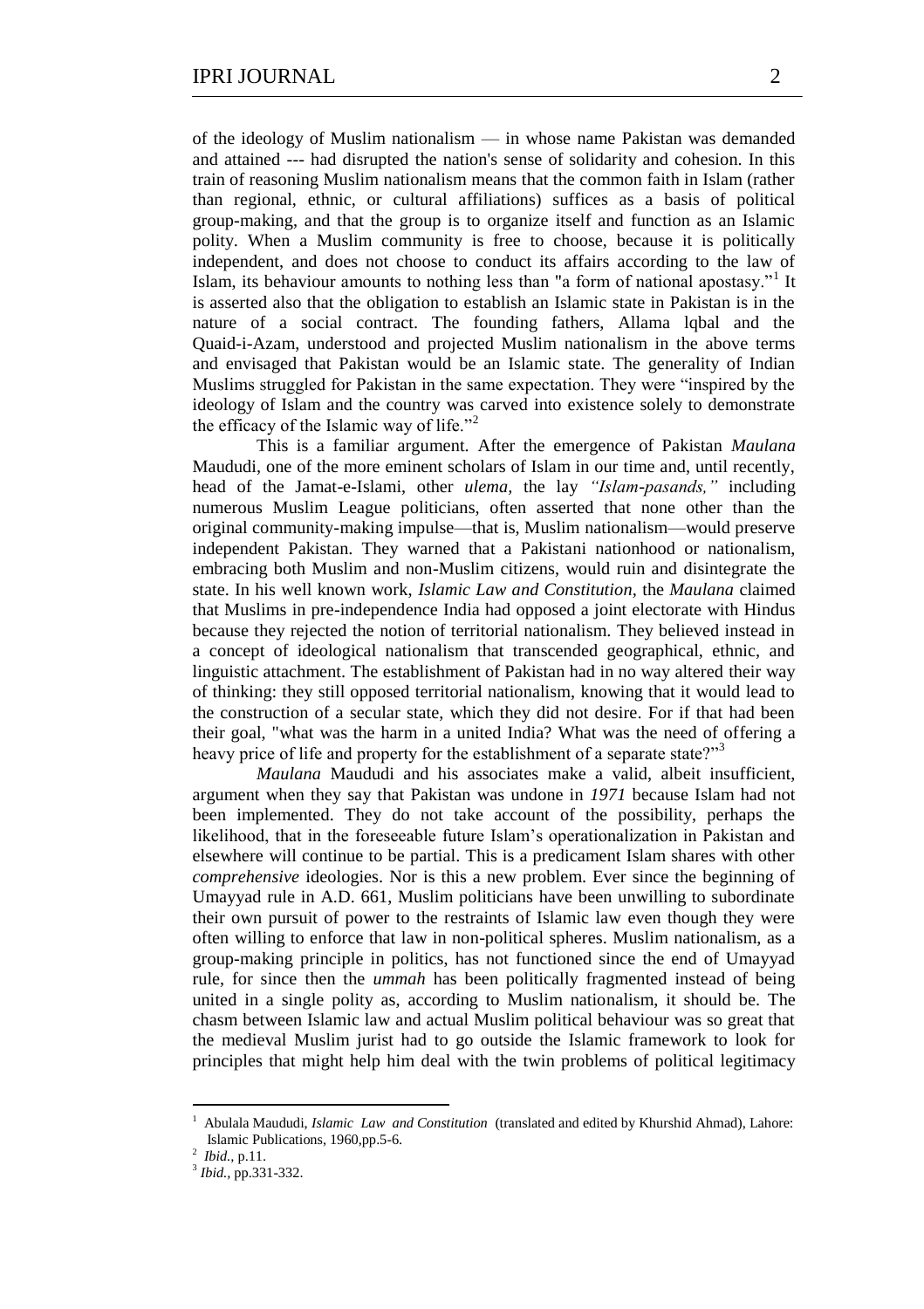of the ideology of Muslim nationalism — in whose name Pakistan was demanded and attained --- had disrupted the nation's sense of solidarity and cohesion. In this train of reasoning Muslim nationalism means that the common faith in Islam (rather than regional, ethnic, or cultural affiliations) suffices as a basis of political group-making, and that the group is to organize itself and function as an Islamic polity. When a Muslim community is free to choose, because it is politically independent, and does not choose to conduct its affairs according to the law of Islam, its behaviour amounts to nothing less than "a form of national apostasy."[1] It is asserted also that the obligation to establish an Islamic state in Pakistan is in the nature of a social contract. The founding fathers, Allama lqbal and the Quaid-i-Azam, understood and projected Muslim nationalism in the above terms and envisaged that Pakistan would be an Islamic state. The generality of Indian Muslims struggled for Pakistan in the same expectation. They were "inspired by the ideology of Islam and the country was carved into existence solely to demonstrate the efficacy of the Islamic way of life."[2]

This is a familiar argument. After the emergence of Pakistan *Maulana* Maududi, one of the more eminent scholars of Islam in our time and, until recently, head of the Jamat-e-Islami, other *ulema,* the lay *"Islam-pasands,"* including numerous Muslim League politicians, often asserted that none other than the original community-making impulse—that is, Muslim nationalism—would preserve independent Pakistan. They warned that a Pakistani nationhood or nationalism, embracing both Muslim and non-Muslim citizens, would ruin and disintegrate the state. In his well known work, *Islamic Law and Constitution*, the *Maulana* claimed that Muslims in pre-independence India had opposed a joint electorate with Hindus because they rejected the notion of territorial nationalism. They believed instead in a concept of ideological nationalism that transcended geographical, ethnic, and linguistic attachment. The establishment of Pakistan had in no way altered their way of thinking: they still opposed territorial nationalism, knowing that it would lead to the construction of a secular state, which they did not desire. For if that had been their goal, "what was the harm in a united India? What was the need of offering a heavy price of life and property for the establishment of a separate state?"[3]

*Maulana* Maududi and his associates make a valid, albeit insufficient, argument when they say that Pakistan was undone in *1971* because Islam had not been implemented. They do not take account of the possibility, perhaps the likelihood, that in the foreseeable future Islam's operationalization in Pakistan and elsewhere will continue to be partial. This is a predicament Islam shares with other *comprehensive* ideologies. Nor is this a new problem. Ever since the beginning of Umayyad rule in A.D. 661, Muslim politicians have been unwilling to subordinate their own pursuit of power to the restraints of Islamic law even though they were often willing to enforce that law in non-political spheres. Muslim nationalism, as a group-making principle in politics, has not functioned since the end of Umayyad rule, for since then the *ummah* has been politically fragmented instead of being united in a single polity as, according to Muslim nationalism, it should be. The chasm between Islamic law and actual Muslim political behaviour was so great that the medieval Muslim jurist had to go outside the Islamic framework to look for principles that might help him deal with the twin problems of political legitimacy

---

[1] Abulala Maududi, *Islamic Law and Constitution* (translated and edited by Khurshid Ahmad), Lahore: Islamic Publications, 1960,pp.5-6.

[2] *Ibid.,* p.11.

[3] *Ibid.,* pp.331-332.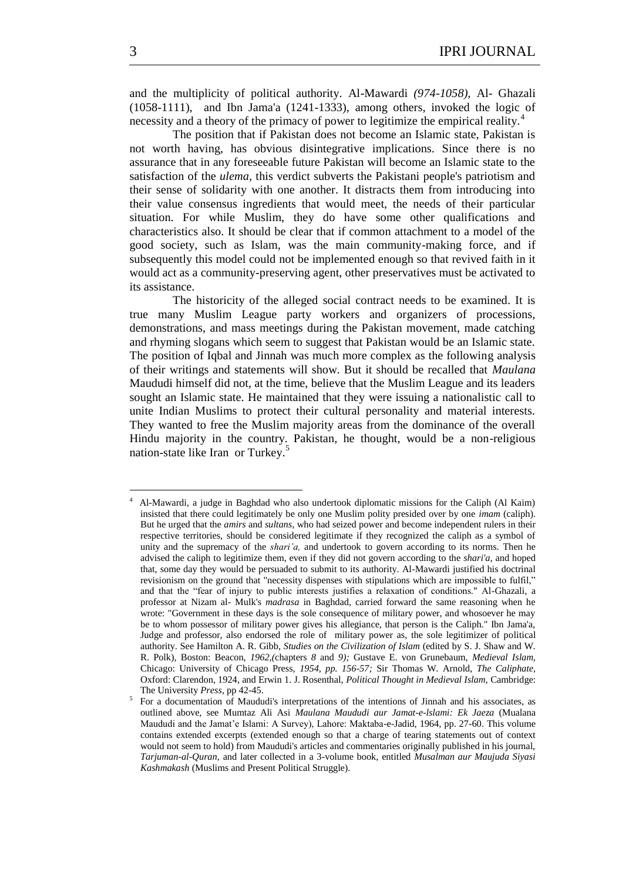and the multiplicity of political authority. Al-Mawardi *(974-1058),* Al- Ghazali (1058-1111), and Ibn Jama'a (1241-1333), among others, invoked the logic of necessity and a theory of the primacy of power to legitimize the empirical reality.[4]

The position that if Pakistan does not become an Islamic state, Pakistan is not worth having, has obvious disintegrative implications. Since there is no assurance that in any foreseeable future Pakistan will become an Islamic state to the satisfaction of the *ulema,* this verdict subverts the Pakistani people's patriotism and their sense of solidarity with one another. It distracts them from introducing into their value consensus ingredients that would meet, the needs of their particular situation. For while Muslim, they do have some other qualifications and characteristics also. It should be clear that if common attachment to a model of the good society, such as Islam, was the main community-making force, and if subsequently this model could not be implemented enough so that revived faith in it would act as a community-preserving agent, other preservatives must be activated to its assistance.

The historicity of the alleged social contract needs to be examined. It is true many Muslim League party workers and organizers of processions, demonstrations, and mass meetings during the Pakistan movement, made catching and rhyming slogans which seem to suggest that Pakistan would be an Islamic state. The position of Iqbal and Jinnah was much more complex as the following analysis of their writings and statements will show. But it should be recalled that *Maulana* Maududi himself did not, at the time, believe that the Muslim League and its leaders sought an Islamic state. He maintained that they were issuing a nationalistic call to unite Indian Muslims to protect their cultural personality and material interests. They wanted to free the Muslim majority areas from the dominance of the overall Hindu majority in the country. Pakistan, he thought, would be a non-religious nation-state like Iran or Turkey.[5]

---

[4] Al-Mawardi, a judge in Baghdad who also undertook diplomatic missions for the Caliph (Al Kaim) insisted that there could legitimately be only one Muslim polity presided over by one *imam* (caliph). But he urged that the *amirs* and *sultans,* who had seized power and become independent rulers in their respective territories, should be considered legitimate if they recognized the caliph as a symbol of unity and the supremacy of the *shari'a,* and undertook to govern according to its norms. Then he advised the caliph to legitimize them, even if they did not govern according to the *shari'a,* and hoped that, some day they would be persuaded to submit to its authority. Al-Mawardi justified his doctrinal revisionism on the ground that "necessity dispenses with stipulations which are impossible to fulfil," and that the "fear of injury to public interests justifies a relaxation of conditions." Al-Ghazali, a professor at Nizam al- Mulk's *madrasa* in Baghdad, carried forward the same reasoning when he wrote: "Government in these days is the sole consequence of military power, and whosoever he may be to whom possessor of military power gives his allegiance, that person is the Caliph." Ibn Jama'a, Judge and professor, also endorsed the role of military power as, the sole legitimizer of political authority. See Hamilton A. R. Gibb, *Studies on the Civilization of Islam* (edited by S. J. Shaw and W. R. Polk), Boston: Beacon, *1962,(*chapters *8* and *9);* Gustave E. von Grunebaum, *Medieval Islam,* Chicago: University of Chicago Press, *1954, pp. 156-57;* Sir Thomas W. Arnold, *The Caliphate,* Oxford: Clarendon, 1924, and Erwin 1. J. Rosenthal, *Political Thought in Medieval Islam,* Cambridge: The University *Press,* pp 42-45.

[5] For a documentation of Maududi's interpretations of the intentions of Jinnah and his associates, as outlined above, see Mumtaz Ali Asi *Maulana Maududi aur Jamat-e-lslami: Ek Jaeza* (Mualana Maududi and the Jamat'e Islami: A Survey), Lahore: Maktaba-e-Jadid, 1964, pp. 27-60. This volume contains extended excerpts (extended enough so that a charge of tearing statements out of context would not seem to hold) from Maududi's articles and commentaries originally published in his journal, *Tarjuman-al-Quran,* and later collected in a 3-volume book, entitled *Musalman aur Maujuda Siyasi Kashmakash* (Muslims and Present Political Struggle).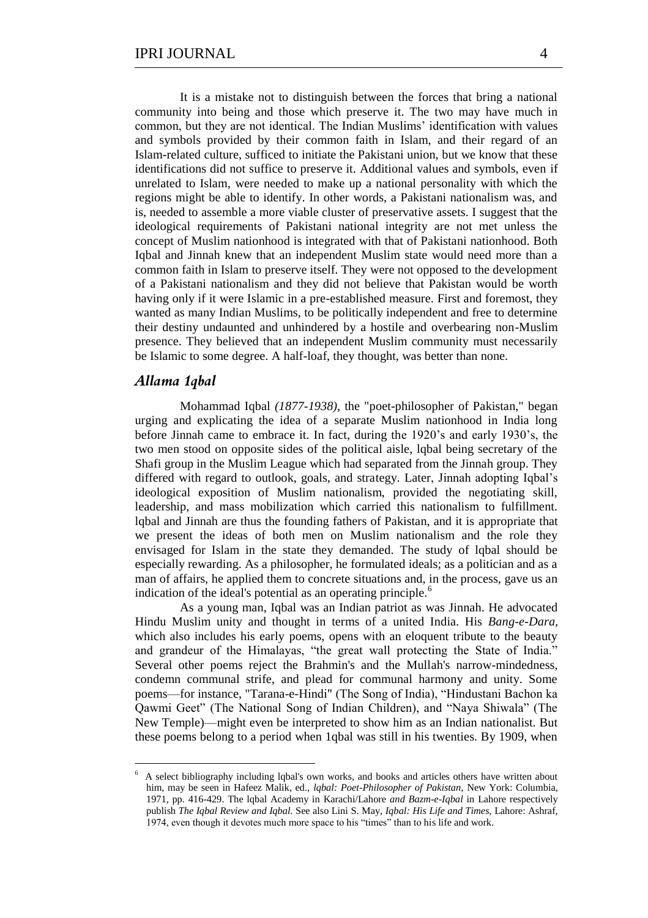It is a mistake not to distinguish between the forces that bring a national community into being and those which preserve it. The two may have much in common, but they are not identical. The Indian Muslims' identification with values and symbols provided by their common faith in Islam, and their regard of an Islam-related culture, sufficed to initiate the Pakistani union, but we know that these identifications did not suffice to preserve it. Additional values and symbols, even if unrelated to Islam, were needed to make up a national personality with which the regions might be able to identify. In other words, a Pakistani nationalism was, and is, needed to assemble a more viable cluster of preservative assets. I suggest that the ideological requirements of Pakistani national integrity are not met unless the concept of Muslim nationhood is integrated with that of Pakistani nationhood. Both Iqbal and Jinnah knew that an independent Muslim state would need more than a common faith in Islam to preserve itself. They were not opposed to the development of a Pakistani nationalism and they did not believe that Pakistan would be worth having only if it were Islamic in a pre-established measure. First and foremost, they wanted as many Indian Muslims, to be politically independent and free to determine their destiny undaunted and unhindered by a hostile and overbearing non-Muslim presence. They believed that an independent Muslim community must necessarily be Islamic to some degree. A half-loaf, they thought, was better than none.

## *Allama 1qbal*

Mohammad Iqbal *(1877-1938)*, the "poet-philosopher of Pakistan," began urging and explicating the idea of a separate Muslim nationhood in India long before Jinnah came to embrace it. In fact, during the 1920's and early 1930's, the two men stood on opposite sides of the political aisle, lqbal being secretary of the Shafi group in the Muslim League which had separated from the Jinnah group. They differed with regard to outlook, goals, and strategy. Later, Jinnah adopting Iqbal's ideological exposition of Muslim nationalism, provided the negotiating skill, leadership, and mass mobilization which carried this nationalism to fulfillment. lqbal and Jinnah are thus the founding fathers of Pakistan, and it is appropriate that we present the ideas of both men on Muslim nationalism and the role they envisaged for Islam in the state they demanded. The study of lqbal should be especially rewarding. As a philosopher, he formulated ideals; as a politician and as a man of affairs, he applied them to concrete situations and, in the process, gave us an indication of the ideal's potential as an operating principle.[6]

As a young man, Iqbal was an Indian patriot as was Jinnah. He advocated Hindu Muslim unity and thought in terms of a united India. His *Bang-e-Dara*, which also includes his early poems, opens with an eloquent tribute to the beauty and grandeur of the Himalayas, "the great wall protecting the State of India." Several other poems reject the Brahmin's and the Mullah's narrow-mindedness, condemn communal strife, and plead for communal harmony and unity. Some poems—for instance, "Tarana-e-Hindi" (The Song of India), "Hindustani Bachon ka Qawmi Geet" (The National Song of Indian Children), and "Naya Shiwala" (The New Temple)—might even be interpreted to show him as an Indian nationalist. But these poems belong to a period when 1qbal was still in his twenties. By 1909, when

---

[6] A select bibliography including lqbal's own works, and books and articles others have written about him, may be seen in Hafeez Malik, ed., *lqbal: Poet-Philosopher of Pakistan*, New York: Columbia, 1971, pp. 416-429. The lqbal Academy in Karachi/Lahore *and Bazm-e-Iqbal* in Lahore respectively publish *The Iqbal Review and Iqbal.* See also Lini S. May, *Iqbal: His Life and Times*, Lahore: Ashraf, 1974, even though it devotes much more space to his "times" than to his life and work.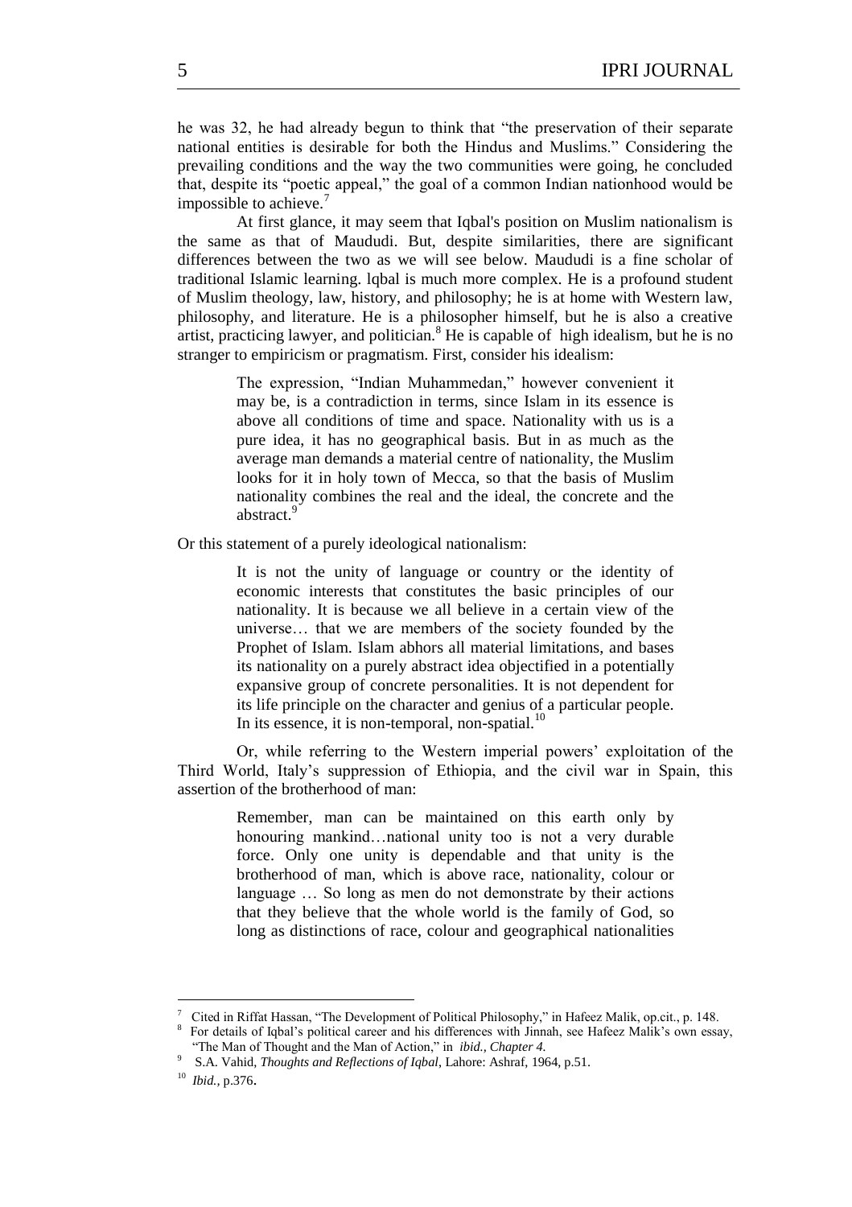he was 32, he had already begun to think that "the preservation of their separate national entities is desirable for both the Hindus and Muslims." Considering the prevailing conditions and the way the two communities were going, he concluded that, despite its "poetic appeal," the goal of a common Indian nationhood would be impossible to achieve.[7]

At first glance, it may seem that Iqbal's position on Muslim nationalism is the same as that of Maududi. But, despite similarities, there are significant differences between the two as we will see below. Maududi is a fine scholar of traditional Islamic learning. lqbal is much more complex. He is a profound student of Muslim theology, law, history, and philosophy; he is at home with Western law, philosophy, and literature. He is a philosopher himself, but he is also a creative artist, practicing lawyer, and politician.[8] He is capable of high idealism, but he is no stranger to empiricism or pragmatism. First, consider his idealism:

> The expression, "Indian Muhammedan," however convenient it may be, is a contradiction in terms, since Islam in its essence is above all conditions of time and space. Nationality with us is a pure idea, it has no geographical basis. But in as much as the average man demands a material centre of nationality, the Muslim looks for it in holy town of Mecca, so that the basis of Muslim nationality combines the real and the ideal, the concrete and the abstract.[9]

Or this statement of a purely ideological nationalism:

> It is not the unity of language or country or the identity of economic interests that constitutes the basic principles of our nationality. It is because we all believe in a certain view of the universe… that we are members of the society founded by the Prophet of Islam. Islam abhors all material limitations, and bases its nationality on a purely abstract idea objectified in a potentially expansive group of concrete personalities. It is not dependent for its life principle on the character and genius of a particular people. In its essence, it is non-temporal, non-spatial.[10]

Or, while referring to the Western imperial powers' exploitation of the Third World, Italy's suppression of Ethiopia, and the civil war in Spain, this assertion of the brotherhood of man:

> Remember, man can be maintained on this earth only by honouring mankind…national unity too is not a very durable force. Only one unity is dependable and that unity is the brotherhood of man, which is above race, nationality, colour or language … So long as men do not demonstrate by their actions that they believe that the whole world is the family of God, so long as distinctions of race, colour and geographical nationalities

---

[7] Cited in Riffat Hassan, "The Development of Political Philosophy," in Hafeez Malik, op.cit., p. 148.

[8] For details of Iqbal's political career and his differences with Jinnah, see Hafeez Malik's own essay, "The Man of Thought and the Man of Action," in *ibid., Chapter 4.*

[9] S.A. Vahid, *Thoughts and Reflections of Iqbal*, Lahore: Ashraf, 1964, p.51.

[10] *Ibid.,* p.376.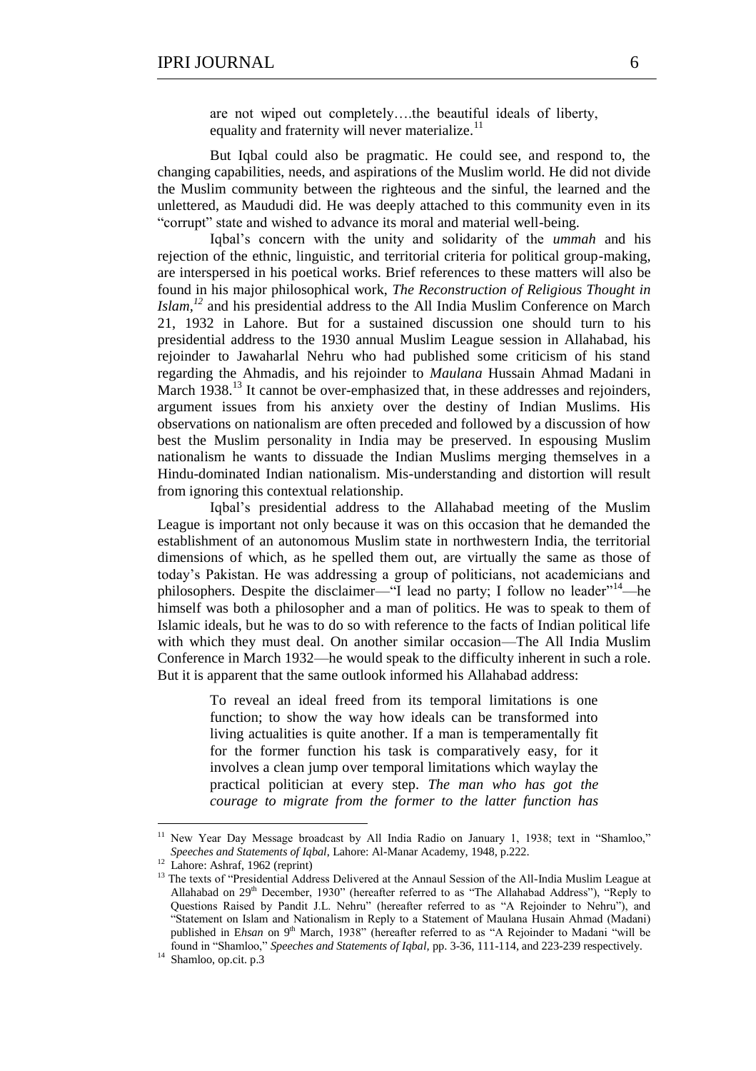> are not wiped out completely….the beautiful ideals of liberty, equality and fraternity will never materialize.[11]

But Iqbal could also be pragmatic. He could see, and respond to, the changing capabilities, needs, and aspirations of the Muslim world. He did not divide the Muslim community between the righteous and the sinful, the learned and the unlettered, as Maududi did. He was deeply attached to this community even in its "corrupt" state and wished to advance its moral and material well-being.

Iqbal's concern with the unity and solidarity of the *ummah* and his rejection of the ethnic, linguistic, and territorial criteria for political group-making, are interspersed in his poetical works. Brief references to these matters will also be found in his major philosophical work, *The Reconstruction of Religious Thought in Islam*,[12] and his presidential address to the All India Muslim Conference on March 21, 1932 in Lahore. But for a sustained discussion one should turn to his presidential address to the 1930 annual Muslim League session in Allahabad, his rejoinder to Jawaharlal Nehru who had published some criticism of his stand regarding the Ahmadis, and his rejoinder to *Maulana* Hussain Ahmad Madani in March 1938.[13] It cannot be over-emphasized that, in these addresses and rejoinders, argument issues from his anxiety over the destiny of Indian Muslims. His observations on nationalism are often preceded and followed by a discussion of how best the Muslim personality in India may be preserved. In espousing Muslim nationalism he wants to dissuade the Indian Muslims merging themselves in a Hindu-dominated Indian nationalism. Mis-understanding and distortion will result from ignoring this contextual relationship.

Iqbal's presidential address to the Allahabad meeting of the Muslim League is important not only because it was on this occasion that he demanded the establishment of an autonomous Muslim state in northwestern India, the territorial dimensions of which, as he spelled them out, are virtually the same as those of today's Pakistan. He was addressing a group of politicians, not academicians and philosophers. Despite the disclaimer—"I lead no party; I follow no leader"[14]—he himself was both a philosopher and a man of politics. He was to speak to them of Islamic ideals, but he was to do so with reference to the facts of Indian political life with which they must deal. On another similar occasion—The All India Muslim Conference in March 1932—he would speak to the difficulty inherent in such a role. But it is apparent that the same outlook informed his Allahabad address:

> To reveal an ideal freed from its temporal limitations is one function; to show the way how ideals can be transformed into living actualities is quite another. If a man is temperamentally fit for the former function his task is comparatively easy, for it involves a clean jump over temporal limitations which waylay the practical politician at every step. *The man who has got the courage to migrate from the former to the latter function has*

---

[11] New Year Day Message broadcast by All India Radio on January 1, 1938; text in "Shamloo," *Speeches and Statements of Iqbal*, Lahore: Al-Manar Academy, 1948, p.222.

[12] Lahore: Ashraf, 1962 (reprint)

[13] The texts of "Presidential Address Delivered at the Annaul Session of the All-India Muslim League at Allahabad on 29th December, 1930" (hereafter referred to as "The Allahabad Address"), "Reply to Questions Raised by Pandit J.L. Nehru" (hereafter referred to as "A Rejoinder to Nehru"), and "Statement on Islam and Nationalism in Reply to a Statement of Maulana Husain Ahmad (Madani) published in E*hsan* on 9th March, 1938" (hereafter referred to as "A Rejoinder to Madani "will be found in "Shamloo," *Speeches and Statements of Iqbal*, pp. 3-36, 111-114, and 223-239 respectively.

[14] Shamloo, op.cit. p.3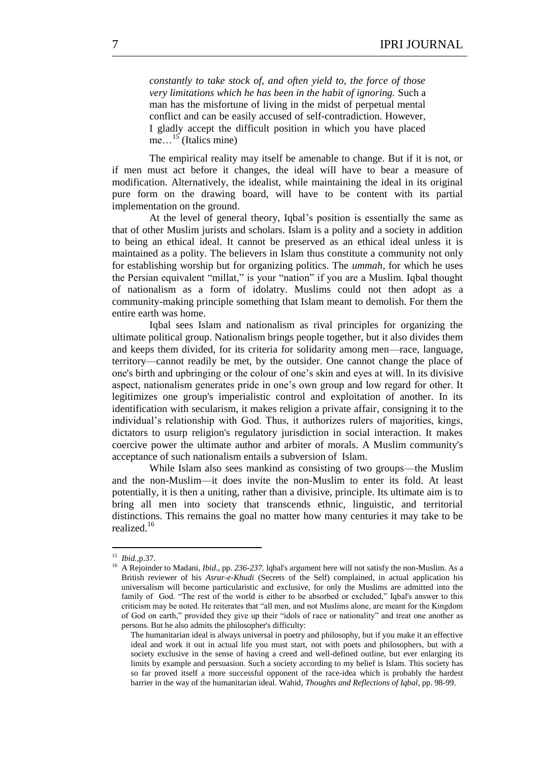> *constantly to take stock of, and often yield to, the force of those very limitations which he has been in the habit of ignoring.* Such a man has the misfortune of living in the midst of perpetual mental conflict and can be easily accused of self-contradiction. However, I gladly accept the difficult position in which you have placed me…[15] (Italics mine)

The empirical reality may itself be amenable to change. But if it is not, or if men must act before it changes, the ideal will have to bear a measure of modification. Alternatively, the idealist, while maintaining the ideal in its original pure form on the drawing board, will have to be content with its partial implementation on the ground.

At the level of general theory, Iqbal's position is essentially the same as that of other Muslim jurists and scholars. Islam is a polity and a society in addition to being an ethical ideal. It cannot be preserved as an ethical ideal unless it is maintained as a polity. The believers in Islam thus constitute a community not only for establishing worship but for organizing politics. The *ummah*, for which he uses the Persian equivalent "millat," is your "nation" if you are a Muslim. Iqbal thought of nationalism as a form of idolatry. Muslims could not then adopt as a community-making principle something that Islam meant to demolish. For them the entire earth was home.

Iqbal sees Islam and nationalism as rival principles for organizing the ultimate political group. Nationalism brings people together, but it also divides them and keeps them divided, for its criteria for solidarity among men—race, language, territory—cannot readily be met, by the outsider. One cannot change the place of one's birth and upbringing or the colour of one's skin and eyes at will. In its divisive aspect, nationalism generates pride in one's own group and low regard for other. It legitimizes one group's imperialistic control and exploitation of another. In its identification with secularism, it makes religion a private affair, consigning it to the individual's relationship with God. Thus, it authorizes rulers of majorities, kings, dictators to usurp religion's regulatory jurisdiction in social interaction. It makes coercive power the ultimate author and arbiter of morals. A Muslim community's acceptance of such nationalism entails a subversion of Islam.

While Islam also sees mankind as consisting of two groups—the Muslim and the non-Muslim—it does invite the non-Muslim to enter its fold. At least potentially, it is then a uniting, rather than a divisive, principle. Its ultimate aim is to bring all men into society that transcends ethnic, linguistic, and territorial distinctions. This remains the goal no matter how many centuries it may take to be realized.[16]

---

[15] *Ibid.*,p.37.

[16] A Rejoinder to Madani, *Ibid*., pp. *236-237*. lqbal's argument here will not satisfy the non-Muslim. As a British reviewer of his *Asrar-e-Khudi* (Secrets of the Self) complained, in actual application his universalism will become particularistic and exclusive, for only the Muslims are admitted into the family of God. "The rest of the world is either to be absorbed or excluded," Iqbal's answer to this criticism may be noted. He reiterates that "all men, and not Muslims alone, are meant for the Kingdom of God on earth," provided they give up their "idols of race or nationality" and treat one another as persons. But he also admits the philosopher's difficulty:

> The humanitarian ideal is always universal in poetry and philosophy, but if you make it an effective ideal and work it out in actual life you must start, not with poets and philosophers, but with a society exclusive in the sense of having a creed and well-defined outline, but ever enlarging its limits by example and persuasion. Such a society according to my belief is Islam. This society has so far proved itself a more successful opponent of the race-idea which is probably the hardest barrier in the way of the humanitarian ideal. Wahid, *Thoughts and Reflections of Iqbal*, pp. 98-99.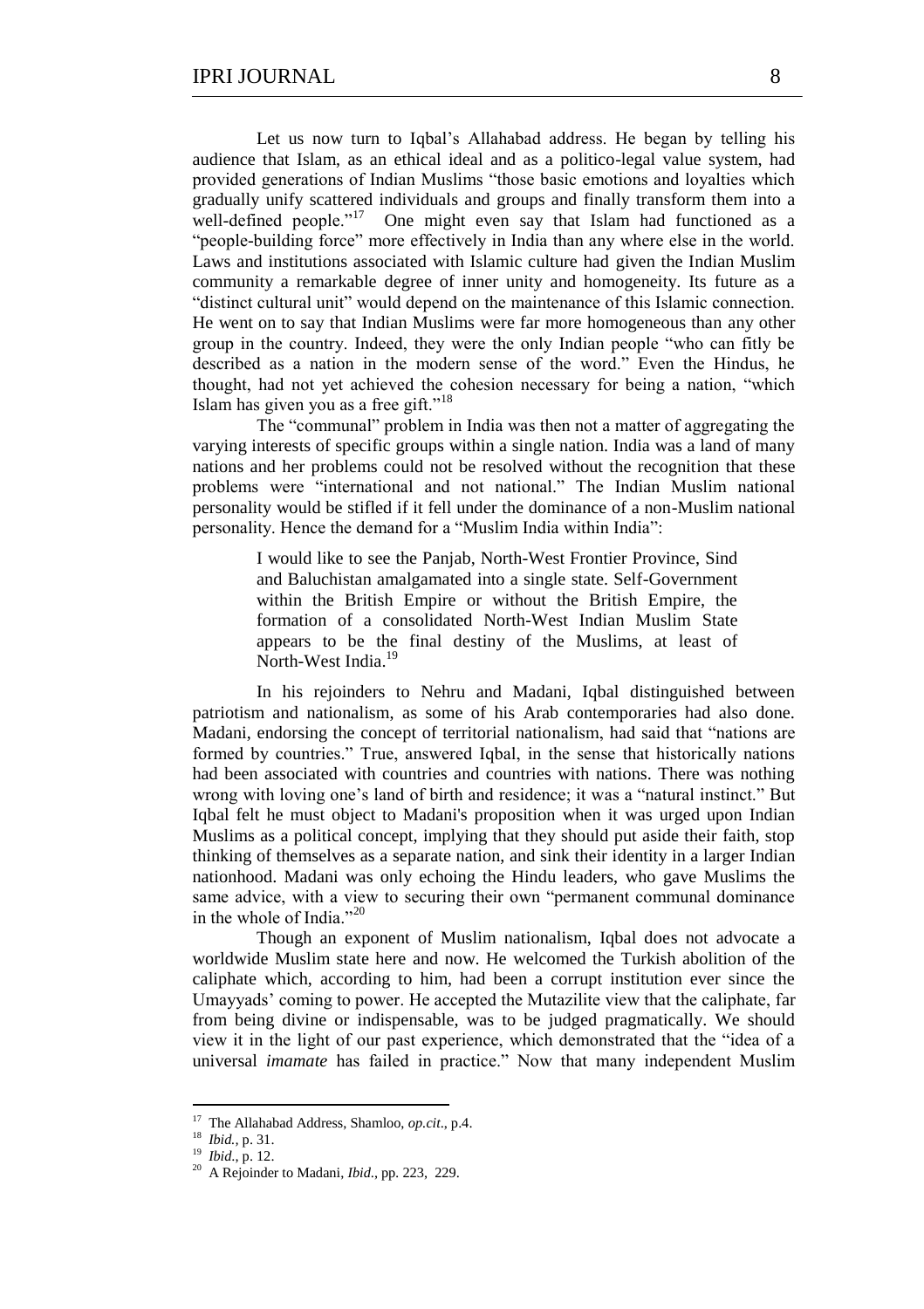Let us now turn to Iqbal's Allahabad address. He began by telling his audience that Islam, as an ethical ideal and as a politico-legal value system, had provided generations of Indian Muslims "those basic emotions and loyalties which gradually unify scattered individuals and groups and finally transform them into a well-defined people."[17] One might even say that Islam had functioned as a "people-building force" more effectively in India than any where else in the world. Laws and institutions associated with Islamic culture had given the Indian Muslim community a remarkable degree of inner unity and homogeneity. Its future as a "distinct cultural unit" would depend on the maintenance of this Islamic connection. He went on to say that Indian Muslims were far more homogeneous than any other group in the country. Indeed, they were the only Indian people "who can fitly be described as a nation in the modern sense of the word." Even the Hindus, he thought, had not yet achieved the cohesion necessary for being a nation, "which Islam has given you as a free gift."[18]

The "communal" problem in India was then not a matter of aggregating the varying interests of specific groups within a single nation. India was a land of many nations and her problems could not be resolved without the recognition that these problems were "international and not national." The Indian Muslim national personality would be stifled if it fell under the dominance of a non-Muslim national personality. Hence the demand for a "Muslim India within India":

> I would like to see the Panjab, North-West Frontier Province, Sind and Baluchistan amalgamated into a single state. Self-Government within the British Empire or without the British Empire, the formation of a consolidated North-West Indian Muslim State appears to be the final destiny of the Muslims, at least of North-West India.[19]

In his rejoinders to Nehru and Madani, Iqbal distinguished between patriotism and nationalism, as some of his Arab contemporaries had also done. Madani, endorsing the concept of territorial nationalism, had said that "nations are formed by countries." True, answered Iqbal, in the sense that historically nations had been associated with countries and countries with nations. There was nothing wrong with loving one's land of birth and residence; it was a "natural instinct." But Iqbal felt he must object to Madani's proposition when it was urged upon Indian Muslims as a political concept, implying that they should put aside their faith, stop thinking of themselves as a separate nation, and sink their identity in a larger Indian nationhood. Madani was only echoing the Hindu leaders, who gave Muslims the same advice, with a view to securing their own "permanent communal dominance in the whole of India."[20]

Though an exponent of Muslim nationalism, Iqbal does not advocate a worldwide Muslim state here and now. He welcomed the Turkish abolition of the caliphate which, according to him, had been a corrupt institution ever since the Umayyads' coming to power. He accepted the Mutazilite view that the caliphate, far from being divine or indispensable, was to be judged pragmatically. We should view it in the light of our past experience, which demonstrated that the "idea of a universal *imamate* has failed in practice." Now that many independent Muslim

---

[17] The Allahabad Address, Shamloo, *op.cit*., p.4.

[18] *Ibid.*, p. 31.

[19] *Ibid.*, p. 12.

[20] A Rejoinder to Madani, *Ibid*., pp. 223, 229.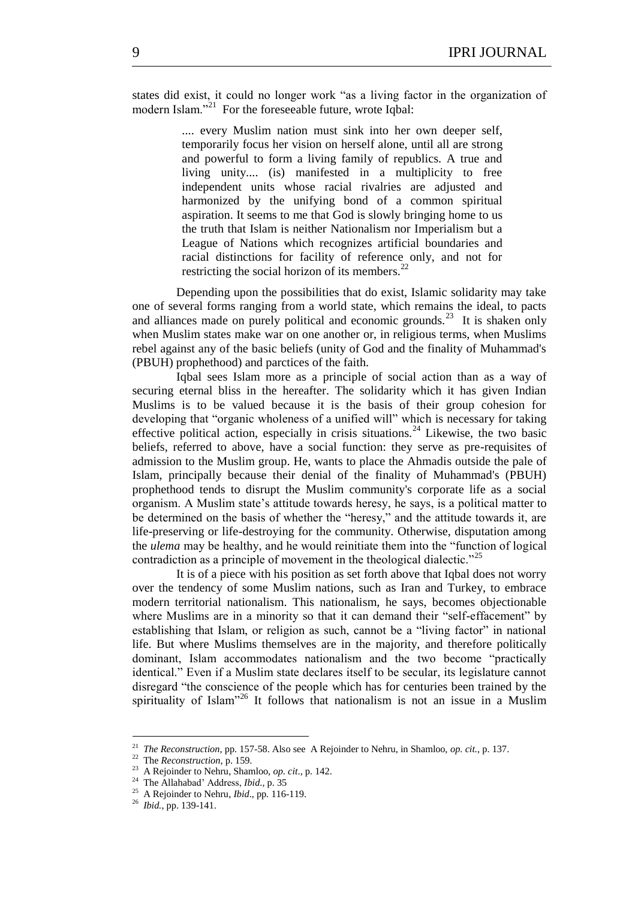states did exist, it could no longer work "as a living factor in the organization of modern Islam."[21] For the foreseeable future, wrote Iqbal:

> .... every Muslim nation must sink into her own deeper self, temporarily focus her vision on herself alone, until all are strong and powerful to form a living family of republics. A true and living unity.... (is) manifested in a multiplicity of free independent units whose racial rivalries are adjusted and harmonized by the unifying bond of a common spiritual aspiration. It seems to me that God is slowly bringing home to us the truth that Islam is neither Nationalism nor Imperialism but a League of Nations which recognizes artificial boundaries and racial distinctions for facility of reference only, and not for restricting the social horizon of its members.[22]

Depending upon the possibilities that do exist, Islamic solidarity may take one of several forms ranging from a world state, which remains the ideal, to pacts and alliances made on purely political and economic grounds.[23] It is shaken only when Muslim states make war on one another or, in religious terms, when Muslims rebel against any of the basic beliefs (unity of God and the finality of Muhammad's (PBUH) prophethood) and parctices of the faith.

Iqbal sees Islam more as a principle of social action than as a way of securing eternal bliss in the hereafter. The solidarity which it has given Indian Muslims is to be valued because it is the basis of their group cohesion for developing that "organic wholeness of a unified will" which is necessary for taking effective political action, especially in crisis situations.[24] Likewise, the two basic beliefs, referred to above, have a social function: they serve as pre-requisites of admission to the Muslim group. He, wants to place the Ahmadis outside the pale of Islam, principally because their denial of the finality of Muhammad's (PBUH) prophethood tends to disrupt the Muslim community's corporate life as a social organism. A Muslim state's attitude towards heresy, he says, is a political matter to be determined on the basis of whether the "heresy," and the attitude towards it, are life-preserving or life-destroying for the community. Otherwise, disputation among the *ulema* may be healthy, and he would reinitiate them into the "function of logical contradiction as a principle of movement in the theological dialectic."[25]

It is of a piece with his position as set forth above that Iqbal does not worry over the tendency of some Muslim nations, such as Iran and Turkey, to embrace modern territorial nationalism. This nationalism, he says, becomes objectionable where Muslims are in a minority so that it can demand their "self-effacement" by establishing that Islam, or religion as such, cannot be a "living factor" in national life. But where Muslims themselves are in the majority, and therefore politically dominant, Islam accommodates nationalism and the two become "practically identical." Even if a Muslim state declares itself to be secular, its legislature cannot disregard "the conscience of the people which has for centuries been trained by the spirituality of Islam"[26] It follows that nationalism is not an issue in a Muslim

---

[21] *The Reconstruction,* pp. 157-58. Also see A Rejoinder to Nehru, in Shamloo, *op. cit.*, p. 137.

[22] The *Reconstruction,* p. 159.

[23] A Rejoinder to Nehru, Shamloo, *op. cit*., p. 142.

[24] The Allahabad' Address, *Ibid*., p. 35

[25] A Rejoinder to Nehru, *Ibid*., pp. 116-119.

[26] *Ibid.*, pp. 139-141.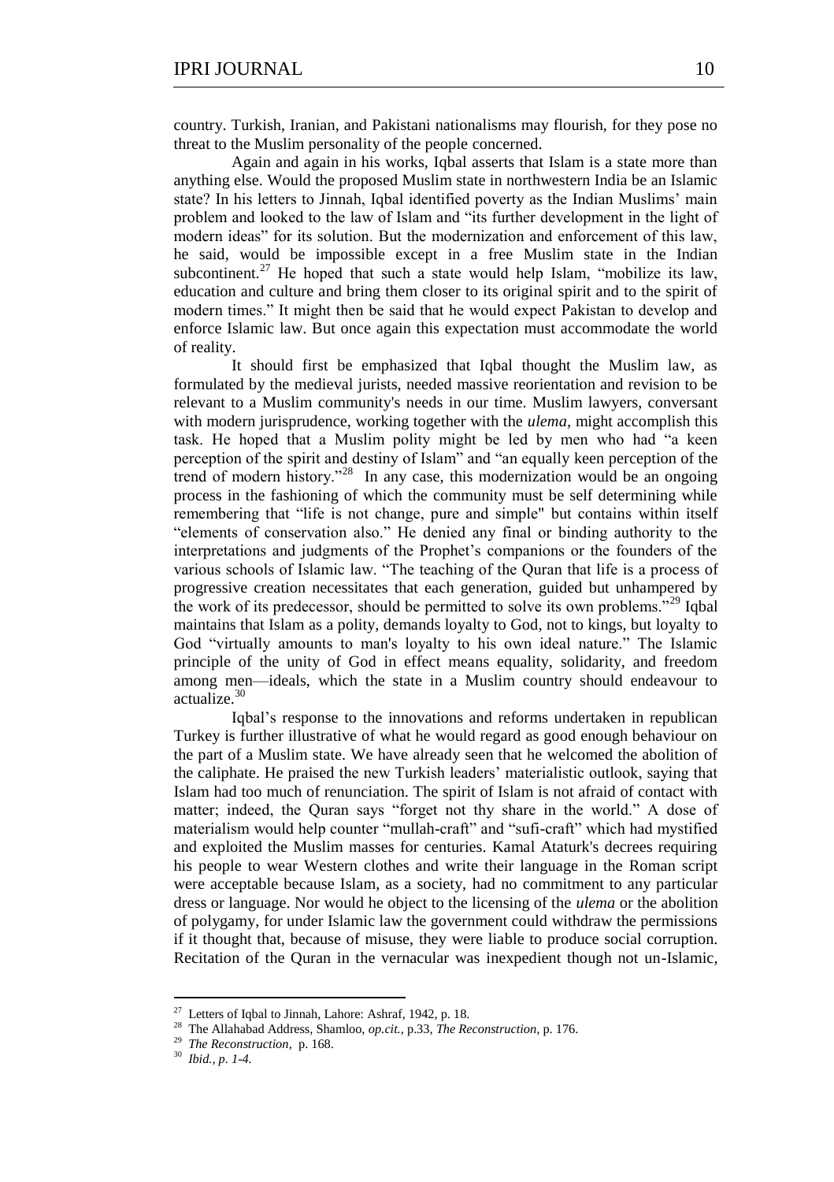country. Turkish, Iranian, and Pakistani nationalisms may flourish, for they pose no threat to the Muslim personality of the people concerned.

Again and again in his works, Iqbal asserts that Islam is a state more than anything else. Would the proposed Muslim state in northwestern India be an Islamic state? In his letters to Jinnah, Iqbal identified poverty as the Indian Muslims' main problem and looked to the law of Islam and "its further development in the light of modern ideas" for its solution. But the modernization and enforcement of this law, he said, would be impossible except in a free Muslim state in the Indian subcontinent.[27] He hoped that such a state would help Islam, "mobilize its law, education and culture and bring them closer to its original spirit and to the spirit of modern times." It might then be said that he would expect Pakistan to develop and enforce Islamic law. But once again this expectation must accommodate the world of reality.

It should first be emphasized that Iqbal thought the Muslim law, as formulated by the medieval jurists, needed massive reorientation and revision to be relevant to a Muslim community's needs in our time. Muslim lawyers, conversant with modern jurisprudence, working together with the *ulema*, might accomplish this task. He hoped that a Muslim polity might be led by men who had "a keen perception of the spirit and destiny of Islam" and "an equally keen perception of the trend of modern history."[28] In any case, this modernization would be an ongoing process in the fashioning of which the community must be self determining while remembering that "life is not change, pure and simple" but contains within itself "elements of conservation also." He denied any final or binding authority to the interpretations and judgments of the Prophet's companions or the founders of the various schools of Islamic law. "The teaching of the Quran that life is a process of progressive creation necessitates that each generation, guided but unhampered by the work of its predecessor, should be permitted to solve its own problems."[29] Iqbal maintains that Islam as a polity, demands loyalty to God, not to kings, but loyalty to God "virtually amounts to man's loyalty to his own ideal nature." The Islamic principle of the unity of God in effect means equality, solidarity, and freedom among men—ideals, which the state in a Muslim country should endeavour to actualize.[30]

Iqbal's response to the innovations and reforms undertaken in republican Turkey is further illustrative of what he would regard as good enough behaviour on the part of a Muslim state. We have already seen that he welcomed the abolition of the caliphate. He praised the new Turkish leaders' materialistic outlook, saying that Islam had too much of renunciation. The spirit of Islam is not afraid of contact with matter; indeed, the Quran says "forget not thy share in the world." A dose of materialism would help counter "mullah-craft" and "sufi-craft" which had mystified and exploited the Muslim masses for centuries. Kamal Ataturk's decrees requiring his people to wear Western clothes and write their language in the Roman script were acceptable because Islam, as a society, had no commitment to any particular dress or language. Nor would he object to the licensing of the *ulema* or the abolition of polygamy, for under Islamic law the government could withdraw the permissions if it thought that, because of misuse, they were liable to produce social corruption. Recitation of the Quran in the vernacular was inexpedient though not un-Islamic,

---

[27] Letters of Iqbal to Jinnah, Lahore: Ashraf, 1942, p. 18.

[28] The Allahabad Address, Shamloo, *op.cit.,* p.33, *The Reconstruction,* p. 176.

[29] *The Reconstruction,* p. 168.

[30] *Ibid., p. 1-4.*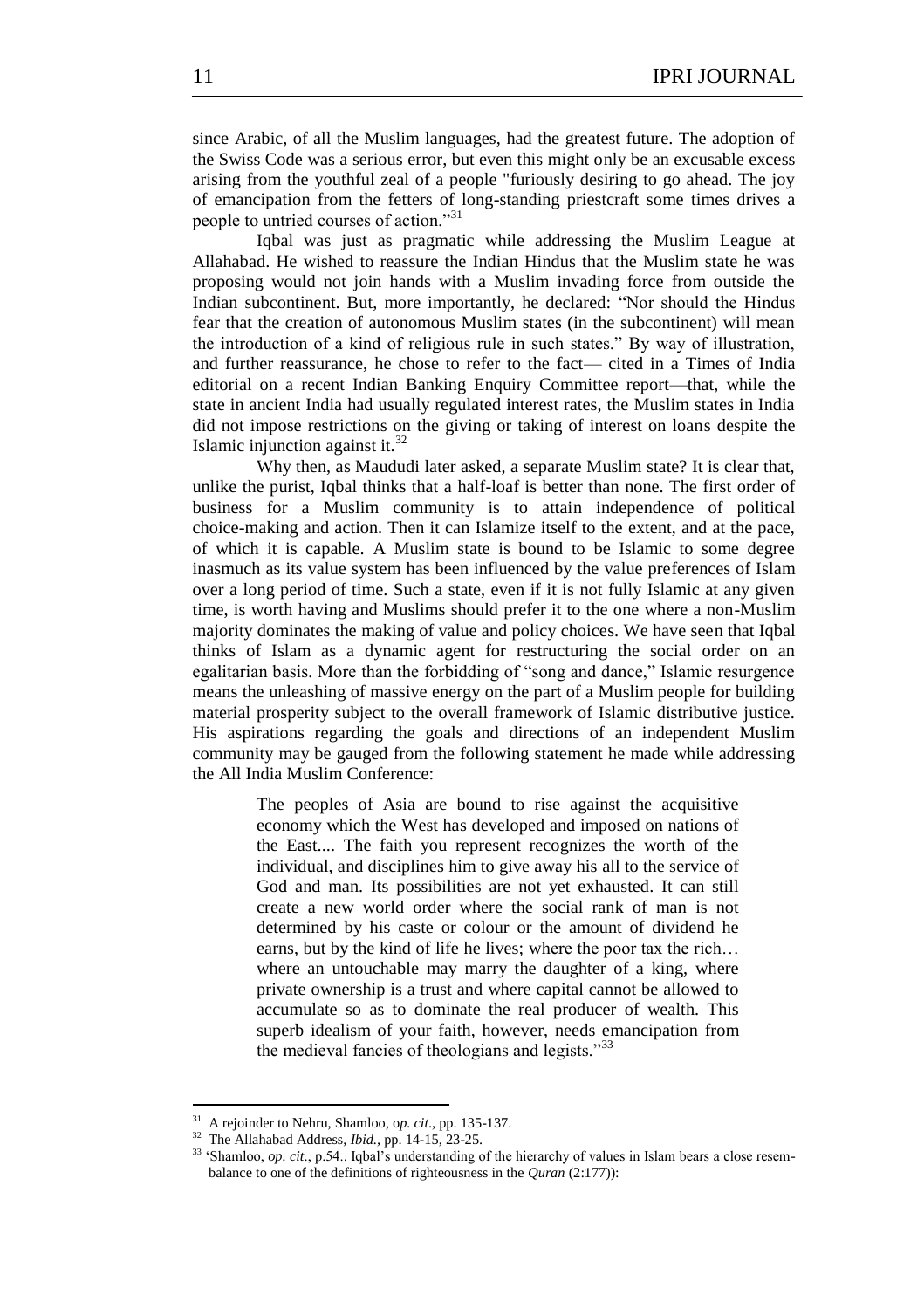since Arabic, of all the Muslim languages, had the greatest future. The adoption of the Swiss Code was a serious error, but even this might only be an excusable excess arising from the youthful zeal of a people "furiously desiring to go ahead. The joy of emancipation from the fetters of long-standing priestcraft some times drives a people to untried courses of action."[31]

Iqbal was just as pragmatic while addressing the Muslim League at Allahabad. He wished to reassure the Indian Hindus that the Muslim state he was proposing would not join hands with a Muslim invading force from outside the Indian subcontinent. But, more importantly, he declared: "Nor should the Hindus fear that the creation of autonomous Muslim states (in the subcontinent) will mean the introduction of a kind of religious rule in such states." By way of illustration, and further reassurance, he chose to refer to the fact— cited in a Times of India editorial on a recent Indian Banking Enquiry Committee report—that, while the state in ancient India had usually regulated interest rates, the Muslim states in India did not impose restrictions on the giving or taking of interest on loans despite the Islamic injunction against it.[32]

Why then, as Maududi later asked, a separate Muslim state? It is clear that, unlike the purist, Iqbal thinks that a half-loaf is better than none. The first order of business for a Muslim community is to attain independence of political choice-making and action. Then it can Islamize itself to the extent, and at the pace, of which it is capable. A Muslim state is bound to be Islamic to some degree inasmuch as its value system has been influenced by the value preferences of Islam over a long period of time. Such a state, even if it is not fully Islamic at any given time, is worth having and Muslims should prefer it to the one where a non-Muslim majority dominates the making of value and policy choices. We have seen that Iqbal thinks of Islam as a dynamic agent for restructuring the social order on an egalitarian basis. More than the forbidding of "song and dance," Islamic resurgence means the unleashing of massive energy on the part of a Muslim people for building material prosperity subject to the overall framework of Islamic distributive justice. His aspirations regarding the goals and directions of an independent Muslim community may be gauged from the following statement he made while addressing the All India Muslim Conference:

> The peoples of Asia are bound to rise against the acquisitive economy which the West has developed and imposed on nations of the East.... The faith you represent recognizes the worth of the individual, and disciplines him to give away his all to the service of God and man. Its possibilities are not yet exhausted. It can still create a new world order where the social rank of man is not determined by his caste or colour or the amount of dividend he earns, but by the kind of life he lives; where the poor tax the rich… where an untouchable may marry the daughter of a king, where private ownership is a trust and where capital cannot be allowed to accumulate so as to dominate the real producer of wealth. This superb idealism of your faith, however, needs emancipation from the medieval fancies of theologians and legists."[33]

---

[31] A rejoinder to Nehru, Shamloo, *op. cit*., pp. 135-137.

[32] The Allahabad Address, *Ibid.*, pp. 14-15, 23-25.

[33] 'Shamloo, *op. cit*., p.54.. Iqbal's understanding of the hierarchy of values in Islam bears a close resem-balance to one of the definitions of righteousness in the *Quran* (2:177)):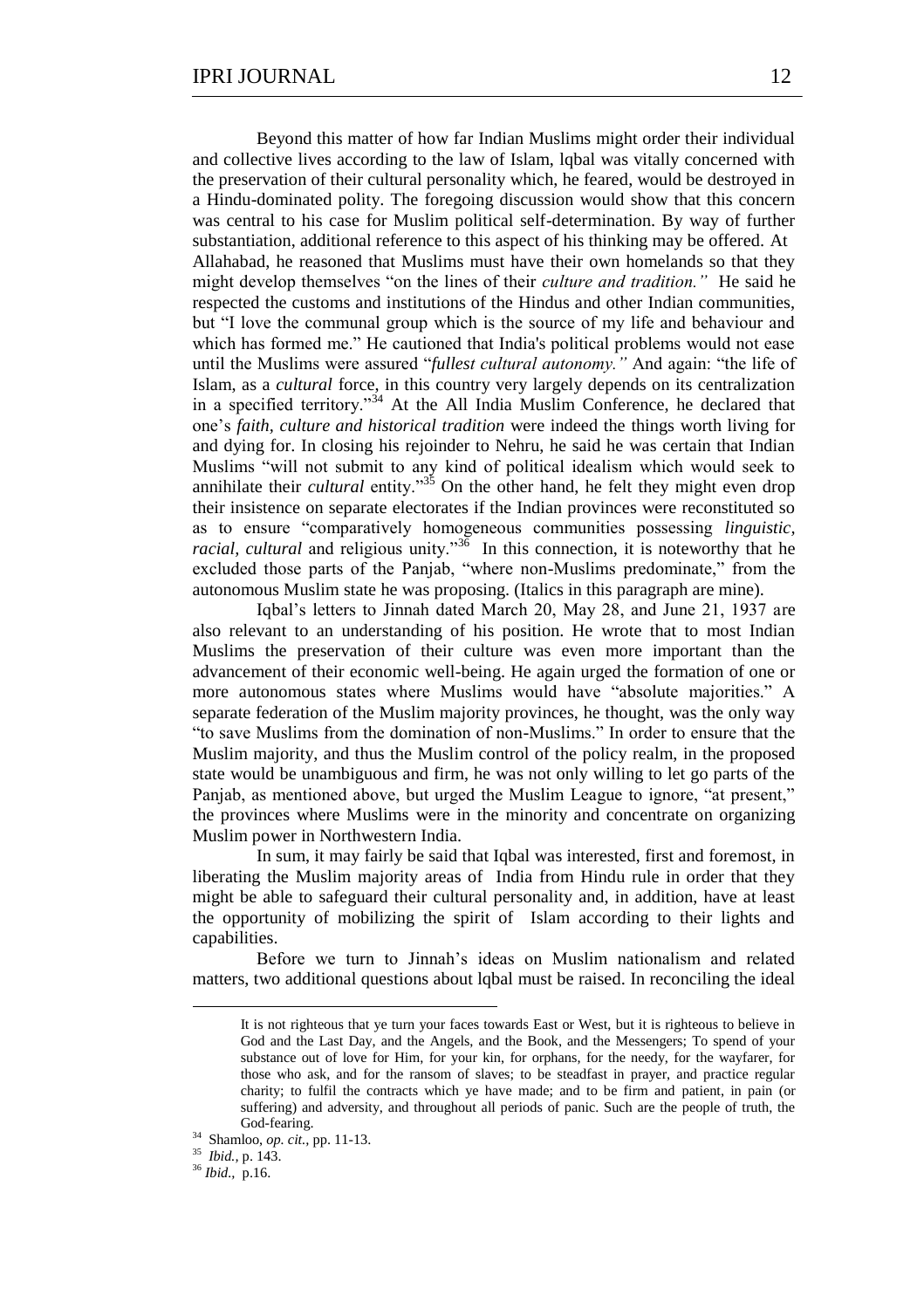Beyond this matter of how far Indian Muslims might order their individual and collective lives according to the law of Islam, lqbal was vitally concerned with the preservation of their cultural personality which, he feared, would be destroyed in a Hindu-dominated polity. The foregoing discussion would show that this concern was central to his case for Muslim political self-determination. By way of further substantiation, additional reference to this aspect of his thinking may be offered. At Allahabad, he reasoned that Muslims must have their own homelands so that they might develop themselves "on the lines of their *culture and tradition."* He said he respected the customs and institutions of the Hindus and other Indian communities, but "I love the communal group which is the source of my life and behaviour and which has formed me." He cautioned that India's political problems would not ease until the Muslims were assured "*fullest cultural autonomy."* And again: "the life of Islam, as a *cultural* force, in this country very largely depends on its centralization in a specified territory."[34] At the All India Muslim Conference, he declared that one's *faith, culture and historical tradition* were indeed the things worth living for and dying for. In closing his rejoinder to Nehru, he said he was certain that Indian Muslims "will not submit to any kind of political idealism which would seek to annihilate their *cultural* entity."[35] On the other hand, he felt they might even drop their insistence on separate electorates if the Indian provinces were reconstituted so as to ensure "comparatively homogeneous communities possessing *linguistic, racial, cultural* and religious unity."[36] In this connection, it is noteworthy that he excluded those parts of the Panjab, "where non-Muslims predominate," from the autonomous Muslim state he was proposing. (Italics in this paragraph are mine).

Iqbal's letters to Jinnah dated March 20, May 28, and June 21, 1937 are also relevant to an understanding of his position. He wrote that to most Indian Muslims the preservation of their culture was even more important than the advancement of their economic well-being. He again urged the formation of one or more autonomous states where Muslims would have "absolute majorities." A separate federation of the Muslim majority provinces, he thought, was the only way "to save Muslims from the domination of non-Muslims." In order to ensure that the Muslim majority, and thus the Muslim control of the policy realm, in the proposed state would be unambiguous and firm, he was not only willing to let go parts of the Panjab, as mentioned above, but urged the Muslim League to ignore, "at present," the provinces where Muslims were in the minority and concentrate on organizing Muslim power in Northwestern India.

In sum, it may fairly be said that Iqbal was interested, first and foremost, in liberating the Muslim majority areas of India from Hindu rule in order that they might be able to safeguard their cultural personality and, in addition, have at least the opportunity of mobilizing the spirit of Islam according to their lights and capabilities.

Before we turn to Jinnah's ideas on Muslim nationalism and related matters, two additional questions about lqbal must be raised. In reconciling the ideal

---

It is not righteous that ye turn your faces towards East or West, but it is righteous to believe in God and the Last Day, and the Angels, and the Book, and the Messengers; To spend of your substance out of love for Him, for your kin, for orphans, for the needy, for the wayfarer, for those who ask, and for the ransom of slaves; to be steadfast in prayer, and practice regular charity; to fulfil the contracts which ye have made; and to be firm and patient, in pain (or suffering) and adversity, and throughout all periods of panic. Such are the people of truth, the God-fearing.

[34] Shamloo, *op. cit.,* pp. 11-13.

[35] *Ibid.,* p. 143.

[36] *Ibid.,* p.16.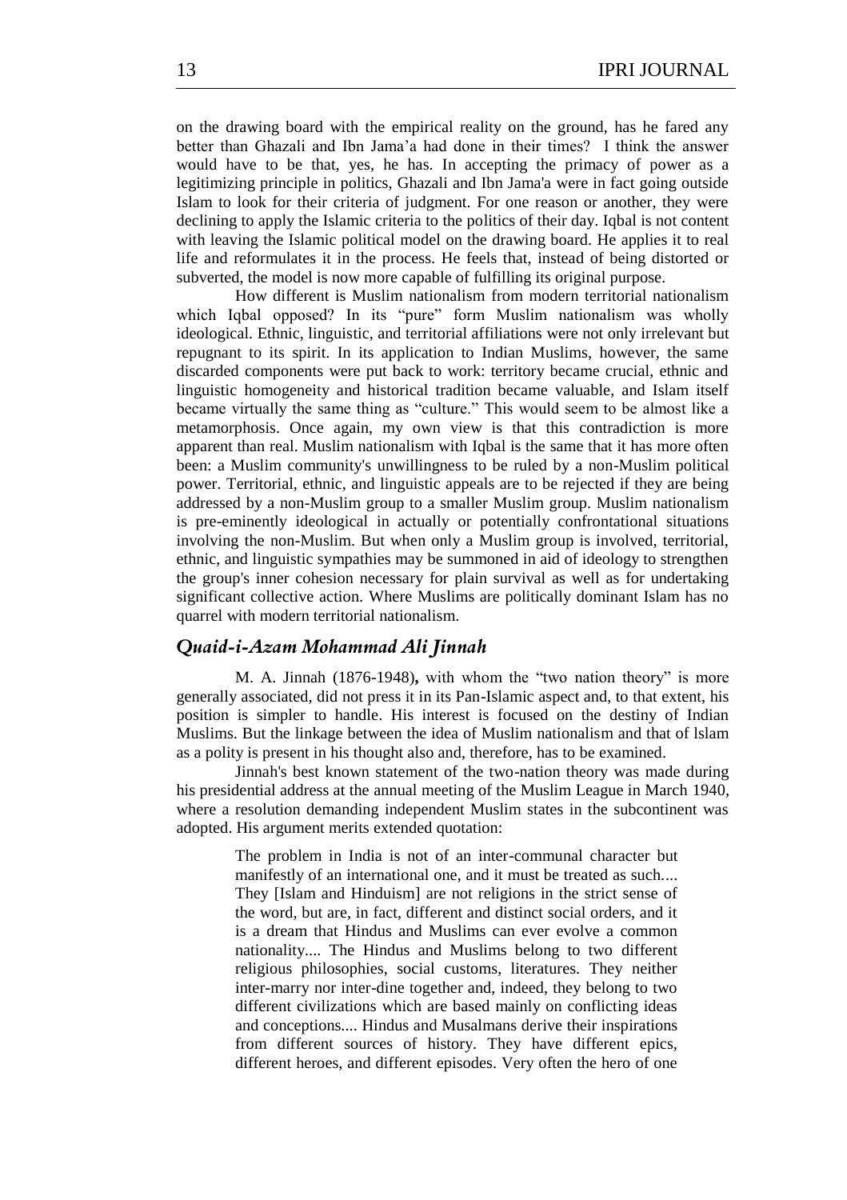on the drawing board with the empirical reality on the ground, has he fared any better than Ghazali and Ibn Jama'a had done in their times? I think the answer would have to be that, yes, he has. In accepting the primacy of power as a legitimizing principle in politics, Ghazali and Ibn Jama'a were in fact going outside Islam to look for their criteria of judgment. For one reason or another, they were declining to apply the Islamic criteria to the politics of their day. Iqbal is not content with leaving the Islamic political model on the drawing board. He applies it to real life and reformulates it in the process. He feels that, instead of being distorted or subverted, the model is now more capable of fulfilling its original purpose.

How different is Muslim nationalism from modern territorial nationalism which Iqbal opposed? In its "pure" form Muslim nationalism was wholly ideological. Ethnic, linguistic, and territorial affiliations were not only irrelevant but repugnant to its spirit. In its application to Indian Muslims, however, the same discarded components were put back to work: territory became crucial, ethnic and linguistic homogeneity and historical tradition became valuable, and Islam itself became virtually the same thing as "culture." This would seem to be almost like a metamorphosis. Once again, my own view is that this contradiction is more apparent than real. Muslim nationalism with Iqbal is the same that it has more often been: a Muslim community's unwillingness to be ruled by a non-Muslim political power. Territorial, ethnic, and linguistic appeals are to be rejected if they are being addressed by a non-Muslim group to a smaller Muslim group. Muslim nationalism is pre-eminently ideological in actually or potentially confrontational situations involving the non-Muslim. But when only a Muslim group is involved, territorial, ethnic, and linguistic sympathies may be summoned in aid of ideology to strengthen the group's inner cohesion necessary for plain survival as well as for undertaking significant collective action. Where Muslims are politically dominant Islam has no quarrel with modern territorial nationalism.

## *Quaid-i-Azam Mohammad Ali Jinnah*

M. A. Jinnah (1876-1948), with whom the "two nation theory" is more generally associated, did not press it in its Pan-Islamic aspect and, to that extent, his position is simpler to handle. His interest is focused on the destiny of Indian Muslims. But the linkage between the idea of Muslim nationalism and that of lslam as a polity is present in his thought also and, therefore, has to be examined.

Jinnah's best known statement of the two-nation theory was made during his presidential address at the annual meeting of the Muslim League in March 1940, where a resolution demanding independent Muslim states in the subcontinent was adopted. His argument merits extended quotation:

> The problem in India is not of an inter-communal character but manifestly of an international one, and it must be treated as such.... They [Islam and Hinduism] are not religions in the strict sense of the word, but are, in fact, different and distinct social orders, and it is a dream that Hindus and Muslims can ever evolve a common nationality.... The Hindus and Muslims belong to two different religious philosophies, social customs, literatures. They neither inter-marry nor inter-dine together and, indeed, they belong to two different civilizations which are based mainly on conflicting ideas and conceptions.... Hindus and Musalmans derive their inspirations from different sources of history. They have different epics, different heroes, and different episodes. Very often the hero of one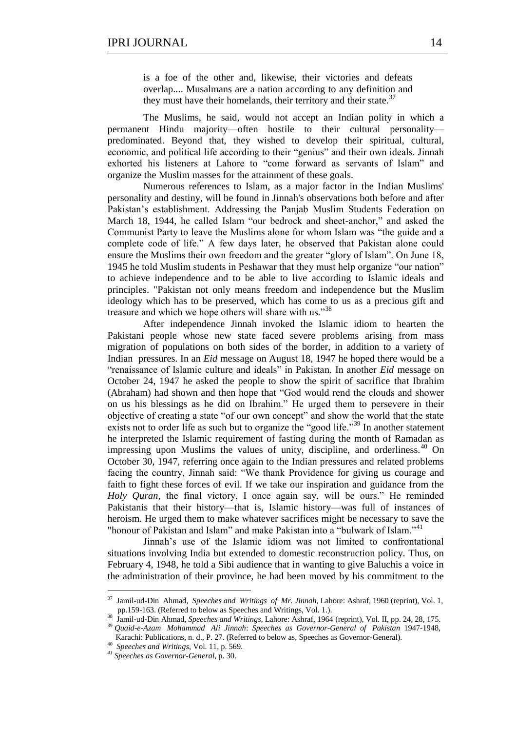> is a foe of the other and, likewise, their victories and defeats overlap.... Musalmans are a nation according to any definition and they must have their homelands, their territory and their state.[37]

The Muslims, he said, would not accept an Indian polity in which a permanent Hindu majority—often hostile to their cultural personality—predominated. Beyond that, they wished to develop their spiritual, cultural, economic, and political life according to their "genius" and their own ideals. Jinnah exhorted his listeners at Lahore to "come forward as servants of Islam" and organize the Muslim masses for the attainment of these goals.

Numerous references to Islam, as a major factor in the Indian Muslims' personality and destiny, will be found in Jinnah's observations both before and after Pakistan's establishment. Addressing the Panjab Muslim Students Federation on March 18, 1944, he called Islam "our bedrock and sheet-anchor," and asked the Communist Party to leave the Muslims alone for whom Islam was "the guide and a complete code of life." A few days later, he observed that Pakistan alone could ensure the Muslims their own freedom and the greater "glory of Islam". On June 18, 1945 he told Muslim students in Peshawar that they must help organize "our nation" to achieve independence and to be able to live according to Islamic ideals and principles. "Pakistan not only means freedom and independence but the Muslim ideology which has to be preserved, which has come to us as a precious gift and treasure and which we hope others will share with us."[38]

After independence Jinnah invoked the Islamic idiom to hearten the Pakistani people whose new state faced severe problems arising from mass migration of populations on both sides of the border, in addition to a variety of Indian pressures. In an *Eid* message on August 18, 1947 he hoped there would be a "renaissance of Islamic culture and ideals" in Pakistan. In another *Eid* message on October 24, 1947 he asked the people to show the spirit of sacrifice that Ibrahim (Abraham) had shown and then hope that "God would rend the clouds and shower on us his blessings as he did on Ibrahim." He urged them to persevere in their objective of creating a state "of our own concept" and show the world that the state exists not to order life as such but to organize the "good life."[39] In another statement he interpreted the Islamic requirement of fasting during the month of Ramadan as impressing upon Muslims the values of unity, discipline, and orderliness.[40] On October 30, 1947, referring once again to the Indian pressures and related problems facing the country, Jinnah said: "We thank Providence for giving us courage and faith to fight these forces of evil. If we take our inspiration and guidance from the *Holy Quran,* the final victory, I once again say, will be ours." He reminded Pakistanis that their history—that is, Islamic history—was full of instances of heroism. He urged them to make whatever sacrifices might be necessary to save the "honour of Pakistan and Islam" and make Pakistan into a "bulwark of Islam."[41]

Jinnah's use of the Islamic idiom was not limited to confrontational situations involving India but extended to domestic reconstruction policy. Thus, on February 4, 1948, he told a Sibi audience that in wanting to give Baluchis a voice in the administration of their province, he had been moved by his commitment to the

---

[37] Jamil-ud-Din Ahmad, *Speeches and Writings of Mr. Jinnah,* Lahore: Ashraf, 1960 (reprint), Vol. 1, pp.159-163. (Referred to below as Speeches and Writings, Vol. 1.).

[38] Jamil-ud-Din Ahmad, *Speeches and Writings,* Lahore: Ashraf, 1964 (reprint), Vol. II, pp. 24, 28, 175.

[39] *Quaid-e-Azam Mohammad Ali Jinnah*: *Speeches as Governor-General of Pakistan* 1947-1948, Karachi: Publications, n. d., P. 27. (Referred to below as, Speeches as Governor-General).

[40] *Speeches and Writings*, Vol. 11, p. 569.

[41] *Speeches as Governor-General*, p. 30.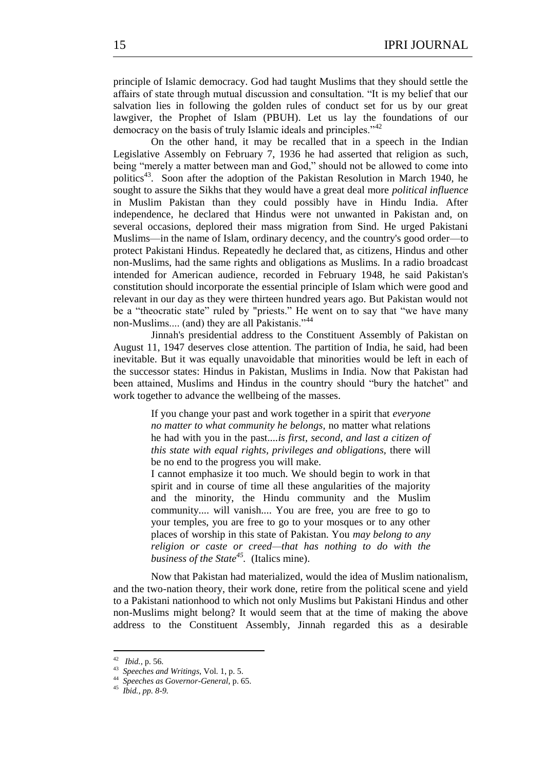principle of Islamic democracy. God had taught Muslims that they should settle the affairs of state through mutual discussion and consultation. "It is my belief that our salvation lies in following the golden rules of conduct set for us by our great lawgiver, the Prophet of Islam (PBUH). Let us lay the foundations of our democracy on the basis of truly Islamic ideals and principles."[42]

On the other hand, it may be recalled that in a speech in the Indian Legislative Assembly on February 7, 1936 he had asserted that religion as such, being "merely a matter between man and God," should not be allowed to come into politics[43]. Soon after the adoption of the Pakistan Resolution in March 1940, he sought to assure the Sikhs that they would have a great deal more *political influence* in Muslim Pakistan than they could possibly have in Hindu India. After independence, he declared that Hindus were not unwanted in Pakistan and, on several occasions, deplored their mass migration from Sind. He urged Pakistani Muslims—in the name of Islam, ordinary decency, and the country's good order—to protect Pakistani Hindus. Repeatedly he declared that, as citizens, Hindus and other non-Muslims, had the same rights and obligations as Muslims. In a radio broadcast intended for American audience, recorded in February 1948, he said Pakistan's constitution should incorporate the essential principle of Islam which were good and relevant in our day as they were thirteen hundred years ago. But Pakistan would not be a "theocratic state" ruled by "priests." He went on to say that "we have many non-Muslims.... (and) they are all Pakistanis."[44]

Jinnah's presidential address to the Constituent Assembly of Pakistan on August 11, 1947 deserves close attention. The partition of India, he said, had been inevitable. But it was equally unavoidable that minorities would be left in each of the successor states: Hindus in Pakistan, Muslims in India. Now that Pakistan had been attained, Muslims and Hindus in the country should "bury the hatchet" and work together to advance the wellbeing of the masses.

> If you change your past and work together in a spirit that *everyone no matter to what community he belongs*, no matter what relations he had with you in the past....*is first, second, and last a citizen of this state with equal rights, privileges and obligations*, there will be no end to the progress you will make.
>
> I cannot emphasize it too much. We should begin to work in that spirit and in course of time all these angularities of the majority and the minority, the Hindu community and the Muslim community.... will vanish.... You are free, you are free to go to your temples, you are free to go to your mosques or to any other places of worship in this state of Pakistan. You *may belong to any religion or caste or creed—that has nothing to do with the business of the State*[45]. (Italics mine).

Now that Pakistan had materialized, would the idea of Muslim nationalism, and the two-nation theory, their work done, retire from the political scene and yield to a Pakistani nationhood to which not only Muslims but Pakistani Hindus and other non-Muslims might belong? It would seem that at the time of making the above address to the Constituent Assembly, Jinnah regarded this as a desirable

---

[42] *Ibid.*, p. 56.

[43] *Speeches and Writings*, Vol. 1, p. 5.

[44] *Speeches as Governor-General*, p. 65.

[45] *Ibid., pp. 8-9.*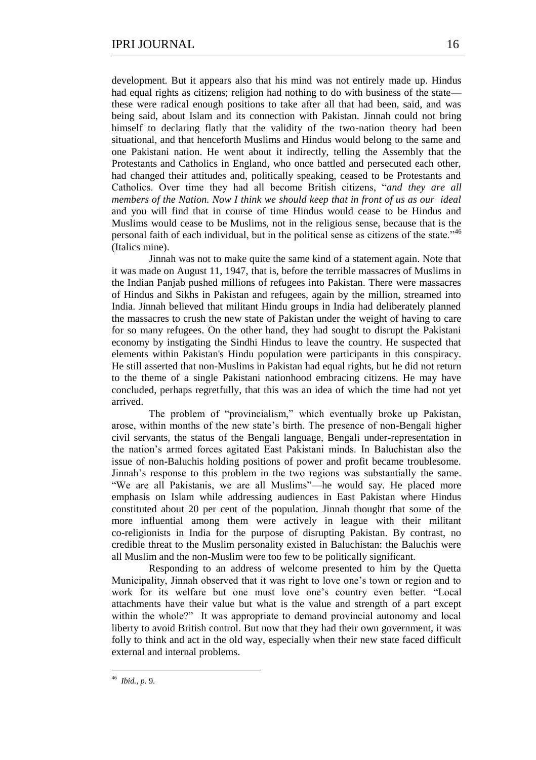development. But it appears also that his mind was not entirely made up. Hindus had equal rights as citizens; religion had nothing to do with business of the state—these were radical enough positions to take after all that had been, said, and was being said, about Islam and its connection with Pakistan. Jinnah could not bring himself to declaring flatly that the validity of the two-nation theory had been situational, and that henceforth Muslims and Hindus would belong to the same and one Pakistani nation. He went about it indirectly, telling the Assembly that the Protestants and Catholics in England, who once battled and persecuted each other, had changed their attitudes and, politically speaking, ceased to be Protestants and Catholics. Over time they had all become British citizens, "*and they are all members of the Nation. Now I think we should keep that in front of us as our ideal* and you will find that in course of time Hindus would cease to be Hindus and Muslims would cease to be Muslims, not in the religious sense, because that is the personal faith of each individual, but in the political sense as citizens of the state."[46] (Italics mine).

Jinnah was not to make quite the same kind of a statement again. Note that it was made on August 11, 1947, that is, before the terrible massacres of Muslims in the Indian Panjab pushed millions of refugees into Pakistan. There were massacres of Hindus and Sikhs in Pakistan and refugees, again by the million, streamed into India. Jinnah believed that militant Hindu groups in India had deliberately planned the massacres to crush the new state of Pakistan under the weight of having to care for so many refugees. On the other hand, they had sought to disrupt the Pakistani economy by instigating the Sindhi Hindus to leave the country. He suspected that elements within Pakistan's Hindu population were participants in this conspiracy. He still asserted that non-Muslims in Pakistan had equal rights, but he did not return to the theme of a single Pakistani nationhood embracing citizens. He may have concluded, perhaps regretfully, that this was an idea of which the time had not yet arrived.

The problem of "provincialism," which eventually broke up Pakistan, arose, within months of the new state's birth. The presence of non-Bengali higher civil servants, the status of the Bengali language, Bengali under-representation in the nation's armed forces agitated East Pakistani minds. In Baluchistan also the issue of non-Baluchis holding positions of power and profit became troublesome. Jinnah's response to this problem in the two regions was substantially the same. "We are all Pakistanis, we are all Muslims"—he would say. He placed more emphasis on Islam while addressing audiences in East Pakistan where Hindus constituted about 20 per cent of the population. Jinnah thought that some of the more influential among them were actively in league with their militant co-religionists in India for the purpose of disrupting Pakistan. By contrast, no credible threat to the Muslim personality existed in Baluchistan: the Baluchis were all Muslim and the non-Muslim were too few to be politically significant.

Responding to an address of welcome presented to him by the Quetta Municipality, Jinnah observed that it was right to love one's town or region and to work for its welfare but one must love one's country even better. "Local attachments have their value but what is the value and strength of a part except within the whole?" It was appropriate to demand provincial autonomy and local liberty to avoid British control. But now that they had their own government, it was folly to think and act in the old way, especially when their new state faced difficult external and internal problems.

---

[46] *Ibid., p.* 9.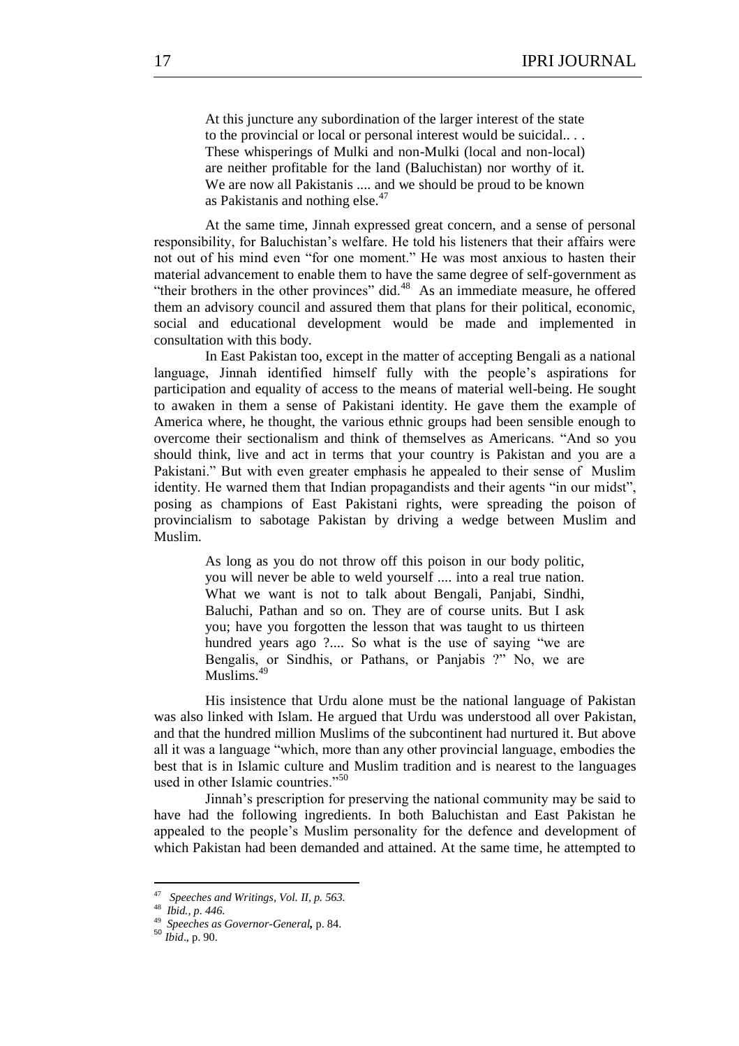> At this juncture any subordination of the larger interest of the state to the provincial or local or personal interest would be suicidal.. . . These whisperings of Mulki and non-Mulki (local and non-local) are neither profitable for the land (Baluchistan) nor worthy of it. We are now all Pakistanis .... and we should be proud to be known as Pakistanis and nothing else.[47]

At the same time, Jinnah expressed great concern, and a sense of personal responsibility, for Baluchistan's welfare. He told his listeners that their affairs were not out of his mind even "for one moment." He was most anxious to hasten their material advancement to enable them to have the same degree of self-government as "their brothers in the other provinces" did.[48] As an immediate measure, he offered them an advisory council and assured them that plans for their political, economic, social and educational development would be made and implemented in consultation with this body.

In East Pakistan too, except in the matter of accepting Bengali as a national language, Jinnah identified himself fully with the people's aspirations for participation and equality of access to the means of material well-being. He sought to awaken in them a sense of Pakistani identity. He gave them the example of America where, he thought, the various ethnic groups had been sensible enough to overcome their sectionalism and think of themselves as Americans. "And so you should think, live and act in terms that your country is Pakistan and you are a Pakistani." But with even greater emphasis he appealed to their sense of Muslim identity. He warned them that Indian propagandists and their agents "in our midst", posing as champions of East Pakistani rights, were spreading the poison of provincialism to sabotage Pakistan by driving a wedge between Muslim and Muslim.

> As long as you do not throw off this poison in our body politic, you will never be able to weld yourself .... into a real true nation. What we want is not to talk about Bengali, Panjabi, Sindhi, Baluchi, Pathan and so on. They are of course units. But I ask you; have you forgotten the lesson that was taught to us thirteen hundred years ago ?.... So what is the use of saying "we are Bengalis, or Sindhis, or Pathans, or Panjabis ?" No, we are Muslims.[49]

His insistence that Urdu alone must be the national language of Pakistan was also linked with Islam. He argued that Urdu was understood all over Pakistan, and that the hundred million Muslims of the subcontinent had nurtured it. But above all it was a language "which, more than any other provincial language, embodies the best that is in Islamic culture and Muslim tradition and is nearest to the languages used in other Islamic countries."[50]

Jinnah's prescription for preserving the national community may be said to have had the following ingredients. In both Baluchistan and East Pakistan he appealed to the people's Muslim personality for the defence and development of which Pakistan had been demanded and attained. At the same time, he attempted to

---

[47] *Speeches and Writings, Vol. II, p. 563.*

[48] *Ibid., p. 446.*

[49] *Speeches as Governor-General,* p. 84.

[50] *Ibid*., p. 90.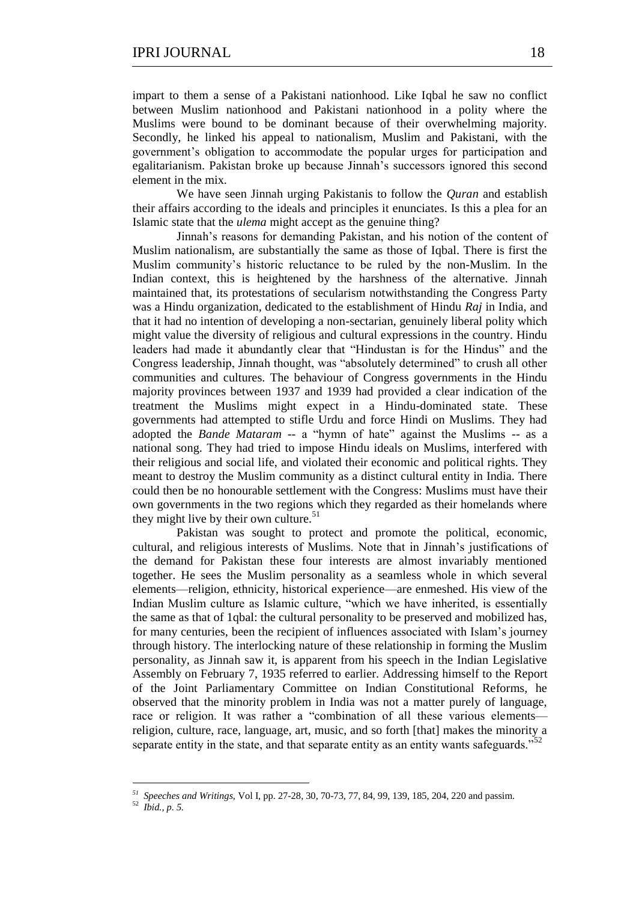impart to them a sense of a Pakistani nationhood. Like Iqbal he saw no conflict between Muslim nationhood and Pakistani nationhood in a polity where the Muslims were bound to be dominant because of their overwhelming majority. Secondly, he linked his appeal to nationalism, Muslim and Pakistani, with the government's obligation to accommodate the popular urges for participation and egalitarianism. Pakistan broke up because Jinnah's successors ignored this second element in the mix.

We have seen Jinnah urging Pakistanis to follow the *Quran* and establish their affairs according to the ideals and principles it enunciates. Is this a plea for an Islamic state that the *ulema* might accept as the genuine thing?

Jinnah's reasons for demanding Pakistan, and his notion of the content of Muslim nationalism, are substantially the same as those of Iqbal. There is first the Muslim community's historic reluctance to be ruled by the non-Muslim. In the Indian context, this is heightened by the harshness of the alternative. Jinnah maintained that, its protestations of secularism notwithstanding the Congress Party was a Hindu organization, dedicated to the establishment of Hindu *Raj* in India, and that it had no intention of developing a non-sectarian, genuinely liberal polity which might value the diversity of religious and cultural expressions in the country. Hindu leaders had made it abundantly clear that "Hindustan is for the Hindus" and the Congress leadership, Jinnah thought, was "absolutely determined" to crush all other communities and cultures. The behaviour of Congress governments in the Hindu majority provinces between 1937 and 1939 had provided a clear indication of the treatment the Muslims might expect in a Hindu-dominated state. These governments had attempted to stifle Urdu and force Hindi on Muslims. They had adopted the *Bande Mataram* -- a "hymn of hate" against the Muslims -- as a national song. They had tried to impose Hindu ideals on Muslims, interfered with their religious and social life, and violated their economic and political rights. They meant to destroy the Muslim community as a distinct cultural entity in India. There could then be no honourable settlement with the Congress: Muslims must have their own governments in the two regions which they regarded as their homelands where they might live by their own culture.[51]

Pakistan was sought to protect and promote the political, economic, cultural, and religious interests of Muslims. Note that in Jinnah's justifications of the demand for Pakistan these four interests are almost invariably mentioned together. He sees the Muslim personality as a seamless whole in which several elements—religion, ethnicity, historical experience—are enmeshed. His view of the Indian Muslim culture as Islamic culture, "which we have inherited, is essentially the same as that of 1qbal: the cultural personality to be preserved and mobilized has, for many centuries, been the recipient of influences associated with Islam's journey through history. The interlocking nature of these relationship in forming the Muslim personality, as Jinnah saw it, is apparent from his speech in the Indian Legislative Assembly on February 7, 1935 referred to earlier. Addressing himself to the Report of the Joint Parliamentary Committee on Indian Constitutional Reforms, he observed that the minority problem in India was not a matter purely of language, race or religion. It was rather a "combination of all these various elements—religion, culture, race, language, art, music, and so forth [that] makes the minority a separate entity in the state, and that separate entity as an entity wants safeguards."[52]

---

[51] *Speeches and Writings*, Vol I, pp. 27-28, 30, 70-73, 77, 84, 99, 139, 185, 204, 220 and passim.

[52] *Ibid., p. 5.*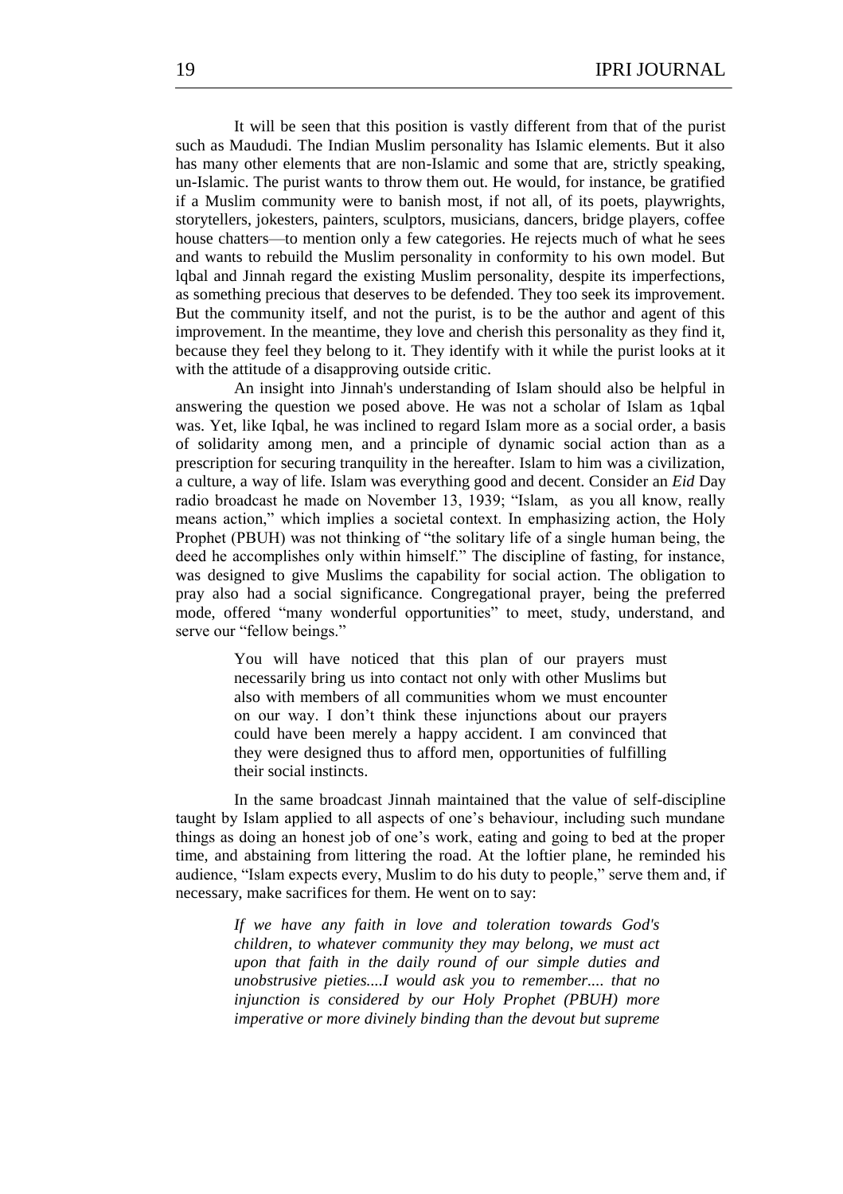It will be seen that this position is vastly different from that of the purist such as Maududi. The Indian Muslim personality has Islamic elements. But it also has many other elements that are non-Islamic and some that are, strictly speaking, un-Islamic. The purist wants to throw them out. He would, for instance, be gratified if a Muslim community were to banish most, if not all, of its poets, playwrights, storytellers, jokesters, painters, sculptors, musicians, dancers, bridge players, coffee house chatters—to mention only a few categories. He rejects much of what he sees and wants to rebuild the Muslim personality in conformity to his own model. But lqbal and Jinnah regard the existing Muslim personality, despite its imperfections, as something precious that deserves to be defended. They too seek its improvement. But the community itself, and not the purist, is to be the author and agent of this improvement. In the meantime, they love and cherish this personality as they find it, because they feel they belong to it. They identify with it while the purist looks at it with the attitude of a disapproving outside critic.

An insight into Jinnah's understanding of Islam should also be helpful in answering the question we posed above. He was not a scholar of Islam as 1qbal was. Yet, like Iqbal, he was inclined to regard Islam more as a social order, a basis of solidarity among men, and a principle of dynamic social action than as a prescription for securing tranquility in the hereafter. Islam to him was a civilization, a culture, a way of life. Islam was everything good and decent. Consider an *Eid* Day radio broadcast he made on November 13, 1939; "Islam, as you all know, really means action," which implies a societal context. In emphasizing action, the Holy Prophet (PBUH) was not thinking of "the solitary life of a single human being, the deed he accomplishes only within himself." The discipline of fasting, for instance, was designed to give Muslims the capability for social action. The obligation to pray also had a social significance. Congregational prayer, being the preferred mode, offered "many wonderful opportunities" to meet, study, understand, and serve our "fellow beings."

> You will have noticed that this plan of our prayers must necessarily bring us into contact not only with other Muslims but also with members of all communities whom we must encounter on our way. I don't think these injunctions about our prayers could have been merely a happy accident. I am convinced that they were designed thus to afford men, opportunities of fulfilling their social instincts.

In the same broadcast Jinnah maintained that the value of self-discipline taught by Islam applied to all aspects of one's behaviour, including such mundane things as doing an honest job of one's work, eating and going to bed at the proper time, and abstaining from littering the road. At the loftier plane, he reminded his audience, "Islam expects every, Muslim to do his duty to people," serve them and, if necessary, make sacrifices for them. He went on to say:

> *If we have any faith in love and toleration towards God's children, to whatever community they may belong, we must act upon that faith in the daily round of our simple duties and unobstrusive pieties....I would ask you to remember.... that no injunction is considered by our Holy Prophet (PBUH) more imperative or more divinely binding than the devout but supreme*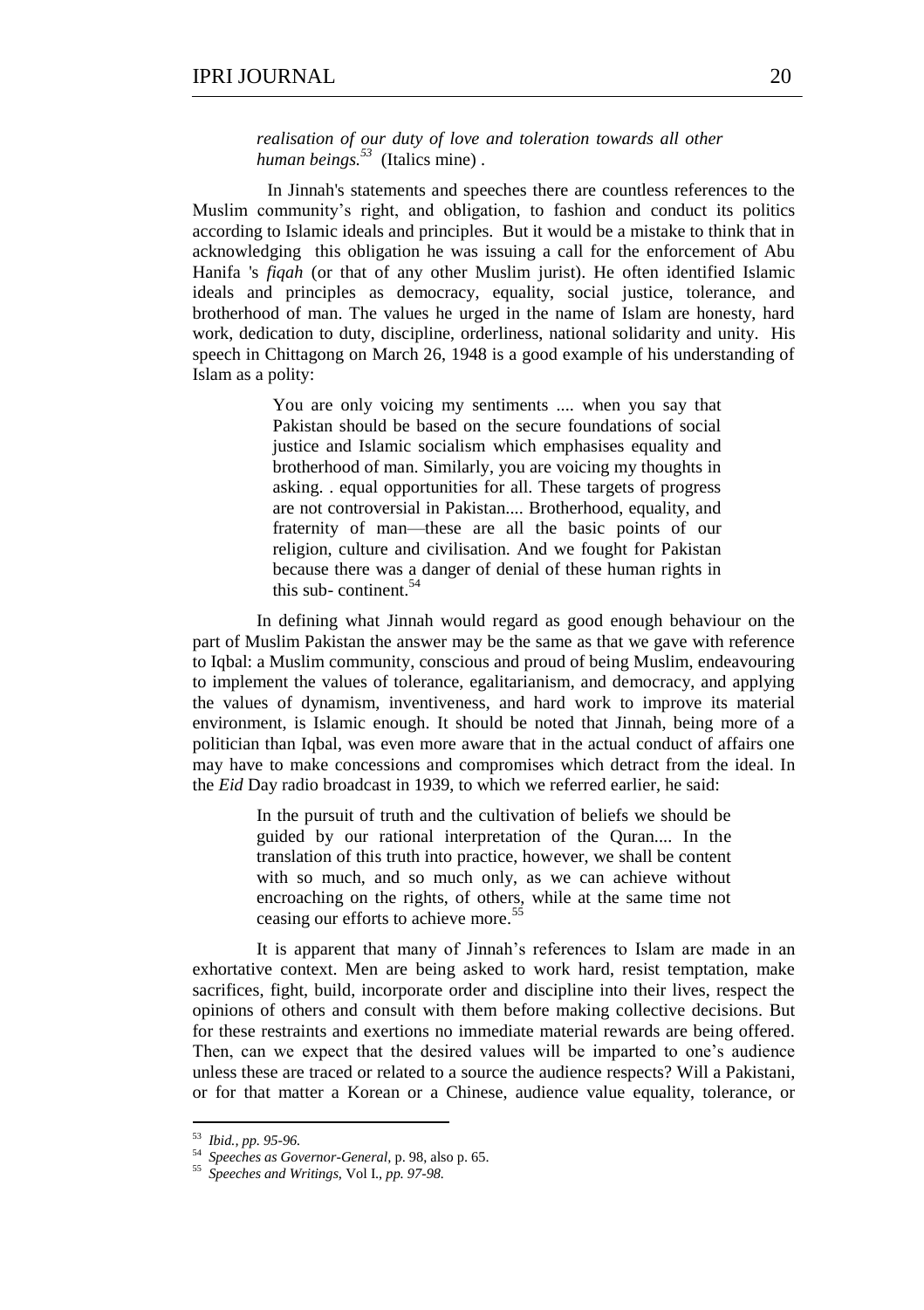> *realisation of our duty of love and toleration towards all other human beings.*[53] (Italics mine) .

In Jinnah's statements and speeches there are countless references to the Muslim community's right, and obligation, to fashion and conduct its politics according to Islamic ideals and principles. But it would be a mistake to think that in acknowledging this obligation he was issuing a call for the enforcement of Abu Hanifa 's *fiqah* (or that of any other Muslim jurist). He often identified Islamic ideals and principles as democracy, equality, social justice, tolerance, and brotherhood of man. The values he urged in the name of Islam are honesty, hard work, dedication to duty, discipline, orderliness, national solidarity and unity. His speech in Chittagong on March 26, 1948 is a good example of his understanding of Islam as a polity:

> You are only voicing my sentiments .... when you say that Pakistan should be based on the secure foundations of social justice and Islamic socialism which emphasises equality and brotherhood of man. Similarly, you are voicing my thoughts in asking. . equal opportunities for all. These targets of progress are not controversial in Pakistan.... Brotherhood, equality, and fraternity of man—these are all the basic points of our religion, culture and civilisation. And we fought for Pakistan because there was a danger of denial of these human rights in this sub- continent.[54]

In defining what Jinnah would regard as good enough behaviour on the part of Muslim Pakistan the answer may be the same as that we gave with reference to Iqbal: a Muslim community, conscious and proud of being Muslim, endeavouring to implement the values of tolerance, egalitarianism, and democracy, and applying the values of dynamism, inventiveness, and hard work to improve its material environment, is Islamic enough. It should be noted that Jinnah, being more of a politician than Iqbal, was even more aware that in the actual conduct of affairs one may have to make concessions and compromises which detract from the ideal. In the *Eid* Day radio broadcast in 1939, to which we referred earlier, he said:

> In the pursuit of truth and the cultivation of beliefs we should be guided by our rational interpretation of the Quran.... In the translation of this truth into practice, however, we shall be content with so much, and so much only, as we can achieve without encroaching on the rights, of others, while at the same time not ceasing our efforts to achieve more.[55]

It is apparent that many of Jinnah's references to Islam are made in an exhortative context. Men are being asked to work hard, resist temptation, make sacrifices, fight, build, incorporate order and discipline into their lives, respect the opinions of others and consult with them before making collective decisions. But for these restraints and exertions no immediate material rewards are being offered. Then, can we expect that the desired values will be imparted to one's audience unless these are traced or related to a source the audience respects? Will a Pakistani, or for that matter a Korean or a Chinese, audience value equality, tolerance, or

---

[53] *Ibid., pp. 95-96.*

[54] *Speeches as Governor-General,* p. 98, also p. 65.

[55] *Speeches and Writings,* Vol I.*, pp. 97-98.*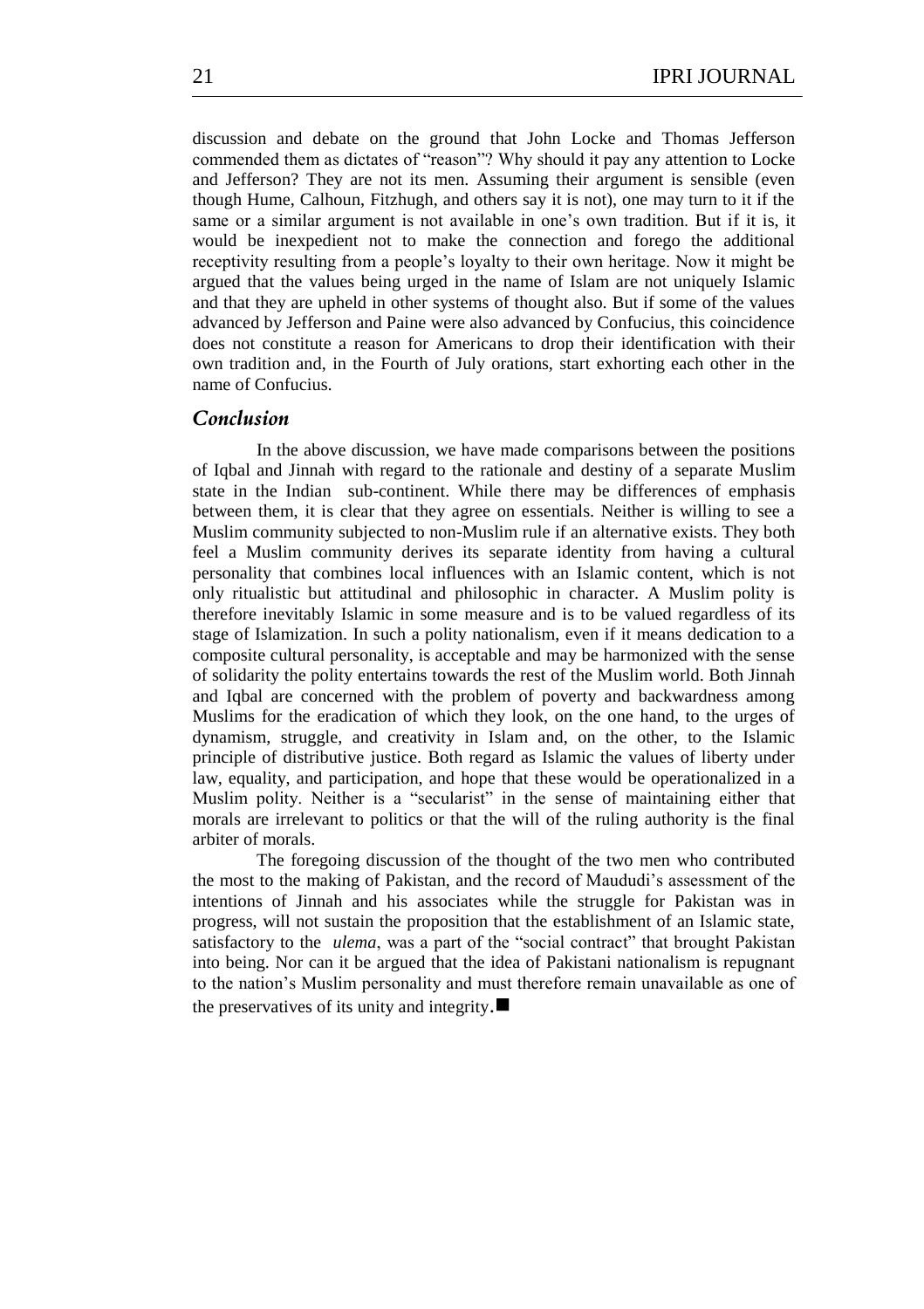discussion and debate on the ground that John Locke and Thomas Jefferson commended them as dictates of "reason"? Why should it pay any attention to Locke and Jefferson? They are not its men. Assuming their argument is sensible (even though Hume, Calhoun, Fitzhugh, and others say it is not), one may turn to it if the same or a similar argument is not available in one's own tradition. But if it is, it would be inexpedient not to make the connection and forego the additional receptivity resulting from a people's loyalty to their own heritage. Now it might be argued that the values being urged in the name of Islam are not uniquely Islamic and that they are upheld in other systems of thought also. But if some of the values advanced by Jefferson and Paine were also advanced by Confucius, this coincidence does not constitute a reason for Americans to drop their identification with their own tradition and, in the Fourth of July orations, start exhorting each other in the name of Confucius.

## *Conclusion*

In the above discussion, we have made comparisons between the positions of Iqbal and Jinnah with regard to the rationale and destiny of a separate Muslim state in the Indian sub-continent. While there may be differences of emphasis between them, it is clear that they agree on essentials. Neither is willing to see a Muslim community subjected to non-Muslim rule if an alternative exists. They both feel a Muslim community derives its separate identity from having a cultural personality that combines local influences with an Islamic content, which is not only ritualistic but attitudinal and philosophic in character. A Muslim polity is therefore inevitably Islamic in some measure and is to be valued regardless of its stage of Islamization. In such a polity nationalism, even if it means dedication to a composite cultural personality, is acceptable and may be harmonized with the sense of solidarity the polity entertains towards the rest of the Muslim world. Both Jinnah and Iqbal are concerned with the problem of poverty and backwardness among Muslims for the eradication of which they look, on the one hand, to the urges of dynamism, struggle, and creativity in Islam and, on the other, to the Islamic principle of distributive justice. Both regard as Islamic the values of liberty under law, equality, and participation, and hope that these would be operationalized in a Muslim polity. Neither is a "secularist" in the sense of maintaining either that morals are irrelevant to politics or that the will of the ruling authority is the final arbiter of morals.

The foregoing discussion of the thought of the two men who contributed the most to the making of Pakistan, and the record of Maududi's assessment of the intentions of Jinnah and his associates while the struggle for Pakistan was in progress, will not sustain the proposition that the establishment of an Islamic state, satisfactory to the *ulema*, was a part of the "social contract" that brought Pakistan into being. Nor can it be argued that the idea of Pakistani nationalism is repugnant to the nation's Muslim personality and must therefore remain unavailable as one of the preservatives of its unity and integrity.■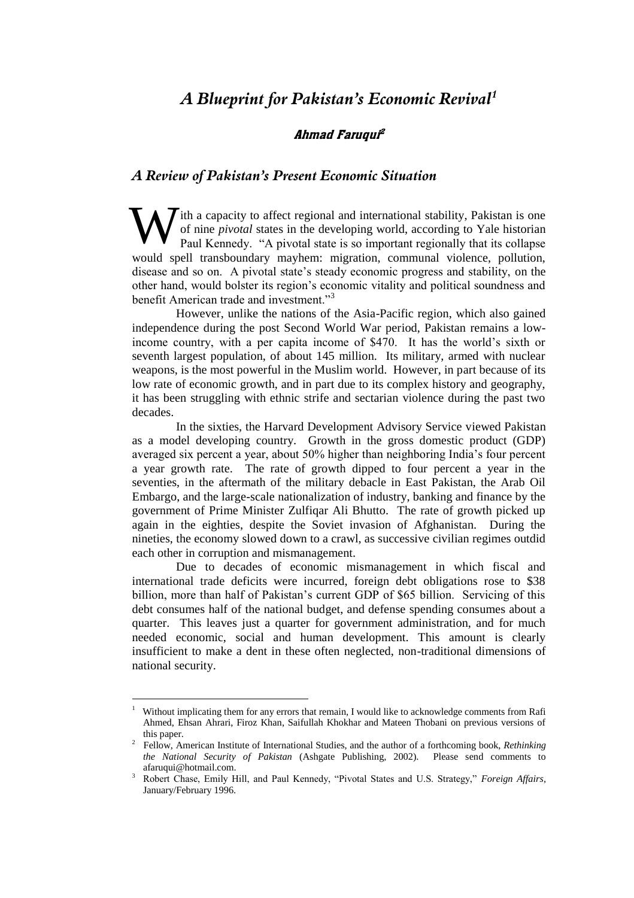# *A Blueprint for Pakistan's Economic Revival*[1]

### ***Ahmad Faruqui***[2]

## *A Review of Pakistan's Present Economic Situation*

With a capacity to affect regional and international stability, Pakistan is one of nine *pivotal* states in the developing world, according to Yale historian Paul Kennedy. "A pivotal state is so important regionally that its collapse would spell transboundary mayhem: migration, communal violence, pollution, disease and so on. A pivotal state's steady economic progress and stability, on the other hand, would bolster its region's economic vitality and political soundness and benefit American trade and investment."[3]

However, unlike the nations of the Asia-Pacific region, which also gained independence during the post Second World War period, Pakistan remains a low-income country, with a per capita income of $470. It has the world's sixth or seventh largest population, of about 145 million. Its military, armed with nuclear weapons, is the most powerful in the Muslim world. However, in part because of its low rate of economic growth, and in part due to its complex history and geography, it has been struggling with ethnic strife and sectarian violence during the past two decades.

In the sixties, the Harvard Development Advisory Service viewed Pakistan as a model developing country. Growth in the gross domestic product (GDP) averaged six percent a year, about 50% higher than neighboring India's four percent a year growth rate. The rate of growth dipped to four percent a year in the seventies, in the aftermath of the military debacle in East Pakistan, the Arab Oil Embargo, and the large-scale nationalization of industry, banking and finance by the government of Prime Minister Zulfiqar Ali Bhutto. The rate of growth picked up again in the eighties, despite the Soviet invasion of Afghanistan. During the nineties, the economy slowed down to a crawl, as successive civilian regimes outdid each other in corruption and mismanagement.

Due to decades of economic mismanagement in which fiscal and international trade deficits were incurred, foreign debt obligations rose to $38 billion, more than half of Pakistan's current GDP of $65 billion. Servicing of this debt consumes half of the national budget, and defense spending consumes about a quarter. This leaves just a quarter for government administration, and for much needed economic, social and human development. This amount is clearly insufficient to make a dent in these often neglected, non-traditional dimensions of national security.

---

[1] Without implicating them for any errors that remain, I would like to acknowledge comments from Rafi Ahmed, Ehsan Ahrari, Firoz Khan, Saifullah Khokhar and Mateen Thobani on previous versions of this paper.

[2] Fellow, American Institute of International Studies, and the author of a forthcoming book, *Rethinking the National Security of Pakistan* (Ashgate Publishing, 2002). Please send comments to afaruqui@hotmail.com.

[3] Robert Chase, Emily Hill, and Paul Kennedy, "Pivotal States and U.S. Strategy," *Foreign Affairs*, January/February 1996.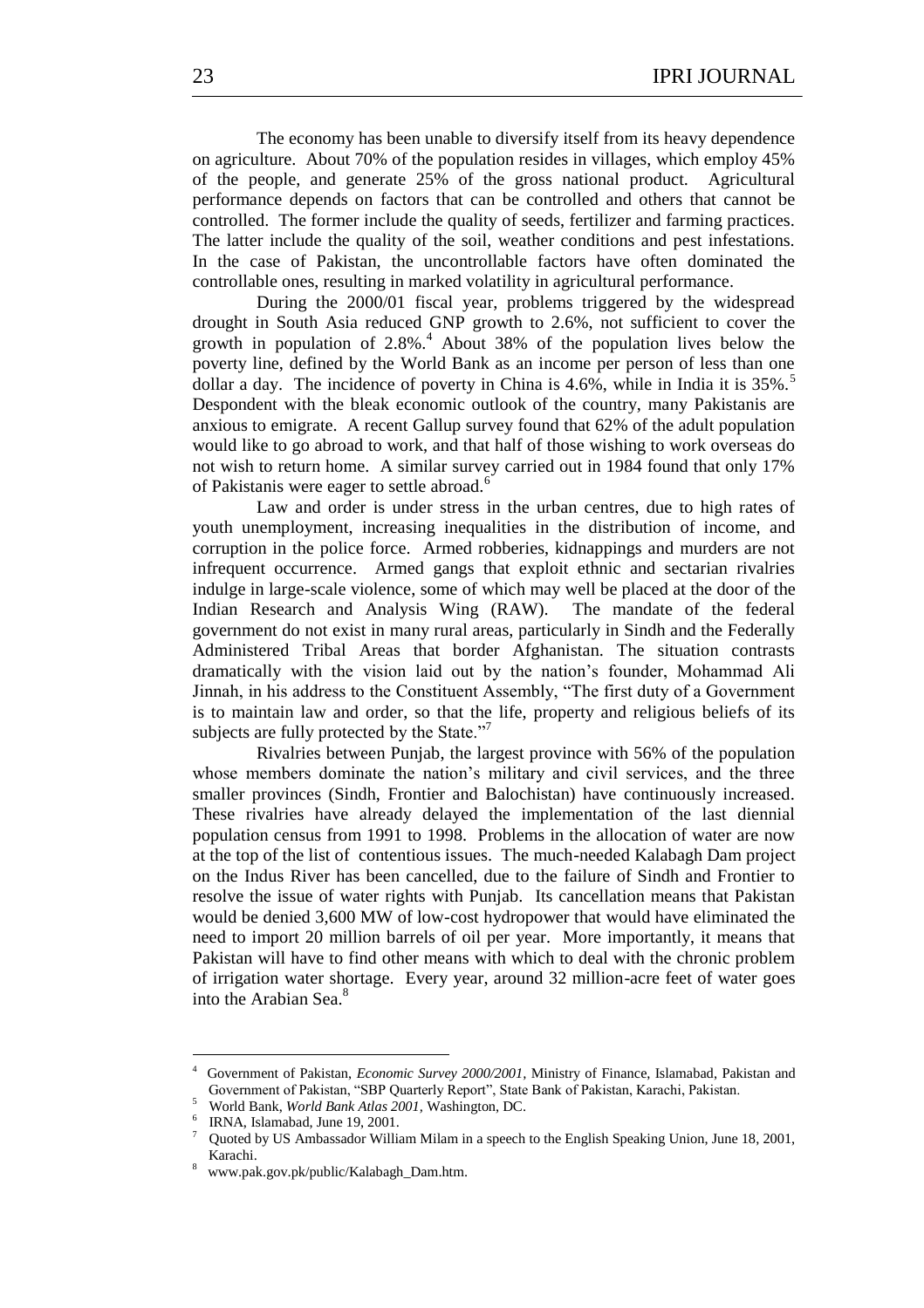The economy has been unable to diversify itself from its heavy dependence on agriculture. About 70% of the population resides in villages, which employ 45% of the people, and generate 25% of the gross national product. Agricultural performance depends on factors that can be controlled and others that cannot be controlled. The former include the quality of seeds, fertilizer and farming practices. The latter include the quality of the soil, weather conditions and pest infestations. In the case of Pakistan, the uncontrollable factors have often dominated the controllable ones, resulting in marked volatility in agricultural performance.

During the 2000/01 fiscal year, problems triggered by the widespread drought in South Asia reduced GNP growth to 2.6%, not sufficient to cover the growth in population of 2.8%.[4] About 38% of the population lives below the poverty line, defined by the World Bank as an income per person of less than one dollar a day. The incidence of poverty in China is 4.6%, while in India it is 35%.[5] Despondent with the bleak economic outlook of the country, many Pakistanis are anxious to emigrate. A recent Gallup survey found that 62% of the adult population would like to go abroad to work, and that half of those wishing to work overseas do not wish to return home. A similar survey carried out in 1984 found that only 17% of Pakistanis were eager to settle abroad.[6]

Law and order is under stress in the urban centres, due to high rates of youth unemployment, increasing inequalities in the distribution of income, and corruption in the police force. Armed robberies, kidnappings and murders are not infrequent occurrence. Armed gangs that exploit ethnic and sectarian rivalries indulge in large-scale violence, some of which may well be placed at the door of the Indian Research and Analysis Wing (RAW). The mandate of the federal government do not exist in many rural areas, particularly in Sindh and the Federally Administered Tribal Areas that border Afghanistan. The situation contrasts dramatically with the vision laid out by the nation's founder, Mohammad Ali Jinnah, in his address to the Constituent Assembly, "The first duty of a Government is to maintain law and order, so that the life, property and religious beliefs of its subjects are fully protected by the State."[7]

Rivalries between Punjab, the largest province with 56% of the population whose members dominate the nation's military and civil services, and the three smaller provinces (Sindh, Frontier and Balochistan) have continuously increased. These rivalries have already delayed the implementation of the last diennial population census from 1991 to 1998. Problems in the allocation of water are now at the top of the list of contentious issues. The much-needed Kalabagh Dam project on the Indus River has been cancelled, due to the failure of Sindh and Frontier to resolve the issue of water rights with Punjab. Its cancellation means that Pakistan would be denied 3,600 MW of low-cost hydropower that would have eliminated the need to import 20 million barrels of oil per year. More importantly, it means that Pakistan will have to find other means with which to deal with the chronic problem of irrigation water shortage. Every year, around 32 million-acre feet of water goes into the Arabian Sea.[8]

---

[4] Government of Pakistan, *Economic Survey 2000/2001*, Ministry of Finance, Islamabad, Pakistan and Government of Pakistan, "SBP Quarterly Report", State Bank of Pakistan, Karachi, Pakistan.

[5] World Bank, *World Bank Atlas 2001*, Washington, DC.

[6] IRNA, Islamabad, June 19, 2001.

[7] Quoted by US Ambassador William Milam in a speech to the English Speaking Union, June 18, 2001, Karachi.

[8] www.pak.gov.pk/public/Kalabagh_Dam.htm.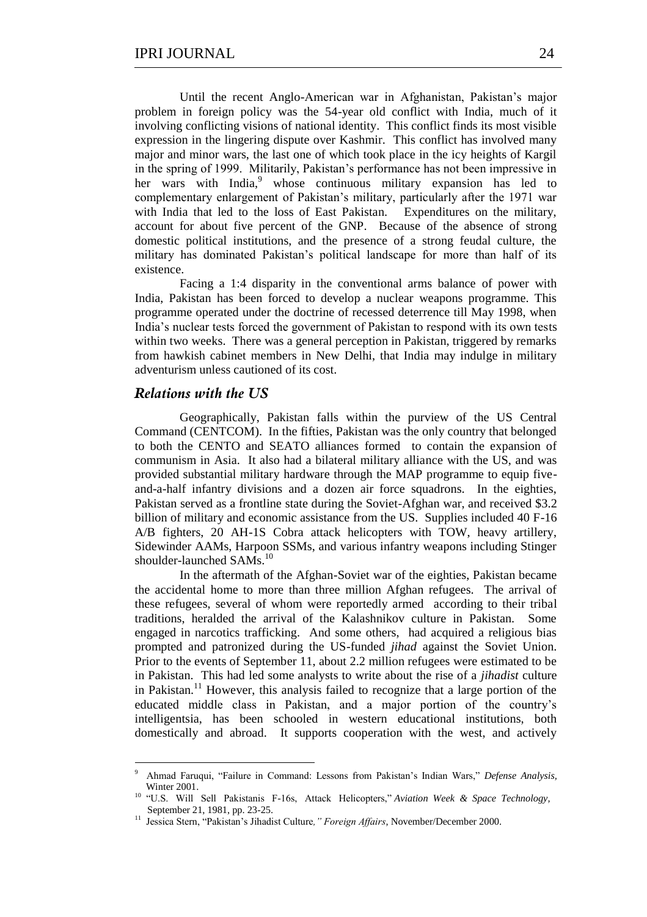Until the recent Anglo-American war in Afghanistan, Pakistan's major problem in foreign policy was the 54-year old conflict with India, much of it involving conflicting visions of national identity. This conflict finds its most visible expression in the lingering dispute over Kashmir. This conflict has involved many major and minor wars, the last one of which took place in the icy heights of Kargil in the spring of 1999. Militarily, Pakistan's performance has not been impressive in her wars with India,[9] whose continuous military expansion has led to complementary enlargement of Pakistan's military, particularly after the 1971 war with India that led to the loss of East Pakistan. Expenditures on the military, account for about five percent of the GNP. Because of the absence of strong domestic political institutions, and the presence of a strong feudal culture, the military has dominated Pakistan's political landscape for more than half of its existence.

Facing a 1:4 disparity in the conventional arms balance of power with India, Pakistan has been forced to develop a nuclear weapons programme. This programme operated under the doctrine of recessed deterrence till May 1998, when India's nuclear tests forced the government of Pakistan to respond with its own tests within two weeks. There was a general perception in Pakistan, triggered by remarks from hawkish cabinet members in New Delhi, that India may indulge in military adventurism unless cautioned of its cost.

## *Relations with the US*

Geographically, Pakistan falls within the purview of the US Central Command (CENTCOM). In the fifties, Pakistan was the only country that belonged to both the CENTO and SEATO alliances formed to contain the expansion of communism in Asia. It also had a bilateral military alliance with the US, and was provided substantial military hardware through the MAP programme to equip five-and-a-half infantry divisions and a dozen air force squadrons. In the eighties, Pakistan served as a frontline state during the Soviet-Afghan war, and received $3.2 billion of military and economic assistance from the US. Supplies included 40 F-16 A/B fighters, 20 AH-1S Cobra attack helicopters with TOW, heavy artillery, Sidewinder AAMs, Harpoon SSMs, and various infantry weapons including Stinger shoulder-launched SAMs.[10]

In the aftermath of the Afghan-Soviet war of the eighties, Pakistan became the accidental home to more than three million Afghan refugees. The arrival of these refugees, several of whom were reportedly armed according to their tribal traditions, heralded the arrival of the Kalashnikov culture in Pakistan. Some engaged in narcotics trafficking. And some others, had acquired a religious bias prompted and patronized during the US-funded *jihad* against the Soviet Union. Prior to the events of September 11, about 2.2 million refugees were estimated to be in Pakistan. This had led some analysts to write about the rise of a *jihadist* culture in Pakistan.[11] However, this analysis failed to recognize that a large portion of the educated middle class in Pakistan, and a major portion of the country's intelligentsia, has been schooled in western educational institutions, both domestically and abroad. It supports cooperation with the west, and actively

---

[9] Ahmad Faruqui, "Failure in Command: Lessons from Pakistan's Indian Wars," *Defense Analysis*, Winter 2001.

[10] "U.S. Will Sell Pakistanis F-16s, Attack Helicopters," *Aviation Week & Space Technology*, September 21, 1981, pp. 23-25.

[11] Jessica Stern, "Pakistan's Jihadist Culture*," Foreign Affairs*, November/December 2000.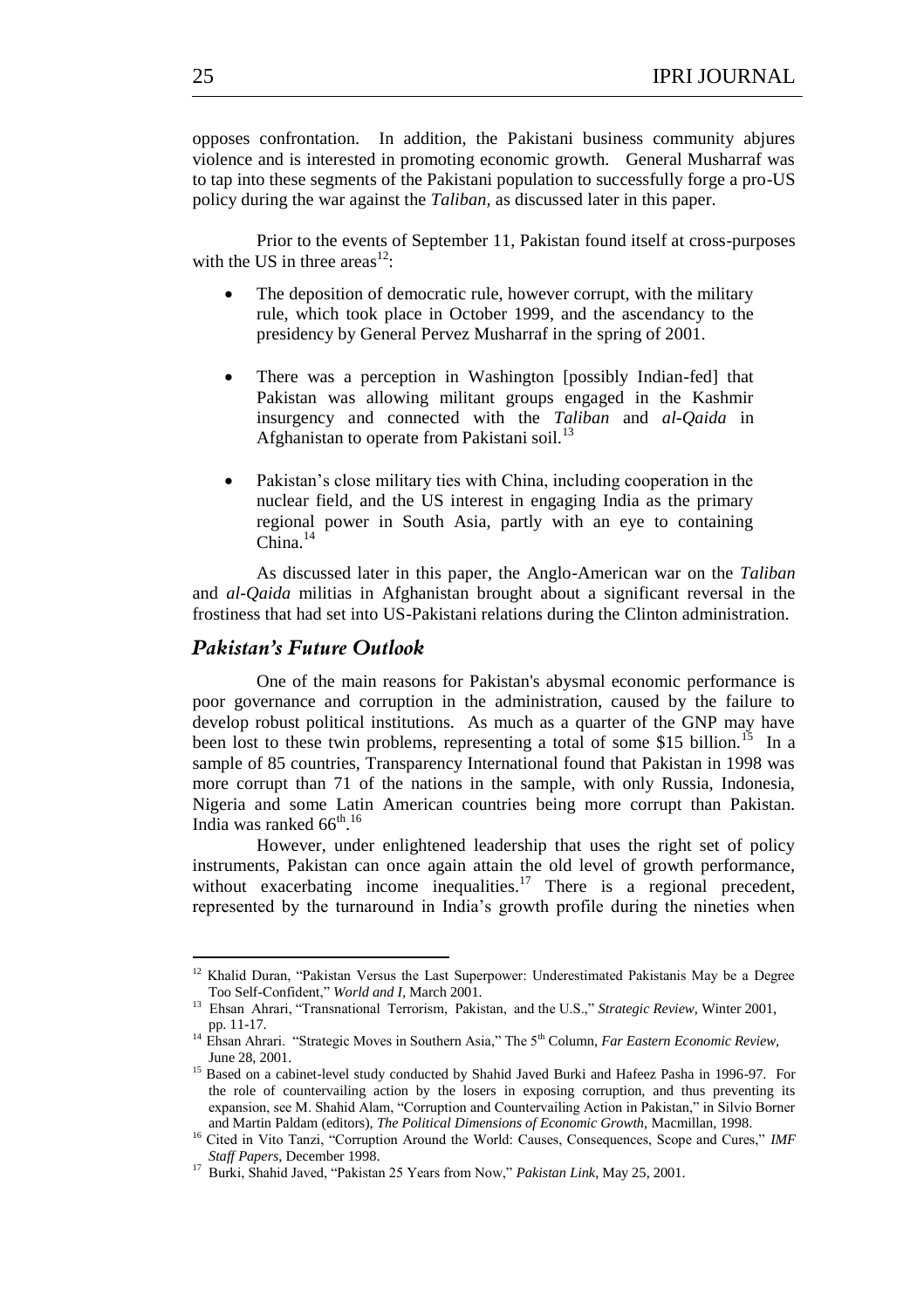opposes confrontation. In addition, the Pakistani business community abjures violence and is interested in promoting economic growth. General Musharraf was to tap into these segments of the Pakistani population to successfully forge a pro-US policy during the war against the *Taliban*, as discussed later in this paper.

Prior to the events of September 11, Pakistan found itself at cross-purposes with the US in three areas[12]:

- The deposition of democratic rule, however corrupt, with the military rule, which took place in October 1999, and the ascendancy to the presidency by General Pervez Musharraf in the spring of 2001.

- There was a perception in Washington [possibly Indian-fed] that Pakistan was allowing militant groups engaged in the Kashmir insurgency and connected with the *Taliban* and *al-Qaida* in Afghanistan to operate from Pakistani soil.[13]

- Pakistan's close military ties with China, including cooperation in the nuclear field, and the US interest in engaging India as the primary regional power in South Asia, partly with an eye to containing China.[14]

As discussed later in this paper, the Anglo-American war on the *Taliban* and *al-Qaida* militias in Afghanistan brought about a significant reversal in the frostiness that had set into US-Pakistani relations during the Clinton administration.

## *Pakistan's Future Outlook*

One of the main reasons for Pakistan's abysmal economic performance is poor governance and corruption in the administration, caused by the failure to develop robust political institutions. As much as a quarter of the GNP may have been lost to these twin problems, representing a total of some $15 billion.[15] In a sample of 85 countries, Transparency International found that Pakistan in 1998 was more corrupt than 71 of the nations in the sample, with only Russia, Indonesia, Nigeria and some Latin American countries being more corrupt than Pakistan. India was ranked 66th.[16]

However, under enlightened leadership that uses the right set of policy instruments, Pakistan can once again attain the old level of growth performance, without exacerbating income inequalities.[17] There is a regional precedent, represented by the turnaround in India's growth profile during the nineties when

---

[12] Khalid Duran, "Pakistan Versus the Last Superpower: Underestimated Pakistanis May be a Degree Too Self-Confident," *World and I*, March 2001.

[13] Ehsan Ahrari, "Transnational Terrorism, Pakistan, and the U.S.," *Strategic Review*, Winter 2001, pp. 11-17.

[14] Ehsan Ahrari. "Strategic Moves in Southern Asia," The 5th Column, *Far Eastern Economic Review*, June 28, 2001.

[15] Based on a cabinet-level study conducted by Shahid Javed Burki and Hafeez Pasha in 1996-97. For the role of countervailing action by the losers in exposing corruption, and thus preventing its expansion, see M. Shahid Alam, "Corruption and Countervailing Action in Pakistan," in Silvio Borner and Martin Paldam (editors), *The Political Dimensions of Economic Growth*, Macmillan, 1998.

[16] Cited in Vito Tanzi, "Corruption Around the World: Causes, Consequences, Scope and Cures," *IMF Staff Papers*, December 1998.

[17] Burki, Shahid Javed, "Pakistan 25 Years from Now," *Pakistan Link*, May 25, 2001.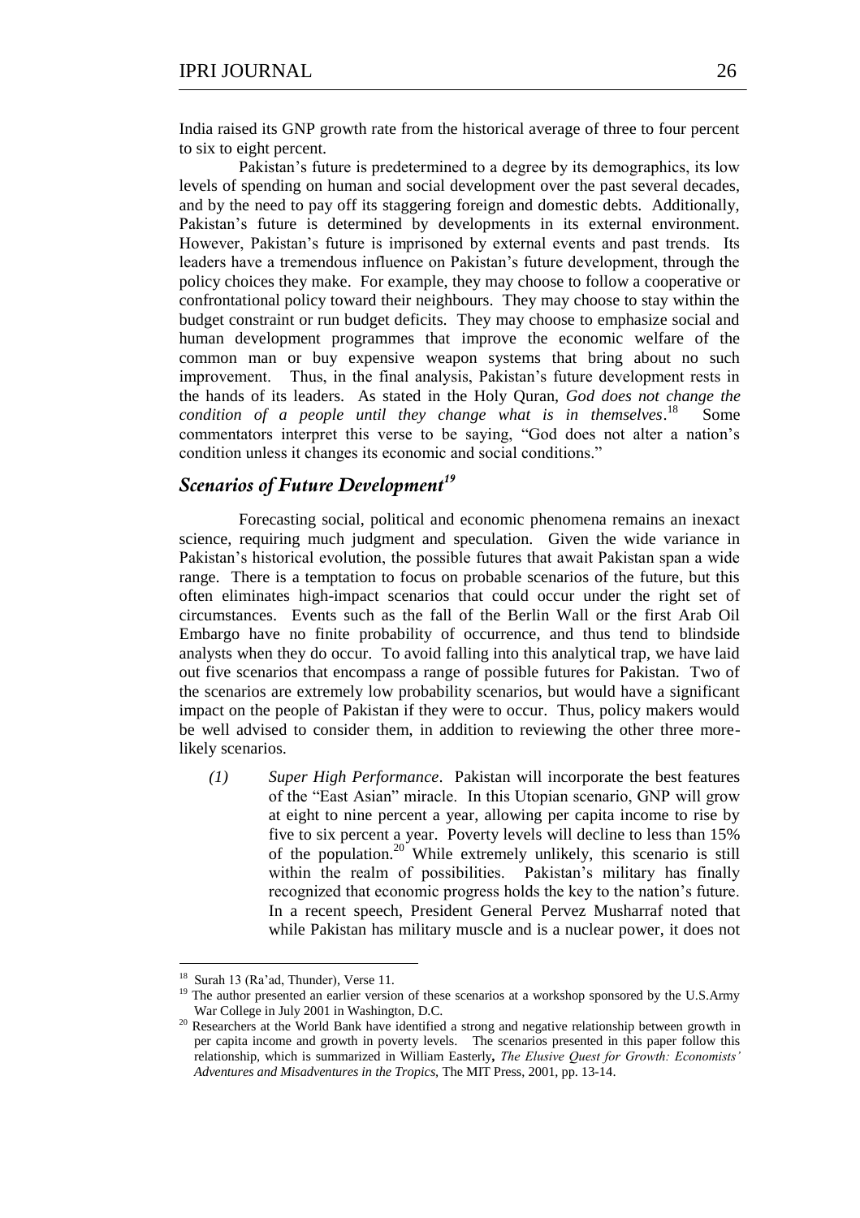India raised its GNP growth rate from the historical average of three to four percent to six to eight percent.

Pakistan's future is predetermined to a degree by its demographics, its low levels of spending on human and social development over the past several decades, and by the need to pay off its staggering foreign and domestic debts. Additionally, Pakistan's future is determined by developments in its external environment. However, Pakistan's future is imprisoned by external events and past trends. Its leaders have a tremendous influence on Pakistan's future development, through the policy choices they make. For example, they may choose to follow a cooperative or confrontational policy toward their neighbours. They may choose to stay within the budget constraint or run budget deficits. They may choose to emphasize social and human development programmes that improve the economic welfare of the common man or buy expensive weapon systems that bring about no such improvement. Thus, in the final analysis, Pakistan's future development rests in the hands of its leaders. As stated in the Holy Quran, *God does not change the condition of a people until they change what is in themselves*.[18] Some commentators interpret this verse to be saying, "God does not alter a nation's condition unless it changes its economic and social conditions."

## *Scenarios of Future Development*[19]

Forecasting social, political and economic phenomena remains an inexact science, requiring much judgment and speculation. Given the wide variance in Pakistan's historical evolution, the possible futures that await Pakistan span a wide range. There is a temptation to focus on probable scenarios of the future, but this often eliminates high-impact scenarios that could occur under the right set of circumstances. Events such as the fall of the Berlin Wall or the first Arab Oil Embargo have no finite probability of occurrence, and thus tend to blindside analysts when they do occur. To avoid falling into this analytical trap, we have laid out five scenarios that encompass a range of possible futures for Pakistan. Two of the scenarios are extremely low probability scenarios, but would have a significant impact on the people of Pakistan if they were to occur. Thus, policy makers would be well advised to consider them, in addition to reviewing the other three more-likely scenarios.

*(1)* *Super High Performance*. Pakistan will incorporate the best features of the "East Asian" miracle. In this Utopian scenario, GNP will grow at eight to nine percent a year, allowing per capita income to rise by five to six percent a year. Poverty levels will decline to less than 15% of the population.[20] While extremely unlikely, this scenario is still within the realm of possibilities. Pakistan's military has finally recognized that economic progress holds the key to the nation's future. In a recent speech, President General Pervez Musharraf noted that while Pakistan has military muscle and is a nuclear power, it does not

---

[18] Surah 13 (Ra'ad, Thunder), Verse 11.

[19] The author presented an earlier version of these scenarios at a workshop sponsored by the U.S.Army War College in July 2001 in Washington, D.C.

[20] Researchers at the World Bank have identified a strong and negative relationship between growth in per capita income and growth in poverty levels. The scenarios presented in this paper follow this relationship, which is summarized in William Easterly, *The Elusive Quest for Growth: Economists' Adventures and Misadventures in the Tropics*, The MIT Press, 2001, pp. 13-14.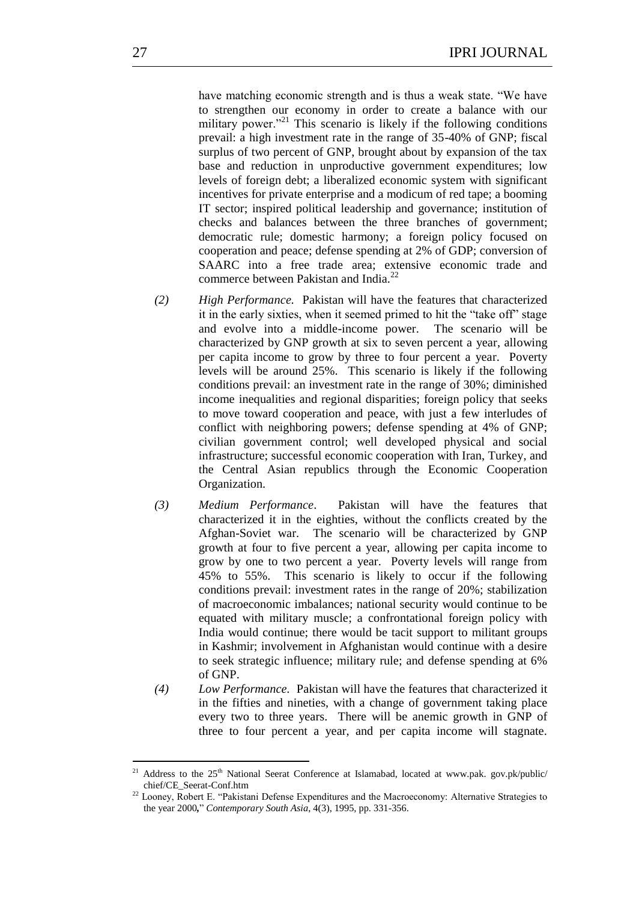have matching economic strength and is thus a weak state. "We have to strengthen our economy in order to create a balance with our military power."[21] This scenario is likely if the following conditions prevail: a high investment rate in the range of 35-40% of GNP; fiscal surplus of two percent of GNP, brought about by expansion of the tax base and reduction in unproductive government expenditures; low levels of foreign debt; a liberalized economic system with significant incentives for private enterprise and a modicum of red tape; a booming IT sector; inspired political leadership and governance; institution of checks and balances between the three branches of government; democratic rule; domestic harmony; a foreign policy focused on cooperation and peace; defense spending at 2% of GDP; conversion of SAARC into a free trade area; extensive economic trade and commerce between Pakistan and India.[22]

*(2)* *High Performance.* Pakistan will have the features that characterized it in the early sixties, when it seemed primed to hit the "take off" stage and evolve into a middle-income power. The scenario will be characterized by GNP growth at six to seven percent a year, allowing per capita income to grow by three to four percent a year. Poverty levels will be around 25%. This scenario is likely if the following conditions prevail: an investment rate in the range of 30%; diminished income inequalities and regional disparities; foreign policy that seeks to move toward cooperation and peace, with just a few interludes of conflict with neighboring powers; defense spending at 4% of GNP; civilian government control; well developed physical and social infrastructure; successful economic cooperation with Iran, Turkey, and the Central Asian republics through the Economic Cooperation Organization.

*(3)* *Medium Performance*. Pakistan will have the features that characterized it in the eighties, without the conflicts created by the Afghan-Soviet war. The scenario will be characterized by GNP growth at four to five percent a year, allowing per capita income to grow by one to two percent a year. Poverty levels will range from 45% to 55%. This scenario is likely to occur if the following conditions prevail: investment rates in the range of 20%; stabilization of macroeconomic imbalances; national security would continue to be equated with military muscle; a confrontational foreign policy with India would continue; there would be tacit support to militant groups in Kashmir; involvement in Afghanistan would continue with a desire to seek strategic influence; military rule; and defense spending at 6% of GNP.

*(4)* *Low Performance.* Pakistan will have the features that characterized it in the fifties and nineties, with a change of government taking place every two to three years. There will be anemic growth in GNP of three to four percent a year, and per capita income will stagnate.

---

[21] Address to the 25th National Seerat Conference at Islamabad, located at www.pak. gov.pk/public/chief/CE_Seerat-Conf.htm

[22] Looney, Robert E. "Pakistani Defense Expenditures and the Macroeconomy: Alternative Strategies to the year 2000," *Contemporary South Asia*, 4(3), 1995, pp. 331-356.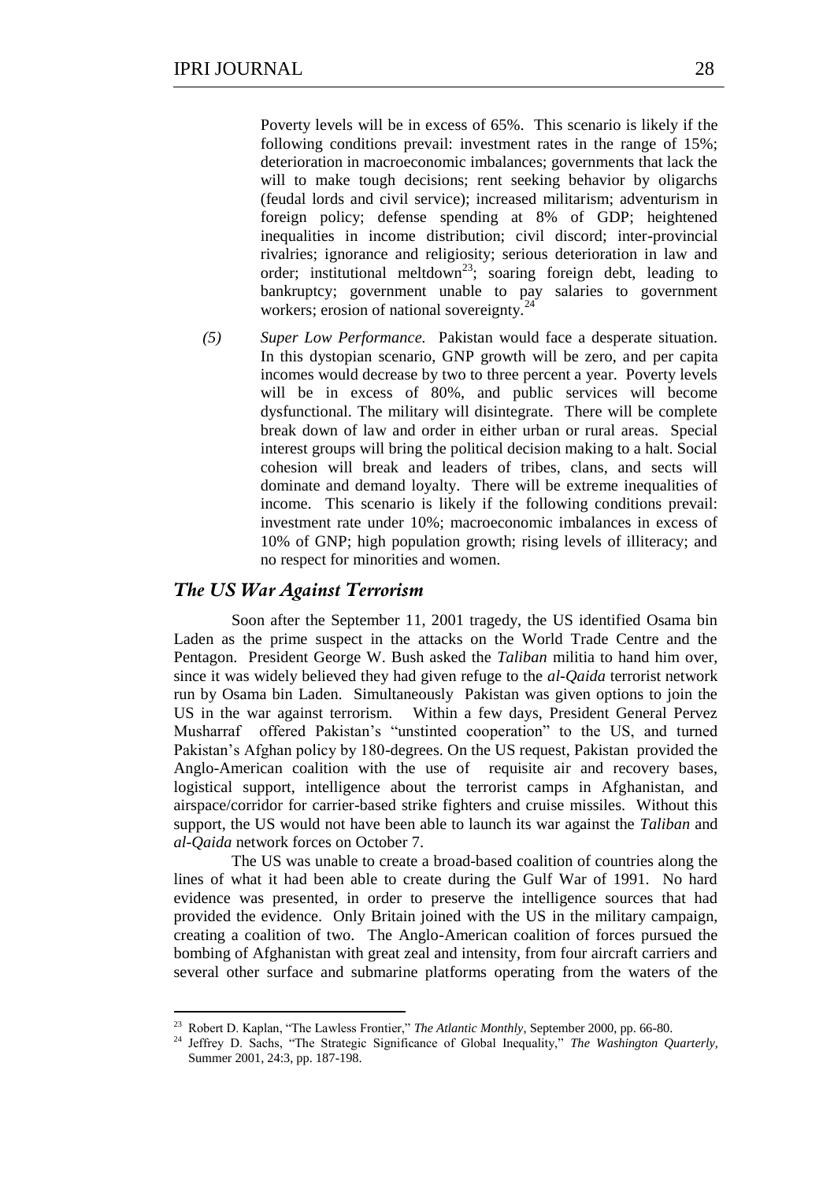Poverty levels will be in excess of 65%. This scenario is likely if the following conditions prevail: investment rates in the range of 15%; deterioration in macroeconomic imbalances; governments that lack the will to make tough decisions; rent seeking behavior by oligarchs (feudal lords and civil service); increased militarism; adventurism in foreign policy; defense spending at 8% of GDP; heightened inequalities in income distribution; civil discord; inter-provincial rivalries; ignorance and religiosity; serious deterioration in law and order; institutional meltdown[23]; soaring foreign debt, leading to bankruptcy; government unable to pay salaries to government workers; erosion of national sovereignty.[24]

*(5)* *Super Low Performance.* Pakistan would face a desperate situation. In this dystopian scenario, GNP growth will be zero, and per capita incomes would decrease by two to three percent a year. Poverty levels will be in excess of 80%, and public services will become dysfunctional. The military will disintegrate. There will be complete break down of law and order in either urban or rural areas. Special interest groups will bring the political decision making to a halt. Social cohesion will break and leaders of tribes, clans, and sects will dominate and demand loyalty. There will be extreme inequalities of income. This scenario is likely if the following conditions prevail: investment rate under 10%; macroeconomic imbalances in excess of 10% of GNP; high population growth; rising levels of illiteracy; and no respect for minorities and women.

## *The US War Against Terrorism*

Soon after the September 11, 2001 tragedy, the US identified Osama bin Laden as the prime suspect in the attacks on the World Trade Centre and the Pentagon. President George W. Bush asked the *Taliban* militia to hand him over, since it was widely believed they had given refuge to the *al-Qaida* terrorist network run by Osama bin Laden. Simultaneously Pakistan was given options to join the US in the war against terrorism. Within a few days, President General Pervez Musharraf offered Pakistan's "unstinted cooperation" to the US, and turned Pakistan's Afghan policy by 180-degrees. On the US request, Pakistan provided the Anglo-American coalition with the use of requisite air and recovery bases, logistical support, intelligence about the terrorist camps in Afghanistan, and airspace/corridor for carrier-based strike fighters and cruise missiles. Without this support, the US would not have been able to launch its war against the *Taliban* and *al-Qaida* network forces on October 7.

The US was unable to create a broad-based coalition of countries along the lines of what it had been able to create during the Gulf War of 1991. No hard evidence was presented, in order to preserve the intelligence sources that had provided the evidence. Only Britain joined with the US in the military campaign, creating a coalition of two. The Anglo-American coalition of forces pursued the bombing of Afghanistan with great zeal and intensity, from four aircraft carriers and several other surface and submarine platforms operating from the waters of the

---

[23] Robert D. Kaplan, "The Lawless Frontier," *The Atlantic Monthly*, September 2000, pp. 66-80.

[24] Jeffrey D. Sachs, "The Strategic Significance of Global Inequality," *The Washington Quarterly*, Summer 2001, 24:3, pp. 187-198.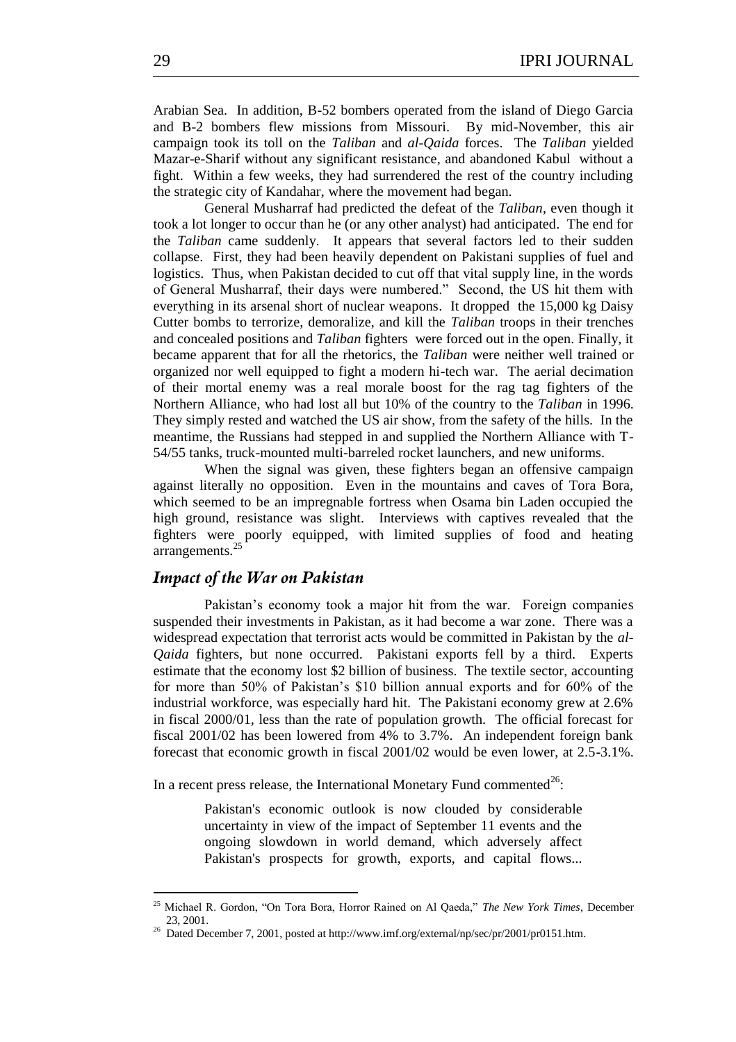Arabian Sea. In addition, B-52 bombers operated from the island of Diego Garcia and B-2 bombers flew missions from Missouri. By mid-November, this air campaign took its toll on the *Taliban* and *al-Qaida* forces. The *Taliban* yielded Mazar-e-Sharif without any significant resistance, and abandoned Kabul without a fight. Within a few weeks, they had surrendered the rest of the country including the strategic city of Kandahar, where the movement had began.

General Musharraf had predicted the defeat of the *Taliban*, even though it took a lot longer to occur than he (or any other analyst) had anticipated. The end for the *Taliban* came suddenly. It appears that several factors led to their sudden collapse. First, they had been heavily dependent on Pakistani supplies of fuel and logistics. Thus, when Pakistan decided to cut off that vital supply line, in the words of General Musharraf, their days were numbered." Second, the US hit them with everything in its arsenal short of nuclear weapons. It dropped the 15,000 kg Daisy Cutter bombs to terrorize, demoralize, and kill the *Taliban* troops in their trenches and concealed positions and *Taliban* fighters were forced out in the open. Finally, it became apparent that for all the rhetorics, the *Taliban* were neither well trained or organized nor well equipped to fight a modern hi-tech war. The aerial decimation of their mortal enemy was a real morale boost for the rag tag fighters of the Northern Alliance, who had lost all but 10% of the country to the *Taliban* in 1996. They simply rested and watched the US air show, from the safety of the hills. In the meantime, the Russians had stepped in and supplied the Northern Alliance with T-54/55 tanks, truck-mounted multi-barreled rocket launchers, and new uniforms.

When the signal was given, these fighters began an offensive campaign against literally no opposition. Even in the mountains and caves of Tora Bora, which seemed to be an impregnable fortress when Osama bin Laden occupied the high ground, resistance was slight. Interviews with captives revealed that the fighters were poorly equipped, with limited supplies of food and heating arrangements.[25]

## *Impact of the War on Pakistan*

Pakistan's economy took a major hit from the war. Foreign companies suspended their investments in Pakistan, as it had become a war zone. There was a widespread expectation that terrorist acts would be committed in Pakistan by the *al-Qaida* fighters, but none occurred. Pakistani exports fell by a third. Experts estimate that the economy lost $2 billion of business. The textile sector, accounting for more than 50% of Pakistan's $10 billion annual exports and for 60% of the industrial workforce, was especially hard hit. The Pakistani economy grew at 2.6% in fiscal 2000/01, less than the rate of population growth. The official forecast for fiscal 2001/02 has been lowered from 4% to 3.7%. An independent foreign bank forecast that economic growth in fiscal 2001/02 would be even lower, at 2.5-3.1%.

In a recent press release, the International Monetary Fund commented[26]:

> Pakistan's economic outlook is now clouded by considerable uncertainty in view of the impact of September 11 events and the ongoing slowdown in world demand, which adversely affect Pakistan's prospects for growth, exports, and capital flows...

---

[25] Michael R. Gordon, "On Tora Bora, Horror Rained on Al Qaeda," *The New York Times*, December 23, 2001.

[26] Dated December 7, 2001, posted at http://www.imf.org/external/np/sec/pr/2001/pr0151.htm.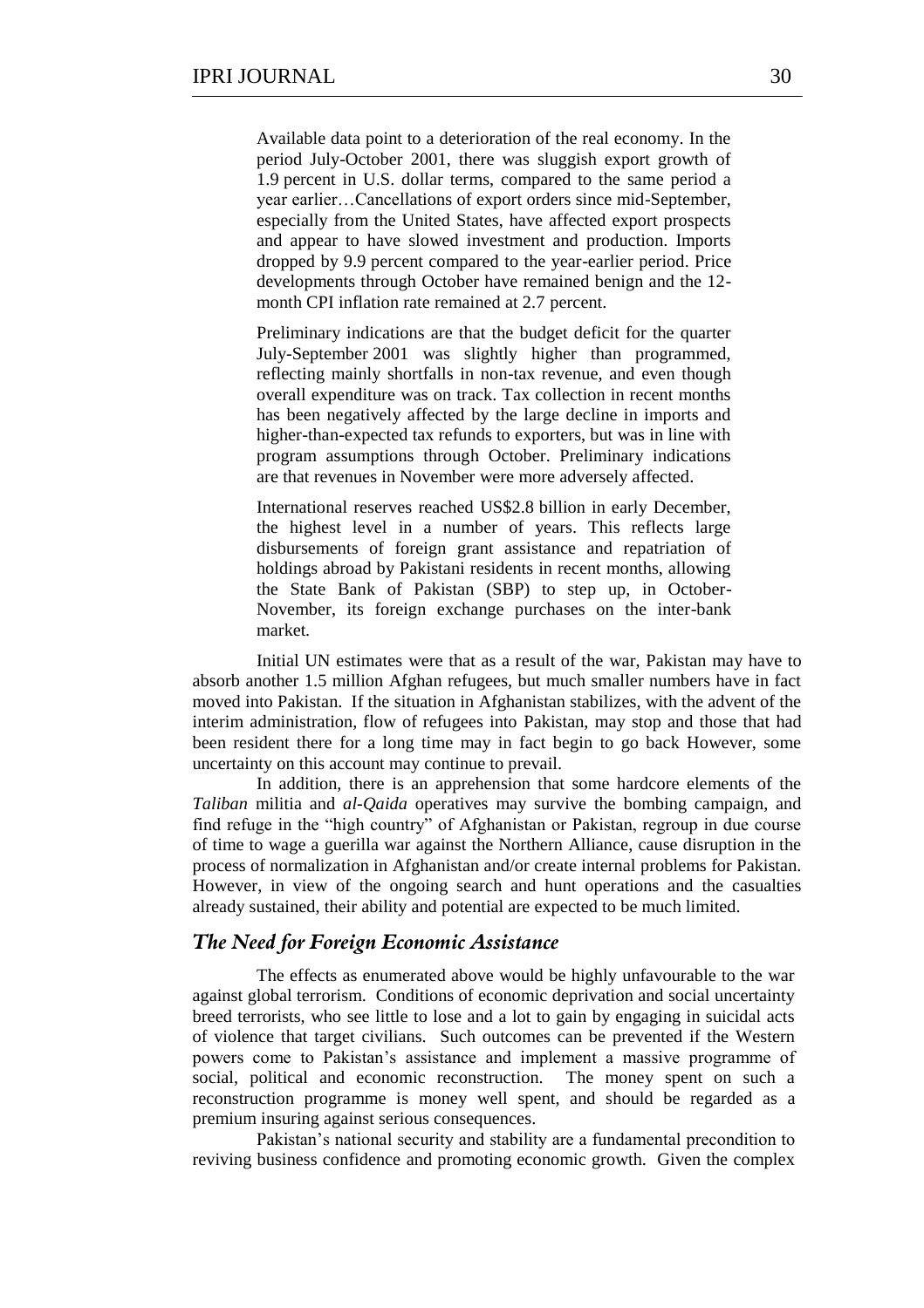> Available data point to a deterioration of the real economy. In the period July-October 2001, there was sluggish export growth of 1.9 percent in U.S. dollar terms, compared to the same period a year earlier…Cancellations of export orders since mid-September, especially from the United States, have affected export prospects and appear to have slowed investment and production. Imports dropped by 9.9 percent compared to the year-earlier period. Price developments through October have remained benign and the 12-month CPI inflation rate remained at 2.7 percent.
>
> Preliminary indications are that the budget deficit for the quarter July-September 2001 was slightly higher than programmed, reflecting mainly shortfalls in non-tax revenue, and even though overall expenditure was on track. Tax collection in recent months has been negatively affected by the large decline in imports and higher-than-expected tax refunds to exporters, but was in line with program assumptions through October. Preliminary indications are that revenues in November were more adversely affected.
>
> International reserves reached US$2.8 billion in early December, the highest level in a number of years. This reflects large disbursements of foreign grant assistance and repatriation of holdings abroad by Pakistani residents in recent months, allowing the State Bank of Pakistan (SBP) to step up, in October-November, its foreign exchange purchases on the inter-bank market.

Initial UN estimates were that as a result of the war, Pakistan may have to absorb another 1.5 million Afghan refugees, but much smaller numbers have in fact moved into Pakistan. If the situation in Afghanistan stabilizes, with the advent of the interim administration, flow of refugees into Pakistan, may stop and those that had been resident there for a long time may in fact begin to go back However, some uncertainty on this account may continue to prevail.

In addition, there is an apprehension that some hardcore elements of the *Taliban* militia and *al-Qaida* operatives may survive the bombing campaign, and find refuge in the "high country" of Afghanistan or Pakistan, regroup in due course of time to wage a guerilla war against the Northern Alliance, cause disruption in the process of normalization in Afghanistan and/or create internal problems for Pakistan. However, in view of the ongoing search and hunt operations and the casualties already sustained, their ability and potential are expected to be much limited.

## *The Need for Foreign Economic Assistance*

The effects as enumerated above would be highly unfavourable to the war against global terrorism. Conditions of economic deprivation and social uncertainty breed terrorists, who see little to lose and a lot to gain by engaging in suicidal acts of violence that target civilians. Such outcomes can be prevented if the Western powers come to Pakistan's assistance and implement a massive programme of social, political and economic reconstruction. The money spent on such a reconstruction programme is money well spent, and should be regarded as a premium insuring against serious consequences.

Pakistan's national security and stability are a fundamental precondition to reviving business confidence and promoting economic growth. Given the complex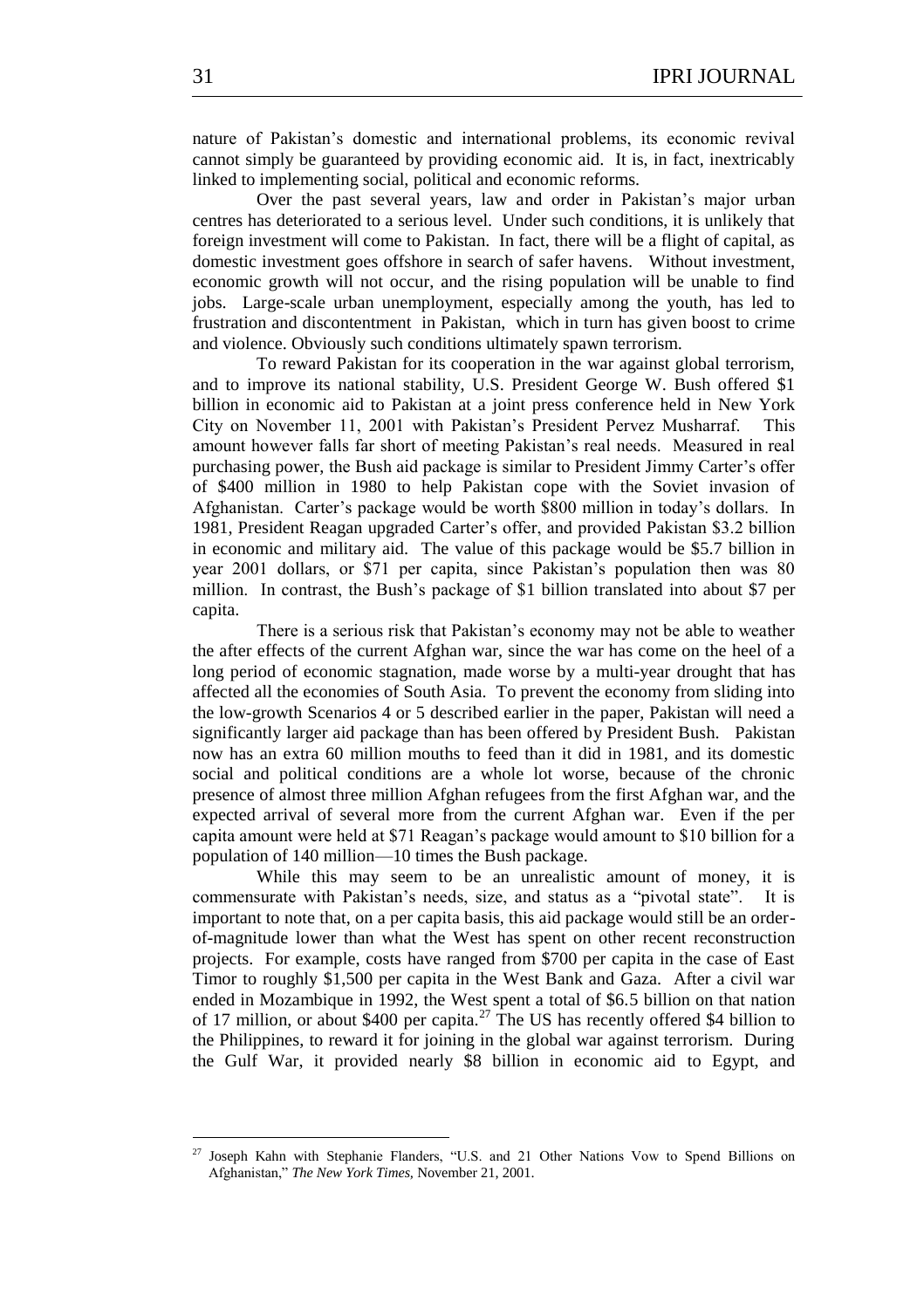nature of Pakistan's domestic and international problems, its economic revival cannot simply be guaranteed by providing economic aid. It is, in fact, inextricably linked to implementing social, political and economic reforms.

Over the past several years, law and order in Pakistan's major urban centres has deteriorated to a serious level. Under such conditions, it is unlikely that foreign investment will come to Pakistan. In fact, there will be a flight of capital, as domestic investment goes offshore in search of safer havens. Without investment, economic growth will not occur, and the rising population will be unable to find jobs. Large-scale urban unemployment, especially among the youth, has led to frustration and discontentment in Pakistan, which in turn has given boost to crime and violence. Obviously such conditions ultimately spawn terrorism.

To reward Pakistan for its cooperation in the war against global terrorism, and to improve its national stability, U.S. President George W. Bush offered $1 billion in economic aid to Pakistan at a joint press conference held in New York City on November 11, 2001 with Pakistan's President Pervez Musharraf. This amount however falls far short of meeting Pakistan's real needs. Measured in real purchasing power, the Bush aid package is similar to President Jimmy Carter's offer of $400 million in 1980 to help Pakistan cope with the Soviet invasion of Afghanistan. Carter's package would be worth $800 million in today's dollars. In 1981, President Reagan upgraded Carter's offer, and provided Pakistan $3.2 billion in economic and military aid. The value of this package would be $5.7 billion in year 2001 dollars, or $71 per capita, since Pakistan's population then was 80 million. In contrast, the Bush's package of $1 billion translated into about $7 per capita.

There is a serious risk that Pakistan's economy may not be able to weather the after effects of the current Afghan war, since the war has come on the heel of a long period of economic stagnation, made worse by a multi-year drought that has affected all the economies of South Asia. To prevent the economy from sliding into the low-growth Scenarios 4 or 5 described earlier in the paper, Pakistan will need a significantly larger aid package than has been offered by President Bush. Pakistan now has an extra 60 million mouths to feed than it did in 1981, and its domestic social and political conditions are a whole lot worse, because of the chronic presence of almost three million Afghan refugees from the first Afghan war, and the expected arrival of several more from the current Afghan war. Even if the per capita amount were held at $71 Reagan's package would amount to $10 billion for a population of 140 million—10 times the Bush package.

While this may seem to be an unrealistic amount of money, it is commensurate with Pakistan's needs, size, and status as a "pivotal state". It is important to note that, on a per capita basis, this aid package would still be an order-of-magnitude lower than what the West has spent on other recent reconstruction projects. For example, costs have ranged from $700 per capita in the case of East Timor to roughly $1,500 per capita in the West Bank and Gaza. After a civil war ended in Mozambique in 1992, the West spent a total of $6.5 billion on that nation of 17 million, or about $400 per capita.[27] The US has recently offered $4 billion to the Philippines, to reward it for joining in the global war against terrorism. During the Gulf War, it provided nearly $8 billion in economic aid to Egypt, and

---

[27] Joseph Kahn with Stephanie Flanders, "U.S. and 21 Other Nations Vow to Spend Billions on Afghanistan," *The New York Times*, November 21, 2001.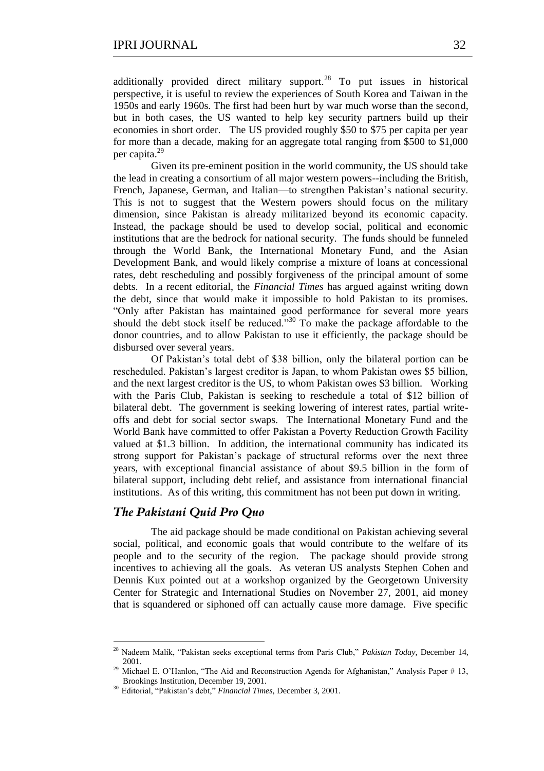additionally provided direct military support.[28] To put issues in historical perspective, it is useful to review the experiences of South Korea and Taiwan in the 1950s and early 1960s. The first had been hurt by war much worse than the second, but in both cases, the US wanted to help key security partners build up their economies in short order. The US provided roughly $50 to $75 per capita per year for more than a decade, making for an aggregate total ranging from $500 to $1,000 per capita.[29]

Given its pre-eminent position in the world community, the US should take the lead in creating a consortium of all major western powers--including the British, French, Japanese, German, and Italian—to strengthen Pakistan's national security. This is not to suggest that the Western powers should focus on the military dimension, since Pakistan is already militarized beyond its economic capacity. Instead, the package should be used to develop social, political and economic institutions that are the bedrock for national security. The funds should be funneled through the World Bank, the International Monetary Fund, and the Asian Development Bank, and would likely comprise a mixture of loans at concessional rates, debt rescheduling and possibly forgiveness of the principal amount of some debts. In a recent editorial, the *Financial Times* has argued against writing down the debt, since that would make it impossible to hold Pakistan to its promises. "Only after Pakistan has maintained good performance for several more years should the debt stock itself be reduced."[30] To make the package affordable to the donor countries, and to allow Pakistan to use it efficiently, the package should be disbursed over several years.

Of Pakistan's total debt of $38 billion, only the bilateral portion can be rescheduled. Pakistan's largest creditor is Japan, to whom Pakistan owes $5 billion, and the next largest creditor is the US, to whom Pakistan owes $3 billion. Working with the Paris Club, Pakistan is seeking to reschedule a total of $12 billion of bilateral debt. The government is seeking lowering of interest rates, partial write-offs and debt for social sector swaps. The International Monetary Fund and the World Bank have committed to offer Pakistan a Poverty Reduction Growth Facility valued at $1.3 billion. In addition, the international community has indicated its strong support for Pakistan's package of structural reforms over the next three years, with exceptional financial assistance of about $9.5 billion in the form of bilateral support, including debt relief, and assistance from international financial institutions. As of this writing, this commitment has not been put down in writing.

## The Pakistani Quid Pro Quo

The aid package should be made conditional on Pakistan achieving several social, political, and economic goals that would contribute to the welfare of its people and to the security of the region. The package should provide strong incentives to achieving all the goals. As veteran US analysts Stephen Cohen and Dennis Kux pointed out at a workshop organized by the Georgetown University Center for Strategic and International Studies on November 27, 2001, aid money that is squandered or siphoned off can actually cause more damage. Five specific

---

[28] Nadeem Malik, "Pakistan seeks exceptional terms from Paris Club," *Pakistan Today*, December 14, 2001.

[29] Michael E. O'Hanlon, "The Aid and Reconstruction Agenda for Afghanistan," Analysis Paper # 13, Brookings Institution, December 19, 2001.

[30] Editorial, "Pakistan's debt," *Financial Times*, December 3, 2001.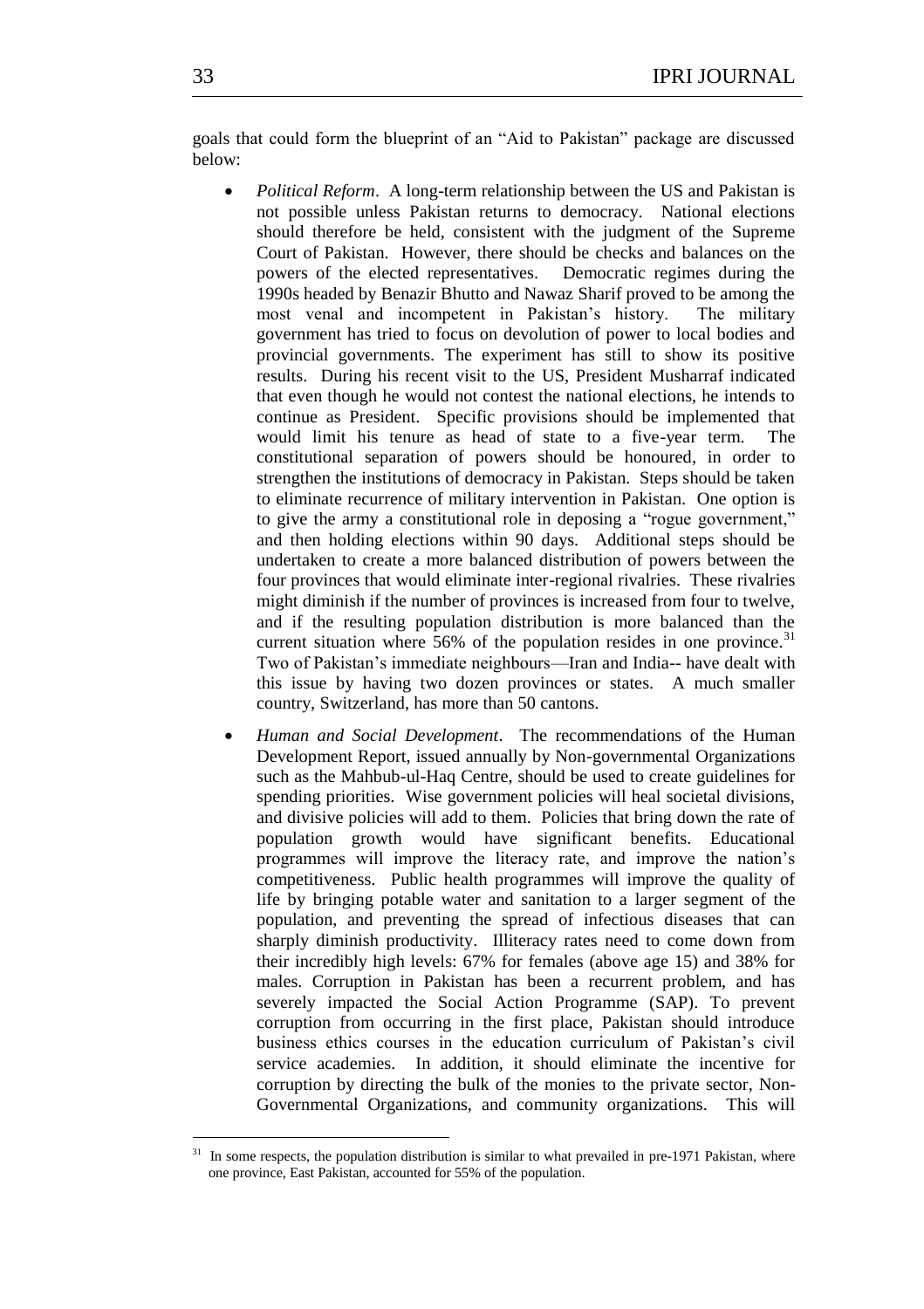goals that could form the blueprint of an "Aid to Pakistan" package are discussed below:

- *Political Reform*. A long-term relationship between the US and Pakistan is not possible unless Pakistan returns to democracy. National elections should therefore be held, consistent with the judgment of the Supreme Court of Pakistan. However, there should be checks and balances on the powers of the elected representatives. Democratic regimes during the 1990s headed by Benazir Bhutto and Nawaz Sharif proved to be among the most venal and incompetent in Pakistan's history. The military government has tried to focus on devolution of power to local bodies and provincial governments. The experiment has still to show its positive results. During his recent visit to the US, President Musharraf indicated that even though he would not contest the national elections, he intends to continue as President. Specific provisions should be implemented that would limit his tenure as head of state to a five-year term. The constitutional separation of powers should be honoured, in order to strengthen the institutions of democracy in Pakistan. Steps should be taken to eliminate recurrence of military intervention in Pakistan. One option is to give the army a constitutional role in deposing a "rogue government," and then holding elections within 90 days. Additional steps should be undertaken to create a more balanced distribution of powers between the four provinces that would eliminate inter-regional rivalries. These rivalries might diminish if the number of provinces is increased from four to twelve, and if the resulting population distribution is more balanced than the current situation where 56% of the population resides in one province.[31] Two of Pakistan's immediate neighbours—Iran and India-- have dealt with this issue by having two dozen provinces or states. A much smaller country, Switzerland, has more than 50 cantons.

- *Human and Social Development*. The recommendations of the Human Development Report, issued annually by Non-governmental Organizations such as the Mahbub-ul-Haq Centre, should be used to create guidelines for spending priorities. Wise government policies will heal societal divisions, and divisive policies will add to them. Policies that bring down the rate of population growth would have significant benefits. Educational programmes will improve the literacy rate, and improve the nation's competitiveness. Public health programmes will improve the quality of life by bringing potable water and sanitation to a larger segment of the population, and preventing the spread of infectious diseases that can sharply diminish productivity. Illiteracy rates need to come down from their incredibly high levels: 67% for females (above age 15) and 38% for males. Corruption in Pakistan has been a recurrent problem, and has severely impacted the Social Action Programme (SAP). To prevent corruption from occurring in the first place, Pakistan should introduce business ethics courses in the education curriculum of Pakistan's civil service academies. In addition, it should eliminate the incentive for corruption by directing the bulk of the monies to the private sector, Non-Governmental Organizations, and community organizations. This will

---

[31] In some respects, the population distribution is similar to what prevailed in pre-1971 Pakistan, where one province, East Pakistan, accounted for 55% of the population.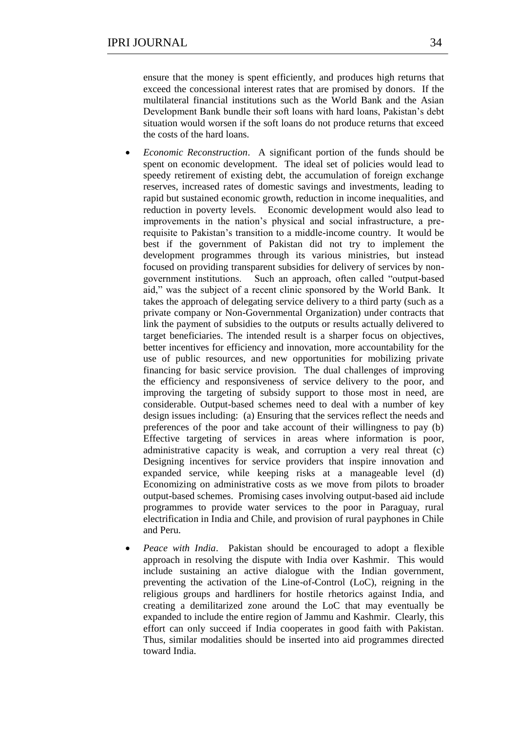ensure that the money is spent efficiently, and produces high returns that exceed the concessional interest rates that are promised by donors. If the multilateral financial institutions such as the World Bank and the Asian Development Bank bundle their soft loans with hard loans, Pakistan's debt situation would worsen if the soft loans do not produce returns that exceed the costs of the hard loans.

- *Economic Reconstruction*. A significant portion of the funds should be spent on economic development. The ideal set of policies would lead to speedy retirement of existing debt, the accumulation of foreign exchange reserves, increased rates of domestic savings and investments, leading to rapid but sustained economic growth, reduction in income inequalities, and reduction in poverty levels. Economic development would also lead to improvements in the nation's physical and social infrastructure, a pre-requisite to Pakistan's transition to a middle-income country. It would be best if the government of Pakistan did not try to implement the development programmes through its various ministries, but instead focused on providing transparent subsidies for delivery of services by non-government institutions. Such an approach, often called "output-based aid," was the subject of a recent clinic sponsored by the World Bank. It takes the approach of delegating service delivery to a third party (such as a private company or Non-Governmental Organization) under contracts that link the payment of subsidies to the outputs or results actually delivered to target beneficiaries. The intended result is a sharper focus on objectives, better incentives for efficiency and innovation, more accountability for the use of public resources, and new opportunities for mobilizing private financing for basic service provision. The dual challenges of improving the efficiency and responsiveness of service delivery to the poor, and improving the targeting of subsidy support to those most in need, are considerable. Output-based schemes need to deal with a number of key design issues including: (a) Ensuring that the services reflect the needs and preferences of the poor and take account of their willingness to pay (b) Effective targeting of services in areas where information is poor, administrative capacity is weak, and corruption a very real threat (c) Designing incentives for service providers that inspire innovation and expanded service, while keeping risks at a manageable level (d) Economizing on administrative costs as we move from pilots to broader output-based schemes. Promising cases involving output-based aid include programmes to provide water services to the poor in Paraguay, rural electrification in India and Chile, and provision of rural payphones in Chile and Peru.

- *Peace with India*. Pakistan should be encouraged to adopt a flexible approach in resolving the dispute with India over Kashmir. This would include sustaining an active dialogue with the Indian government, preventing the activation of the Line-of-Control (LoC), reigning in the religious groups and hardliners for hostile rhetorics against India, and creating a demilitarized zone around the LoC that may eventually be expanded to include the entire region of Jammu and Kashmir. Clearly, this effort can only succeed if India cooperates in good faith with Pakistan. Thus, similar modalities should be inserted into aid programmes directed toward India.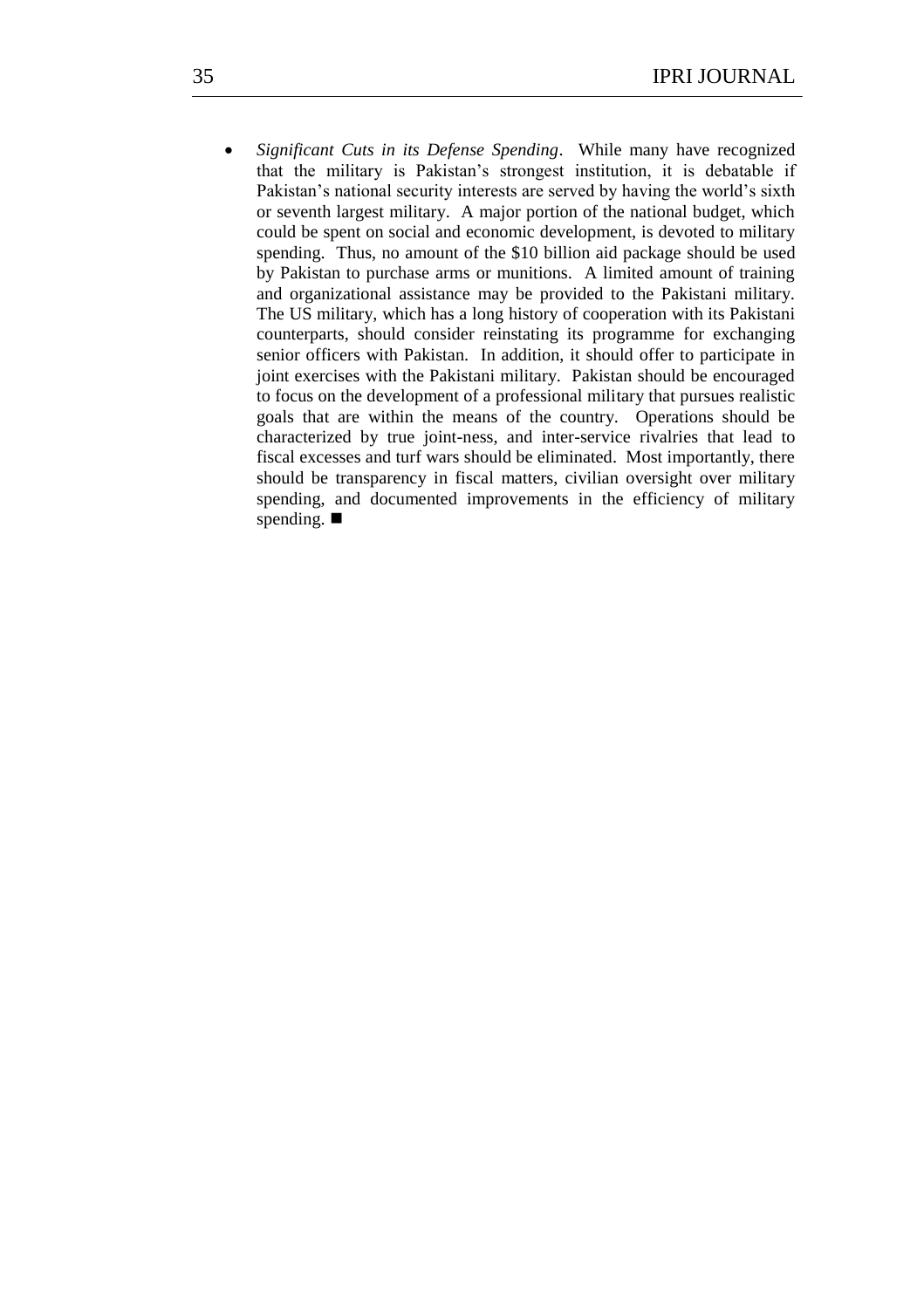- *Significant Cuts in its Defense Spending*. While many have recognized that the military is Pakistan's strongest institution, it is debatable if Pakistan's national security interests are served by having the world's sixth or seventh largest military. A major portion of the national budget, which could be spent on social and economic development, is devoted to military spending. Thus, no amount of the $10 billion aid package should be used by Pakistan to purchase arms or munitions. A limited amount of training and organizational assistance may be provided to the Pakistani military. The US military, which has a long history of cooperation with its Pakistani counterparts, should consider reinstating its programme for exchanging senior officers with Pakistan. In addition, it should offer to participate in joint exercises with the Pakistani military. Pakistan should be encouraged to focus on the development of a professional military that pursues realistic goals that are within the means of the country. Operations should be characterized by true joint-ness, and inter-service rivalries that lead to fiscal excesses and turf wars should be eliminated. Most importantly, there should be transparency in fiscal matters, civilian oversight over military spending, and documented improvements in the efficiency of military spending. ■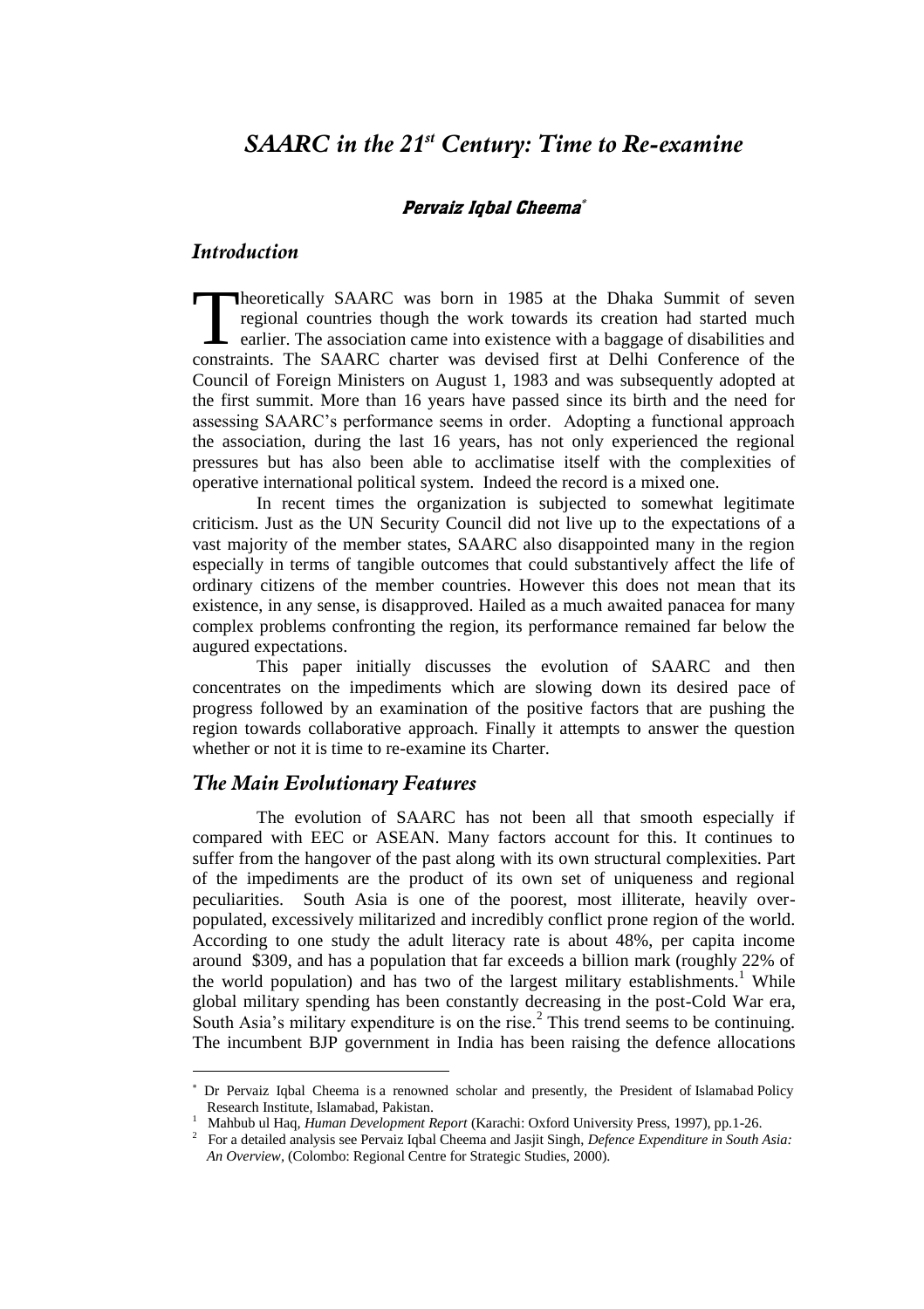# *SAARC in the 21st Century: Time to Re-examine*

### *Pervaiz Iqbal Cheema*[*]

## *Introduction*

Theoretically SAARC was born in 1985 at the Dhaka Summit of seven regional countries though the work towards its creation had started much earlier. The association came into existence with a baggage of disabilities and constraints. The SAARC charter was devised first at Delhi Conference of the Council of Foreign Ministers on August 1, 1983 and was subsequently adopted at the first summit. More than 16 years have passed since its birth and the need for assessing SAARC's performance seems in order. Adopting a functional approach the association, during the last 16 years, has not only experienced the regional pressures but has also been able to acclimatise itself with the complexities of operative international political system. Indeed the record is a mixed one.

In recent times the organization is subjected to somewhat legitimate criticism. Just as the UN Security Council did not live up to the expectations of a vast majority of the member states, SAARC also disappointed many in the region especially in terms of tangible outcomes that could substantively affect the life of ordinary citizens of the member countries. However this does not mean that its existence, in any sense, is disapproved. Hailed as a much awaited panacea for many complex problems confronting the region, its performance remained far below the augured expectations.

This paper initially discusses the evolution of SAARC and then concentrates on the impediments which are slowing down its desired pace of progress followed by an examination of the positive factors that are pushing the region towards collaborative approach. Finally it attempts to answer the question whether or not it is time to re-examine its Charter.

## *The Main Evolutionary Features*

The evolution of SAARC has not been all that smooth especially if compared with EEC or ASEAN. Many factors account for this. It continues to suffer from the hangover of the past along with its own structural complexities. Part of the impediments are the product of its own set of uniqueness and regional peculiarities. South Asia is one of the poorest, most illiterate, heavily over-populated, excessively militarized and incredibly conflict prone region of the world. According to one study the adult literacy rate is about 48%, per capita income around $309, and has a population that far exceeds a billion mark (roughly 22% of the world population) and has two of the largest military establishments.[1] While global military spending has been constantly decreasing in the post-Cold War era, South Asia's military expenditure is on the rise.[2] This trend seems to be continuing. The incumbent BJP government in India has been raising the defence allocations

---

[*] Dr Pervaiz Iqbal Cheema is a renowned scholar and presently, the President of Islamabad Policy Research Institute, Islamabad, Pakistan.

[1] Mahbub ul Haq, *Human Development Report* (Karachi: Oxford University Press, 1997), pp.1-26.

[2] For a detailed analysis see Pervaiz Iqbal Cheema and Jasjit Singh, *Defence Expenditure in South Asia: An Overview*, (Colombo: Regional Centre for Strategic Studies, 2000).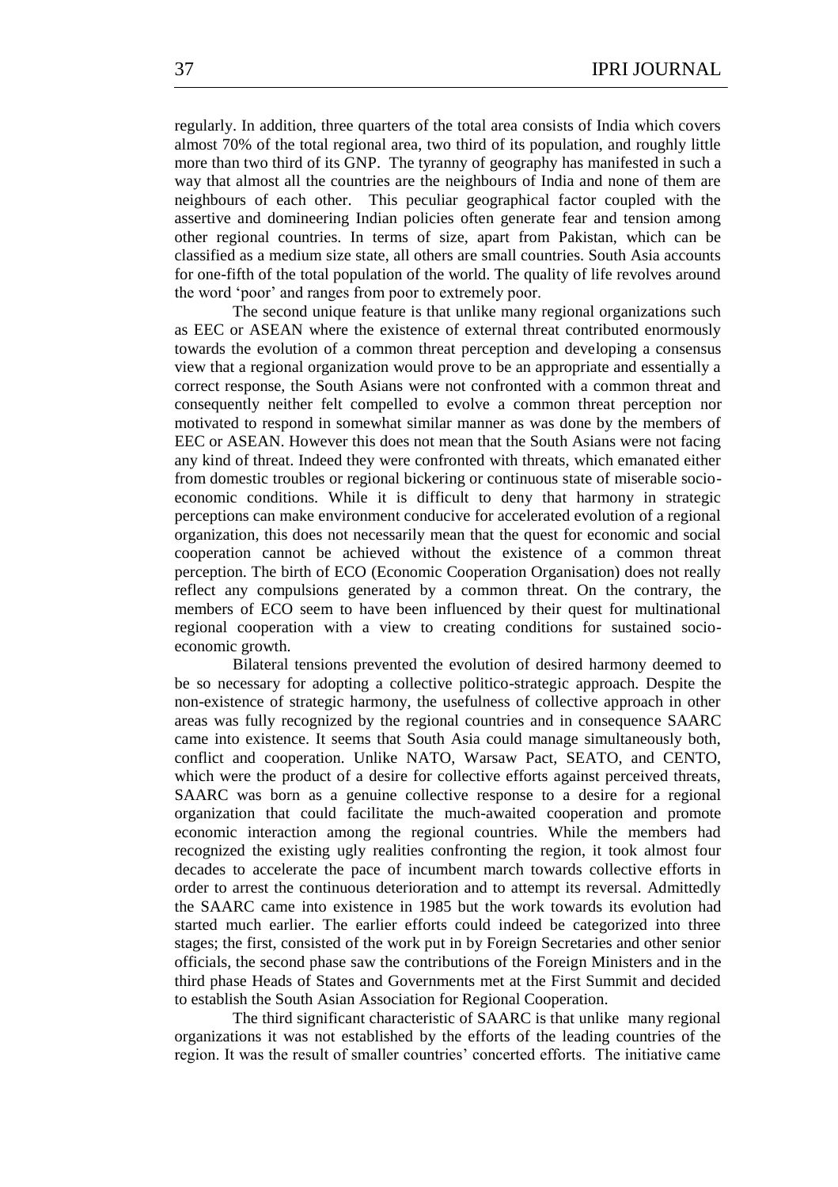regularly. In addition, three quarters of the total area consists of India which covers almost 70% of the total regional area, two third of its population, and roughly little more than two third of its GNP. The tyranny of geography has manifested in such a way that almost all the countries are the neighbours of India and none of them are neighbours of each other. This peculiar geographical factor coupled with the assertive and domineering Indian policies often generate fear and tension among other regional countries. In terms of size, apart from Pakistan, which can be classified as a medium size state, all others are small countries. South Asia accounts for one-fifth of the total population of the world. The quality of life revolves around the word 'poor' and ranges from poor to extremely poor.

The second unique feature is that unlike many regional organizations such as EEC or ASEAN where the existence of external threat contributed enormously towards the evolution of a common threat perception and developing a consensus view that a regional organization would prove to be an appropriate and essentially a correct response, the South Asians were not confronted with a common threat and consequently neither felt compelled to evolve a common threat perception nor motivated to respond in somewhat similar manner as was done by the members of EEC or ASEAN. However this does not mean that the South Asians were not facing any kind of threat. Indeed they were confronted with threats, which emanated either from domestic troubles or regional bickering or continuous state of miserable socio-economic conditions. While it is difficult to deny that harmony in strategic perceptions can make environment conducive for accelerated evolution of a regional organization, this does not necessarily mean that the quest for economic and social cooperation cannot be achieved without the existence of a common threat perception. The birth of ECO (Economic Cooperation Organisation) does not really reflect any compulsions generated by a common threat. On the contrary, the members of ECO seem to have been influenced by their quest for multinational regional cooperation with a view to creating conditions for sustained socio-economic growth.

Bilateral tensions prevented the evolution of desired harmony deemed to be so necessary for adopting a collective politico-strategic approach. Despite the non-existence of strategic harmony, the usefulness of collective approach in other areas was fully recognized by the regional countries and in consequence SAARC came into existence. It seems that South Asia could manage simultaneously both, conflict and cooperation. Unlike NATO, Warsaw Pact, SEATO, and CENTO, which were the product of a desire for collective efforts against perceived threats, SAARC was born as a genuine collective response to a desire for a regional organization that could facilitate the much-awaited cooperation and promote economic interaction among the regional countries. While the members had recognized the existing ugly realities confronting the region, it took almost four decades to accelerate the pace of incumbent march towards collective efforts in order to arrest the continuous deterioration and to attempt its reversal. Admittedly the SAARC came into existence in 1985 but the work towards its evolution had started much earlier. The earlier efforts could indeed be categorized into three stages; the first, consisted of the work put in by Foreign Secretaries and other senior officials, the second phase saw the contributions of the Foreign Ministers and in the third phase Heads of States and Governments met at the First Summit and decided to establish the South Asian Association for Regional Cooperation.

The third significant characteristic of SAARC is that unlike many regional organizations it was not established by the efforts of the leading countries of the region. It was the result of smaller countries' concerted efforts. The initiative came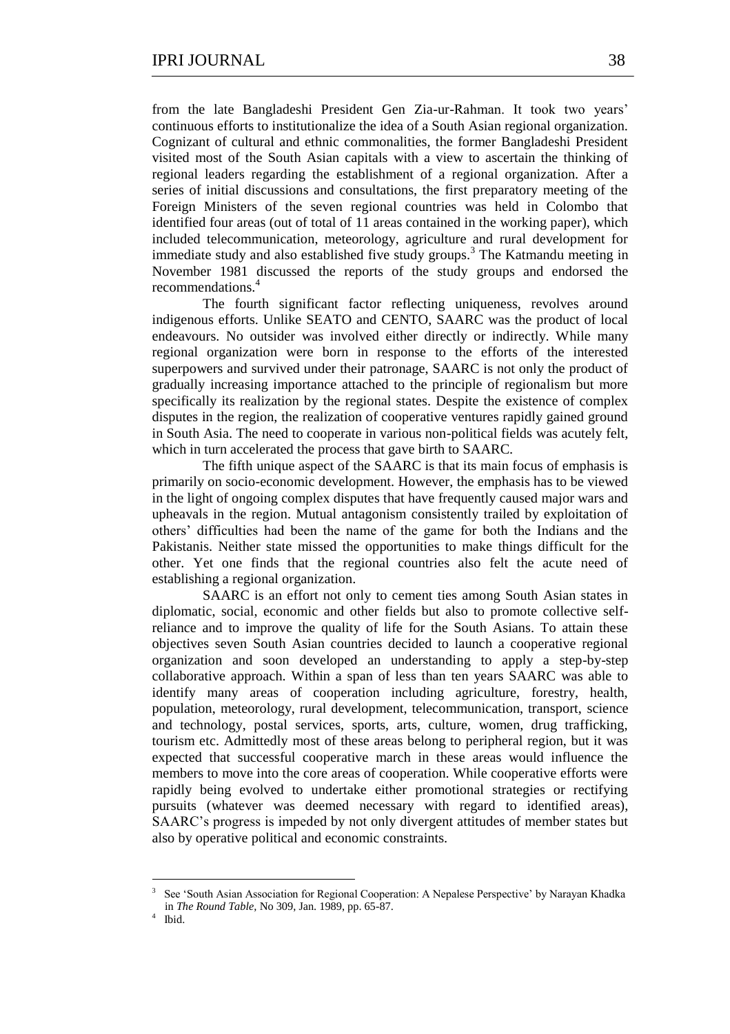from the late Bangladeshi President Gen Zia-ur-Rahman. It took two years' continuous efforts to institutionalize the idea of a South Asian regional organization. Cognizant of cultural and ethnic commonalities, the former Bangladeshi President visited most of the South Asian capitals with a view to ascertain the thinking of regional leaders regarding the establishment of a regional organization. After a series of initial discussions and consultations, the first preparatory meeting of the Foreign Ministers of the seven regional countries was held in Colombo that identified four areas (out of total of 11 areas contained in the working paper), which included telecommunication, meteorology, agriculture and rural development for immediate study and also established five study groups.[3] The Katmandu meeting in November 1981 discussed the reports of the study groups and endorsed the recommendations.[4]

The fourth significant factor reflecting uniqueness, revolves around indigenous efforts. Unlike SEATO and CENTO, SAARC was the product of local endeavours. No outsider was involved either directly or indirectly. While many regional organization were born in response to the efforts of the interested superpowers and survived under their patronage, SAARC is not only the product of gradually increasing importance attached to the principle of regionalism but more specifically its realization by the regional states. Despite the existence of complex disputes in the region, the realization of cooperative ventures rapidly gained ground in South Asia. The need to cooperate in various non-political fields was acutely felt, which in turn accelerated the process that gave birth to SAARC.

The fifth unique aspect of the SAARC is that its main focus of emphasis is primarily on socio-economic development. However, the emphasis has to be viewed in the light of ongoing complex disputes that have frequently caused major wars and upheavals in the region. Mutual antagonism consistently trailed by exploitation of others' difficulties had been the name of the game for both the Indians and the Pakistanis. Neither state missed the opportunities to make things difficult for the other. Yet one finds that the regional countries also felt the acute need of establishing a regional organization.

SAARC is an effort not only to cement ties among South Asian states in diplomatic, social, economic and other fields but also to promote collective self-reliance and to improve the quality of life for the South Asians. To attain these objectives seven South Asian countries decided to launch a cooperative regional organization and soon developed an understanding to apply a step-by-step collaborative approach. Within a span of less than ten years SAARC was able to identify many areas of cooperation including agriculture, forestry, health, population, meteorology, rural development, telecommunication, transport, science and technology, postal services, sports, arts, culture, women, drug trafficking, tourism etc. Admittedly most of these areas belong to peripheral region, but it was expected that successful cooperative march in these areas would influence the members to move into the core areas of cooperation. While cooperative efforts were rapidly being evolved to undertake either promotional strategies or rectifying pursuits (whatever was deemed necessary with regard to identified areas), SAARC's progress is impeded by not only divergent attitudes of member states but also by operative political and economic constraints.

---

[3] See 'South Asian Association for Regional Cooperation: A Nepalese Perspective' by Narayan Khadka in *The Round Table*, No 309, Jan. 1989, pp. 65-87.

[4] Ibid.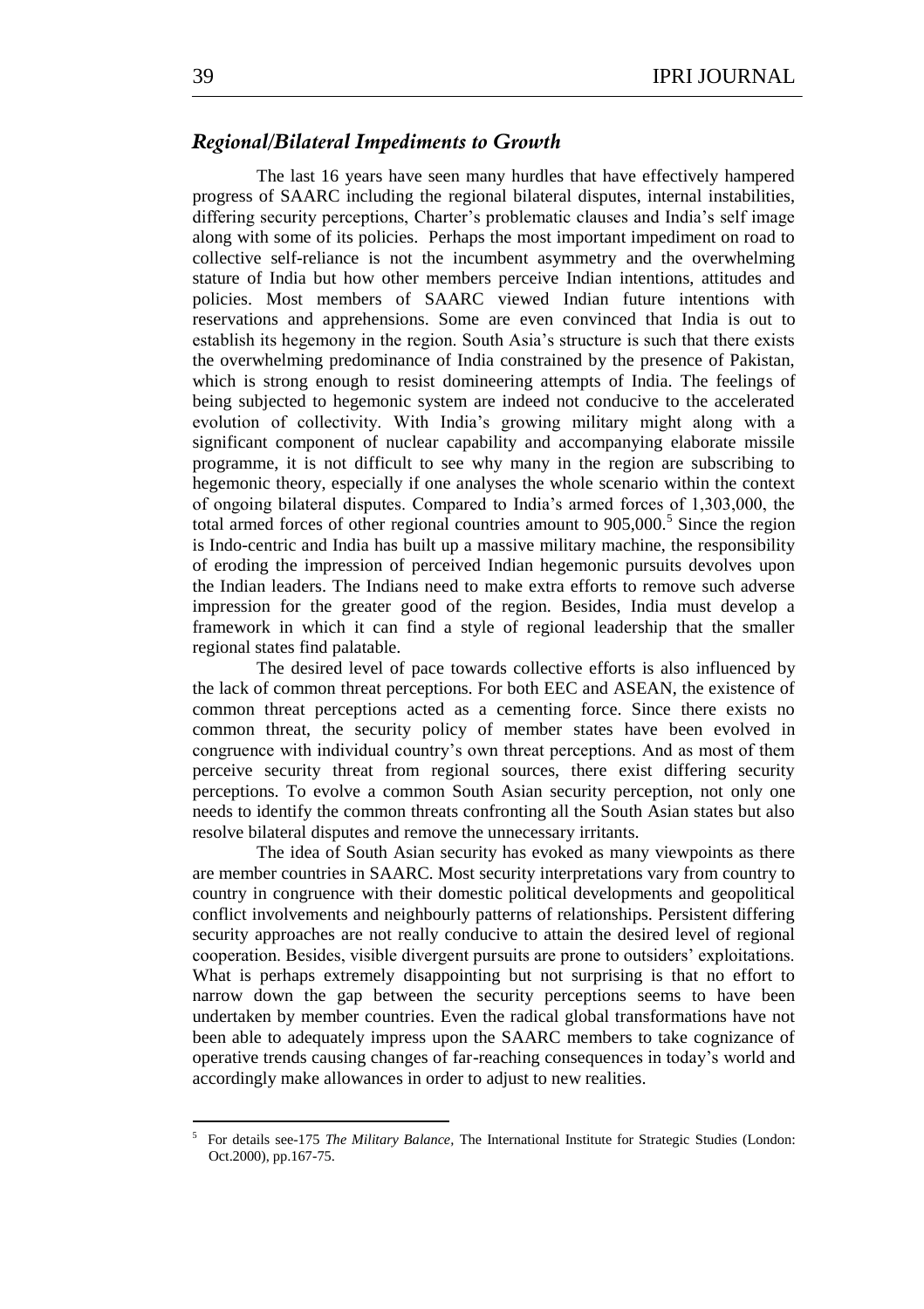### *Regional/Bilateral Impediments to Growth*

The last 16 years have seen many hurdles that have effectively hampered progress of SAARC including the regional bilateral disputes, internal instabilities, differing security perceptions, Charter's problematic clauses and India's self image along with some of its policies. Perhaps the most important impediment on road to collective self-reliance is not the incumbent asymmetry and the overwhelming stature of India but how other members perceive Indian intentions, attitudes and policies. Most members of SAARC viewed Indian future intentions with reservations and apprehensions. Some are even convinced that India is out to establish its hegemony in the region. South Asia's structure is such that there exists the overwhelming predominance of India constrained by the presence of Pakistan, which is strong enough to resist domineering attempts of India. The feelings of being subjected to hegemonic system are indeed not conducive to the accelerated evolution of collectivity. With India's growing military might along with a significant component of nuclear capability and accompanying elaborate missile programme, it is not difficult to see why many in the region are subscribing to hegemonic theory, especially if one analyses the whole scenario within the context of ongoing bilateral disputes. Compared to India's armed forces of 1,303,000, the total armed forces of other regional countries amount to 905,000.[5] Since the region is Indo-centric and India has built up a massive military machine, the responsibility of eroding the impression of perceived Indian hegemonic pursuits devolves upon the Indian leaders. The Indians need to make extra efforts to remove such adverse impression for the greater good of the region. Besides, India must develop a framework in which it can find a style of regional leadership that the smaller regional states find palatable.

The desired level of pace towards collective efforts is also influenced by the lack of common threat perceptions. For both EEC and ASEAN, the existence of common threat perceptions acted as a cementing force. Since there exists no common threat, the security policy of member states have been evolved in congruence with individual country's own threat perceptions. And as most of them perceive security threat from regional sources, there exist differing security perceptions. To evolve a common South Asian security perception, not only one needs to identify the common threats confronting all the South Asian states but also resolve bilateral disputes and remove the unnecessary irritants.

The idea of South Asian security has evoked as many viewpoints as there are member countries in SAARC. Most security interpretations vary from country to country in congruence with their domestic political developments and geopolitical conflict involvements and neighbourly patterns of relationships. Persistent differing security approaches are not really conducive to attain the desired level of regional cooperation. Besides, visible divergent pursuits are prone to outsiders' exploitations. What is perhaps extremely disappointing but not surprising is that no effort to narrow down the gap between the security perceptions seems to have been undertaken by member countries. Even the radical global transformations have not been able to adequately impress upon the SAARC members to take cognizance of operative trends causing changes of far-reaching consequences in today's world and accordingly make allowances in order to adjust to new realities.

---

[5] For details see-175 *The Military Balance*, The International Institute for Strategic Studies (London: Oct.2000), pp.167-75.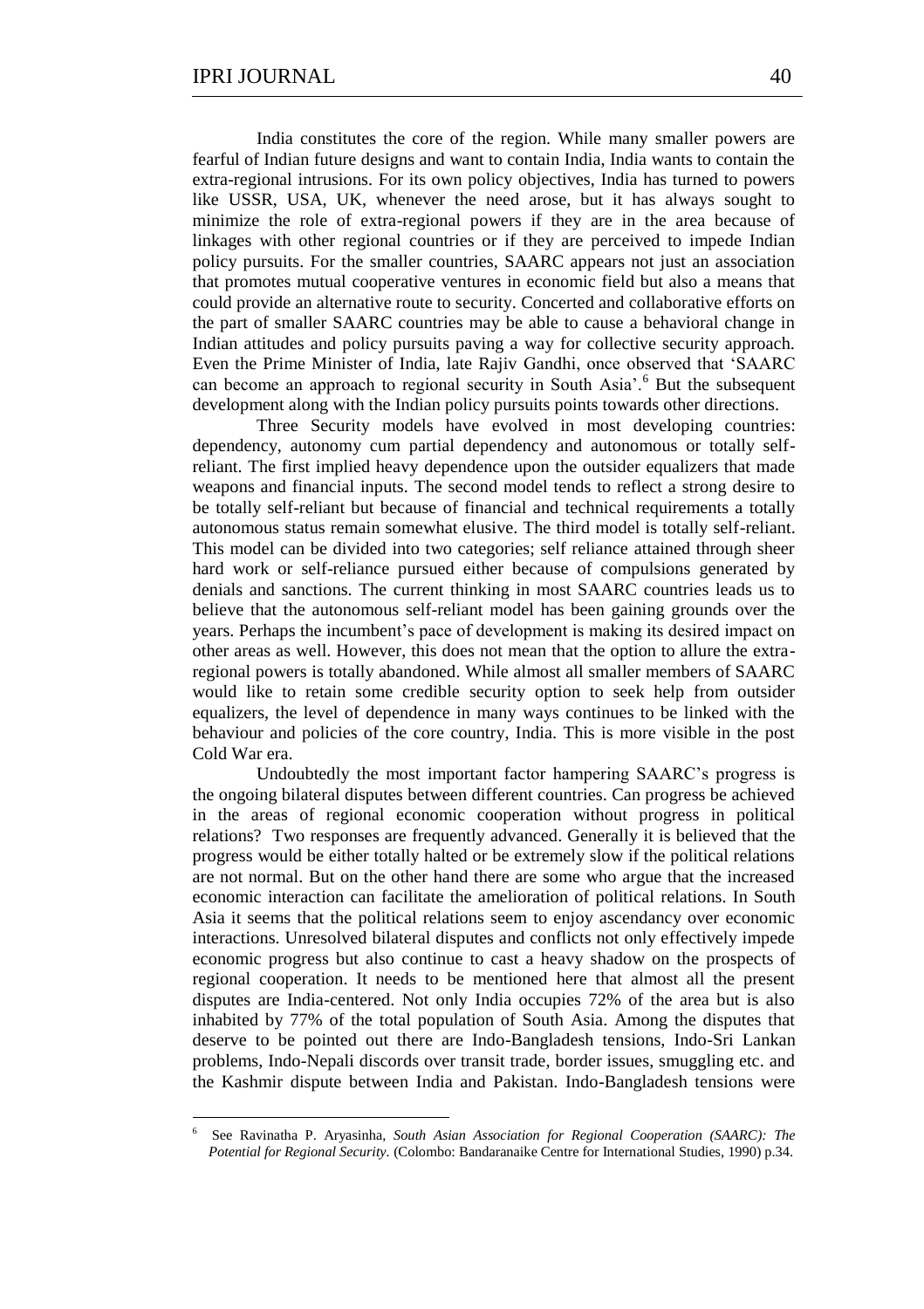India constitutes the core of the region. While many smaller powers are fearful of Indian future designs and want to contain India, India wants to contain the extra-regional intrusions. For its own policy objectives, India has turned to powers like USSR, USA, UK, whenever the need arose, but it has always sought to minimize the role of extra-regional powers if they are in the area because of linkages with other regional countries or if they are perceived to impede Indian policy pursuits. For the smaller countries, SAARC appears not just an association that promotes mutual cooperative ventures in economic field but also a means that could provide an alternative route to security. Concerted and collaborative efforts on the part of smaller SAARC countries may be able to cause a behavioral change in Indian attitudes and policy pursuits paving a way for collective security approach. Even the Prime Minister of India, late Rajiv Gandhi, once observed that 'SAARC can become an approach to regional security in South Asia'.[6] But the subsequent development along with the Indian policy pursuits points towards other directions.

Three Security models have evolved in most developing countries: dependency, autonomy cum partial dependency and autonomous or totally self-reliant. The first implied heavy dependence upon the outsider equalizers that made weapons and financial inputs. The second model tends to reflect a strong desire to be totally self-reliant but because of financial and technical requirements a totally autonomous status remain somewhat elusive. The third model is totally self-reliant. This model can be divided into two categories; self reliance attained through sheer hard work or self-reliance pursued either because of compulsions generated by denials and sanctions. The current thinking in most SAARC countries leads us to believe that the autonomous self-reliant model has been gaining grounds over the years. Perhaps the incumbent's pace of development is making its desired impact on other areas as well. However, this does not mean that the option to allure the extra-regional powers is totally abandoned. While almost all smaller members of SAARC would like to retain some credible security option to seek help from outsider equalizers, the level of dependence in many ways continues to be linked with the behaviour and policies of the core country, India. This is more visible in the post Cold War era.

Undoubtedly the most important factor hampering SAARC's progress is the ongoing bilateral disputes between different countries. Can progress be achieved in the areas of regional economic cooperation without progress in political relations? Two responses are frequently advanced. Generally it is believed that the progress would be either totally halted or be extremely slow if the political relations are not normal. But on the other hand there are some who argue that the increased economic interaction can facilitate the amelioration of political relations. In South Asia it seems that the political relations seem to enjoy ascendancy over economic interactions. Unresolved bilateral disputes and conflicts not only effectively impede economic progress but also continue to cast a heavy shadow on the prospects of regional cooperation. It needs to be mentioned here that almost all the present disputes are India-centered. Not only India occupies 72% of the area but is also inhabited by 77% of the total population of South Asia. Among the disputes that deserve to be pointed out there are Indo-Bangladesh tensions, Indo-Sri Lankan problems, Indo-Nepali discords over transit trade, border issues, smuggling etc. and the Kashmir dispute between India and Pakistan. Indo-Bangladesh tensions were

[6] See Ravinatha P. Aryasinha, *South Asian Association for Regional Cooperation (SAARC): The Potential for Regional Security.* (Colombo: Bandaranaike Centre for International Studies, 1990) p.34.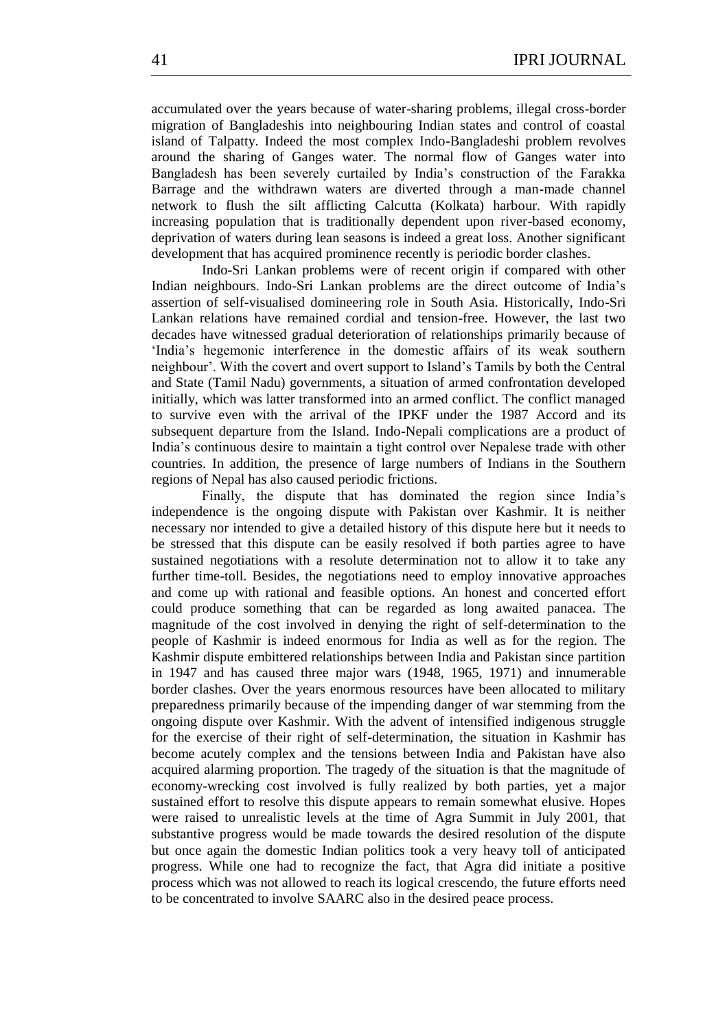accumulated over the years because of water-sharing problems, illegal cross-border migration of Bangladeshis into neighbouring Indian states and control of coastal island of Talpatty. Indeed the most complex Indo-Bangladeshi problem revolves around the sharing of Ganges water. The normal flow of Ganges water into Bangladesh has been severely curtailed by India's construction of the Farakka Barrage and the withdrawn waters are diverted through a man-made channel network to flush the silt afflicting Calcutta (Kolkata) harbour. With rapidly increasing population that is traditionally dependent upon river-based economy, deprivation of waters during lean seasons is indeed a great loss. Another significant development that has acquired prominence recently is periodic border clashes.

Indo-Sri Lankan problems were of recent origin if compared with other Indian neighbours. Indo-Sri Lankan problems are the direct outcome of India's assertion of self-visualised domineering role in South Asia. Historically, Indo-Sri Lankan relations have remained cordial and tension-free. However, the last two decades have witnessed gradual deterioration of relationships primarily because of 'India's hegemonic interference in the domestic affairs of its weak southern neighbour'. With the covert and overt support to Island's Tamils by both the Central and State (Tamil Nadu) governments, a situation of armed confrontation developed initially, which was latter transformed into an armed conflict. The conflict managed to survive even with the arrival of the IPKF under the 1987 Accord and its subsequent departure from the Island. Indo-Nepali complications are a product of India's continuous desire to maintain a tight control over Nepalese trade with other countries. In addition, the presence of large numbers of Indians in the Southern regions of Nepal has also caused periodic frictions.

Finally, the dispute that has dominated the region since India's independence is the ongoing dispute with Pakistan over Kashmir. It is neither necessary nor intended to give a detailed history of this dispute here but it needs to be stressed that this dispute can be easily resolved if both parties agree to have sustained negotiations with a resolute determination not to allow it to take any further time-toll. Besides, the negotiations need to employ innovative approaches and come up with rational and feasible options. An honest and concerted effort could produce something that can be regarded as long awaited panacea. The magnitude of the cost involved in denying the right of self-determination to the people of Kashmir is indeed enormous for India as well as for the region. The Kashmir dispute embittered relationships between India and Pakistan since partition in 1947 and has caused three major wars (1948, 1965, 1971) and innumerable border clashes. Over the years enormous resources have been allocated to military preparedness primarily because of the impending danger of war stemming from the ongoing dispute over Kashmir. With the advent of intensified indigenous struggle for the exercise of their right of self-determination, the situation in Kashmir has become acutely complex and the tensions between India and Pakistan have also acquired alarming proportion. The tragedy of the situation is that the magnitude of economy-wrecking cost involved is fully realized by both parties, yet a major sustained effort to resolve this dispute appears to remain somewhat elusive. Hopes were raised to unrealistic levels at the time of Agra Summit in July 2001, that substantive progress would be made towards the desired resolution of the dispute but once again the domestic Indian politics took a very heavy toll of anticipated progress. While one had to recognize the fact, that Agra did initiate a positive process which was not allowed to reach its logical crescendo, the future efforts need to be concentrated to involve SAARC also in the desired peace process.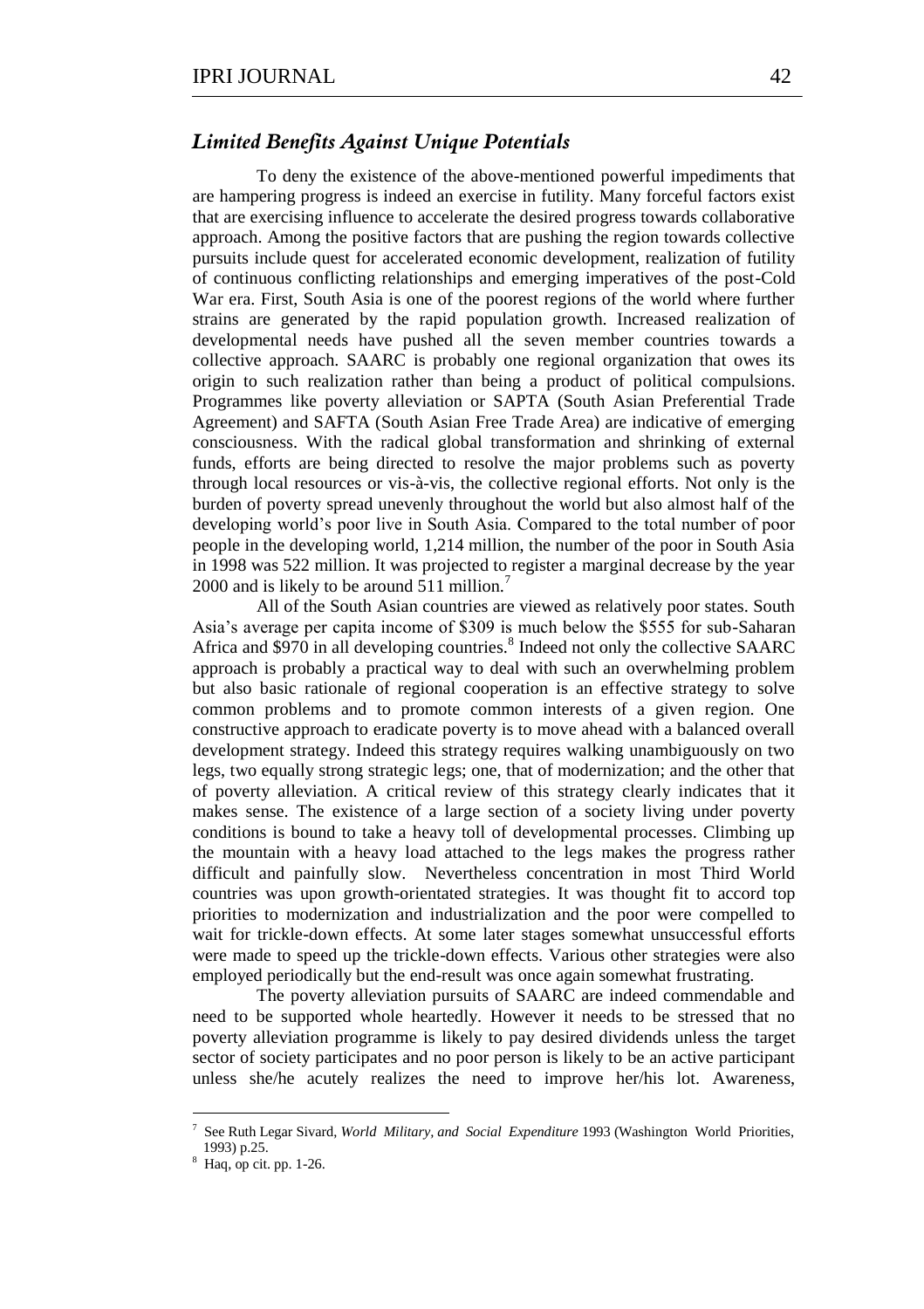## *Limited Benefits Against Unique Potentials*

To deny the existence of the above-mentioned powerful impediments that are hampering progress is indeed an exercise in futility. Many forceful factors exist that are exercising influence to accelerate the desired progress towards collaborative approach. Among the positive factors that are pushing the region towards collective pursuits include quest for accelerated economic development, realization of futility of continuous conflicting relationships and emerging imperatives of the post-Cold War era. First, South Asia is one of the poorest regions of the world where further strains are generated by the rapid population growth. Increased realization of developmental needs have pushed all the seven member countries towards a collective approach. SAARC is probably one regional organization that owes its origin to such realization rather than being a product of political compulsions. Programmes like poverty alleviation or SAPTA (South Asian Preferential Trade Agreement) and SAFTA (South Asian Free Trade Area) are indicative of emerging consciousness. With the radical global transformation and shrinking of external funds, efforts are being directed to resolve the major problems such as poverty through local resources or vis-à-vis, the collective regional efforts. Not only is the burden of poverty spread unevenly throughout the world but also almost half of the developing world's poor live in South Asia. Compared to the total number of poor people in the developing world, 1,214 million, the number of the poor in South Asia in 1998 was 522 million. It was projected to register a marginal decrease by the year 2000 and is likely to be around 511 million.[7]

All of the South Asian countries are viewed as relatively poor states. South Asia's average per capita income of $309 is much below the $555 for sub-Saharan Africa and $970 in all developing countries.[8] Indeed not only the collective SAARC approach is probably a practical way to deal with such an overwhelming problem but also basic rationale of regional cooperation is an effective strategy to solve common problems and to promote common interests of a given region. One constructive approach to eradicate poverty is to move ahead with a balanced overall development strategy. Indeed this strategy requires walking unambiguously on two legs, two equally strong strategic legs; one, that of modernization; and the other that of poverty alleviation. A critical review of this strategy clearly indicates that it makes sense. The existence of a large section of a society living under poverty conditions is bound to take a heavy toll of developmental processes. Climbing up the mountain with a heavy load attached to the legs makes the progress rather difficult and painfully slow. Nevertheless concentration in most Third World countries was upon growth-orientated strategies. It was thought fit to accord top priorities to modernization and industrialization and the poor were compelled to wait for trickle-down effects. At some later stages somewhat unsuccessful efforts were made to speed up the trickle-down effects. Various other strategies were also employed periodically but the end-result was once again somewhat frustrating.

The poverty alleviation pursuits of SAARC are indeed commendable and need to be supported whole heartedly. However it needs to be stressed that no poverty alleviation programme is likely to pay desired dividends unless the target sector of society participates and no poor person is likely to be an active participant unless she/he acutely realizes the need to improve her/his lot. Awareness,

---

[7] See Ruth Legar Sivard, *World Military, and Social Expenditure* 1993 (Washington World Priorities, 1993) p.25.

[8] Haq, op cit. pp. 1-26.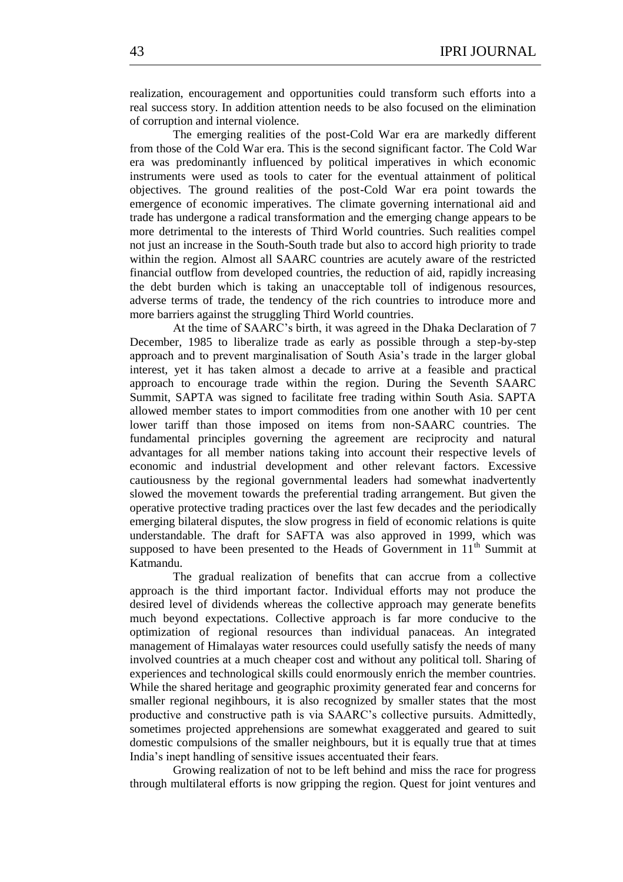realization, encouragement and opportunities could transform such efforts into a real success story. In addition attention needs to be also focused on the elimination of corruption and internal violence.

The emerging realities of the post-Cold War era are markedly different from those of the Cold War era. This is the second significant factor. The Cold War era was predominantly influenced by political imperatives in which economic instruments were used as tools to cater for the eventual attainment of political objectives. The ground realities of the post-Cold War era point towards the emergence of economic imperatives. The climate governing international aid and trade has undergone a radical transformation and the emerging change appears to be more detrimental to the interests of Third World countries. Such realities compel not just an increase in the South-South trade but also to accord high priority to trade within the region. Almost all SAARC countries are acutely aware of the restricted financial outflow from developed countries, the reduction of aid, rapidly increasing the debt burden which is taking an unacceptable toll of indigenous resources, adverse terms of trade, the tendency of the rich countries to introduce more and more barriers against the struggling Third World countries.

At the time of SAARC's birth, it was agreed in the Dhaka Declaration of 7 December, 1985 to liberalize trade as early as possible through a step-by-step approach and to prevent marginalisation of South Asia's trade in the larger global interest, yet it has taken almost a decade to arrive at a feasible and practical approach to encourage trade within the region. During the Seventh SAARC Summit, SAPTA was signed to facilitate free trading within South Asia. SAPTA allowed member states to import commodities from one another with 10 per cent lower tariff than those imposed on items from non-SAARC countries. The fundamental principles governing the agreement are reciprocity and natural advantages for all member nations taking into account their respective levels of economic and industrial development and other relevant factors. Excessive cautiousness by the regional governmental leaders had somewhat inadvertently slowed the movement towards the preferential trading arrangement. But given the operative protective trading practices over the last few decades and the periodically emerging bilateral disputes, the slow progress in field of economic relations is quite understandable. The draft for SAFTA was also approved in 1999, which was supposed to have been presented to the Heads of Government in 11th Summit at Katmandu.

The gradual realization of benefits that can accrue from a collective approach is the third important factor. Individual efforts may not produce the desired level of dividends whereas the collective approach may generate benefits much beyond expectations. Collective approach is far more conducive to the optimization of regional resources than individual panaceas. An integrated management of Himalayas water resources could usefully satisfy the needs of many involved countries at a much cheaper cost and without any political toll. Sharing of experiences and technological skills could enormously enrich the member countries. While the shared heritage and geographic proximity generated fear and concerns for smaller regional negihbours, it is also recognized by smaller states that the most productive and constructive path is via SAARC's collective pursuits. Admittedly, sometimes projected apprehensions are somewhat exaggerated and geared to suit domestic compulsions of the smaller neighbours, but it is equally true that at times India's inept handling of sensitive issues accentuated their fears.

Growing realization of not to be left behind and miss the race for progress through multilateral efforts is now gripping the region. Quest for joint ventures and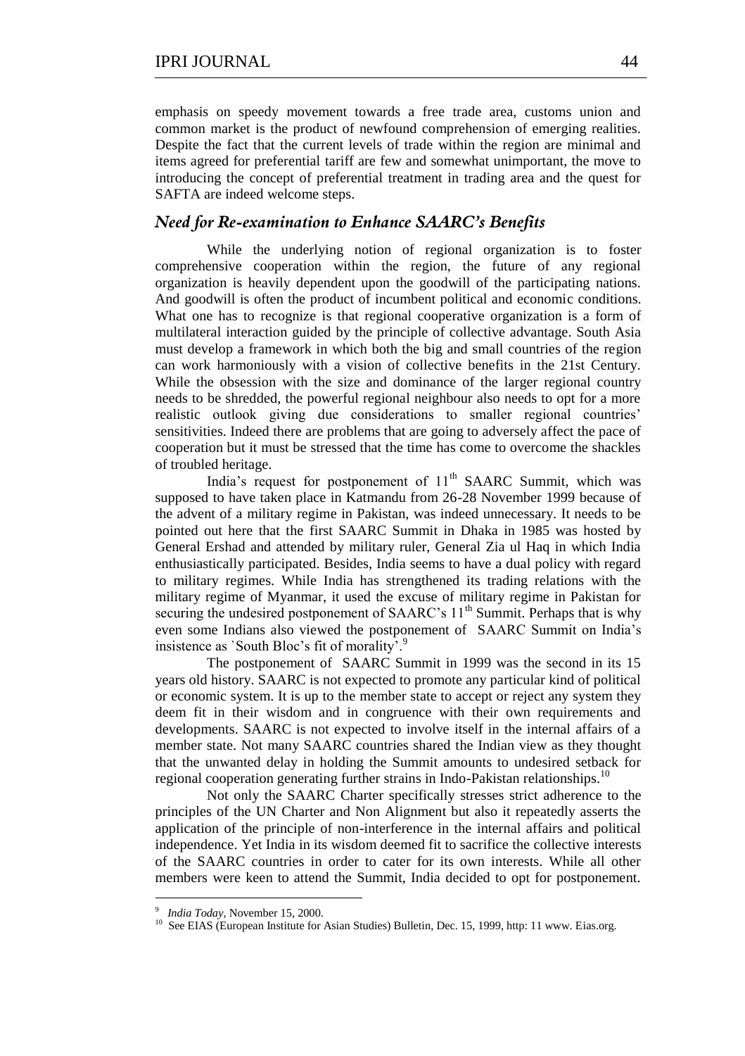emphasis on speedy movement towards a free trade area, customs union and common market is the product of newfound comprehension of emerging realities. Despite the fact that the current levels of trade within the region are minimal and items agreed for preferential tariff are few and somewhat unimportant, the move to introducing the concept of preferential treatment in trading area and the quest for SAFTA are indeed welcome steps.

## *Need for Re-examination to Enhance SAARC's Benefits*

While the underlying notion of regional organization is to foster comprehensive cooperation within the region, the future of any regional organization is heavily dependent upon the goodwill of the participating nations. And goodwill is often the product of incumbent political and economic conditions. What one has to recognize is that regional cooperative organization is a form of multilateral interaction guided by the principle of collective advantage. South Asia must develop a framework in which both the big and small countries of the region can work harmoniously with a vision of collective benefits in the 21st Century. While the obsession with the size and dominance of the larger regional country needs to be shredded, the powerful regional neighbour also needs to opt for a more realistic outlook giving due considerations to smaller regional countries' sensitivities. Indeed there are problems that are going to adversely affect the pace of cooperation but it must be stressed that the time has come to overcome the shackles of troubled heritage.

India's request for postponement of 11th SAARC Summit, which was supposed to have taken place in Katmandu from 26-28 November 1999 because of the advent of a military regime in Pakistan, was indeed unnecessary. It needs to be pointed out here that the first SAARC Summit in Dhaka in 1985 was hosted by General Ershad and attended by military ruler, General Zia ul Haq in which India enthusiastically participated. Besides, India seems to have a dual policy with regard to military regimes. While India has strengthened its trading relations with the military regime of Myanmar, it used the excuse of military regime in Pakistan for securing the undesired postponement of SAARC's 11th Summit. Perhaps that is why even some Indians also viewed the postponement of SAARC Summit on India's insistence as `South Bloc's fit of morality'.[9]

The postponement of SAARC Summit in 1999 was the second in its 15 years old history. SAARC is not expected to promote any particular kind of political or economic system. It is up to the member state to accept or reject any system they deem fit in their wisdom and in congruence with their own requirements and developments. SAARC is not expected to involve itself in the internal affairs of a member state. Not many SAARC countries shared the Indian view as they thought that the unwanted delay in holding the Summit amounts to undesired setback for regional cooperation generating further strains in Indo-Pakistan relationships.[10]

Not only the SAARC Charter specifically stresses strict adherence to the principles of the UN Charter and Non Alignment but also it repeatedly asserts the application of the principle of non-interference in the internal affairs and political independence. Yet India in its wisdom deemed fit to sacrifice the collective interests of the SAARC countries in order to cater for its own interests. While all other members were keen to attend the Summit, India decided to opt for postponement.

---

[9] *India Today*, November 15, 2000.

[10] See EIAS (European Institute for Asian Studies) Bulletin, Dec. 15, 1999, http: 11 www. Eias.org.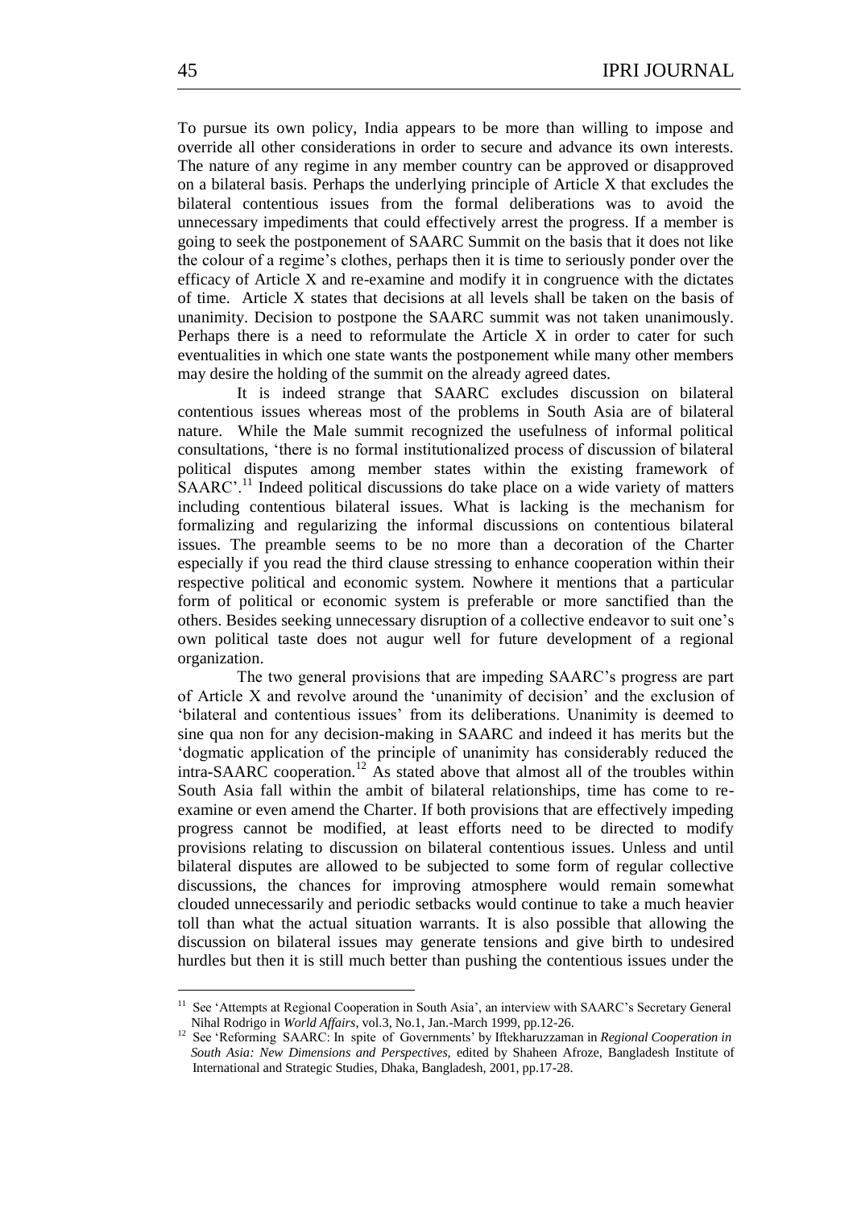To pursue its own policy, India appears to be more than willing to impose and override all other considerations in order to secure and advance its own interests. The nature of any regime in any member country can be approved or disapproved on a bilateral basis. Perhaps the underlying principle of Article X that excludes the bilateral contentious issues from the formal deliberations was to avoid the unnecessary impediments that could effectively arrest the progress. If a member is going to seek the postponement of SAARC Summit on the basis that it does not like the colour of a regime's clothes, perhaps then it is time to seriously ponder over the efficacy of Article X and re-examine and modify it in congruence with the dictates of time. Article X states that decisions at all levels shall be taken on the basis of unanimity. Decision to postpone the SAARC summit was not taken unanimously. Perhaps there is a need to reformulate the Article X in order to cater for such eventualities in which one state wants the postponement while many other members may desire the holding of the summit on the already agreed dates.

It is indeed strange that SAARC excludes discussion on bilateral contentious issues whereas most of the problems in South Asia are of bilateral nature. While the Male summit recognized the usefulness of informal political consultations, 'there is no formal institutionalized process of discussion of bilateral political disputes among member states within the existing framework of SAARC'.[11] Indeed political discussions do take place on a wide variety of matters including contentious bilateral issues. What is lacking is the mechanism for formalizing and regularizing the informal discussions on contentious bilateral issues. The preamble seems to be no more than a decoration of the Charter especially if you read the third clause stressing to enhance cooperation within their respective political and economic system. Nowhere it mentions that a particular form of political or economic system is preferable or more sanctified than the others. Besides seeking unnecessary disruption of a collective endeavor to suit one's own political taste does not augur well for future development of a regional organization.

The two general provisions that are impeding SAARC's progress are part of Article X and revolve around the 'unanimity of decision' and the exclusion of 'bilateral and contentious issues' from its deliberations. Unanimity is deemed to sine qua non for any decision-making in SAARC and indeed it has merits but the 'dogmatic application of the principle of unanimity has considerably reduced the intra-SAARC cooperation.[12] As stated above that almost all of the troubles within South Asia fall within the ambit of bilateral relationships, time has come to re-examine or even amend the Charter. If both provisions that are effectively impeding progress cannot be modified, at least efforts need to be directed to modify provisions relating to discussion on bilateral contentious issues. Unless and until bilateral disputes are allowed to be subjected to some form of regular collective discussions, the chances for improving atmosphere would remain somewhat clouded unnecessarily and periodic setbacks would continue to take a much heavier toll than what the actual situation warrants. It is also possible that allowing the discussion on bilateral issues may generate tensions and give birth to undesired hurdles but then it is still much better than pushing the contentious issues under the

---

[11] See 'Attempts at Regional Cooperation in South Asia', an interview with SAARC's Secretary General Nihal Rodrigo in *World Affairs*, vol.3, No.1, Jan.-March 1999, pp.12-26.

[12] See 'Reforming SAARC: In spite of Governments' by Iftekharuzzaman in *Regional Cooperation in South Asia: New Dimensions and Perspectives,* edited by Shaheen Afroze, Bangladesh Institute of International and Strategic Studies, Dhaka, Bangladesh, 2001, pp.17-28.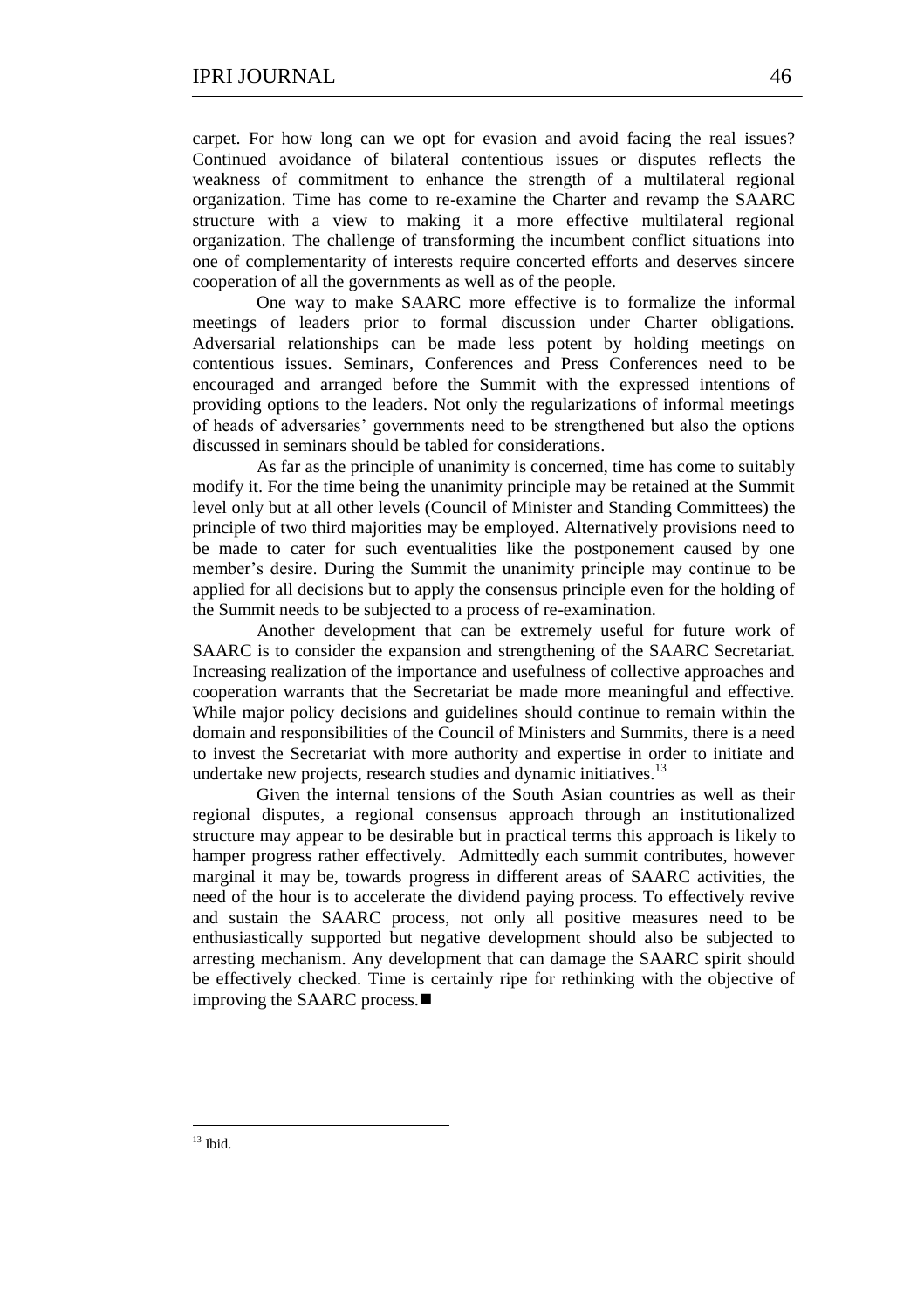carpet. For how long can we opt for evasion and avoid facing the real issues? Continued avoidance of bilateral contentious issues or disputes reflects the weakness of commitment to enhance the strength of a multilateral regional organization. Time has come to re-examine the Charter and revamp the SAARC structure with a view to making it a more effective multilateral regional organization. The challenge of transforming the incumbent conflict situations into one of complementarity of interests require concerted efforts and deserves sincere cooperation of all the governments as well as of the people.

One way to make SAARC more effective is to formalize the informal meetings of leaders prior to formal discussion under Charter obligations. Adversarial relationships can be made less potent by holding meetings on contentious issues. Seminars, Conferences and Press Conferences need to be encouraged and arranged before the Summit with the expressed intentions of providing options to the leaders. Not only the regularizations of informal meetings of heads of adversaries' governments need to be strengthened but also the options discussed in seminars should be tabled for considerations.

As far as the principle of unanimity is concerned, time has come to suitably modify it. For the time being the unanimity principle may be retained at the Summit level only but at all other levels (Council of Minister and Standing Committees) the principle of two third majorities may be employed. Alternatively provisions need to be made to cater for such eventualities like the postponement caused by one member's desire. During the Summit the unanimity principle may continue to be applied for all decisions but to apply the consensus principle even for the holding of the Summit needs to be subjected to a process of re-examination.

Another development that can be extremely useful for future work of SAARC is to consider the expansion and strengthening of the SAARC Secretariat. Increasing realization of the importance and usefulness of collective approaches and cooperation warrants that the Secretariat be made more meaningful and effective. While major policy decisions and guidelines should continue to remain within the domain and responsibilities of the Council of Ministers and Summits, there is a need to invest the Secretariat with more authority and expertise in order to initiate and undertake new projects, research studies and dynamic initiatives.[13]

Given the internal tensions of the South Asian countries as well as their regional disputes, a regional consensus approach through an institutionalized structure may appear to be desirable but in practical terms this approach is likely to hamper progress rather effectively. Admittedly each summit contributes, however marginal it may be, towards progress in different areas of SAARC activities, the need of the hour is to accelerate the dividend paying process. To effectively revive and sustain the SAARC process, not only all positive measures need to be enthusiastically supported but negative development should also be subjected to arresting mechanism. Any development that can damage the SAARC spirit should be effectively checked. Time is certainly ripe for rethinking with the objective of improving the SAARC process.■

---

[13] Ibid.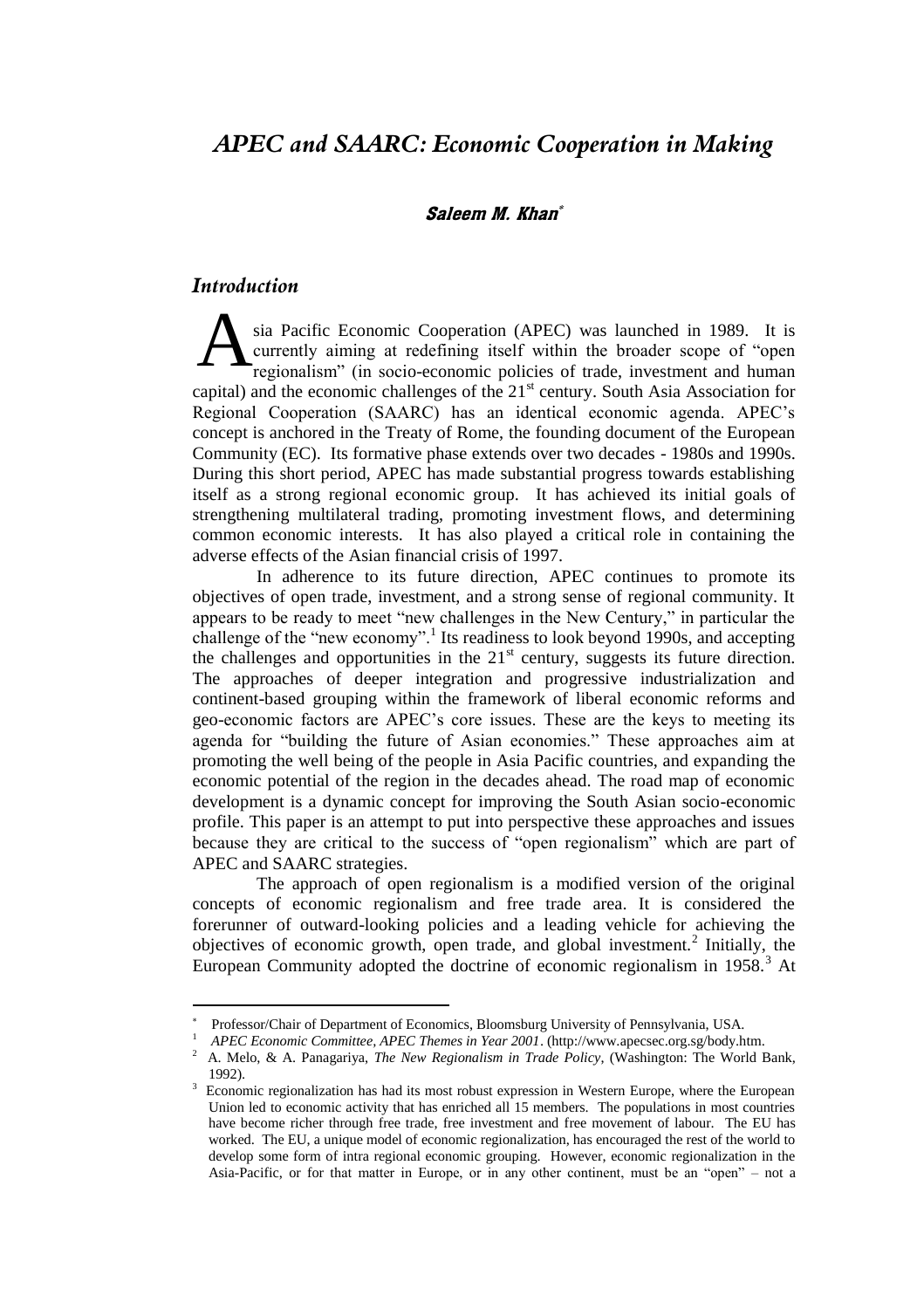# APEC and SAARC: Economic Cooperation in Making

**Saleem M. Khan***

## Introduction

Asia Pacific Economic Cooperation (APEC) was launched in 1989. It is currently aiming at redefining itself within the broader scope of "open regionalism" (in socio-economic policies of trade, investment and human capital) and the economic challenges of the 21st century. South Asia Association for Regional Cooperation (SAARC) has an identical economic agenda. APEC's concept is anchored in the Treaty of Rome, the founding document of the European Community (EC). Its formative phase extends over two decades - 1980s and 1990s. During this short period, APEC has made substantial progress towards establishing itself as a strong regional economic group. It has achieved its initial goals of strengthening multilateral trading, promoting investment flows, and determining common economic interests. It has also played a critical role in containing the adverse effects of the Asian financial crisis of 1997.

In adherence to its future direction, APEC continues to promote its objectives of open trade, investment, and a strong sense of regional community. It appears to be ready to meet "new challenges in the New Century," in particular the challenge of the "new economy".[1] Its readiness to look beyond 1990s, and accepting the challenges and opportunities in the 21st century, suggests its future direction. The approaches of deeper integration and progressive industrialization and continent-based grouping within the framework of liberal economic reforms and geo-economic factors are APEC's core issues. These are the keys to meeting its agenda for "building the future of Asian economies." These approaches aim at promoting the well being of the people in Asia Pacific countries, and expanding the economic potential of the region in the decades ahead. The road map of economic development is a dynamic concept for improving the South Asian socio-economic profile. This paper is an attempt to put into perspective these approaches and issues because they are critical to the success of "open regionalism" which are part of APEC and SAARC strategies.

The approach of open regionalism is a modified version of the original concepts of economic regionalism and free trade area. It is considered the forerunner of outward-looking policies and a leading vehicle for achieving the objectives of economic growth, open trade, and global investment.[2] Initially, the European Community adopted the doctrine of economic regionalism in 1958.[3] At

---

\* Professor/Chair of Department of Economics, Bloomsburg University of Pennsylvania, USA.

[1] *APEC Economic Committee, APEC Themes in Year 2001*. (http://www.apecsec.org.sg/body.htm.

[2] A. Melo, & A. Panagariya, *The New Regionalism in Trade Policy*, (Washington: The World Bank, 1992).

[3] Economic regionalization has had its most robust expression in Western Europe, where the European Union led to economic activity that has enriched all 15 members. The populations in most countries have become richer through free trade, free investment and free movement of labour. The EU has worked. The EU, a unique model of economic regionalization, has encouraged the rest of the world to develop some form of intra regional economic grouping. However, economic regionalization in the Asia-Pacific, or for that matter in Europe, or in any other continent, must be an "open" – not a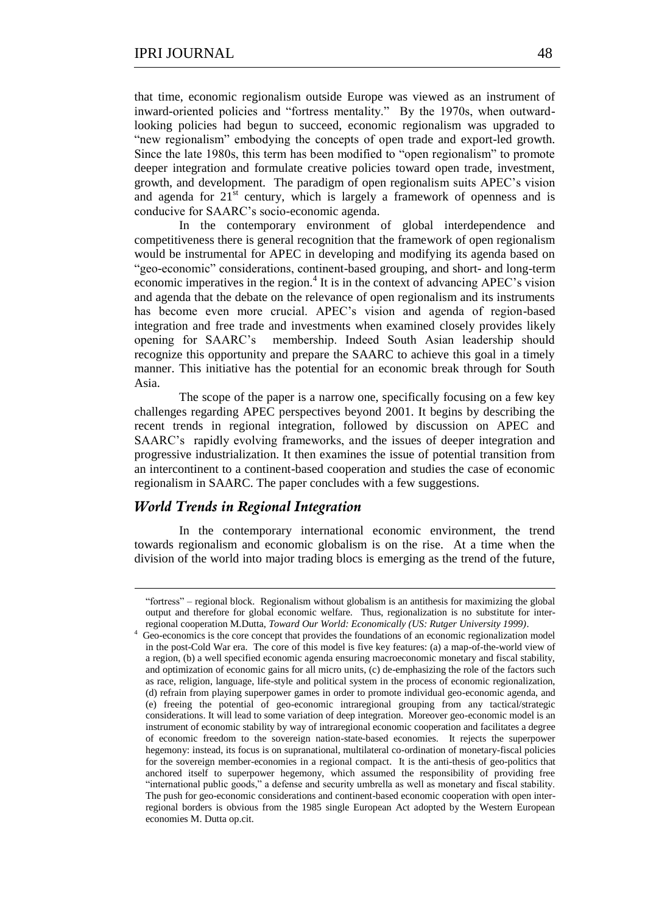that time, economic regionalism outside Europe was viewed as an instrument of inward-oriented policies and "fortress mentality." By the 1970s, when outward-looking policies had begun to succeed, economic regionalism was upgraded to "new regionalism" embodying the concepts of open trade and export-led growth. Since the late 1980s, this term has been modified to "open regionalism" to promote deeper integration and formulate creative policies toward open trade, investment, growth, and development. The paradigm of open regionalism suits APEC's vision and agenda for 21st century, which is largely a framework of openness and is conducive for SAARC's socio-economic agenda.

In the contemporary environment of global interdependence and competitiveness there is general recognition that the framework of open regionalism would be instrumental for APEC in developing and modifying its agenda based on "geo-economic" considerations, continent-based grouping, and short- and long-term economic imperatives in the region.[4] It is in the context of advancing APEC's vision and agenda that the debate on the relevance of open regionalism and its instruments has become even more crucial. APEC's vision and agenda of region-based integration and free trade and investments when examined closely provides likely opening for SAARC's membership. Indeed South Asian leadership should recognize this opportunity and prepare the SAARC to achieve this goal in a timely manner. This initiative has the potential for an economic break through for South Asia.

The scope of the paper is a narrow one, specifically focusing on a few key challenges regarding APEC perspectives beyond 2001. It begins by describing the recent trends in regional integration, followed by discussion on APEC and SAARC's rapidly evolving frameworks, and the issues of deeper integration and progressive industrialization. It then examines the issue of potential transition from an intercontinent to a continent-based cooperation and studies the case of economic regionalism in SAARC. The paper concludes with a few suggestions.

## *World Trends in Regional Integration*

In the contemporary international economic environment, the trend towards regionalism and economic globalism is on the rise. At a time when the division of the world into major trading blocs is emerging as the trend of the future,

---

"fortress" – regional block. Regionalism without globalism is an antithesis for maximizing the global output and therefore for global economic welfare. Thus, regionalization is no substitute for inter-regional cooperation M.Dutta, *Toward Our World: Economically (US: Rutger University 1999)*.

[4] Geo-economics is the core concept that provides the foundations of an economic regionalization model in the post-Cold War era. The core of this model is five key features: (a) a map-of-the-world view of a region, (b) a well specified economic agenda ensuring macroeconomic monetary and fiscal stability, and optimization of economic gains for all micro units, (c) de-emphasizing the role of the factors such as race, religion, language, life-style and political system in the process of economic regionalization, (d) refrain from playing superpower games in order to promote individual geo-economic agenda, and (e) freeing the potential of geo-economic intraregional grouping from any tactical/strategic considerations. It will lead to some variation of deep integration. Moreover geo-economic model is an instrument of economic stability by way of intraregional economic cooperation and facilitates a degree of economic freedom to the sovereign nation-state-based economies. It rejects the superpower hegemony: instead, its focus is on supranational, multilateral co-ordination of monetary-fiscal policies for the sovereign member-economies in a regional compact. It is the anti-thesis of geo-politics that anchored itself to superpower hegemony, which assumed the responsibility of providing free "international public goods," a defense and security umbrella as well as monetary and fiscal stability. The push for geo-economic considerations and continent-based economic cooperation with open inter-regional borders is obvious from the 1985 single European Act adopted by the Western European economies M. Dutta op.cit.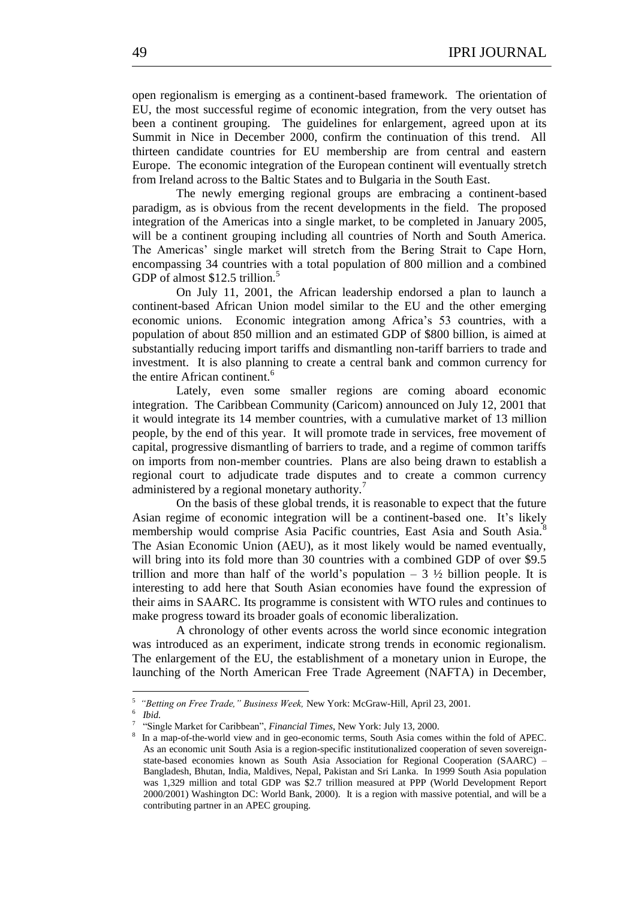open regionalism is emerging as a continent-based framework. The orientation of EU, the most successful regime of economic integration, from the very outset has been a continent grouping. The guidelines for enlargement, agreed upon at its Summit in Nice in December 2000, confirm the continuation of this trend. All thirteen candidate countries for EU membership are from central and eastern Europe. The economic integration of the European continent will eventually stretch from Ireland across to the Baltic States and to Bulgaria in the South East.

The newly emerging regional groups are embracing a continent-based paradigm, as is obvious from the recent developments in the field. The proposed integration of the Americas into a single market, to be completed in January 2005, will be a continent grouping including all countries of North and South America. The Americas' single market will stretch from the Bering Strait to Cape Horn, encompassing 34 countries with a total population of 800 million and a combined GDP of almost \$12.5 trillion.[5]

On July 11, 2001, the African leadership endorsed a plan to launch a continent-based African Union model similar to the EU and the other emerging economic unions. Economic integration among Africa's 53 countries, with a population of about 850 million and an estimated GDP of \$800 billion, is aimed at substantially reducing import tariffs and dismantling non-tariff barriers to trade and investment. It is also planning to create a central bank and common currency for the entire African continent.[6]

Lately, even some smaller regions are coming aboard economic integration. The Caribbean Community (Caricom) announced on July 12, 2001 that it would integrate its 14 member countries, with a cumulative market of 13 million people, by the end of this year. It will promote trade in services, free movement of capital, progressive dismantling of barriers to trade, and a regime of common tariffs on imports from non-member countries. Plans are also being drawn to establish a regional court to adjudicate trade disputes and to create a common currency administered by a regional monetary authority.[7]

On the basis of these global trends, it is reasonable to expect that the future Asian regime of economic integration will be a continent-based one. It's likely membership would comprise Asia Pacific countries, East Asia and South Asia.[8] The Asian Economic Union (AEU), as it most likely would be named eventually, will bring into its fold more than 30 countries with a combined GDP of over \$9.5 trillion and more than half of the world's population – 3 ½ billion people. It is interesting to add here that South Asian economies have found the expression of their aims in SAARC. Its programme is consistent with WTO rules and continues to make progress toward its broader goals of economic liberalization.

A chronology of other events across the world since economic integration was introduced as an experiment, indicate strong trends in economic regionalism. The enlargement of the EU, the establishment of a monetary union in Europe, the launching of the North American Free Trade Agreement (NAFTA) in December,

---

[5] *"Betting on Free Trade," Business Week,* New York: McGraw-Hill, April 23, 2001.

[6] *Ibid.*

[7] "Single Market for Caribbean", *Financial Times*, New York: July 13, 2000.

[8] In a map-of-the-world view and in geo-economic terms, South Asia comes within the fold of APEC. As an economic unit South Asia is a region-specific institutionalized cooperation of seven sovereign-state-based economies known as South Asia Association for Regional Cooperation (SAARC) – Bangladesh, Bhutan, India, Maldives, Nepal, Pakistan and Sri Lanka. In 1999 South Asia population was 1,329 million and total GDP was \$2.7 trillion measured at PPP (World Development Report 2000/2001) Washington DC: World Bank, 2000). It is a region with massive potential, and will be a contributing partner in an APEC grouping.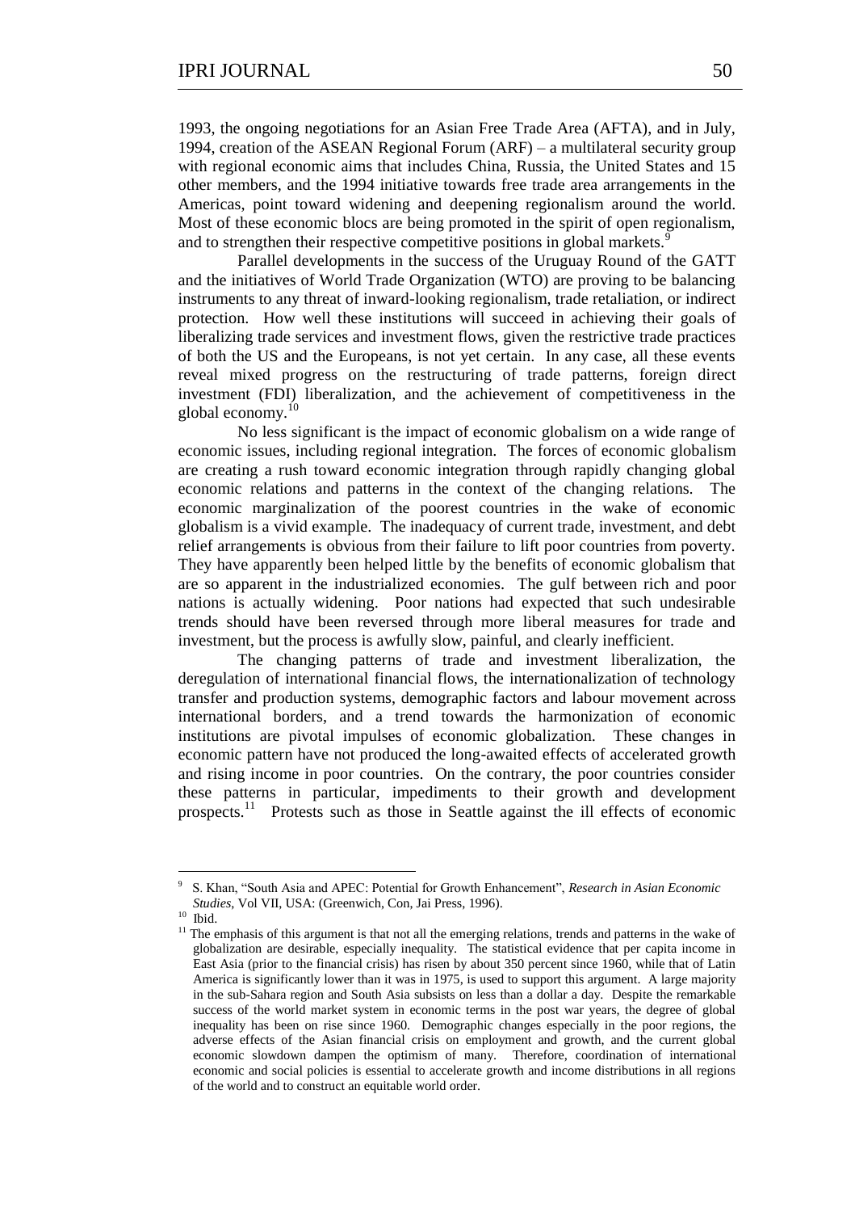1993, the ongoing negotiations for an Asian Free Trade Area (AFTA), and in July, 1994, creation of the ASEAN Regional Forum (ARF) – a multilateral security group with regional economic aims that includes China, Russia, the United States and 15 other members, and the 1994 initiative towards free trade area arrangements in the Americas, point toward widening and deepening regionalism around the world. Most of these economic blocs are being promoted in the spirit of open regionalism, and to strengthen their respective competitive positions in global markets.[9]

Parallel developments in the success of the Uruguay Round of the GATT and the initiatives of World Trade Organization (WTO) are proving to be balancing instruments to any threat of inward-looking regionalism, trade retaliation, or indirect protection. How well these institutions will succeed in achieving their goals of liberalizing trade services and investment flows, given the restrictive trade practices of both the US and the Europeans, is not yet certain. In any case, all these events reveal mixed progress on the restructuring of trade patterns, foreign direct investment (FDI) liberalization, and the achievement of competitiveness in the global economy.[10]

No less significant is the impact of economic globalism on a wide range of economic issues, including regional integration. The forces of economic globalism are creating a rush toward economic integration through rapidly changing global economic relations and patterns in the context of the changing relations. The economic marginalization of the poorest countries in the wake of economic globalism is a vivid example. The inadequacy of current trade, investment, and debt relief arrangements is obvious from their failure to lift poor countries from poverty. They have apparently been helped little by the benefits of economic globalism that are so apparent in the industrialized economies. The gulf between rich and poor nations is actually widening. Poor nations had expected that such undesirable trends should have been reversed through more liberal measures for trade and investment, but the process is awfully slow, painful, and clearly inefficient.

The changing patterns of trade and investment liberalization, the deregulation of international financial flows, the internationalization of technology transfer and production systems, demographic factors and labour movement across international borders, and a trend towards the harmonization of economic institutions are pivotal impulses of economic globalization. These changes in economic pattern have not produced the long-awaited effects of accelerated growth and rising income in poor countries. On the contrary, the poor countries consider these patterns in particular, impediments to their growth and development prospects.[11] Protests such as those in Seattle against the ill effects of economic

---

[9] S. Khan, "South Asia and APEC: Potential for Growth Enhancement", *Research in Asian Economic Studies*, Vol VII, USA: (Greenwich, Con, Jai Press, 1996).

[10] Ibid.

[11] The emphasis of this argument is that not all the emerging relations, trends and patterns in the wake of globalization are desirable, especially inequality. The statistical evidence that per capita income in East Asia (prior to the financial crisis) has risen by about 350 percent since 1960, while that of Latin America is significantly lower than it was in 1975, is used to support this argument. A large majority in the sub-Sahara region and South Asia subsists on less than a dollar a day. Despite the remarkable success of the world market system in economic terms in the post war years, the degree of global inequality has been on rise since 1960. Demographic changes especially in the poor regions, the adverse effects of the Asian financial crisis on employment and growth, and the current global economic slowdown dampen the optimism of many. Therefore, coordination of international economic and social policies is essential to accelerate growth and income distributions in all regions of the world and to construct an equitable world order.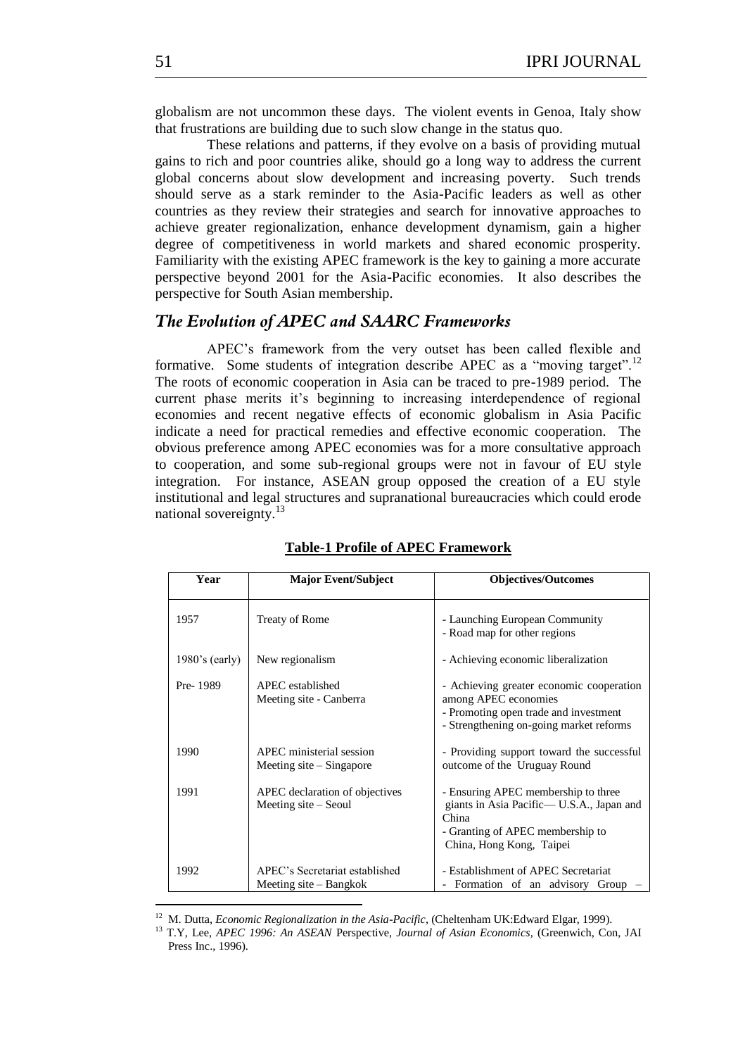globalism are not uncommon these days. The violent events in Genoa, Italy show that frustrations are building due to such slow change in the status quo.

These relations and patterns, if they evolve on a basis of providing mutual gains to rich and poor countries alike, should go a long way to address the current global concerns about slow development and increasing poverty. Such trends should serve as a stark reminder to the Asia-Pacific leaders as well as other countries as they review their strategies and search for innovative approaches to achieve greater regionalization, enhance development dynamism, gain a higher degree of competitiveness in world markets and shared economic prosperity. Familiarity with the existing APEC framework is the key to gaining a more accurate perspective beyond 2001 for the Asia-Pacific economies. It also describes the perspective for South Asian membership.

## *The Evolution of APEC and SAARC Frameworks*

APEC's framework from the very outset has been called flexible and formative. Some students of integration describe APEC as a "moving target".[12] The roots of economic cooperation in Asia can be traced to pre-1989 period. The current phase merits it's beginning to increasing interdependence of regional economies and recent negative effects of economic globalism in Asia Pacific indicate a need for practical remedies and effective economic cooperation. The obvious preference among APEC economies was for a more consultative approach to cooperation, and some sub-regional groups were not in favour of EU style integration. For instance, ASEAN group opposed the creation of a EU style institutional and legal structures and supranational bureaucracies which could erode national sovereignty.[13]

**Table-1 Profile of APEC Framework**

| Year | Major Event/Subject | Objectives/Outcomes |
|---|---|---|
| 1957 | Treaty of Rome | - Launching European Community<br>- Road map for other regions |
| 1980's (early) | New regionalism | - Achieving economic liberalization |
| Pre- 1989 | APEC established<br>Meeting site - Canberra | - Achieving greater economic cooperation among APEC economies<br>- Promoting open trade and investment<br>- Strengthening on-going market reforms |
| 1990 | APEC ministerial session<br>Meeting site – Singapore | - Providing support toward the successful outcome of the Uruguay Round |
| 1991 | APEC declaration of objectives<br>Meeting site – Seoul | - Ensuring APEC membership to three giants in Asia Pacific— U.S.A., Japan and China<br>- Granting of APEC membership to China, Hong Kong, Taipei |
| 1992 | APEC's Secretariat established<br>Meeting site – Bangkok | - Establishment of APEC Secretariat<br>- Formation of an advisory Group – |

[12] M. Dutta, *Economic Regionalization in the Asia-Pacific*, (Cheltenham UK:Edward Elgar, 1999).

[13] T.Y, Lee, *APEC 1996: An ASEAN* Perspective, *Journal of Asian Economics*, (Greenwich, Con, JAI Press Inc., 1996).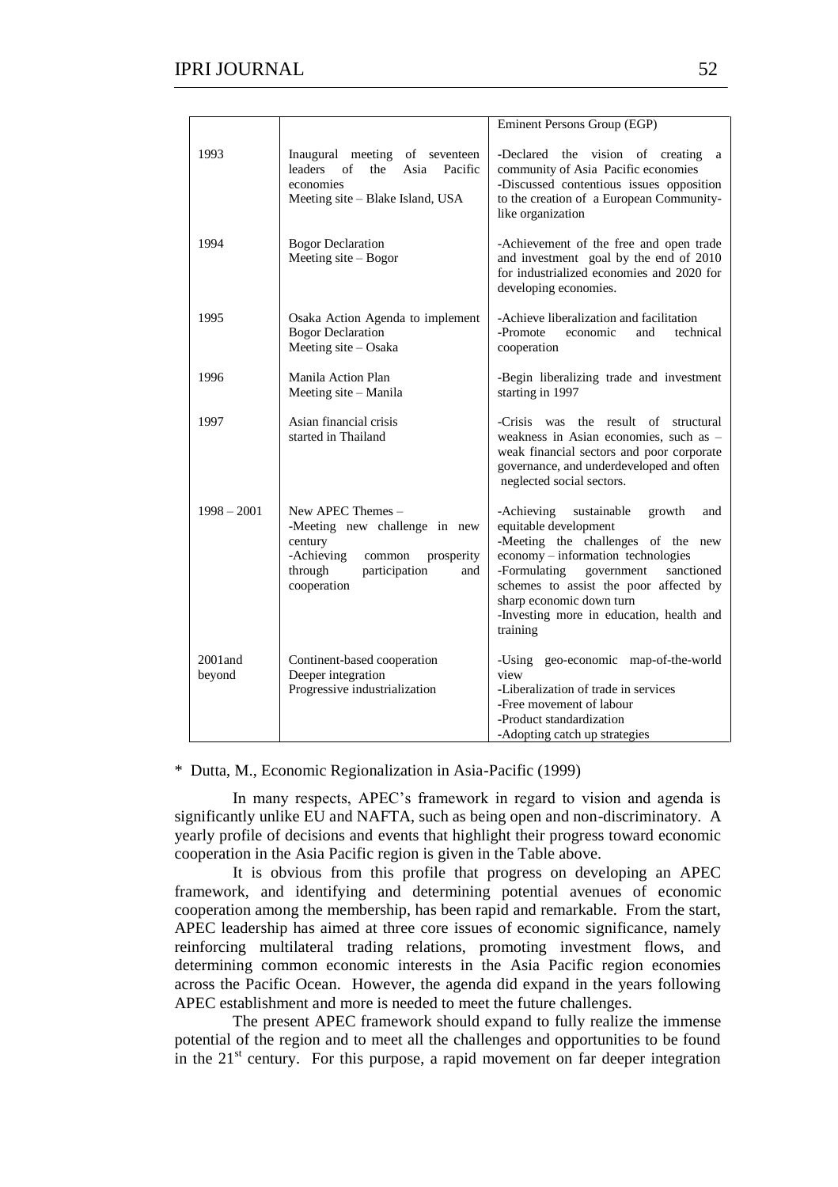| | | Eminent Persons Group (EGP) |
|---|---|---|
| 1993 | Inaugural meeting of seventeen leaders of the Asia Pacific economies<br>Meeting site – Blake Island, USA | -Declared the vision of creating a community of Asia Pacific economies<br>-Discussed contentious issues opposition to the creation of a European Community-like organization |
| 1994 | Bogor Declaration<br>Meeting site – Bogor | -Achievement of the free and open trade and investment goal by the end of 2010 for industrialized economies and 2020 for developing economies. |
| 1995 | Osaka Action Agenda to implement Bogor Declaration<br>Meeting site – Osaka | -Achieve liberalization and facilitation<br>-Promote economic and technical cooperation |
| 1996 | Manila Action Plan<br>Meeting site – Manila | -Begin liberalizing trade and investment starting in 1997 |
| 1997 | Asian financial crisis started in Thailand | -Crisis was the result of structural weakness in Asian economies, such as – weak financial sectors and poor corporate governance, and underdeveloped and often neglected social sectors. |
| 1998 – 2001 | New APEC Themes –<br>-Meeting new challenge in new century<br>-Achieving common prosperity through participation and cooperation | -Achieving sustainable growth and equitable development<br>-Meeting the challenges of the new economy – information technologies<br>-Formulating government sanctioned schemes to assist the poor affected by sharp economic down turn<br>-Investing more in education, health and training |
| 2001and beyond | Continent-based cooperation<br>Deeper integration<br>Progressive industrialization | -Using geo-economic map-of-the-world view<br>-Liberalization of trade in services<br>-Free movement of labour<br>-Product standardization<br>-Adopting catch up strategies |

* Dutta, M., Economic Regionalization in Asia-Pacific (1999)

In many respects, APEC's framework in regard to vision and agenda is significantly unlike EU and NAFTA, such as being open and non-discriminatory. A yearly profile of decisions and events that highlight their progress toward economic cooperation in the Asia Pacific region is given in the Table above.

It is obvious from this profile that progress on developing an APEC framework, and identifying and determining potential avenues of economic cooperation among the membership, has been rapid and remarkable. From the start, APEC leadership has aimed at three core issues of economic significance, namely reinforcing multilateral trading relations, promoting investment flows, and determining common economic interests in the Asia Pacific region economies across the Pacific Ocean. However, the agenda did expand in the years following APEC establishment and more is needed to meet the future challenges.

The present APEC framework should expand to fully realize the immense potential of the region and to meet all the challenges and opportunities to be found in the 21st century. For this purpose, a rapid movement on far deeper integration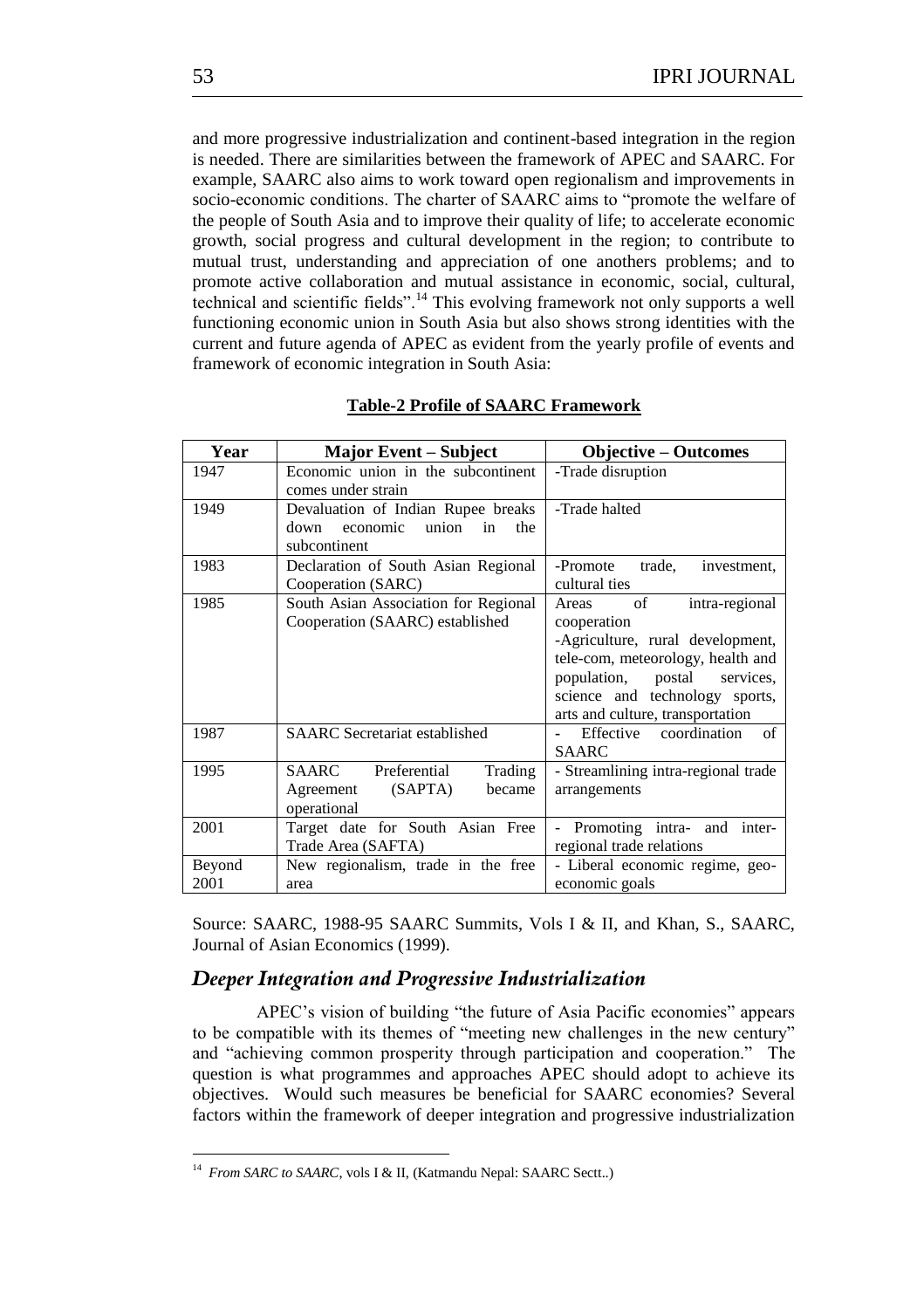and more progressive industrialization and continent-based integration in the region is needed. There are similarities between the framework of APEC and SAARC. For example, SAARC also aims to work toward open regionalism and improvements in socio-economic conditions. The charter of SAARC aims to "promote the welfare of the people of South Asia and to improve their quality of life; to accelerate economic growth, social progress and cultural development in the region; to contribute to mutual trust, understanding and appreciation of one anothers problems; and to promote active collaboration and mutual assistance in economic, social, cultural, technical and scientific fields".[14] This evolving framework not only supports a well functioning economic union in South Asia but also shows strong identities with the current and future agenda of APEC as evident from the yearly profile of events and framework of economic integration in South Asia:

**Table-2 Profile of SAARC Framework**

| Year | Major Event – Subject | Objective – Outcomes |
|---|---|---|
| 1947 | Economic union in the subcontinent comes under strain | -Trade disruption |
| 1949 | Devaluation of Indian Rupee breaks down economic union in the subcontinent | -Trade halted |
| 1983 | Declaration of South Asian Regional Cooperation (SARC) | -Promote trade, investment, cultural ties |
| 1985 | South Asian Association for Regional Cooperation (SAARC) established | Areas of intra-regional cooperation<br>-Agriculture, rural development, tele-com, meteorology, health and population, postal services, science and technology sports, arts and culture, transportation |
| 1987 | SAARC Secretariat established | - Effective coordination of SAARC |
| 1995 | SAARC Preferential Trading Agreement (SAPTA) became operational | - Streamlining intra-regional trade arrangements |
| 2001 | Target date for South Asian Free Trade Area (SAFTA) | - Promoting intra- and inter-regional trade relations |
| Beyond 2001 | New regionalism, trade in the free area | - Liberal economic regime, geo-economic goals |

Source: SAARC, 1988-95 SAARC Summits, Vols I & II, and Khan, S., SAARC, Journal of Asian Economics (1999).

### *Deeper Integration and Progressive Industrialization*

APEC's vision of building "the future of Asia Pacific economies" appears to be compatible with its themes of "meeting new challenges in the new century" and "achieving common prosperity through participation and cooperation." The question is what programmes and approaches APEC should adopt to achieve its objectives. Would such measures be beneficial for SAARC economies? Several factors within the framework of deeper integration and progressive industrialization

---

[14] *From SARC to SAARC*, vols I & II, (Katmandu Nepal: SAARC Sectt..)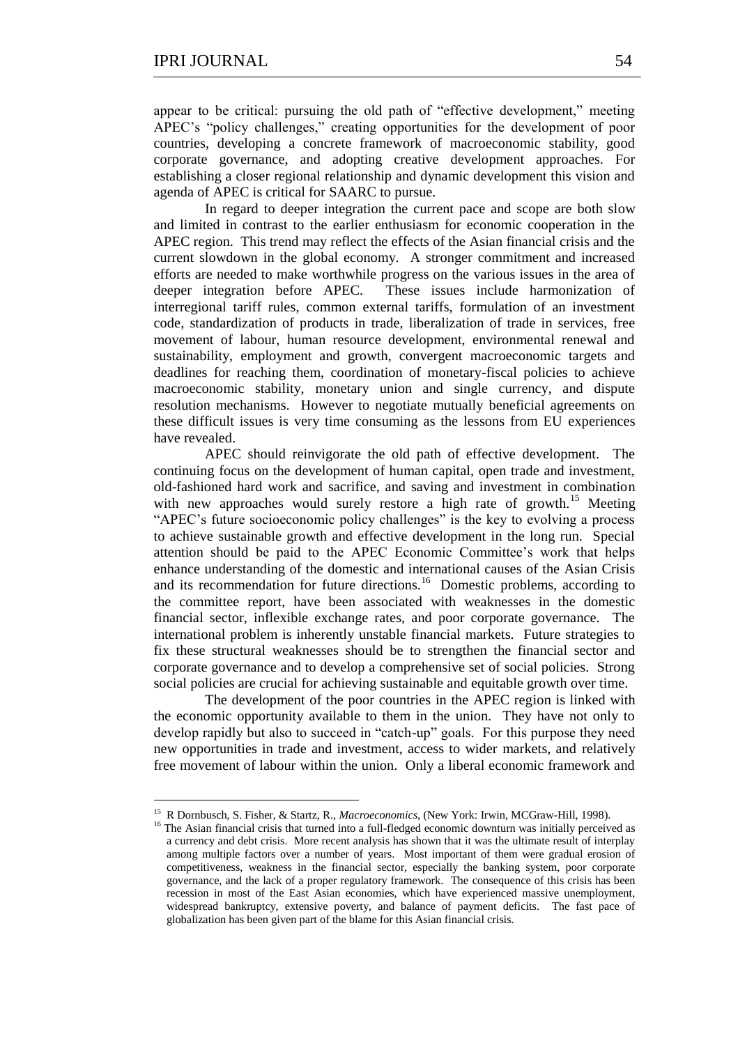appear to be critical: pursuing the old path of "effective development," meeting APEC's "policy challenges," creating opportunities for the development of poor countries, developing a concrete framework of macroeconomic stability, good corporate governance, and adopting creative development approaches. For establishing a closer regional relationship and dynamic development this vision and agenda of APEC is critical for SAARC to pursue.

In regard to deeper integration the current pace and scope are both slow and limited in contrast to the earlier enthusiasm for economic cooperation in the APEC region. This trend may reflect the effects of the Asian financial crisis and the current slowdown in the global economy. A stronger commitment and increased efforts are needed to make worthwhile progress on the various issues in the area of deeper integration before APEC. These issues include harmonization of interregional tariff rules, common external tariffs, formulation of an investment code, standardization of products in trade, liberalization of trade in services, free movement of labour, human resource development, environmental renewal and sustainability, employment and growth, convergent macroeconomic targets and deadlines for reaching them, coordination of monetary-fiscal policies to achieve macroeconomic stability, monetary union and single currency, and dispute resolution mechanisms. However to negotiate mutually beneficial agreements on these difficult issues is very time consuming as the lessons from EU experiences have revealed.

APEC should reinvigorate the old path of effective development. The continuing focus on the development of human capital, open trade and investment, old-fashioned hard work and sacrifice, and saving and investment in combination with new approaches would surely restore a high rate of growth.[15] Meeting "APEC's future socioeconomic policy challenges" is the key to evolving a process to achieve sustainable growth and effective development in the long run. Special attention should be paid to the APEC Economic Committee's work that helps enhance understanding of the domestic and international causes of the Asian Crisis and its recommendation for future directions.[16] Domestic problems, according to the committee report, have been associated with weaknesses in the domestic financial sector, inflexible exchange rates, and poor corporate governance. The international problem is inherently unstable financial markets. Future strategies to fix these structural weaknesses should be to strengthen the financial sector and corporate governance and to develop a comprehensive set of social policies. Strong social policies are crucial for achieving sustainable and equitable growth over time.

The development of the poor countries in the APEC region is linked with the economic opportunity available to them in the union. They have not only to develop rapidly but also to succeed in "catch-up" goals. For this purpose they need new opportunities in trade and investment, access to wider markets, and relatively free movement of labour within the union. Only a liberal economic framework and

---

[15] R Dornbusch, S. Fisher, & Startz, R., *Macroeconomics*, (New York: Irwin, MCGraw-Hill, 1998).

[16] The Asian financial crisis that turned into a full-fledged economic downturn was initially perceived as a currency and debt crisis. More recent analysis has shown that it was the ultimate result of interplay among multiple factors over a number of years. Most important of them were gradual erosion of competitiveness, weakness in the financial sector, especially the banking system, poor corporate governance, and the lack of a proper regulatory framework. The consequence of this crisis has been recession in most of the East Asian economies, which have experienced massive unemployment, widespread bankruptcy, extensive poverty, and balance of payment deficits. The fast pace of globalization has been given part of the blame for this Asian financial crisis.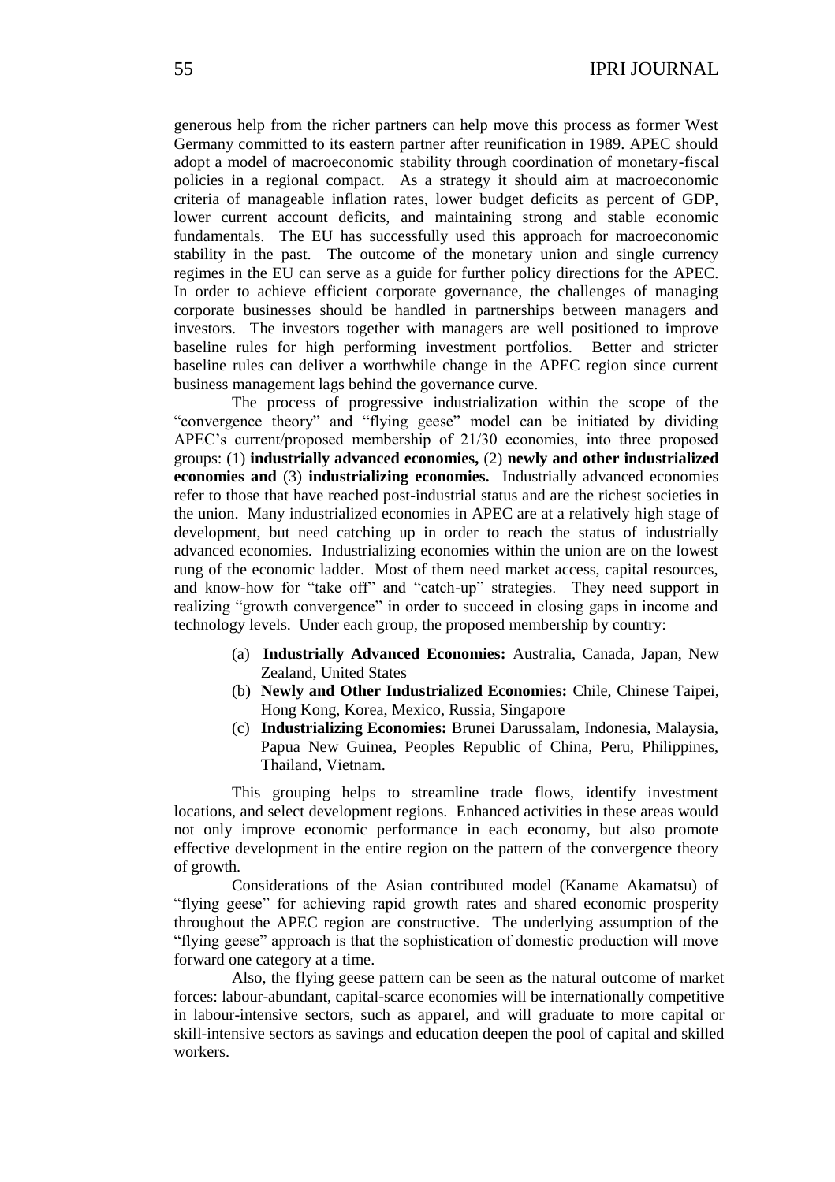generous help from the richer partners can help move this process as former West Germany committed to its eastern partner after reunification in 1989. APEC should adopt a model of macroeconomic stability through coordination of monetary-fiscal policies in a regional compact. As a strategy it should aim at macroeconomic criteria of manageable inflation rates, lower budget deficits as percent of GDP, lower current account deficits, and maintaining strong and stable economic fundamentals. The EU has successfully used this approach for macroeconomic stability in the past. The outcome of the monetary union and single currency regimes in the EU can serve as a guide for further policy directions for the APEC. In order to achieve efficient corporate governance, the challenges of managing corporate businesses should be handled in partnerships between managers and investors. The investors together with managers are well positioned to improve baseline rules for high performing investment portfolios. Better and stricter baseline rules can deliver a worthwhile change in the APEC region since current business management lags behind the governance curve.

The process of progressive industrialization within the scope of the "convergence theory" and "flying geese" model can be initiated by dividing APEC's current/proposed membership of 21/30 economies, into three proposed groups: (1) **industrially advanced economies,** (2) **newly and other industrialized economies and** (3) **industrializing economies.** Industrially advanced economies refer to those that have reached post-industrial status and are the richest societies in the union. Many industrialized economies in APEC are at a relatively high stage of development, but need catching up in order to reach the status of industrially advanced economies. Industrializing economies within the union are on the lowest rung of the economic ladder. Most of them need market access, capital resources, and know-how for "take off" and "catch-up" strategies. They need support in realizing "growth convergence" in order to succeed in closing gaps in income and technology levels. Under each group, the proposed membership by country:

(a) **Industrially Advanced Economies:** Australia, Canada, Japan, New Zealand, United States
(b) **Newly and Other Industrialized Economies:** Chile, Chinese Taipei, Hong Kong, Korea, Mexico, Russia, Singapore
(c) **Industrializing Economies:** Brunei Darussalam, Indonesia, Malaysia, Papua New Guinea, Peoples Republic of China, Peru, Philippines, Thailand, Vietnam.

This grouping helps to streamline trade flows, identify investment locations, and select development regions. Enhanced activities in these areas would not only improve economic performance in each economy, but also promote effective development in the entire region on the pattern of the convergence theory of growth.

Considerations of the Asian contributed model (Kaname Akamatsu) of "flying geese" for achieving rapid growth rates and shared economic prosperity throughout the APEC region are constructive. The underlying assumption of the "flying geese" approach is that the sophistication of domestic production will move forward one category at a time.

Also, the flying geese pattern can be seen as the natural outcome of market forces: labour-abundant, capital-scarce economies will be internationally competitive in labour-intensive sectors, such as apparel, and will graduate to more capital or skill-intensive sectors as savings and education deepen the pool of capital and skilled workers.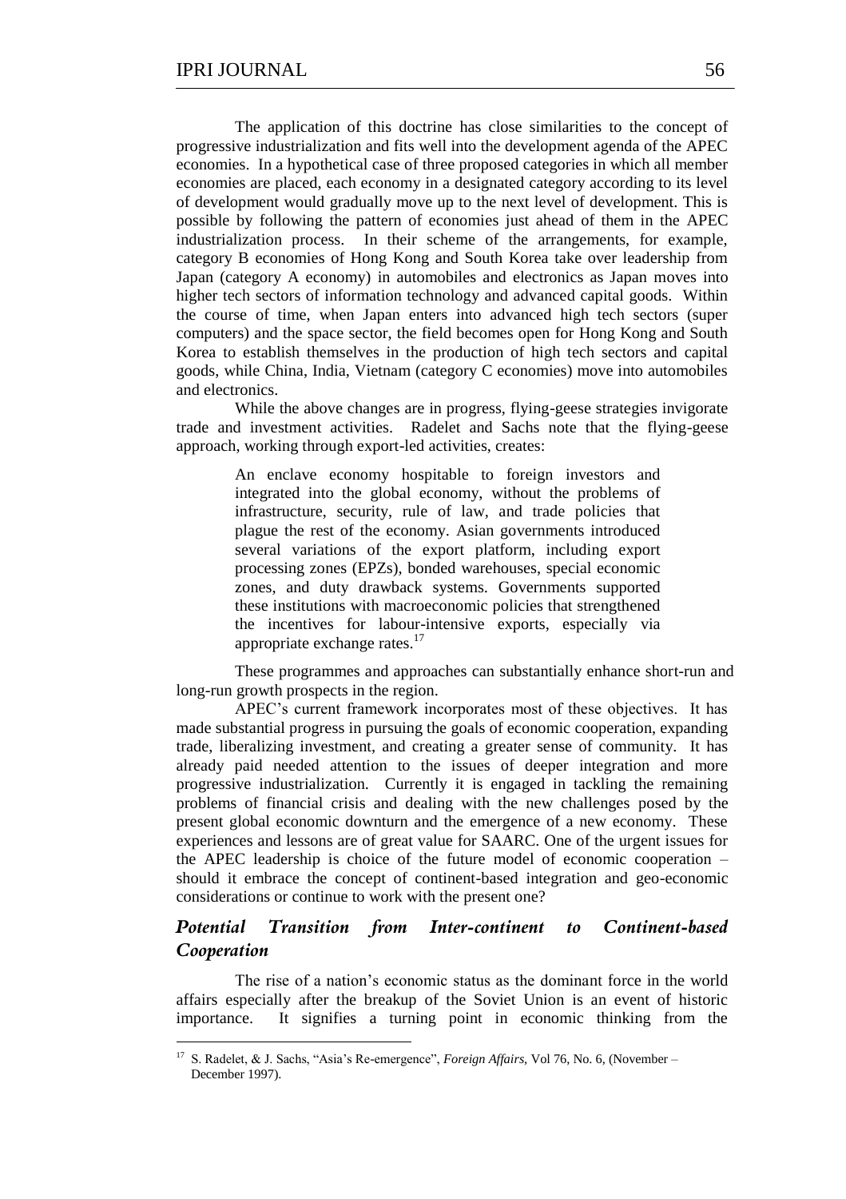The application of this doctrine has close similarities to the concept of progressive industrialization and fits well into the development agenda of the APEC economies. In a hypothetical case of three proposed categories in which all member economies are placed, each economy in a designated category according to its level of development would gradually move up to the next level of development. This is possible by following the pattern of economies just ahead of them in the APEC industrialization process. In their scheme of the arrangements, for example, category B economies of Hong Kong and South Korea take over leadership from Japan (category A economy) in automobiles and electronics as Japan moves into higher tech sectors of information technology and advanced capital goods. Within the course of time, when Japan enters into advanced high tech sectors (super computers) and the space sector, the field becomes open for Hong Kong and South Korea to establish themselves in the production of high tech sectors and capital goods, while China, India, Vietnam (category C economies) move into automobiles and electronics.

While the above changes are in progress, flying-geese strategies invigorate trade and investment activities. Radelet and Sachs note that the flying-geese approach, working through export-led activities, creates:

> An enclave economy hospitable to foreign investors and integrated into the global economy, without the problems of infrastructure, security, rule of law, and trade policies that plague the rest of the economy. Asian governments introduced several variations of the export platform, including export processing zones (EPZs), bonded warehouses, special economic zones, and duty drawback systems. Governments supported these institutions with macroeconomic policies that strengthened the incentives for labour-intensive exports, especially via appropriate exchange rates.[17]

These programmes and approaches can substantially enhance short-run and long-run growth prospects in the region.

APEC's current framework incorporates most of these objectives. It has made substantial progress in pursuing the goals of economic cooperation, expanding trade, liberalizing investment, and creating a greater sense of community. It has already paid needed attention to the issues of deeper integration and more progressive industrialization. Currently it is engaged in tackling the remaining problems of financial crisis and dealing with the new challenges posed by the present global economic downturn and the emergence of a new economy. These experiences and lessons are of great value for SAARC. One of the urgent issues for the APEC leadership is choice of the future model of economic cooperation – should it embrace the concept of continent-based integration and geo-economic considerations or continue to work with the present one?

## *Potential Transition from Inter-continent to Continent-based Cooperation*

The rise of a nation's economic status as the dominant force in the world affairs especially after the breakup of the Soviet Union is an event of historic importance. It signifies a turning point in economic thinking from the

---

[17] S. Radelet, & J. Sachs, "Asia's Re-emergence", *Foreign Affairs*, Vol 76, No. 6, (November – December 1997).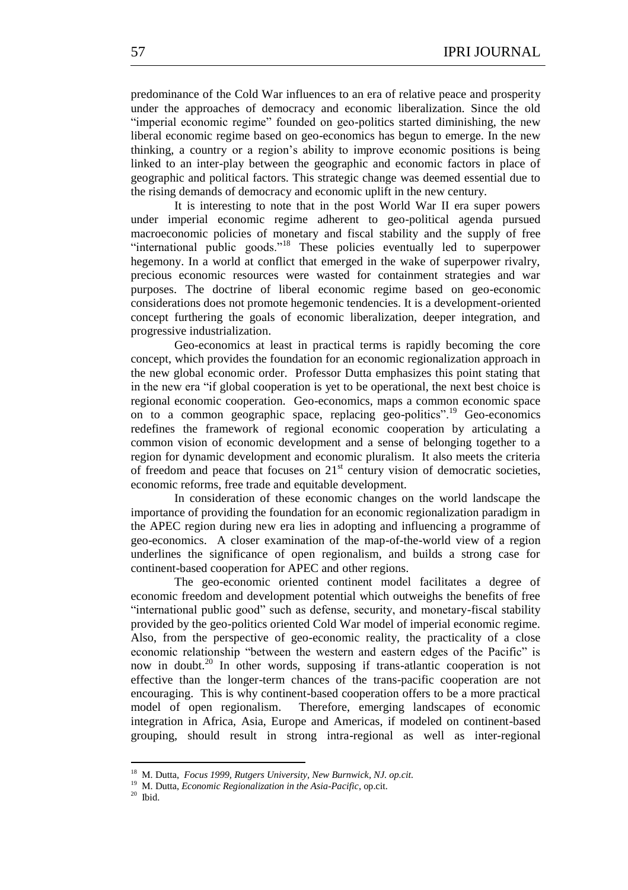predominance of the Cold War influences to an era of relative peace and prosperity under the approaches of democracy and economic liberalization. Since the old "imperial economic regime" founded on geo-politics started diminishing, the new liberal economic regime based on geo-economics has begun to emerge. In the new thinking, a country or a region's ability to improve economic positions is being linked to an inter-play between the geographic and economic factors in place of geographic and political factors. This strategic change was deemed essential due to the rising demands of democracy and economic uplift in the new century.

It is interesting to note that in the post World War II era super powers under imperial economic regime adherent to geo-political agenda pursued macroeconomic policies of monetary and fiscal stability and the supply of free "international public goods."[18] These policies eventually led to superpower hegemony. In a world at conflict that emerged in the wake of superpower rivalry, precious economic resources were wasted for containment strategies and war purposes. The doctrine of liberal economic regime based on geo-economic considerations does not promote hegemonic tendencies. It is a development-oriented concept furthering the goals of economic liberalization, deeper integration, and progressive industrialization.

Geo-economics at least in practical terms is rapidly becoming the core concept, which provides the foundation for an economic regionalization approach in the new global economic order. Professor Dutta emphasizes this point stating that in the new era "if global cooperation is yet to be operational, the next best choice is regional economic cooperation. Geo-economics, maps a common economic space on to a common geographic space, replacing geo-politics".[19] Geo-economics redefines the framework of regional economic cooperation by articulating a common vision of economic development and a sense of belonging together to a region for dynamic development and economic pluralism. It also meets the criteria of freedom and peace that focuses on 21st century vision of democratic societies, economic reforms, free trade and equitable development.

In consideration of these economic changes on the world landscape the importance of providing the foundation for an economic regionalization paradigm in the APEC region during new era lies in adopting and influencing a programme of geo-economics. A closer examination of the map-of-the-world view of a region underlines the significance of open regionalism, and builds a strong case for continent-based cooperation for APEC and other regions.

The geo-economic oriented continent model facilitates a degree of economic freedom and development potential which outweighs the benefits of free "international public good" such as defense, security, and monetary-fiscal stability provided by the geo-politics oriented Cold War model of imperial economic regime. Also, from the perspective of geo-economic reality, the practicality of a close economic relationship "between the western and eastern edges of the Pacific" is now in doubt.[20] In other words, supposing if trans-atlantic cooperation is not effective than the longer-term chances of the trans-pacific cooperation are not encouraging. This is why continent-based cooperation offers to be a more practical model of open regionalism. Therefore, emerging landscapes of economic integration in Africa, Asia, Europe and Americas, if modeled on continent-based grouping, should result in strong intra-regional as well as inter-regional

---

[18] M. Dutta, *Focus 1999, Rutgers University, New Burnwick, NJ. op.cit.*

[19] M. Dutta, *Economic Regionalization in the Asia-Pacific*, op.cit.

[20] Ibid.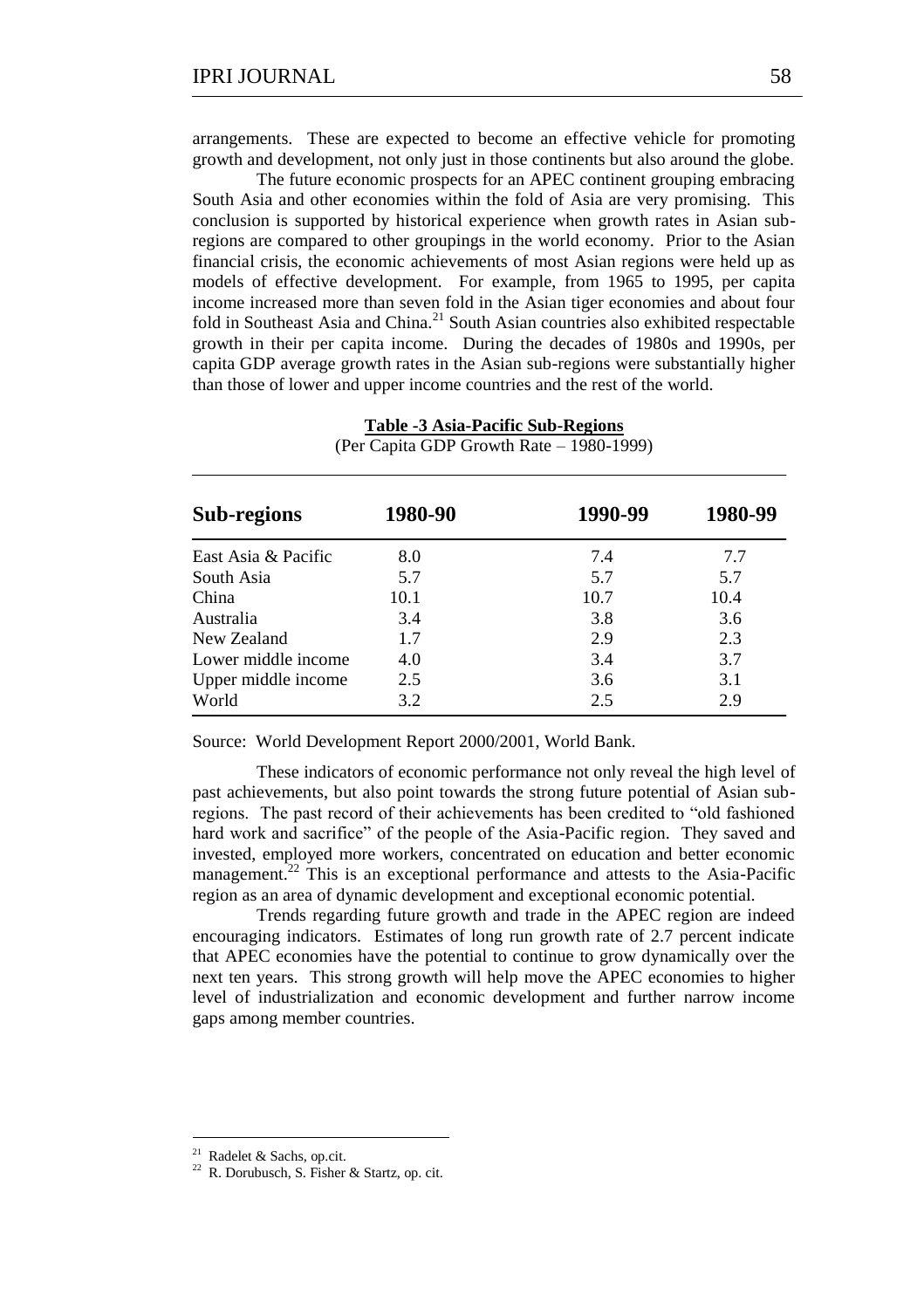arrangements. These are expected to become an effective vehicle for promoting growth and development, not only just in those continents but also around the globe.

The future economic prospects for an APEC continent grouping embracing South Asia and other economies within the fold of Asia are very promising. This conclusion is supported by historical experience when growth rates in Asian sub-regions are compared to other groupings in the world economy. Prior to the Asian financial crisis, the economic achievements of most Asian regions were held up as models of effective development. For example, from 1965 to 1995, per capita income increased more than seven fold in the Asian tiger economies and about four fold in Southeast Asia and China.[21] South Asian countries also exhibited respectable growth in their per capita income. During the decades of 1980s and 1990s, per capita GDP average growth rates in the Asian sub-regions were substantially higher than those of lower and upper income countries and the rest of the world.

**Table -3 Asia-Pacific Sub-Regions**
(Per Capita GDP Growth Rate – 1980-1999)

| Sub-regions | 1980-90 | 1990-99 | 1980-99 |
|---|---|---|---|
| East Asia & Pacific | 8.0 | 7.4 | 7.7 |
| South Asia | 5.7 | 5.7 | 5.7 |
| China | 10.1 | 10.7 | 10.4 |
| Australia | 3.4 | 3.8 | 3.6 |
| New Zealand | 1.7 | 2.9 | 2.3 |
| Lower middle income | 4.0 | 3.4 | 3.7 |
| Upper middle income | 2.5 | 3.6 | 3.1 |
| World | 3.2 | 2.5 | 2.9 |

Source: World Development Report 2000/2001, World Bank.

These indicators of economic performance not only reveal the high level of past achievements, but also point towards the strong future potential of Asian sub-regions. The past record of their achievements has been credited to "old fashioned hard work and sacrifice" of the people of the Asia-Pacific region. They saved and invested, employed more workers, concentrated on education and better economic management.[22] This is an exceptional performance and attests to the Asia-Pacific region as an area of dynamic development and exceptional economic potential.

Trends regarding future growth and trade in the APEC region are indeed encouraging indicators. Estimates of long run growth rate of 2.7 percent indicate that APEC economies have the potential to continue to grow dynamically over the next ten years. This strong growth will help move the APEC economies to higher level of industrialization and economic development and further narrow income gaps among member countries.

---

[21] Radelet & Sachs, op.cit.

[22] R. Dorubusch, S. Fisher & Startz, op. cit.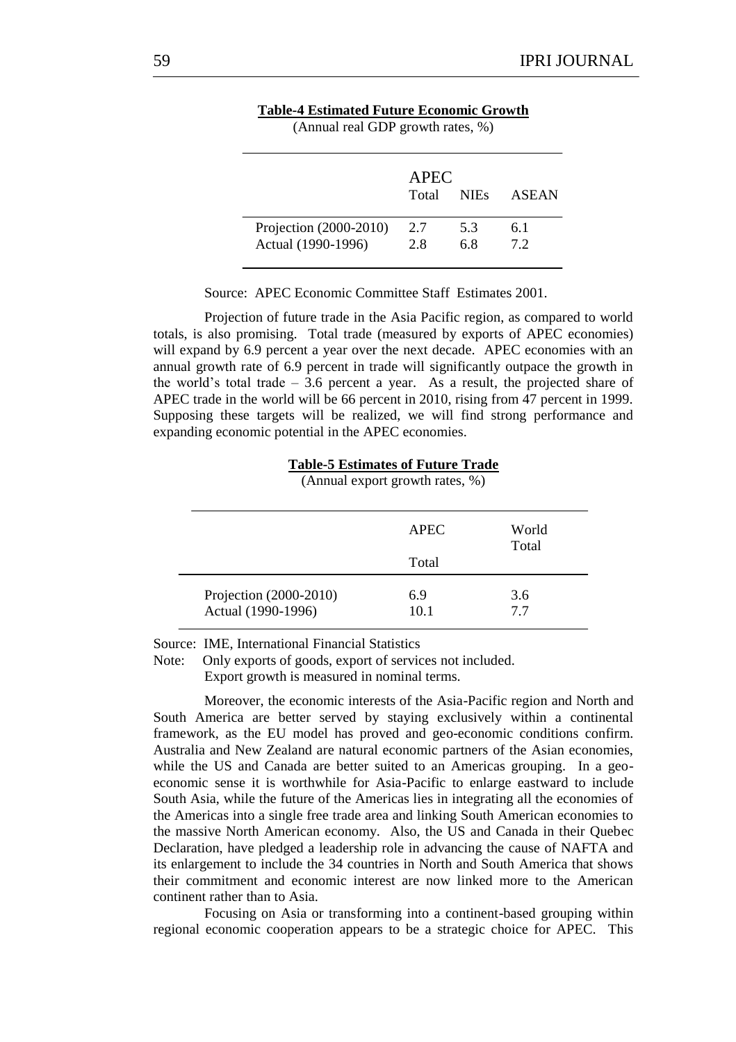**Table-4 Estimated Future Economic Growth**

(Annual real GDP growth rates, %)

| | APEC Total | NIEs | ASEAN |
|---|---|---|---|
| Projection (2000-2010) | 2.7 | 5.3 | 6.1 |
| Actual (1990-1996) | 2.8 | 6.8 | 7.2 |

Source: APEC Economic Committee Staff Estimates 2001.

Projection of future trade in the Asia Pacific region, as compared to world totals, is also promising. Total trade (measured by exports of APEC economies) will expand by 6.9 percent a year over the next decade. APEC economies with an annual growth rate of 6.9 percent in trade will significantly outpace the growth in the world's total trade – 3.6 percent a year. As a result, the projected share of APEC trade in the world will be 66 percent in 2010, rising from 47 percent in 1999. Supposing these targets will be realized, we will find strong performance and expanding economic potential in the APEC economies.

**Table-5 Estimates of Future Trade**

(Annual export growth rates, %)

| | APEC Total | World Total |
|---|---|---|
| Projection (2000-2010) | 6.9 | 3.6 |
| Actual (1990-1996) | 10.1 | 7.7 |

Source: IME, International Financial Statistics

Note: Only exports of goods, export of services not included.
Export growth is measured in nominal terms.

Moreover, the economic interests of the Asia-Pacific region and North and South America are better served by staying exclusively within a continental framework, as the EU model has proved and geo-economic conditions confirm. Australia and New Zealand are natural economic partners of the Asian economies, while the US and Canada are better suited to an Americas grouping. In a geo-economic sense it is worthwhile for Asia-Pacific to enlarge eastward to include South Asia, while the future of the Americas lies in integrating all the economies of the Americas into a single free trade area and linking South American economies to the massive North American economy. Also, the US and Canada in their Quebec Declaration, have pledged a leadership role in advancing the cause of NAFTA and its enlargement to include the 34 countries in North and South America that shows their commitment and economic interest are now linked more to the American continent rather than to Asia.

Focusing on Asia or transforming into a continent-based grouping within regional economic cooperation appears to be a strategic choice for APEC. This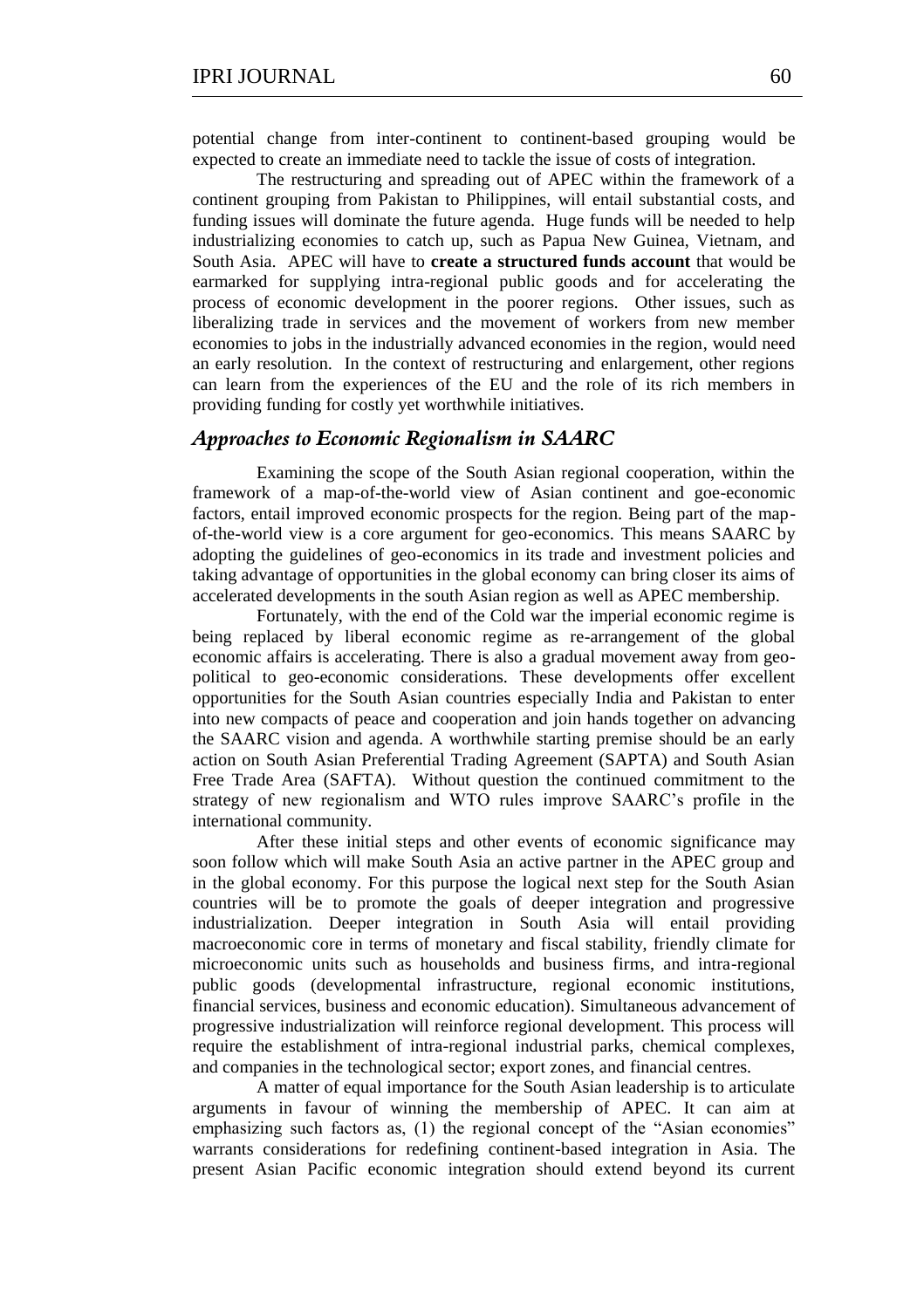potential change from inter-continent to continent-based grouping would be expected to create an immediate need to tackle the issue of costs of integration.

The restructuring and spreading out of APEC within the framework of a continent grouping from Pakistan to Philippines, will entail substantial costs, and funding issues will dominate the future agenda. Huge funds will be needed to help industrializing economies to catch up, such as Papua New Guinea, Vietnam, and South Asia. APEC will have to **create a structured funds account** that would be earmarked for supplying intra-regional public goods and for accelerating the process of economic development in the poorer regions. Other issues, such as liberalizing trade in services and the movement of workers from new member economies to jobs in the industrially advanced economies in the region, would need an early resolution. In the context of restructuring and enlargement, other regions can learn from the experiences of the EU and the role of its rich members in providing funding for costly yet worthwhile initiatives.

## *Approaches to Economic Regionalism in SAARC*

Examining the scope of the South Asian regional cooperation, within the framework of a map-of-the-world view of Asian continent and goe-economic factors, entail improved economic prospects for the region. Being part of the map-of-the-world view is a core argument for geo-economics. This means SAARC by adopting the guidelines of geo-economics in its trade and investment policies and taking advantage of opportunities in the global economy can bring closer its aims of accelerated developments in the south Asian region as well as APEC membership.

Fortunately, with the end of the Cold war the imperial economic regime is being replaced by liberal economic regime as re-arrangement of the global economic affairs is accelerating. There is also a gradual movement away from geo-political to geo-economic considerations. These developments offer excellent opportunities for the South Asian countries especially India and Pakistan to enter into new compacts of peace and cooperation and join hands together on advancing the SAARC vision and agenda. A worthwhile starting premise should be an early action on South Asian Preferential Trading Agreement (SAPTA) and South Asian Free Trade Area (SAFTA). Without question the continued commitment to the strategy of new regionalism and WTO rules improve SAARC's profile in the international community.

After these initial steps and other events of economic significance may soon follow which will make South Asia an active partner in the APEC group and in the global economy. For this purpose the logical next step for the South Asian countries will be to promote the goals of deeper integration and progressive industrialization. Deeper integration in South Asia will entail providing macroeconomic core in terms of monetary and fiscal stability, friendly climate for microeconomic units such as households and business firms, and intra-regional public goods (developmental infrastructure, regional economic institutions, financial services, business and economic education). Simultaneous advancement of progressive industrialization will reinforce regional development. This process will require the establishment of intra-regional industrial parks, chemical complexes, and companies in the technological sector; export zones, and financial centres.

A matter of equal importance for the South Asian leadership is to articulate arguments in favour of winning the membership of APEC. It can aim at emphasizing such factors as, (1) the regional concept of the "Asian economies" warrants considerations for redefining continent-based integration in Asia. The present Asian Pacific economic integration should extend beyond its current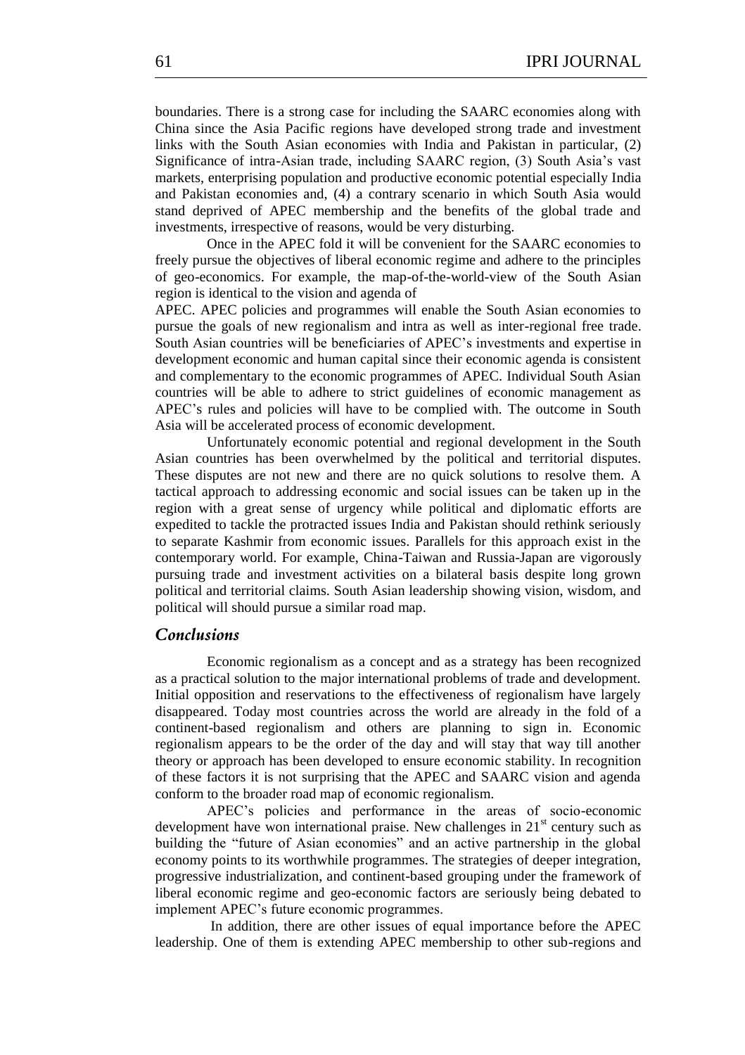boundaries. There is a strong case for including the SAARC economies along with China since the Asia Pacific regions have developed strong trade and investment links with the South Asian economies with India and Pakistan in particular, (2) Significance of intra-Asian trade, including SAARC region, (3) South Asia's vast markets, enterprising population and productive economic potential especially India and Pakistan economies and, (4) a contrary scenario in which South Asia would stand deprived of APEC membership and the benefits of the global trade and investments, irrespective of reasons, would be very disturbing.

Once in the APEC fold it will be convenient for the SAARC economies to freely pursue the objectives of liberal economic regime and adhere to the principles of geo-economics. For example, the map-of-the-world-view of the South Asian region is identical to the vision and agenda of APEC. APEC policies and programmes will enable the South Asian economies to pursue the goals of new regionalism and intra as well as inter-regional free trade. South Asian countries will be beneficiaries of APEC's investments and expertise in development economic and human capital since their economic agenda is consistent and complementary to the economic programmes of APEC. Individual South Asian countries will be able to adhere to strict guidelines of economic management as APEC's rules and policies will have to be complied with. The outcome in South Asia will be accelerated process of economic development.

Unfortunately economic potential and regional development in the South Asian countries has been overwhelmed by the political and territorial disputes. These disputes are not new and there are no quick solutions to resolve them. A tactical approach to addressing economic and social issues can be taken up in the region with a great sense of urgency while political and diplomatic efforts are expedited to tackle the protracted issues India and Pakistan should rethink seriously to separate Kashmir from economic issues. Parallels for this approach exist in the contemporary world. For example, China-Taiwan and Russia-Japan are vigorously pursuing trade and investment activities on a bilateral basis despite long grown political and territorial claims. South Asian leadership showing vision, wisdom, and political will should pursue a similar road map.

## *Conclusions*

Economic regionalism as a concept and as a strategy has been recognized as a practical solution to the major international problems of trade and development. Initial opposition and reservations to the effectiveness of regionalism have largely disappeared. Today most countries across the world are already in the fold of a continent-based regionalism and others are planning to sign in. Economic regionalism appears to be the order of the day and will stay that way till another theory or approach has been developed to ensure economic stability. In recognition of these factors it is not surprising that the APEC and SAARC vision and agenda conform to the broader road map of economic regionalism.

APEC's policies and performance in the areas of socio-economic development have won international praise. New challenges in 21st century such as building the "future of Asian economies" and an active partnership in the global economy points to its worthwhile programmes. The strategies of deeper integration, progressive industrialization, and continent-based grouping under the framework of liberal economic regime and geo-economic factors are seriously being debated to implement APEC's future economic programmes.

In addition, there are other issues of equal importance before the APEC leadership. One of them is extending APEC membership to other sub-regions and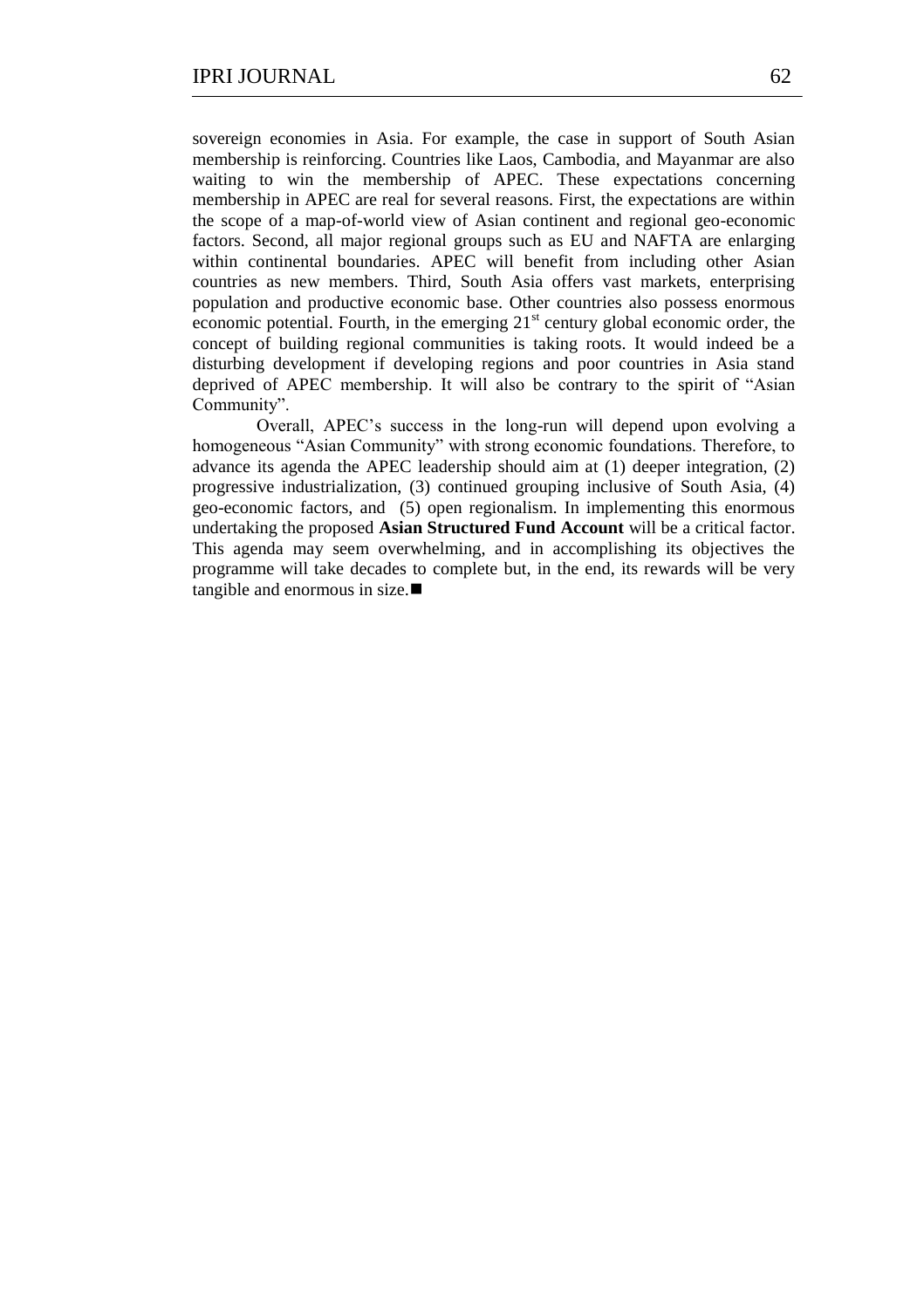sovereign economies in Asia. For example, the case in support of South Asian membership is reinforcing. Countries like Laos, Cambodia, and Mayanmar are also waiting to win the membership of APEC. These expectations concerning membership in APEC are real for several reasons. First, the expectations are within the scope of a map-of-world view of Asian continent and regional geo-economic factors. Second, all major regional groups such as EU and NAFTA are enlarging within continental boundaries. APEC will benefit from including other Asian countries as new members. Third, South Asia offers vast markets, enterprising population and productive economic base. Other countries also possess enormous economic potential. Fourth, in the emerging 21st century global economic order, the concept of building regional communities is taking roots. It would indeed be a disturbing development if developing regions and poor countries in Asia stand deprived of APEC membership. It will also be contrary to the spirit of "Asian Community".

Overall, APEC's success in the long-run will depend upon evolving a homogeneous "Asian Community" with strong economic foundations. Therefore, to advance its agenda the APEC leadership should aim at (1) deeper integration, (2) progressive industrialization, (3) continued grouping inclusive of South Asia, (4) geo-economic factors, and (5) open regionalism. In implementing this enormous undertaking the proposed **Asian Structured Fund Account** will be a critical factor. This agenda may seem overwhelming, and in accomplishing its objectives the programme will take decades to complete but, in the end, its rewards will be very tangible and enormous in size.■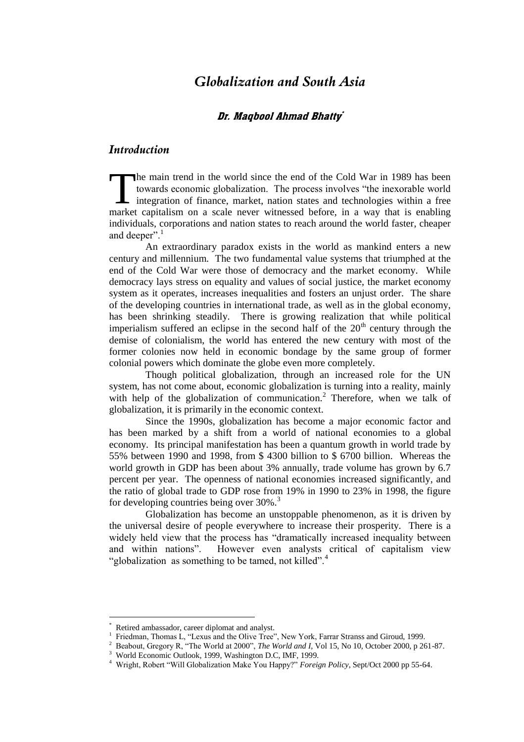# *Globalization and South Asia*

***Dr. Maqbool Ahmad Bhatty****

## *Introduction*

The main trend in the world since the end of the Cold War in 1989 has been towards economic globalization. The process involves "the inexorable world integration of finance, market, nation states and technologies within a free market capitalism on a scale never witnessed before, in a way that is enabling individuals, corporations and nation states to reach around the world faster, cheaper and deeper".[1]

An extraordinary paradox exists in the world as mankind enters a new century and millennium. The two fundamental value systems that triumphed at the end of the Cold War were those of democracy and the market economy. While democracy lays stress on equality and values of social justice, the market economy system as it operates, increases inequalities and fosters an unjust order. The share of the developing countries in international trade, as well as in the global economy, has been shrinking steadily. There is growing realization that while political imperialism suffered an eclipse in the second half of the 20th century through the demise of colonialism, the world has entered the new century with most of the former colonies now held in economic bondage by the same group of former colonial powers which dominate the globe even more completely.

Though political globalization, through an increased role for the UN system, has not come about, economic globalization is turning into a reality, mainly with help of the globalization of communication.[2] Therefore, when we talk of globalization, it is primarily in the economic context.

Since the 1990s, globalization has become a major economic factor and has been marked by a shift from a world of national economies to a global economy. Its principal manifestation has been a quantum growth in world trade by 55% between 1990 and 1998, from $ 4300 billion to $ 6700 billion. Whereas the world growth in GDP has been about 3% annually, trade volume has grown by 6.7 percent per year. The openness of national economies increased significantly, and the ratio of global trade to GDP rose from 19% in 1990 to 23% in 1998, the figure for developing countries being over 30%.[3]

Globalization has become an unstoppable phenomenon, as it is driven by the universal desire of people everywhere to increase their prosperity. There is a widely held view that the process has "dramatically increased inequality between and within nations". However even analysts critical of capitalism view "globalization as something to be tamed, not killed".[4]

---

\* Retired ambassador, career diplomat and analyst.

[1] Friedman, Thomas L, "Lexus and the Olive Tree", New York, Farrar Stranss and Giroud, 1999.

[2] Beabout, Gregory R, "The World at 2000", *The World and I*, Vol 15, No 10, October 2000, p 261-87.

[3] World Economic Outlook, 1999, Washington D.C, IMF, 1999.

[4] Wright, Robert "Will Globalization Make You Happy?" *Foreign Policy*, Sept/Oct 2000 pp 55-64.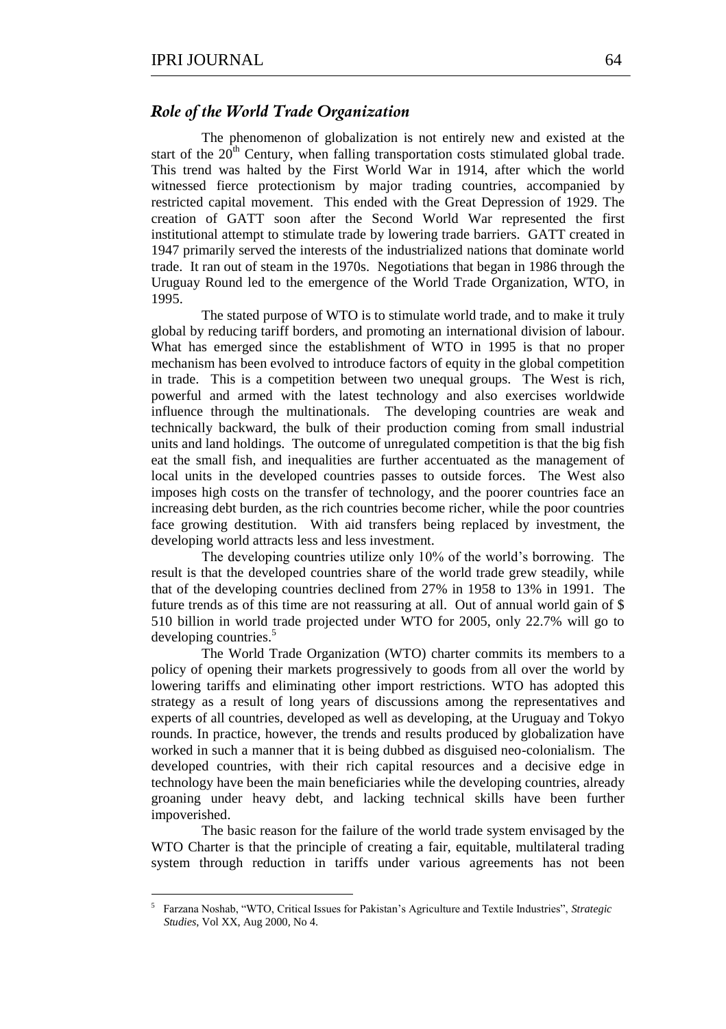## *Role of the World Trade Organization*

The phenomenon of globalization is not entirely new and existed at the start of the 20th Century, when falling transportation costs stimulated global trade. This trend was halted by the First World War in 1914, after which the world witnessed fierce protectionism by major trading countries, accompanied by restricted capital movement. This ended with the Great Depression of 1929. The creation of GATT soon after the Second World War represented the first institutional attempt to stimulate trade by lowering trade barriers. GATT created in 1947 primarily served the interests of the industrialized nations that dominate world trade. It ran out of steam in the 1970s. Negotiations that began in 1986 through the Uruguay Round led to the emergence of the World Trade Organization, WTO, in 1995.

The stated purpose of WTO is to stimulate world trade, and to make it truly global by reducing tariff borders, and promoting an international division of labour. What has emerged since the establishment of WTO in 1995 is that no proper mechanism has been evolved to introduce factors of equity in the global competition in trade. This is a competition between two unequal groups. The West is rich, powerful and armed with the latest technology and also exercises worldwide influence through the multinationals. The developing countries are weak and technically backward, the bulk of their production coming from small industrial units and land holdings. The outcome of unregulated competition is that the big fish eat the small fish, and inequalities are further accentuated as the management of local units in the developed countries passes to outside forces. The West also imposes high costs on the transfer of technology, and the poorer countries face an increasing debt burden, as the rich countries become richer, while the poor countries face growing destitution. With aid transfers being replaced by investment, the developing world attracts less and less investment.

The developing countries utilize only 10% of the world's borrowing. The result is that the developed countries share of the world trade grew steadily, while that of the developing countries declined from 27% in 1958 to 13% in 1991. The future trends as of this time are not reassuring at all. Out of annual world gain of $ 510 billion in world trade projected under WTO for 2005, only 22.7% will go to developing countries.[5]

The World Trade Organization (WTO) charter commits its members to a policy of opening their markets progressively to goods from all over the world by lowering tariffs and eliminating other import restrictions. WTO has adopted this strategy as a result of long years of discussions among the representatives and experts of all countries, developed as well as developing, at the Uruguay and Tokyo rounds. In practice, however, the trends and results produced by globalization have worked in such a manner that it is being dubbed as disguised neo-colonialism. The developed countries, with their rich capital resources and a decisive edge in technology have been the main beneficiaries while the developing countries, already groaning under heavy debt, and lacking technical skills have been further impoverished.

The basic reason for the failure of the world trade system envisaged by the WTO Charter is that the principle of creating a fair, equitable, multilateral trading system through reduction in tariffs under various agreements has not been

---

[5] Farzana Noshab, "WTO, Critical Issues for Pakistan's Agriculture and Textile Industries", *Strategic Studies*, Vol XX, Aug 2000, No 4.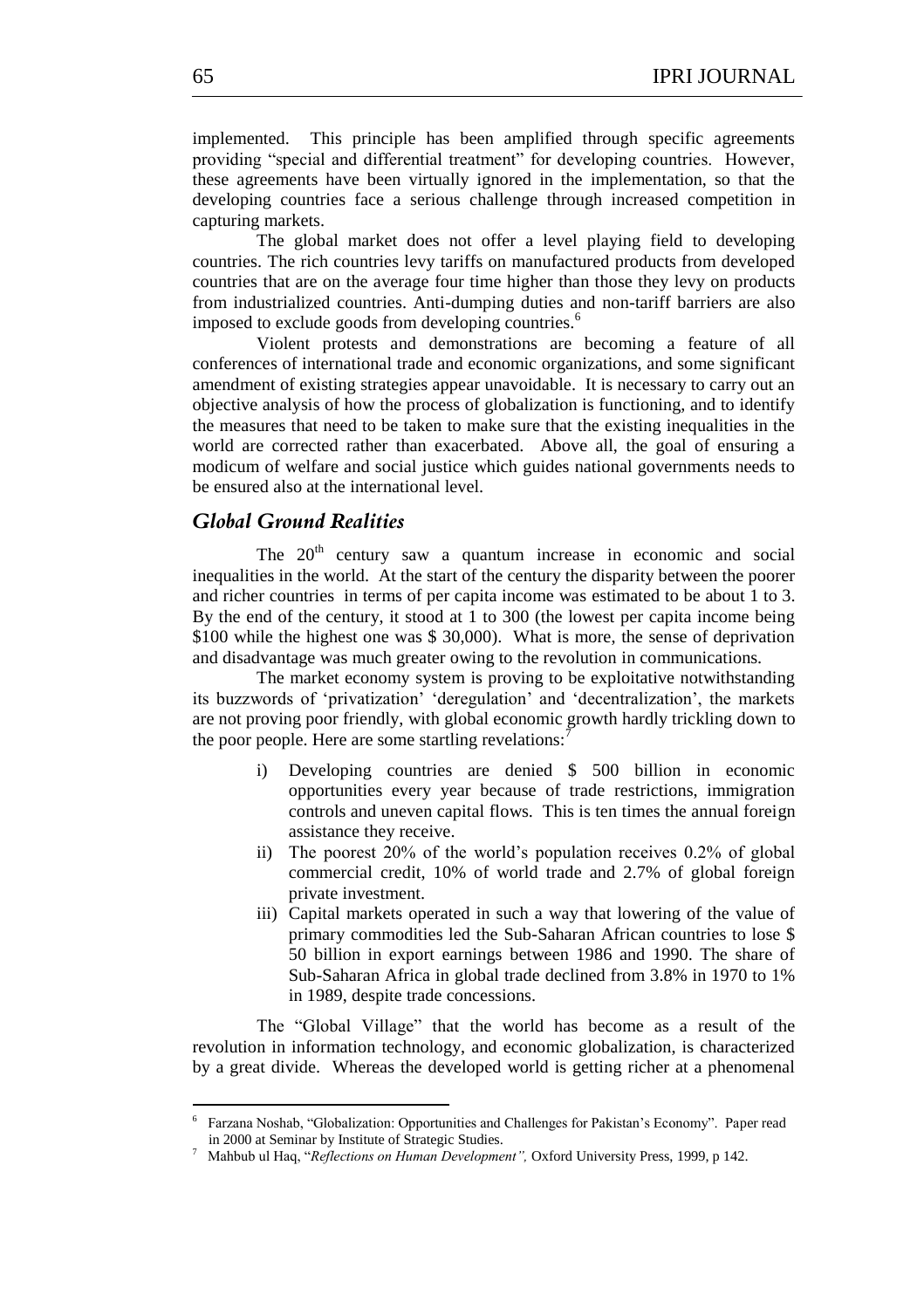implemented. This principle has been amplified through specific agreements providing "special and differential treatment" for developing countries. However, these agreements have been virtually ignored in the implementation, so that the developing countries face a serious challenge through increased competition in capturing markets.

The global market does not offer a level playing field to developing countries. The rich countries levy tariffs on manufactured products from developed countries that are on the average four time higher than those they levy on products from industrialized countries. Anti-dumping duties and non-tariff barriers are also imposed to exclude goods from developing countries.[6]

Violent protests and demonstrations are becoming a feature of all conferences of international trade and economic organizations, and some significant amendment of existing strategies appear unavoidable. It is necessary to carry out an objective analysis of how the process of globalization is functioning, and to identify the measures that need to be taken to make sure that the existing inequalities in the world are corrected rather than exacerbated. Above all, the goal of ensuring a modicum of welfare and social justice which guides national governments needs to be ensured also at the international level.

## *Global Ground Realities*

The 20th century saw a quantum increase in economic and social inequalities in the world. At the start of the century the disparity between the poorer and richer countries in terms of per capita income was estimated to be about 1 to 3. By the end of the century, it stood at 1 to 300 (the lowest per capita income being \$100 while the highest one was \$ 30,000). What is more, the sense of deprivation and disadvantage was much greater owing to the revolution in communications.

The market economy system is proving to be exploitative notwithstanding its buzzwords of 'privatization' 'deregulation' and 'decentralization', the markets are not proving poor friendly, with global economic growth hardly trickling down to the poor people. Here are some startling revelations:[7]

i) Developing countries are denied \$ 500 billion in economic opportunities every year because of trade restrictions, immigration controls and uneven capital flows. This is ten times the annual foreign assistance they receive.

ii) The poorest 20% of the world's population receives 0.2% of global commercial credit, 10% of world trade and 2.7% of global foreign private investment.

iii) Capital markets operated in such a way that lowering of the value of primary commodities led the Sub-Saharan African countries to lose \$ 50 billion in export earnings between 1986 and 1990. The share of Sub-Saharan Africa in global trade declined from 3.8% in 1970 to 1% in 1989, despite trade concessions.

The "Global Village" that the world has become as a result of the revolution in information technology, and economic globalization, is characterized by a great divide. Whereas the developed world is getting richer at a phenomenal

---

[6] Farzana Noshab, "Globalization: Opportunities and Challenges for Pakistan's Economy". Paper read in 2000 at Seminar by Institute of Strategic Studies.

[7] Mahbub ul Haq, "*Reflections on Human Development",* Oxford University Press, 1999, p 142.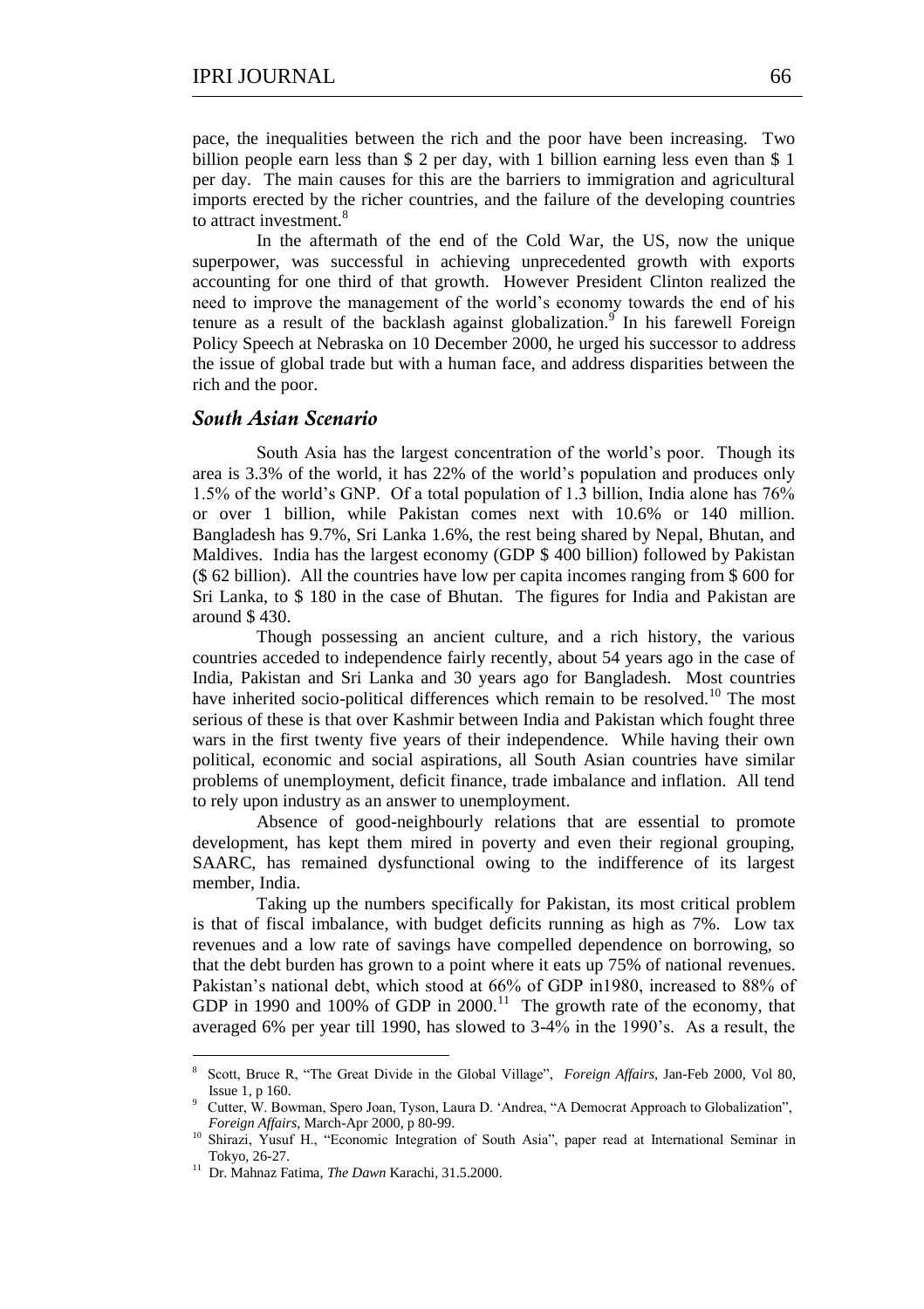pace, the inequalities between the rich and the poor have been increasing. Two billion people earn less than $ 2 per day, with 1 billion earning less even than $ 1 per day. The main causes for this are the barriers to immigration and agricultural imports erected by the richer countries, and the failure of the developing countries to attract investment.[8]

In the aftermath of the end of the Cold War, the US, now the unique superpower, was successful in achieving unprecedented growth with exports accounting for one third of that growth. However President Clinton realized the need to improve the management of the world's economy towards the end of his tenure as a result of the backlash against globalization.[9] In his farewell Foreign Policy Speech at Nebraska on 10 December 2000, he urged his successor to address the issue of global trade but with a human face, and address disparities between the rich and the poor.

## South Asian Scenario

South Asia has the largest concentration of the world's poor. Though its area is 3.3% of the world, it has 22% of the world's population and produces only 1.5% of the world's GNP. Of a total population of 1.3 billion, India alone has 76% or over 1 billion, while Pakistan comes next with 10.6% or 140 million. Bangladesh has 9.7%, Sri Lanka 1.6%, the rest being shared by Nepal, Bhutan, and Maldives. India has the largest economy (GDP $ 400 billion) followed by Pakistan ($ 62 billion). All the countries have low per capita incomes ranging from $ 600 for Sri Lanka, to $ 180 in the case of Bhutan. The figures for India and Pakistan are around $ 430.

Though possessing an ancient culture, and a rich history, the various countries acceded to independence fairly recently, about 54 years ago in the case of India, Pakistan and Sri Lanka and 30 years ago for Bangladesh. Most countries have inherited socio-political differences which remain to be resolved.[10] The most serious of these is that over Kashmir between India and Pakistan which fought three wars in the first twenty five years of their independence. While having their own political, economic and social aspirations, all South Asian countries have similar problems of unemployment, deficit finance, trade imbalance and inflation. All tend to rely upon industry as an answer to unemployment.

Absence of good-neighbourly relations that are essential to promote development, has kept them mired in poverty and even their regional grouping, SAARC, has remained dysfunctional owing to the indifference of its largest member, India.

Taking up the numbers specifically for Pakistan, its most critical problem is that of fiscal imbalance, with budget deficits running as high as 7%. Low tax revenues and a low rate of savings have compelled dependence on borrowing, so that the debt burden has grown to a point where it eats up 75% of national revenues. Pakistan's national debt, which stood at 66% of GDP in1980, increased to 88% of GDP in 1990 and 100% of GDP in 2000.[11] The growth rate of the economy, that averaged 6% per year till 1990, has slowed to 3-4% in the 1990's. As a result, the

---

[8] Scott, Bruce R, "The Great Divide in the Global Village", *Foreign Affairs*, Jan-Feb 2000, Vol 80, Issue 1, p 160.

[9] Cutter, W. Bowman, Spero Joan, Tyson, Laura D. 'Andrea, "A Democrat Approach to Globalization", *Foreign Affairs*, March-Apr 2000, p 80-99.

[10] Shirazi, Yusuf H., "Economic Integration of South Asia", paper read at International Seminar in Tokyo, 26-27.

[11] Dr. Mahnaz Fatima, *The Dawn* Karachi, 31.5.2000.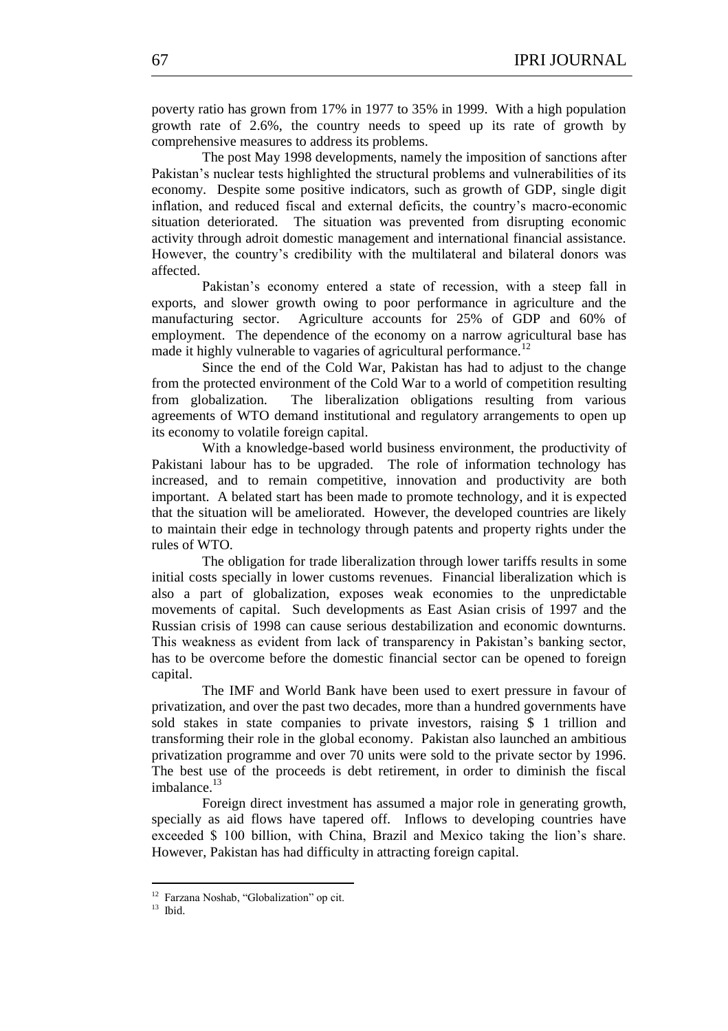poverty ratio has grown from 17% in 1977 to 35% in 1999. With a high population growth rate of 2.6%, the country needs to speed up its rate of growth by comprehensive measures to address its problems.

The post May 1998 developments, namely the imposition of sanctions after Pakistan's nuclear tests highlighted the structural problems and vulnerabilities of its economy. Despite some positive indicators, such as growth of GDP, single digit inflation, and reduced fiscal and external deficits, the country's macro-economic situation deteriorated. The situation was prevented from disrupting economic activity through adroit domestic management and international financial assistance. However, the country's credibility with the multilateral and bilateral donors was affected.

Pakistan's economy entered a state of recession, with a steep fall in exports, and slower growth owing to poor performance in agriculture and the manufacturing sector. Agriculture accounts for 25% of GDP and 60% of employment. The dependence of the economy on a narrow agricultural base has made it highly vulnerable to vagaries of agricultural performance.[12]

Since the end of the Cold War, Pakistan has had to adjust to the change from the protected environment of the Cold War to a world of competition resulting from globalization. The liberalization obligations resulting from various agreements of WTO demand institutional and regulatory arrangements to open up its economy to volatile foreign capital.

With a knowledge-based world business environment, the productivity of Pakistani labour has to be upgraded. The role of information technology has increased, and to remain competitive, innovation and productivity are both important. A belated start has been made to promote technology, and it is expected that the situation will be ameliorated. However, the developed countries are likely to maintain their edge in technology through patents and property rights under the rules of WTO.

The obligation for trade liberalization through lower tariffs results in some initial costs specially in lower customs revenues. Financial liberalization which is also a part of globalization, exposes weak economies to the unpredictable movements of capital. Such developments as East Asian crisis of 1997 and the Russian crisis of 1998 can cause serious destabilization and economic downturns. This weakness as evident from lack of transparency in Pakistan's banking sector, has to be overcome before the domestic financial sector can be opened to foreign capital.

The IMF and World Bank have been used to exert pressure in favour of privatization, and over the past two decades, more than a hundred governments have sold stakes in state companies to private investors, raising $ 1 trillion and transforming their role in the global economy. Pakistan also launched an ambitious privatization programme and over 70 units were sold to the private sector by 1996. The best use of the proceeds is debt retirement, in order to diminish the fiscal imbalance.[13]

Foreign direct investment has assumed a major role in generating growth, specially as aid flows have tapered off. Inflows to developing countries have exceeded $ 100 billion, with China, Brazil and Mexico taking the lion's share. However, Pakistan has had difficulty in attracting foreign capital.

---

[12] Farzana Noshab, "Globalization" op cit.

[13] Ibid.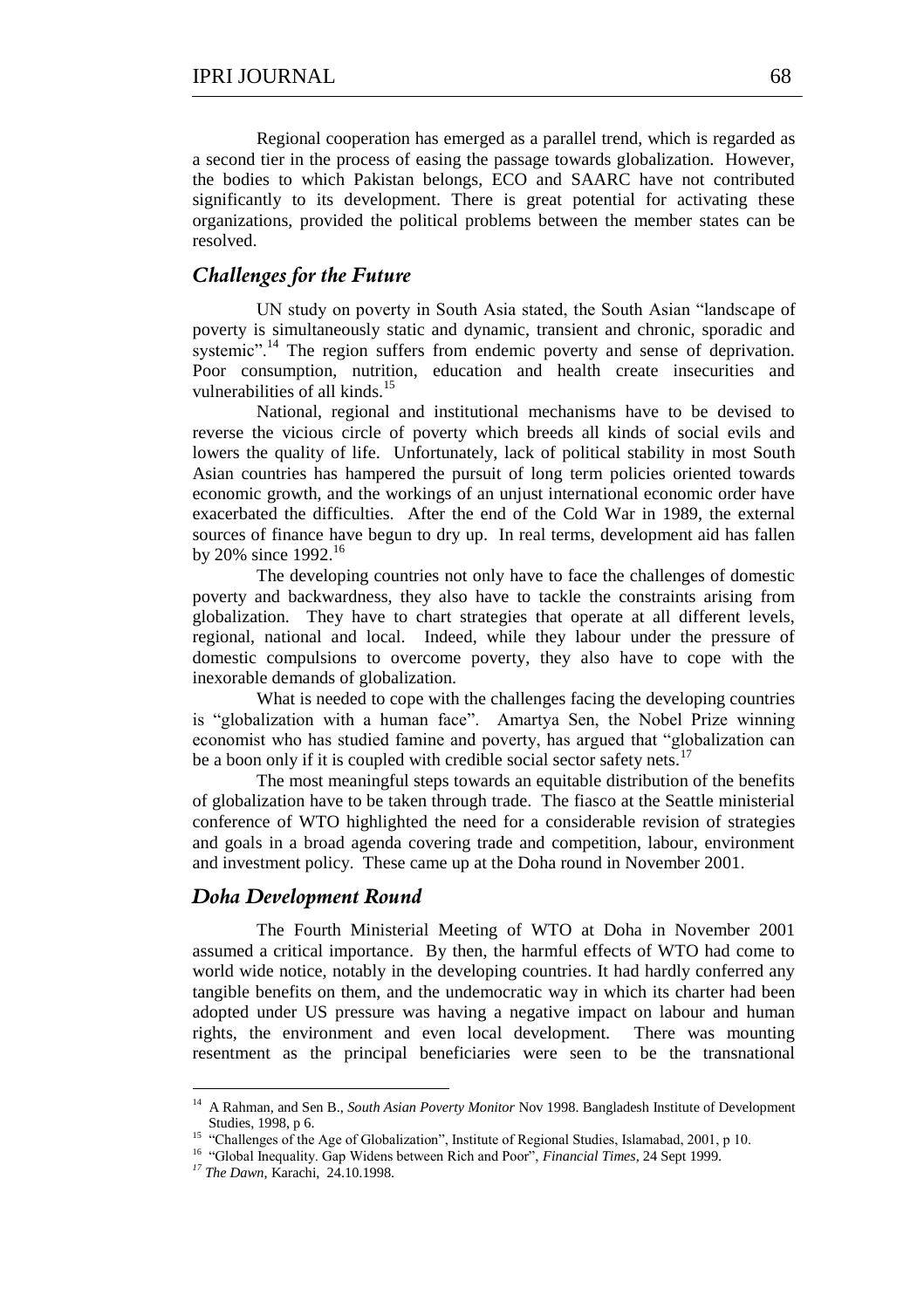Regional cooperation has emerged as a parallel trend, which is regarded as a second tier in the process of easing the passage towards globalization. However, the bodies to which Pakistan belongs, ECO and SAARC have not contributed significantly to its development. There is great potential for activating these organizations, provided the political problems between the member states can be resolved.

## *Challenges for the Future*

UN study on poverty in South Asia stated, the South Asian "landscape of poverty is simultaneously static and dynamic, transient and chronic, sporadic and systemic".[14] The region suffers from endemic poverty and sense of deprivation. Poor consumption, nutrition, education and health create insecurities and vulnerabilities of all kinds.[15]

National, regional and institutional mechanisms have to be devised to reverse the vicious circle of poverty which breeds all kinds of social evils and lowers the quality of life. Unfortunately, lack of political stability in most South Asian countries has hampered the pursuit of long term policies oriented towards economic growth, and the workings of an unjust international economic order have exacerbated the difficulties. After the end of the Cold War in 1989, the external sources of finance have begun to dry up. In real terms, development aid has fallen by 20% since 1992.[16]

The developing countries not only have to face the challenges of domestic poverty and backwardness, they also have to tackle the constraints arising from globalization. They have to chart strategies that operate at all different levels, regional, national and local. Indeed, while they labour under the pressure of domestic compulsions to overcome poverty, they also have to cope with the inexorable demands of globalization.

What is needed to cope with the challenges facing the developing countries is "globalization with a human face". Amartya Sen, the Nobel Prize winning economist who has studied famine and poverty, has argued that "globalization can be a boon only if it is coupled with credible social sector safety nets.[17]

The most meaningful steps towards an equitable distribution of the benefits of globalization have to be taken through trade. The fiasco at the Seattle ministerial conference of WTO highlighted the need for a considerable revision of strategies and goals in a broad agenda covering trade and competition, labour, environment and investment policy. These came up at the Doha round in November 2001.

## *Doha Development Round*

The Fourth Ministerial Meeting of WTO at Doha in November 2001 assumed a critical importance. By then, the harmful effects of WTO had come to world wide notice, notably in the developing countries. It had hardly conferred any tangible benefits on them, and the undemocratic way in which its charter had been adopted under US pressure was having a negative impact on labour and human rights, the environment and even local development. There was mounting resentment as the principal beneficiaries were seen to be the transnational

---

[14] A Rahman, and Sen B., *South Asian Poverty Monitor* Nov 1998. Bangladesh Institute of Development Studies, 1998, p 6.

[15] "Challenges of the Age of Globalization", Institute of Regional Studies, Islamabad, 2001, p 10.

[16] "Global Inequality. Gap Widens between Rich and Poor", *Financial Times*, 24 Sept 1999.

[17] *The Dawn*, Karachi, 24.10.1998.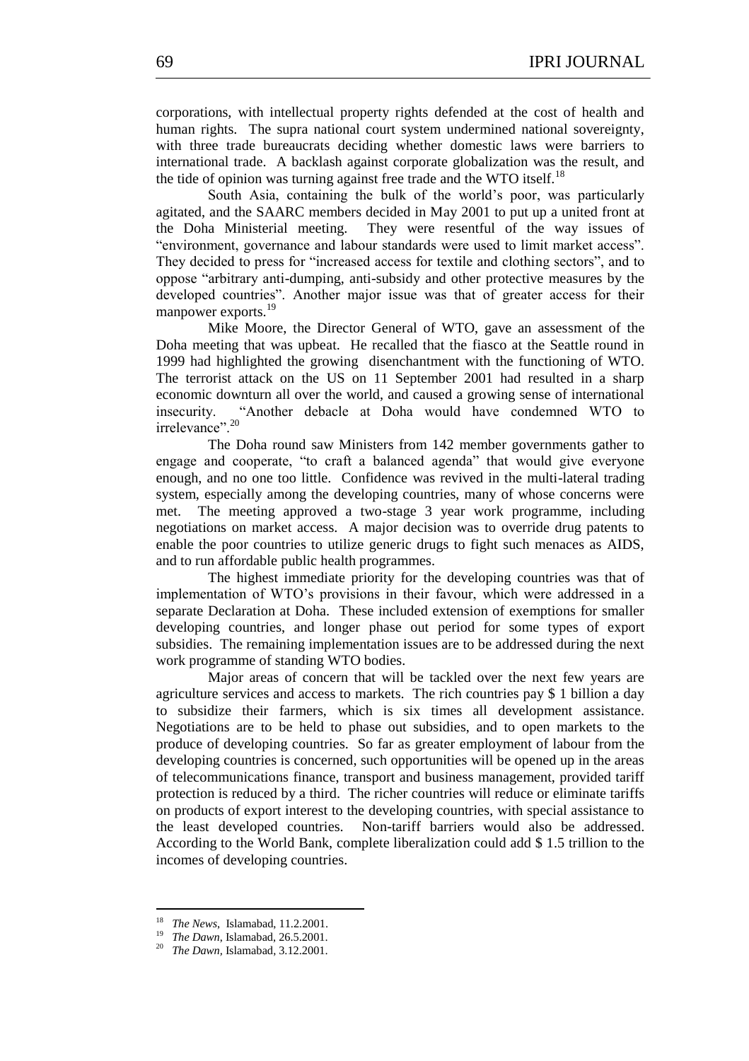corporations, with intellectual property rights defended at the cost of health and human rights. The supra national court system undermined national sovereignty, with three trade bureaucrats deciding whether domestic laws were barriers to international trade. A backlash against corporate globalization was the result, and the tide of opinion was turning against free trade and the WTO itself.[18]

South Asia, containing the bulk of the world's poor, was particularly agitated, and the SAARC members decided in May 2001 to put up a united front at the Doha Ministerial meeting. They were resentful of the way issues of "environment, governance and labour standards were used to limit market access". They decided to press for "increased access for textile and clothing sectors", and to oppose "arbitrary anti-dumping, anti-subsidy and other protective measures by the developed countries". Another major issue was that of greater access for their manpower exports.[19]

Mike Moore, the Director General of WTO, gave an assessment of the Doha meeting that was upbeat. He recalled that the fiasco at the Seattle round in 1999 had highlighted the growing disenchantment with the functioning of WTO. The terrorist attack on the US on 11 September 2001 had resulted in a sharp economic downturn all over the world, and caused a growing sense of international insecurity. "Another debacle at Doha would have condemned WTO to irrelevance".[20]

The Doha round saw Ministers from 142 member governments gather to engage and cooperate, "to craft a balanced agenda" that would give everyone enough, and no one too little. Confidence was revived in the multi-lateral trading system, especially among the developing countries, many of whose concerns were met. The meeting approved a two-stage 3 year work programme, including negotiations on market access. A major decision was to override drug patents to enable the poor countries to utilize generic drugs to fight such menaces as AIDS, and to run affordable public health programmes.

The highest immediate priority for the developing countries was that of implementation of WTO's provisions in their favour, which were addressed in a separate Declaration at Doha. These included extension of exemptions for smaller developing countries, and longer phase out period for some types of export subsidies. The remaining implementation issues are to be addressed during the next work programme of standing WTO bodies.

Major areas of concern that will be tackled over the next few years are agriculture services and access to markets. The rich countries pay $ 1 billion a day to subsidize their farmers, which is six times all development assistance. Negotiations are to be held to phase out subsidies, and to open markets to the produce of developing countries. So far as greater employment of labour from the developing countries is concerned, such opportunities will be opened up in the areas of telecommunications finance, transport and business management, provided tariff protection is reduced by a third. The richer countries will reduce or eliminate tariffs on products of export interest to the developing countries, with special assistance to the least developed countries. Non-tariff barriers would also be addressed. According to the World Bank, complete liberalization could add $ 1.5 trillion to the incomes of developing countries.

---

[18] *The News*, Islamabad, 11.2.2001.

[19] *The Dawn*, Islamabad, 26.5.2001.

[20] *The Dawn*, Islamabad, 3.12.2001.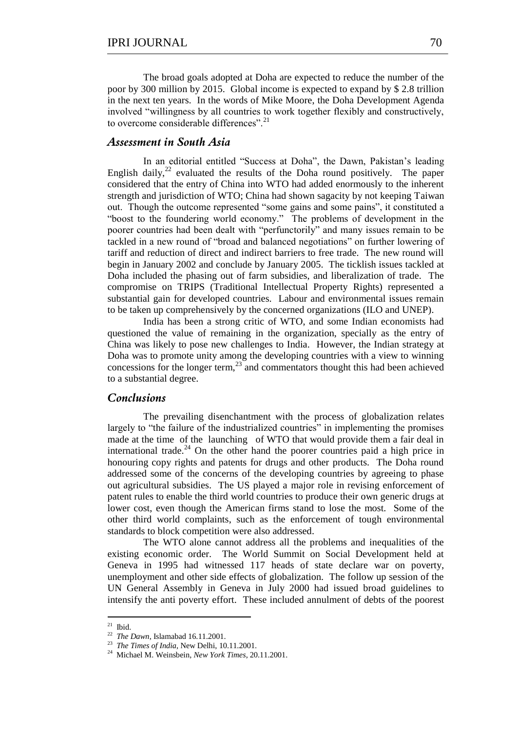The broad goals adopted at Doha are expected to reduce the number of the poor by 300 million by 2015. Global income is expected to expand by $ 2.8 trillion in the next ten years. In the words of Mike Moore, the Doha Development Agenda involved "willingness by all countries to work together flexibly and constructively, to overcome considerable differences".[21]

## *Assessment in South Asia*

In an editorial entitled "Success at Doha", the Dawn, Pakistan's leading English daily,[22] evaluated the results of the Doha round positively. The paper considered that the entry of China into WTO had added enormously to the inherent strength and jurisdiction of WTO; China had shown sagacity by not keeping Taiwan out. Though the outcome represented "some gains and some pains", it constituted a "boost to the foundering world economy." The problems of development in the poorer countries had been dealt with "perfunctorily" and many issues remain to be tackled in a new round of "broad and balanced negotiations" on further lowering of tariff and reduction of direct and indirect barriers to free trade. The new round will begin in January 2002 and conclude by January 2005. The ticklish issues tackled at Doha included the phasing out of farm subsidies, and liberalization of trade. The compromise on TRIPS (Traditional Intellectual Property Rights) represented a substantial gain for developed countries. Labour and environmental issues remain to be taken up comprehensively by the concerned organizations (ILO and UNEP).

India has been a strong critic of WTO, and some Indian economists had questioned the value of remaining in the organization, specially as the entry of China was likely to pose new challenges to India. However, the Indian strategy at Doha was to promote unity among the developing countries with a view to winning concessions for the longer term,[23] and commentators thought this had been achieved to a substantial degree.

## *Conclusions*

The prevailing disenchantment with the process of globalization relates largely to "the failure of the industrialized countries" in implementing the promises made at the time of the launching of WTO that would provide them a fair deal in international trade.[24] On the other hand the poorer countries paid a high price in honouring copy rights and patents for drugs and other products. The Doha round addressed some of the concerns of the developing countries by agreeing to phase out agricultural subsidies. The US played a major role in revising enforcement of patent rules to enable the third world countries to produce their own generic drugs at lower cost, even though the American firms stand to lose the most. Some of the other third world complaints, such as the enforcement of tough environmental standards to block competition were also addressed.

The WTO alone cannot address all the problems and inequalities of the existing economic order. The World Summit on Social Development held at Geneva in 1995 had witnessed 117 heads of state declare war on poverty, unemployment and other side effects of globalization. The follow up session of the UN General Assembly in Geneva in July 2000 had issued broad guidelines to intensify the anti poverty effort. These included annulment of debts of the poorest

---

[21] Ibid.

[22] *The Dawn*, Islamabad 16.11.2001.

[23] *The Times of India*, New Delhi, 10.11.2001.

[24] Michael M. Weinsbein, *New York Times*, 20.11.2001.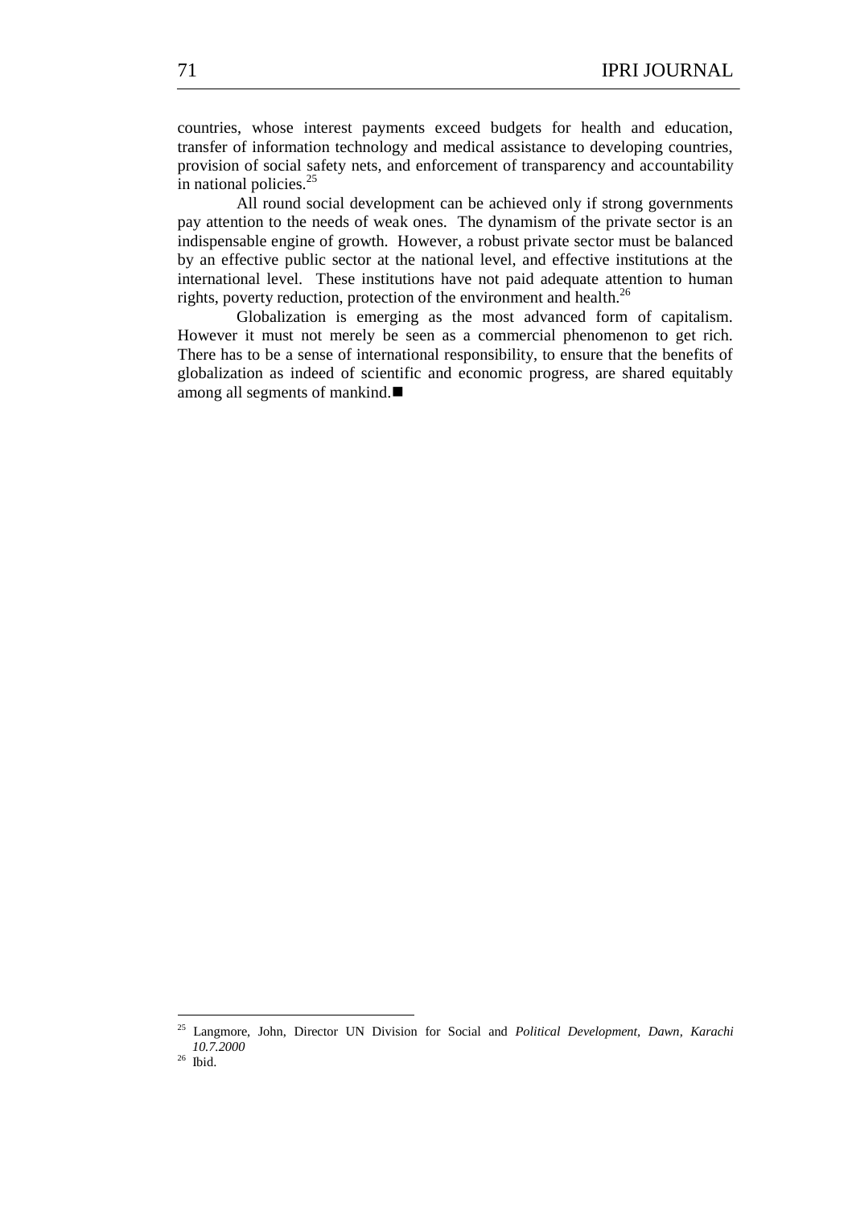countries, whose interest payments exceed budgets for health and education, transfer of information technology and medical assistance to developing countries, provision of social safety nets, and enforcement of transparency and accountability in national policies.[25]

All round social development can be achieved only if strong governments pay attention to the needs of weak ones. The dynamism of the private sector is an indispensable engine of growth. However, a robust private sector must be balanced by an effective public sector at the national level, and effective institutions at the international level. These institutions have not paid adequate attention to human rights, poverty reduction, protection of the environment and health.[26]

Globalization is emerging as the most advanced form of capitalism. However it must not merely be seen as a commercial phenomenon to get rich. There has to be a sense of international responsibility, to ensure that the benefits of globalization as indeed of scientific and economic progress, are shared equitably among all segments of mankind.■

---

[25] Langmore, John, Director UN Division for Social and *Political Development, Dawn, Karachi 10.7.2000*

[26] Ibid.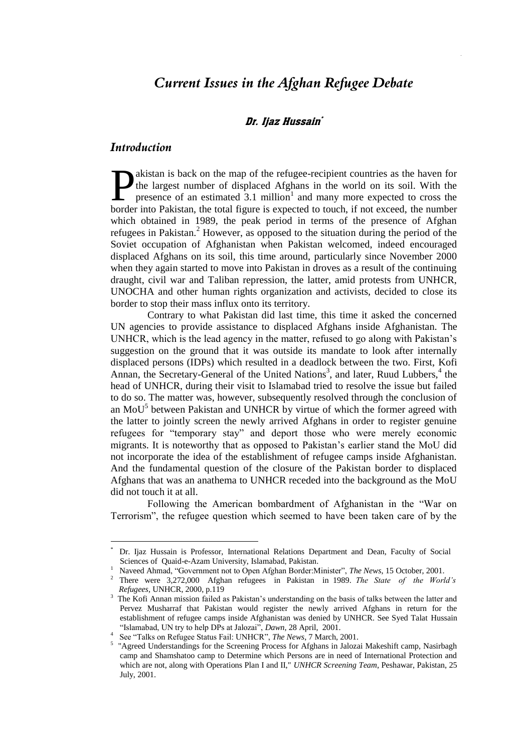# *Current Issues in the Afghan Refugee Debate*

**Dr. Ijaz Hussain***

## *Introduction*

Pakistan is back on the map of the refugee-recipient countries as the haven for the largest number of displaced Afghans in the world on its soil. With the presence of an estimated 3.1 million[1] and many more expected to cross the border into Pakistan, the total figure is expected to touch, if not exceed, the number which obtained in 1989, the peak period in terms of the presence of Afghan refugees in Pakistan.[2] However, as opposed to the situation during the period of the Soviet occupation of Afghanistan when Pakistan welcomed, indeed encouraged displaced Afghans on its soil, this time around, particularly since November 2000 when they again started to move into Pakistan in droves as a result of the continuing draught, civil war and Taliban repression, the latter, amid protests from UNHCR, UNOCHA and other human rights organization and activists, decided to close its border to stop their mass influx onto its territory.

Contrary to what Pakistan did last time, this time it asked the concerned UN agencies to provide assistance to displaced Afghans inside Afghanistan. The UNHCR, which is the lead agency in the matter, refused to go along with Pakistan's suggestion on the ground that it was outside its mandate to look after internally displaced persons (IDPs) which resulted in a deadlock between the two. First, Kofi Annan, the Secretary-General of the United Nations[3], and later, Ruud Lubbers,[4] the head of UNHCR, during their visit to Islamabad tried to resolve the issue but failed to do so. The matter was, however, subsequently resolved through the conclusion of an MoU[5] between Pakistan and UNHCR by virtue of which the former agreed with the latter to jointly screen the newly arrived Afghans in order to register genuine refugees for "temporary stay" and deport those who were merely economic migrants. It is noteworthy that as opposed to Pakistan's earlier stand the MoU did not incorporate the idea of the establishment of refugee camps inside Afghanistan. And the fundamental question of the closure of the Pakistan border to displaced Afghans that was an anathema to UNHCR receded into the background as the MoU did not touch it at all.

Following the American bombardment of Afghanistan in the "War on Terrorism", the refugee question which seemed to have been taken care of by the

---

\* Dr. Ijaz Hussain is Professor, International Relations Department and Dean, Faculty of Social Sciences of Quaid-e-Azam University, Islamabad, Pakistan.

[1] Naveed Ahmad, "Government not to Open Afghan Border:Minister", *The News*, 15 October, 2001.

[2] There were 3,272,000 Afghan refugees in Pakistan in 1989. *The State of the World's Refugees*, UNHCR, 2000, p.119

[3] The Kofi Annan mission failed as Pakistan's understanding on the basis of talks between the latter and Pervez Musharraf that Pakistan would register the newly arrived Afghans in return for the establishment of refugee camps inside Afghanistan was denied by UNHCR. See Syed Talat Hussain "Islamabad, UN try to help DPs at Jalozai", *Dawn*, 28 April, 2001.

[4] See "Talks on Refugee Status Fail: UNHCR", *The News*, 7 March, 2001.

[5] "Agreed Understandings for the Screening Process for Afghans in Jalozai Makeshift camp, Nasirbagh camp and Shamshatoo camp to Determine which Persons are in need of International Protection and which are not, along with Operations Plan I and II," *UNHCR Screening Team*, Peshawar, Pakistan, 25 July, 2001.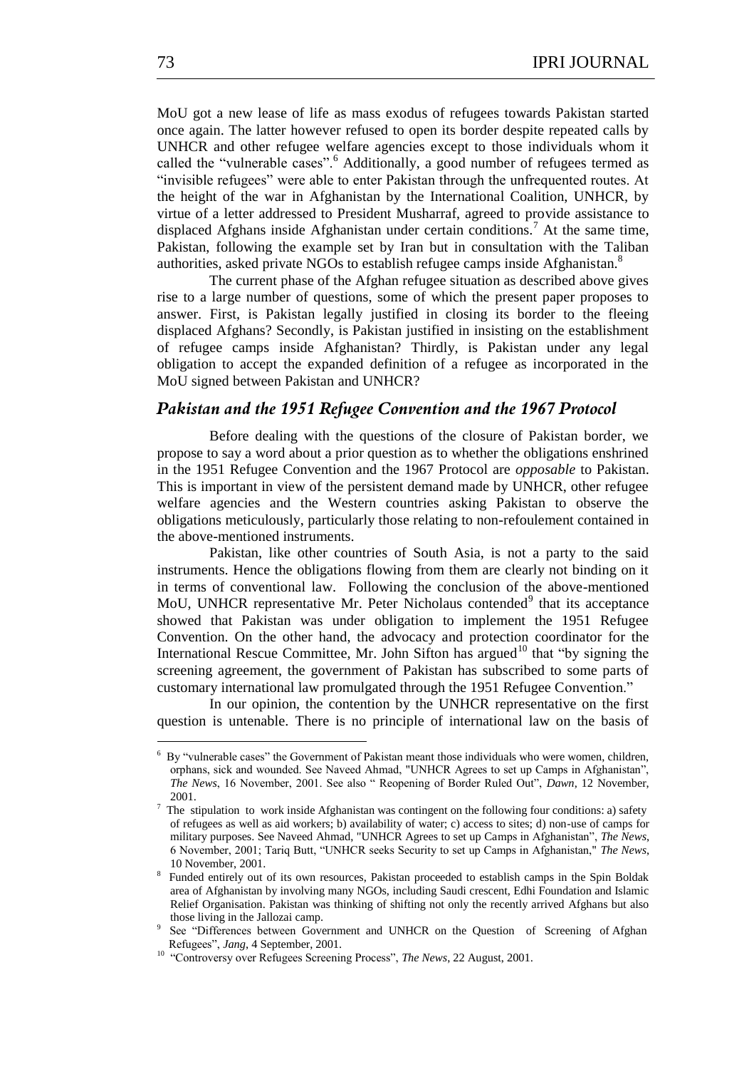MoU got a new lease of life as mass exodus of refugees towards Pakistan started once again. The latter however refused to open its border despite repeated calls by UNHCR and other refugee welfare agencies except to those individuals whom it called the "vulnerable cases".[6] Additionally, a good number of refugees termed as "invisible refugees" were able to enter Pakistan through the unfrequented routes. At the height of the war in Afghanistan by the International Coalition, UNHCR, by virtue of a letter addressed to President Musharraf, agreed to provide assistance to displaced Afghans inside Afghanistan under certain conditions.[7] At the same time, Pakistan, following the example set by Iran but in consultation with the Taliban authorities, asked private NGOs to establish refugee camps inside Afghanistan.[8]

The current phase of the Afghan refugee situation as described above gives rise to a large number of questions, some of which the present paper proposes to answer. First, is Pakistan legally justified in closing its border to the fleeing displaced Afghans? Secondly, is Pakistan justified in insisting on the establishment of refugee camps inside Afghanistan? Thirdly, is Pakistan under any legal obligation to accept the expanded definition of a refugee as incorporated in the MoU signed between Pakistan and UNHCR?

## *Pakistan and the 1951 Refugee Convention and the 1967 Protocol*

Before dealing with the questions of the closure of Pakistan border, we propose to say a word about a prior question as to whether the obligations enshrined in the 1951 Refugee Convention and the 1967 Protocol are *opposable* to Pakistan. This is important in view of the persistent demand made by UNHCR, other refugee welfare agencies and the Western countries asking Pakistan to observe the obligations meticulously, particularly those relating to non-refoulement contained in the above-mentioned instruments.

Pakistan, like other countries of South Asia, is not a party to the said instruments. Hence the obligations flowing from them are clearly not binding on it in terms of conventional law. Following the conclusion of the above-mentioned MoU, UNHCR representative Mr. Peter Nicholaus contended[9] that its acceptance showed that Pakistan was under obligation to implement the 1951 Refugee Convention. On the other hand, the advocacy and protection coordinator for the International Rescue Committee, Mr. John Sifton has argued[10] that "by signing the screening agreement, the government of Pakistan has subscribed to some parts of customary international law promulgated through the 1951 Refugee Convention."

In our opinion, the contention by the UNHCR representative on the first question is untenable. There is no principle of international law on the basis of

---

[6] By "vulnerable cases" the Government of Pakistan meant those individuals who were women, children, orphans, sick and wounded. See Naveed Ahmad, "UNHCR Agrees to set up Camps in Afghanistan", *The News*, 16 November, 2001. See also " Reopening of Border Ruled Out", *Dawn*, 12 November, 2001.

[7] The stipulation to work inside Afghanistan was contingent on the following four conditions: a) safety of refugees as well as aid workers; b) availability of water; c) access to sites; d) non-use of camps for military purposes. See Naveed Ahmad, "UNHCR Agrees to set up Camps in Afghanistan", *The News*, 6 November, 2001; Tariq Butt, "UNHCR seeks Security to set up Camps in Afghanistan," *The News*, 10 November, 2001.

[8] Funded entirely out of its own resources, Pakistan proceeded to establish camps in the Spin Boldak area of Afghanistan by involving many NGOs, including Saudi crescent, Edhi Foundation and Islamic Relief Organisation. Pakistan was thinking of shifting not only the recently arrived Afghans but also those living in the Jallozai camp.

[9] See "Differences between Government and UNHCR on the Question of Screening of Afghan Refugees", *Jang*, 4 September, 2001.

[10] "Controversy over Refugees Screening Process", *The News*, 22 August, 2001.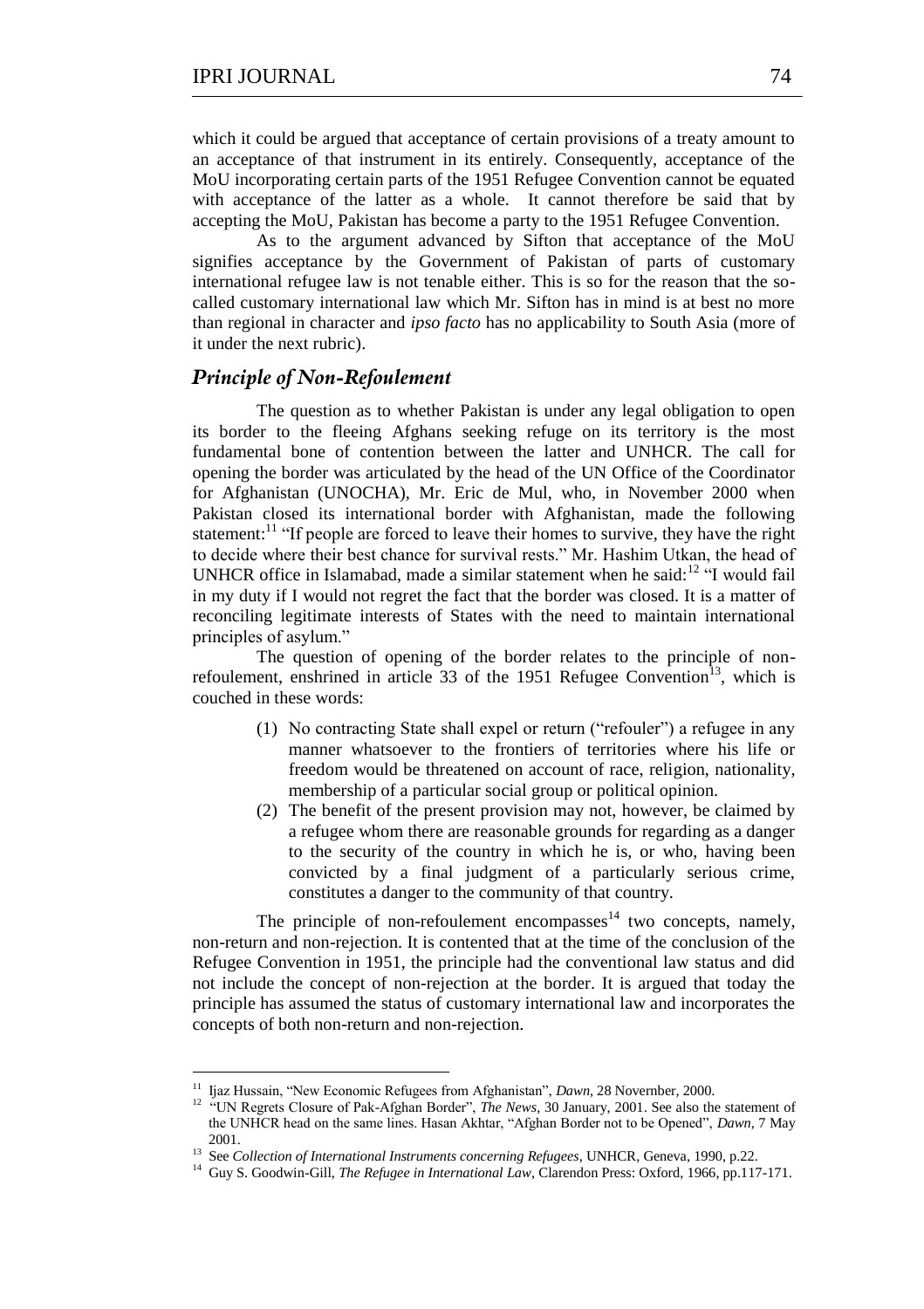which it could be argued that acceptance of certain provisions of a treaty amount to an acceptance of that instrument in its entirely. Consequently, acceptance of the MoU incorporating certain parts of the 1951 Refugee Convention cannot be equated with acceptance of the latter as a whole. It cannot therefore be said that by accepting the MoU, Pakistan has become a party to the 1951 Refugee Convention.

As to the argument advanced by Sifton that acceptance of the MoU signifies acceptance by the Government of Pakistan of parts of customary international refugee law is not tenable either. This is so for the reason that the so-called customary international law which Mr. Sifton has in mind is at best no more than regional in character and *ipso facto* has no applicability to South Asia (more of it under the next rubric).

## *Principle of Non-Refoulement*

The question as to whether Pakistan is under any legal obligation to open its border to the fleeing Afghans seeking refuge on its territory is the most fundamental bone of contention between the latter and UNHCR. The call for opening the border was articulated by the head of the UN Office of the Coordinator for Afghanistan (UNOCHA), Mr. Eric de Mul, who, in November 2000 when Pakistan closed its international border with Afghanistan, made the following statement:[11] "If people are forced to leave their homes to survive, they have the right to decide where their best chance for survival rests." Mr. Hashim Utkan, the head of UNHCR office in Islamabad, made a similar statement when he said:[12] "I would fail in my duty if I would not regret the fact that the border was closed. It is a matter of reconciling legitimate interests of States with the need to maintain international principles of asylum."

The question of opening of the border relates to the principle of non-refoulement, enshrined in article 33 of the 1951 Refugee Convention[13], which is couched in these words:

> (1) No contracting State shall expel or return ("refouler") a refugee in any manner whatsoever to the frontiers of territories where his life or freedom would be threatened on account of race, religion, nationality, membership of a particular social group or political opinion.
>
> (2) The benefit of the present provision may not, however, be claimed by a refugee whom there are reasonable grounds for regarding as a danger to the security of the country in which he is, or who, having been convicted by a final judgment of a particularly serious crime, constitutes a danger to the community of that country.

The principle of non-refoulement encompasses[14] two concepts, namely, non-return and non-rejection. It is contented that at the time of the conclusion of the Refugee Convention in 1951, the principle had the conventional law status and did not include the concept of non-rejection at the border. It is argued that today the principle has assumed the status of customary international law and incorporates the concepts of both non-return and non-rejection.

---

[11] Ijaz Hussain, "New Economic Refugees from Afghanistan", *Dawn*, 28 Novernber, 2000.

[12] "UN Regrets Closure of Pak-Afghan Border", *The News*, 30 January, 2001. See also the statement of the UNHCR head on the same lines. Hasan Akhtar, "Afghan Border not to be Opened", *Dawn,* 7 May 2001.

[13] See *Collection of International Instruments concerning Refugees*, UNHCR, Geneva, 1990, p.22.

[14] Guy S. Goodwin-Gill, *The Refugee in International Law*, Clarendon Press: Oxford, 1966, pp.117-171.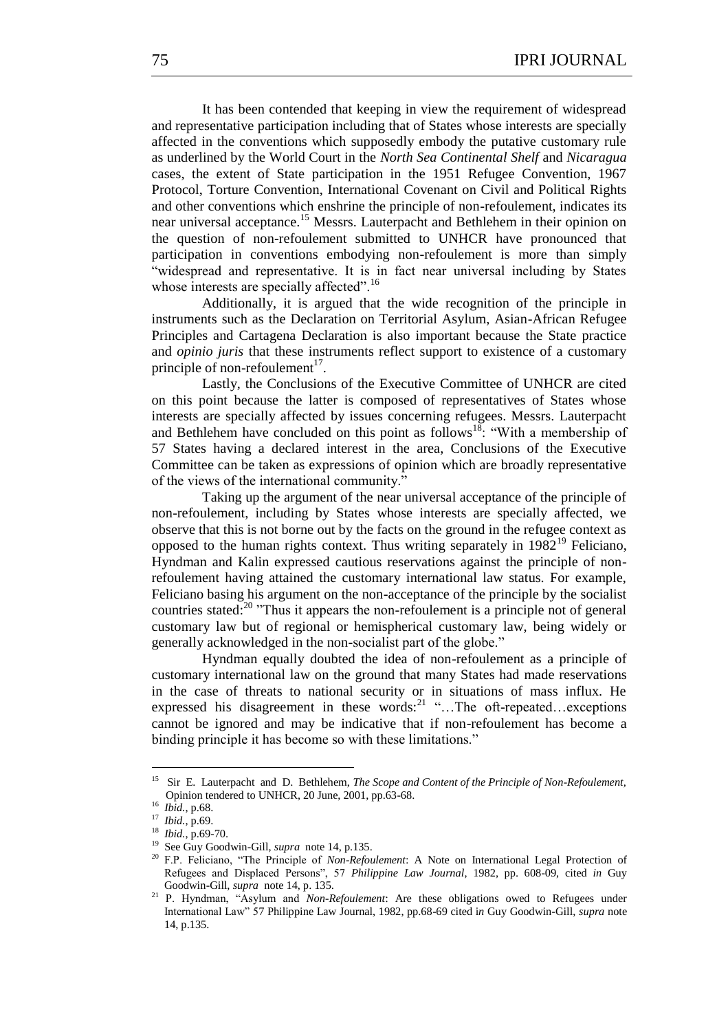It has been contended that keeping in view the requirement of widespread and representative participation including that of States whose interests are specially affected in the conventions which supposedly embody the putative customary rule as underlined by the World Court in the *North Sea Continental Shelf* and *Nicaragua* cases, the extent of State participation in the 1951 Refugee Convention, 1967 Protocol, Torture Convention, International Covenant on Civil and Political Rights and other conventions which enshrine the principle of non-refoulement, indicates its near universal acceptance.[15] Messrs. Lauterpacht and Bethlehem in their opinion on the question of non-refoulement submitted to UNHCR have pronounced that participation in conventions embodying non-refoulement is more than simply "widespread and representative. It is in fact near universal including by States whose interests are specially affected".[16]

Additionally, it is argued that the wide recognition of the principle in instruments such as the Declaration on Territorial Asylum, Asian-African Refugee Principles and Cartagena Declaration is also important because the State practice and *opinio juris* that these instruments reflect support to existence of a customary principle of non-refoulement[17].

Lastly, the Conclusions of the Executive Committee of UNHCR are cited on this point because the latter is composed of representatives of States whose interests are specially affected by issues concerning refugees. Messrs. Lauterpacht and Bethlehem have concluded on this point as follows[18]: "With a membership of 57 States having a declared interest in the area, Conclusions of the Executive Committee can be taken as expressions of opinion which are broadly representative of the views of the international community."

Taking up the argument of the near universal acceptance of the principle of non-refoulement, including by States whose interests are specially affected, we observe that this is not borne out by the facts on the ground in the refugee context as opposed to the human rights context. Thus writing separately in 1982[19] Feliciano, Hyndman and Kalin expressed cautious reservations against the principle of non-refoulement having attained the customary international law status. For example, Feliciano basing his argument on the non-acceptance of the principle by the socialist countries stated:[20] "Thus it appears the non-refoulement is a principle not of general customary law but of regional or hemispherical customary law, being widely or generally acknowledged in the non-socialist part of the globe."

Hyndman equally doubted the idea of non-refoulement as a principle of customary international law on the ground that many States had made reservations in the case of threats to national security or in situations of mass influx. He expressed his disagreement in these words:[21] "…The oft-repeated…exceptions cannot be ignored and may be indicative that if non-refoulement has become a binding principle it has become so with these limitations."

---

[15] Sir E. Lauterpacht and D. Bethlehem, *The Scope and Content of the Principle of Non-Refoulement*, Opinion tendered to UNHCR, 20 June, 2001, pp.63-68.

[16] *Ibid.*, p.68.

[17] *Ibid.*, p.69.

[18] *Ibid.*, p.69-70.

[19] See Guy Goodwin-Gill, *supra* note 14, p.135.

[20] F.P. Feliciano, "The Principle of *Non-Refoulement*: A Note on International Legal Protection of Refugees and Displaced Persons", 57 *Philippine Law Journal*, 1982, pp. 608-09, cited *in* Guy Goodwin-Gill, *supra* note 14, p. 135.

[21] P. Hyndman, "Asylum and *Non-Refoulement*: Are these obligations owed to Refugees under International Law" 57 Philippine Law Journal, 1982, pp.68-69 cited i*n* Guy Goodwin-Gill, *supra* note 14, p.135.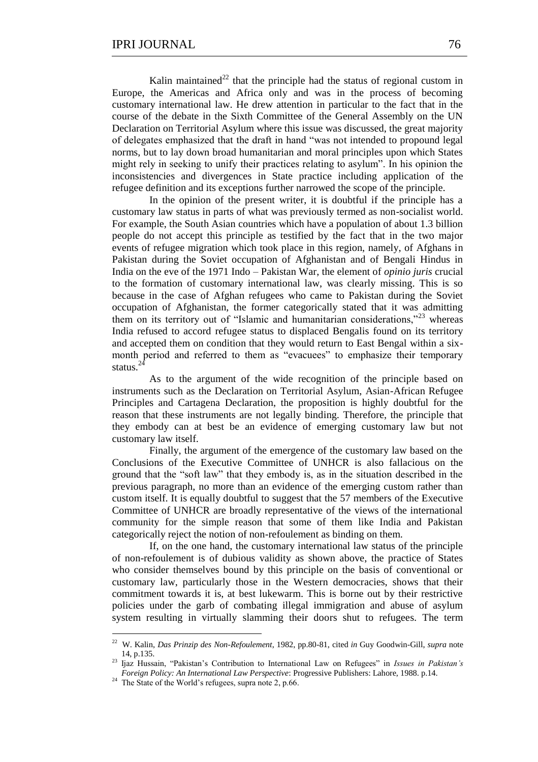Kalin maintained[22] that the principle had the status of regional custom in Europe, the Americas and Africa only and was in the process of becoming customary international law. He drew attention in particular to the fact that in the course of the debate in the Sixth Committee of the General Assembly on the UN Declaration on Territorial Asylum where this issue was discussed, the great majority of delegates emphasized that the draft in hand "was not intended to propound legal norms, but to lay down broad humanitarian and moral principles upon which States might rely in seeking to unify their practices relating to asylum". In his opinion the inconsistencies and divergences in State practice including application of the refugee definition and its exceptions further narrowed the scope of the principle.

In the opinion of the present writer, it is doubtful if the principle has a customary law status in parts of what was previously termed as non-socialist world. For example, the South Asian countries which have a population of about 1.3 billion people do not accept this principle as testified by the fact that in the two major events of refugee migration which took place in this region, namely, of Afghans in Pakistan during the Soviet occupation of Afghanistan and of Bengali Hindus in India on the eve of the 1971 Indo – Pakistan War, the element of *opinio juris* crucial to the formation of customary international law, was clearly missing. This is so because in the case of Afghan refugees who came to Pakistan during the Soviet occupation of Afghanistan, the former categorically stated that it was admitting them on its territory out of "Islamic and humanitarian considerations,"[23] whereas India refused to accord refugee status to displaced Bengalis found on its territory and accepted them on condition that they would return to East Bengal within a six-month period and referred to them as "evacuees" to emphasize their temporary status.[24]

As to the argument of the wide recognition of the principle based on instruments such as the Declaration on Territorial Asylum, Asian-African Refugee Principles and Cartagena Declaration, the proposition is highly doubtful for the reason that these instruments are not legally binding. Therefore, the principle that they embody can at best be an evidence of emerging customary law but not customary law itself.

Finally, the argument of the emergence of the customary law based on the Conclusions of the Executive Committee of UNHCR is also fallacious on the ground that the "soft law" that they embody is, as in the situation described in the previous paragraph, no more than an evidence of the emerging custom rather than custom itself. It is equally doubtful to suggest that the 57 members of the Executive Committee of UNHCR are broadly representative of the views of the international community for the simple reason that some of them like India and Pakistan categorically reject the notion of non-refoulement as binding on them.

If, on the one hand, the customary international law status of the principle of non-refoulement is of dubious validity as shown above, the practice of States who consider themselves bound by this principle on the basis of conventional or customary law, particularly those in the Western democracies, shows that their commitment towards it is, at best lukewarm. This is borne out by their restrictive policies under the garb of combating illegal immigration and abuse of asylum system resulting in virtually slamming their doors shut to refugees. The term

---

[22] W. Kalin, *Das Prinzip des Non-Refoulement*, 1982, pp.80-81, cited *in* Guy Goodwin-Gill, *supra* note 14, p.135.

[23] Ijaz Hussain, "Pakistan's Contribution to International Law on Refugees" in *Issues in Pakistan's Foreign Policy: An International Law Perspective*: Progressive Publishers: Lahore, 1988. p.14.

[24] The State of the World's refugees, supra note 2, p.66.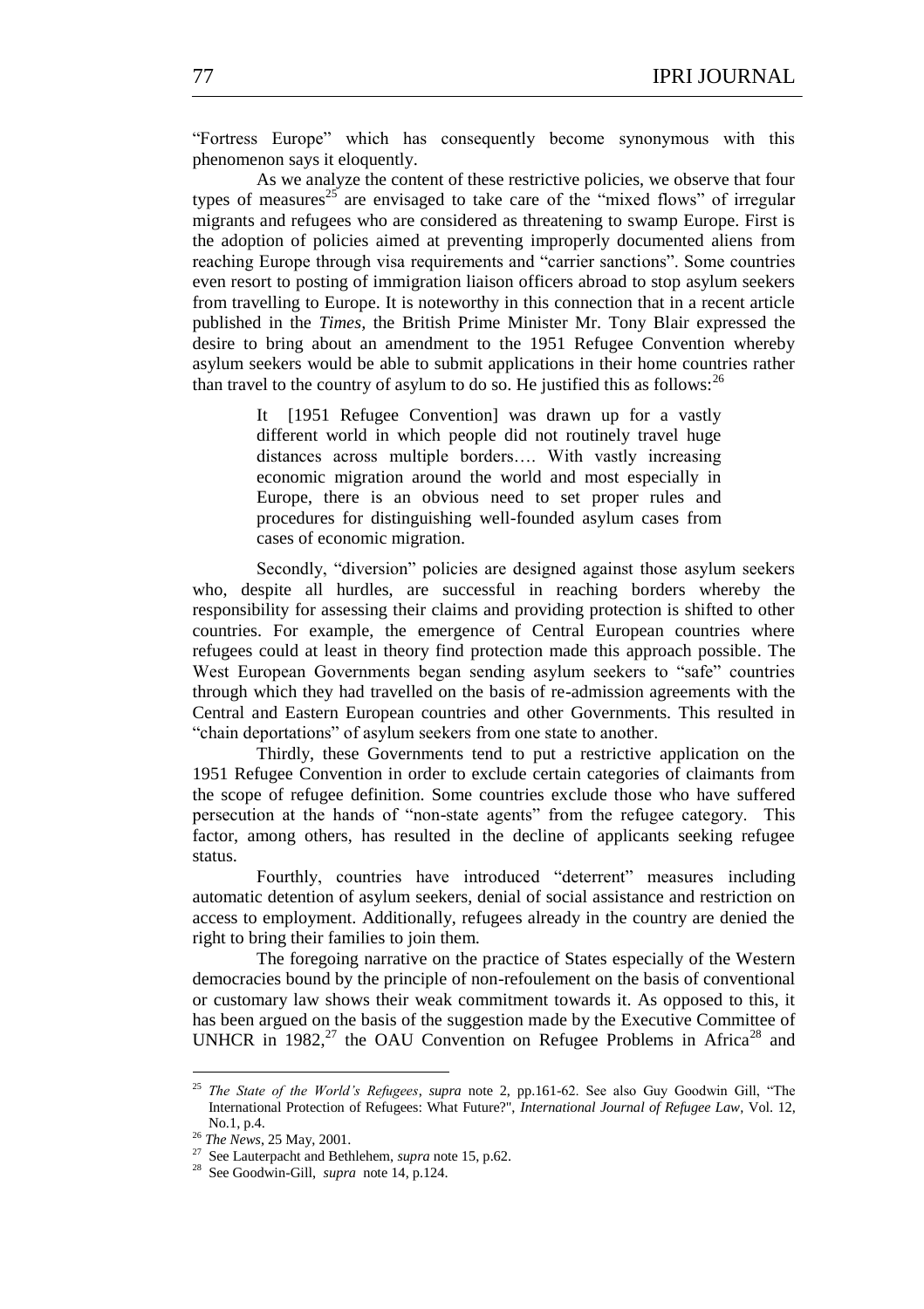"Fortress Europe" which has consequently become synonymous with this phenomenon says it eloquently.

As we analyze the content of these restrictive policies, we observe that four types of measures[25] are envisaged to take care of the "mixed flows" of irregular migrants and refugees who are considered as threatening to swamp Europe. First is the adoption of policies aimed at preventing improperly documented aliens from reaching Europe through visa requirements and "carrier sanctions". Some countries even resort to posting of immigration liaison officers abroad to stop asylum seekers from travelling to Europe. It is noteworthy in this connection that in a recent article published in the *Times,* the British Prime Minister Mr. Tony Blair expressed the desire to bring about an amendment to the 1951 Refugee Convention whereby asylum seekers would be able to submit applications in their home countries rather than travel to the country of asylum to do so. He justified this as follows:[26]

> It [1951 Refugee Convention] was drawn up for a vastly different world in which people did not routinely travel huge distances across multiple borders…. With vastly increasing economic migration around the world and most especially in Europe, there is an obvious need to set proper rules and procedures for distinguishing well-founded asylum cases from cases of economic migration.

Secondly, "diversion" policies are designed against those asylum seekers who, despite all hurdles, are successful in reaching borders whereby the responsibility for assessing their claims and providing protection is shifted to other countries. For example, the emergence of Central European countries where refugees could at least in theory find protection made this approach possible. The West European Governments began sending asylum seekers to "safe" countries through which they had travelled on the basis of re-admission agreements with the Central and Eastern European countries and other Governments. This resulted in "chain deportations" of asylum seekers from one state to another.

Thirdly, these Governments tend to put a restrictive application on the 1951 Refugee Convention in order to exclude certain categories of claimants from the scope of refugee definition. Some countries exclude those who have suffered persecution at the hands of "non-state agents" from the refugee category. This factor, among others, has resulted in the decline of applicants seeking refugee status.

Fourthly, countries have introduced "deterrent" measures including automatic detention of asylum seekers, denial of social assistance and restriction on access to employment. Additionally, refugees already in the country are denied the right to bring their families to join them.

The foregoing narrative on the practice of States especially of the Western democracies bound by the principle of non-refoulement on the basis of conventional or customary law shows their weak commitment towards it. As opposed to this, it has been argued on the basis of the suggestion made by the Executive Committee of UNHCR in 1982,[27] the OAU Convention on Refugee Problems in Africa[28] and

---

[25] *The State of the World's Refugees*, *supra* note 2, pp.161-62. See also Guy Goodwin Gill, "The International Protection of Refugees: What Future?", *International Journal of Refugee Law*, Vol. 12, No.1, p.4.

[26] *The News*, 25 May, 2001.

[27] See Lauterpacht and Bethlehem, *supra* note 15, p.62.

[28] See Goodwin-Gill, *supra* note 14, p.124.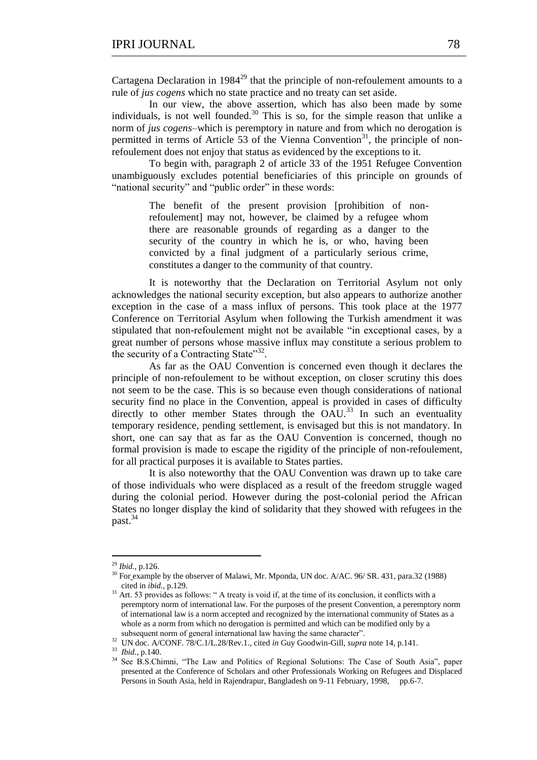Cartagena Declaration in 1984[29] that the principle of non-refoulement amounts to a rule of *jus cogens* which no state practice and no treaty can set aside.

In our view, the above assertion, which has also been made by some individuals, is not well founded.[30] This is so, for the simple reason that unlike a norm of *jus cogens*–which is peremptory in nature and from which no derogation is permitted in terms of Article 53 of the Vienna Convention[31], the principle of non-refoulement does not enjoy that status as evidenced by the exceptions to it.

To begin with, paragraph 2 of article 33 of the 1951 Refugee Convention unambiguously excludes potential beneficiaries of this principle on grounds of "national security" and "public order" in these words:

> The benefit of the present provision [prohibition of non-refoulement] may not, however, be claimed by a refugee whom there are reasonable grounds of regarding as a danger to the security of the country in which he is, or who, having been convicted by a final judgment of a particularly serious crime, constitutes a danger to the community of that country.

It is noteworthy that the Declaration on Territorial Asylum not only acknowledges the national security exception, but also appears to authorize another exception in the case of a mass influx of persons. This took place at the 1977 Conference on Territorial Asylum when following the Turkish amendment it was stipulated that non-refoulement might not be available "in exceptional cases, by a great number of persons whose massive influx may constitute a serious problem to the security of a Contracting State"[32].

As far as the OAU Convention is concerned even though it declares the principle of non-refoulement to be without exception, on closer scrutiny this does not seem to be the case. This is so because even though considerations of national security find no place in the Convention, appeal is provided in cases of difficulty directly to other member States through the OAU.[33] In such an eventuality temporary residence, pending settlement, is envisaged but this is not mandatory. In short, one can say that as far as the OAU Convention is concerned, though no formal provision is made to escape the rigidity of the principle of non-refoulement, for all practical purposes it is available to States parties.

It is also noteworthy that the OAU Convention was drawn up to take care of those individuals who were displaced as a result of the freedom struggle waged during the colonial period. However during the post-colonial period the African States no longer display the kind of solidarity that they showed with refugees in the past.[34]

---

[29] *Ibid.*, p.126.

[30] For example by the observer of Malawi, Mr. Mponda, UN doc. A/AC. 96/ SR. 431, para.32 (1988) cited in *ibid.*, p.129.

[31] Art. 53 provides as follows: " A treaty is void if, at the time of its conclusion, it conflicts with a peremptory norm of international law. For the purposes of the present Convention, a peremptory norm of international law is a norm accepted and recognized by the international community of States as a whole as a norm from which no derogation is permitted and which can be modified only by a subsequent norm of general international law having the same character".

[32] UN doc. A/CONF. 78/C.1/L.28/Rev.1., cited *in* Guy Goodwin-Gill, *supra* note 14, p.141.

[33] *Ibid.*, p.140.

[34] See B.S.Chimni, "The Law and Politics of Regional Solutions: The Case of South Asia", paper presented at the Conference of Scholars and other Professionals Working on Refugees and Displaced Persons in South Asia, held in Rajendrapur, Bangladesh on 9-11 February, 1998, pp.6-7.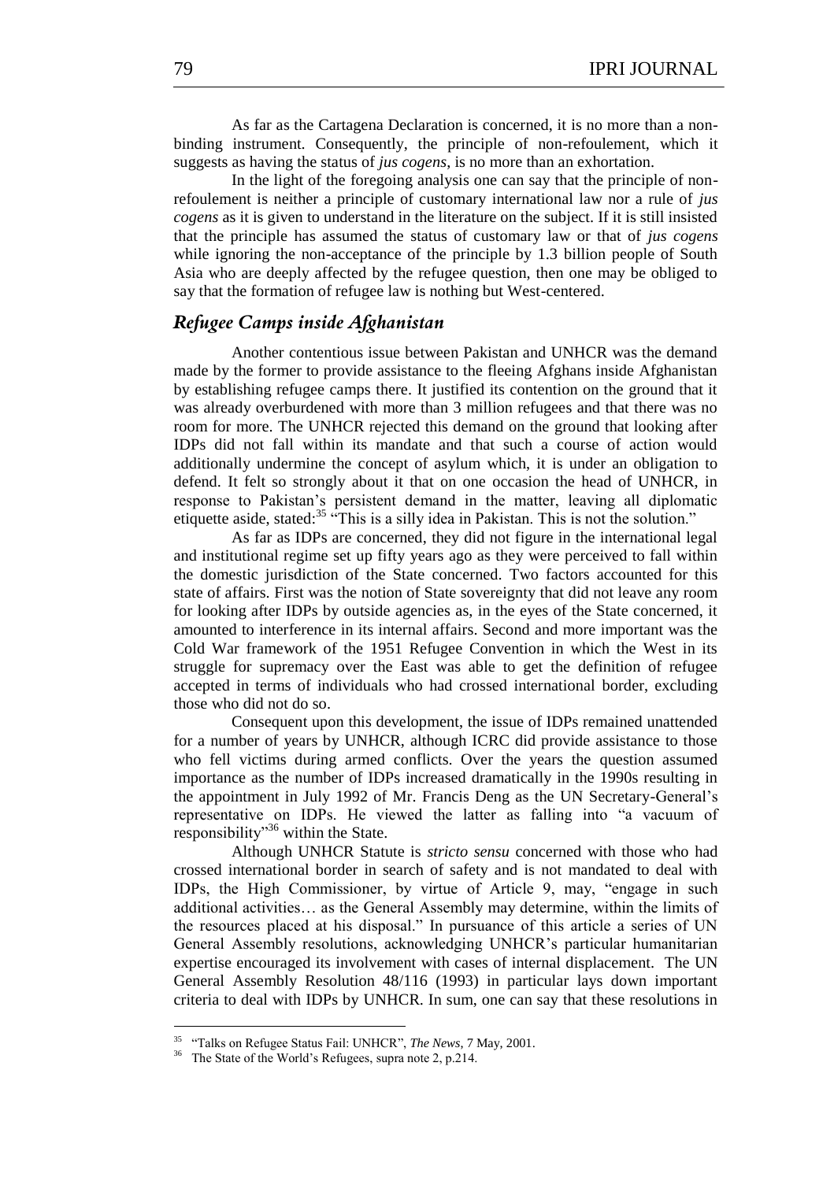As far as the Cartagena Declaration is concerned, it is no more than a non-binding instrument. Consequently, the principle of non-refoulement, which it suggests as having the status of *jus cogens*, is no more than an exhortation.

In the light of the foregoing analysis one can say that the principle of non-refoulement is neither a principle of customary international law nor a rule of *jus cogens* as it is given to understand in the literature on the subject. If it is still insisted that the principle has assumed the status of customary law or that of *jus cogens* while ignoring the non-acceptance of the principle by 1.3 billion people of South Asia who are deeply affected by the refugee question, then one may be obliged to say that the formation of refugee law is nothing but West-centered.

## *Refugee Camps inside Afghanistan*

Another contentious issue between Pakistan and UNHCR was the demand made by the former to provide assistance to the fleeing Afghans inside Afghanistan by establishing refugee camps there. It justified its contention on the ground that it was already overburdened with more than 3 million refugees and that there was no room for more. The UNHCR rejected this demand on the ground that looking after IDPs did not fall within its mandate and that such a course of action would additionally undermine the concept of asylum which, it is under an obligation to defend. It felt so strongly about it that on one occasion the head of UNHCR, in response to Pakistan's persistent demand in the matter, leaving all diplomatic etiquette aside, stated:[35] "This is a silly idea in Pakistan. This is not the solution."

As far as IDPs are concerned, they did not figure in the international legal and institutional regime set up fifty years ago as they were perceived to fall within the domestic jurisdiction of the State concerned. Two factors accounted for this state of affairs. First was the notion of State sovereignty that did not leave any room for looking after IDPs by outside agencies as, in the eyes of the State concerned, it amounted to interference in its internal affairs. Second and more important was the Cold War framework of the 1951 Refugee Convention in which the West in its struggle for supremacy over the East was able to get the definition of refugee accepted in terms of individuals who had crossed international border, excluding those who did not do so.

Consequent upon this development, the issue of IDPs remained unattended for a number of years by UNHCR, although ICRC did provide assistance to those who fell victims during armed conflicts. Over the years the question assumed importance as the number of IDPs increased dramatically in the 1990s resulting in the appointment in July 1992 of Mr. Francis Deng as the UN Secretary-General's representative on IDPs. He viewed the latter as falling into "a vacuum of responsibility"[36] within the State.

Although UNHCR Statute is *stricto sensu* concerned with those who had crossed international border in search of safety and is not mandated to deal with IDPs, the High Commissioner, by virtue of Article 9, may, "engage in such additional activities… as the General Assembly may determine, within the limits of the resources placed at his disposal." In pursuance of this article a series of UN General Assembly resolutions, acknowledging UNHCR's particular humanitarian expertise encouraged its involvement with cases of internal displacement. The UN General Assembly Resolution 48/116 (1993) in particular lays down important criteria to deal with IDPs by UNHCR. In sum, one can say that these resolutions in

---

[35] "Talks on Refugee Status Fail: UNHCR", *The News*, 7 May, 2001.

[36] The State of the World's Refugees, supra note 2, p.214.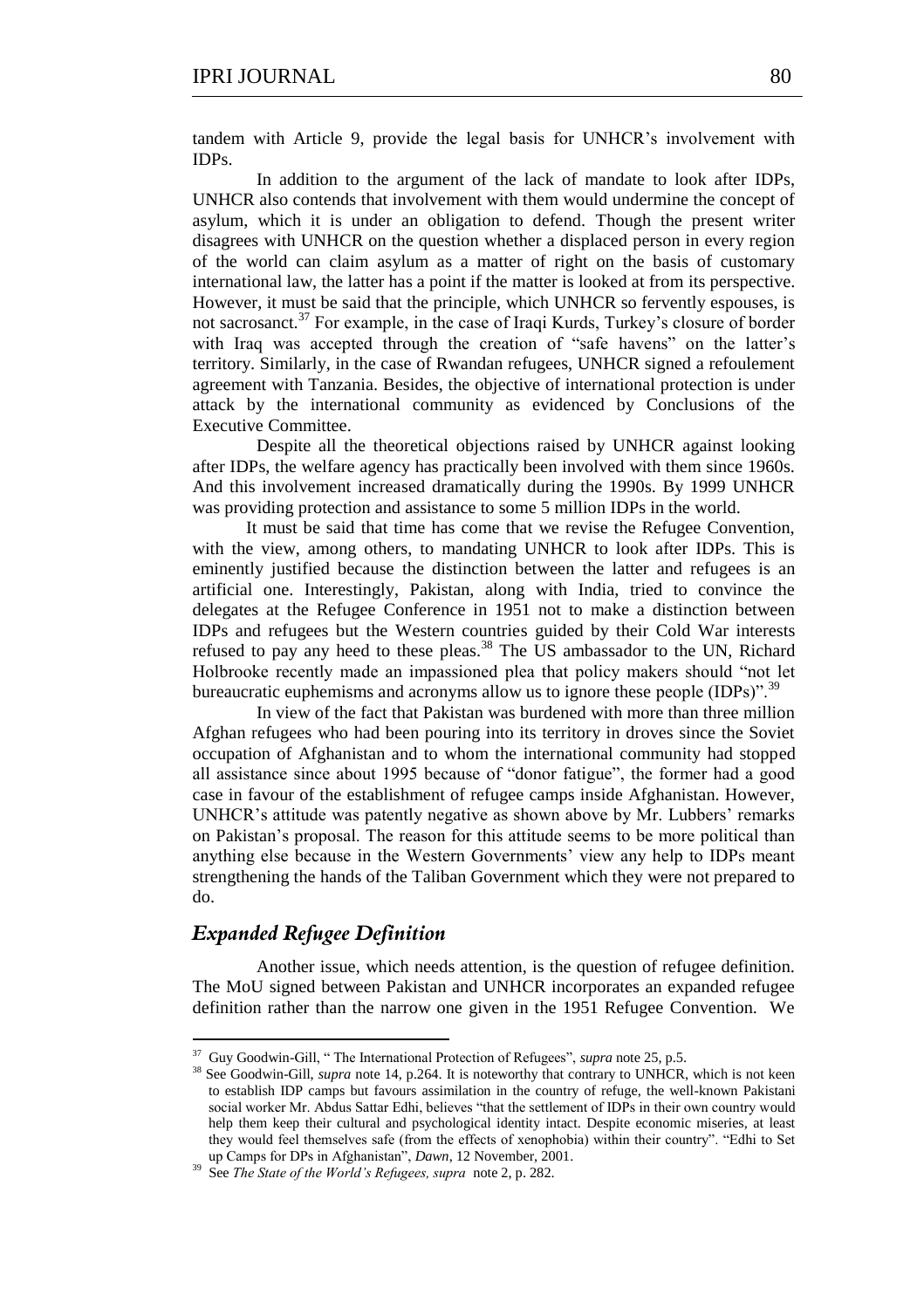tandem with Article 9, provide the legal basis for UNHCR's involvement with IDPs.

In addition to the argument of the lack of mandate to look after IDPs, UNHCR also contends that involvement with them would undermine the concept of asylum, which it is under an obligation to defend. Though the present writer disagrees with UNHCR on the question whether a displaced person in every region of the world can claim asylum as a matter of right on the basis of customary international law, the latter has a point if the matter is looked at from its perspective. However, it must be said that the principle, which UNHCR so fervently espouses, is not sacrosanct.[37] For example, in the case of Iraqi Kurds, Turkey's closure of border with Iraq was accepted through the creation of "safe havens" on the latter's territory. Similarly, in the case of Rwandan refugees, UNHCR signed a refoulement agreement with Tanzania. Besides, the objective of international protection is under attack by the international community as evidenced by Conclusions of the Executive Committee.

Despite all the theoretical objections raised by UNHCR against looking after IDPs, the welfare agency has practically been involved with them since 1960s. And this involvement increased dramatically during the 1990s. By 1999 UNHCR was providing protection and assistance to some 5 million IDPs in the world.

It must be said that time has come that we revise the Refugee Convention, with the view, among others, to mandating UNHCR to look after IDPs. This is eminently justified because the distinction between the latter and refugees is an artificial one. Interestingly, Pakistan, along with India, tried to convince the delegates at the Refugee Conference in 1951 not to make a distinction between IDPs and refugees but the Western countries guided by their Cold War interests refused to pay any heed to these pleas.[38] The US ambassador to the UN, Richard Holbrooke recently made an impassioned plea that policy makers should "not let bureaucratic euphemisms and acronyms allow us to ignore these people (IDPs)".[39]

In view of the fact that Pakistan was burdened with more than three million Afghan refugees who had been pouring into its territory in droves since the Soviet occupation of Afghanistan and to whom the international community had stopped all assistance since about 1995 because of "donor fatigue", the former had a good case in favour of the establishment of refugee camps inside Afghanistan. However, UNHCR's attitude was patently negative as shown above by Mr. Lubbers' remarks on Pakistan's proposal. The reason for this attitude seems to be more political than anything else because in the Western Governments' view any help to IDPs meant strengthening the hands of the Taliban Government which they were not prepared to do.

## *Expanded Refugee Definition*

Another issue, which needs attention, is the question of refugee definition. The MoU signed between Pakistan and UNHCR incorporates an expanded refugee definition rather than the narrow one given in the 1951 Refugee Convention. We

---

[37] Guy Goodwin-Gill, " The International Protection of Refugees", *supra* note 25, p.5.

[38] See Goodwin-Gill, *supra* note 14, p.264. It is noteworthy that contrary to UNHCR, which is not keen to establish IDP camps but favours assimilation in the country of refuge, the well-known Pakistani social worker Mr. Abdus Sattar Edhi, believes "that the settlement of IDPs in their own country would help them keep their cultural and psychological identity intact. Despite economic miseries, at least they would feel themselves safe (from the effects of xenophobia) within their country". "Edhi to Set up Camps for DPs in Afghanistan", *Dawn*, 12 November, 2001.

[39] See *The State of the World's Refugees, supra* note 2, p. 282.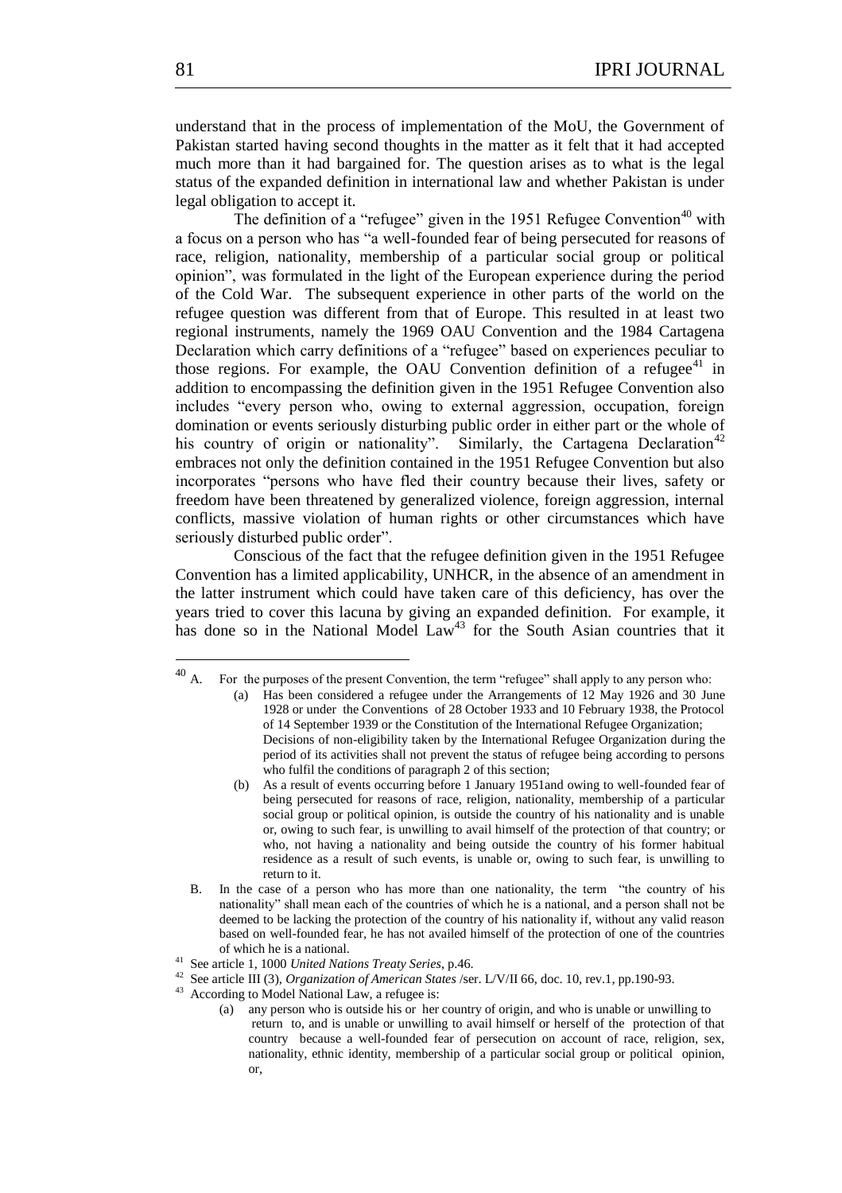understand that in the process of implementation of the MoU, the Government of Pakistan started having second thoughts in the matter as it felt that it had accepted much more than it had bargained for. The question arises as to what is the legal status of the expanded definition in international law and whether Pakistan is under legal obligation to accept it.

The definition of a "refugee" given in the 1951 Refugee Convention[40] with a focus on a person who has "a well-founded fear of being persecuted for reasons of race, religion, nationality, membership of a particular social group or political opinion", was formulated in the light of the European experience during the period of the Cold War. The subsequent experience in other parts of the world on the refugee question was different from that of Europe. This resulted in at least two regional instruments, namely the 1969 OAU Convention and the 1984 Cartagena Declaration which carry definitions of a "refugee" based on experiences peculiar to those regions. For example, the OAU Convention definition of a refugee[41] in addition to encompassing the definition given in the 1951 Refugee Convention also includes "every person who, owing to external aggression, occupation, foreign domination or events seriously disturbing public order in either part or the whole of his country of origin or nationality". Similarly, the Cartagena Declaration[42] embraces not only the definition contained in the 1951 Refugee Convention but also incorporates "persons who have fled their country because their lives, safety or freedom have been threatened by generalized violence, foreign aggression, internal conflicts, massive violation of human rights or other circumstances which have seriously disturbed public order".

Conscious of the fact that the refugee definition given in the 1951 Refugee Convention has a limited applicability, UNHCR, in the absence of an amendment in the latter instrument which could have taken care of this deficiency, has over the years tried to cover this lacuna by giving an expanded definition. For example, it has done so in the National Model Law[43] for the South Asian countries that it

---

[40] A. For the purposes of the present Convention, the term "refugee" shall apply to any person who:

(a) Has been considered a refugee under the Arrangements of 12 May 1926 and 30 June 1928 or under the Conventions of 28 October 1933 and 10 February 1938, the Protocol of 14 September 1939 or the Constitution of the International Refugee Organization; Decisions of non-eligibility taken by the International Refugee Organization during the period of its activities shall not prevent the status of refugee being according to persons who fulfil the conditions of paragraph 2 of this section;

(b) As a result of events occurring before 1 January 1951and owing to well-founded fear of being persecuted for reasons of race, religion, nationality, membership of a particular social group or political opinion, is outside the country of his nationality and is unable or, owing to such fear, is unwilling to avail himself of the protection of that country; or who, not having a nationality and being outside the country of his former habitual residence as a result of such events, is unable or, owing to such fear, is unwilling to return to it.

B. In the case of a person who has more than one nationality, the term "the country of his nationality" shall mean each of the countries of which he is a national, and a person shall not be deemed to be lacking the protection of the country of his nationality if, without any valid reason based on well-founded fear, he has not availed himself of the protection of one of the countries of which he is a national.

[41] See article 1, 1000 *United Nations Treaty Series*, p.46.

[42] See article III (3), *Organization of American States* /ser. L/V/II 66, doc. 10, rev.1, pp.190-93.

[43] According to Model National Law, a refugee is:

(a) any person who is outside his or her country of origin, and who is unable or unwilling to return to, and is unable or unwilling to avail himself or herself of the protection of that country because a well-founded fear of persecution on account of race, religion, sex, nationality, ethnic identity, membership of a particular social group or political opinion, or,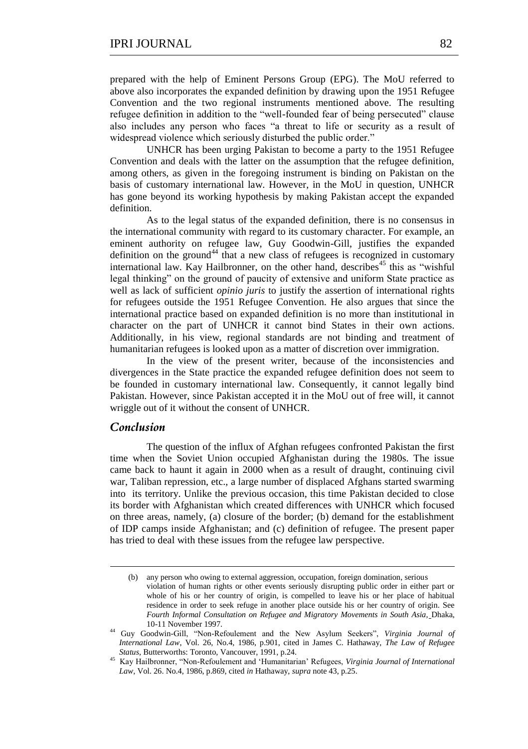prepared with the help of Eminent Persons Group (EPG). The MoU referred to above also incorporates the expanded definition by drawing upon the 1951 Refugee Convention and the two regional instruments mentioned above. The resulting refugee definition in addition to the "well-founded fear of being persecuted" clause also includes any person who faces "a threat to life or security as a result of widespread violence which seriously disturbed the public order."

UNHCR has been urging Pakistan to become a party to the 1951 Refugee Convention and deals with the latter on the assumption that the refugee definition, among others, as given in the foregoing instrument is binding on Pakistan on the basis of customary international law. However, in the MoU in question, UNHCR has gone beyond its working hypothesis by making Pakistan accept the expanded definition.

As to the legal status of the expanded definition, there is no consensus in the international community with regard to its customary character. For example, an eminent authority on refugee law, Guy Goodwin-Gill, justifies the expanded definition on the ground[44] that a new class of refugees is recognized in customary international law. Kay Hailbronner, on the other hand, describes[45] this as "wishful legal thinking" on the ground of paucity of extensive and uniform State practice as well as lack of sufficient *opinio juris* to justify the assertion of international rights for refugees outside the 1951 Refugee Convention. He also argues that since the international practice based on expanded definition is no more than institutional in character on the part of UNHCR it cannot bind States in their own actions. Additionally, in his view, regional standards are not binding and treatment of humanitarian refugees is looked upon as a matter of discretion over immigration.

In the view of the present writer, because of the inconsistencies and divergences in the State practice the expanded refugee definition does not seem to be founded in customary international law. Consequently, it cannot legally bind Pakistan. However, since Pakistan accepted it in the MoU out of free will, it cannot wriggle out of it without the consent of UNHCR.

## Conclusion

The question of the influx of Afghan refugees confronted Pakistan the first time when the Soviet Union occupied Afghanistan during the 1980s. The issue came back to haunt it again in 2000 when as a result of draught, continuing civil war, Taliban repression, etc., a large number of displaced Afghans started swarming into its territory. Unlike the previous occasion, this time Pakistan decided to close its border with Afghanistan which created differences with UNHCR which focused on three areas, namely, (a) closure of the border; (b) demand for the establishment of IDP camps inside Afghanistan; and (c) definition of refugee. The present paper has tried to deal with these issues from the refugee law perspective.

---

(b) any person who owing to external aggression, occupation, foreign domination, serious violation of human rights or other events seriously disrupting public order in either part or whole of his or her country of origin, is compelled to leave his or her place of habitual residence in order to seek refuge in another place outside his or her country of origin. See *Fourth Informal Consultation on Refugee and Migratory Movements in South Asia*, Dhaka, 10-11 November 1997.

[44] Guy Goodwin-Gill, "Non-Refoulement and the New Asylum Seekers", *Virginia Journal of International Law*, Vol. 26, No.4, 1986, p.901, cited in James C. Hathaway, *The Law of Refugee Status*, Butterworths: Toronto, Vancouver, 1991, p.24.

[45] Kay Hailbronner, "Non-Refoulement and 'Humanitarian' Refugees, *Virginia Journal of International Law*, Vol. 26. No.4, 1986, p.869, cited *in* Hathaway, *supra* note 43, p.25.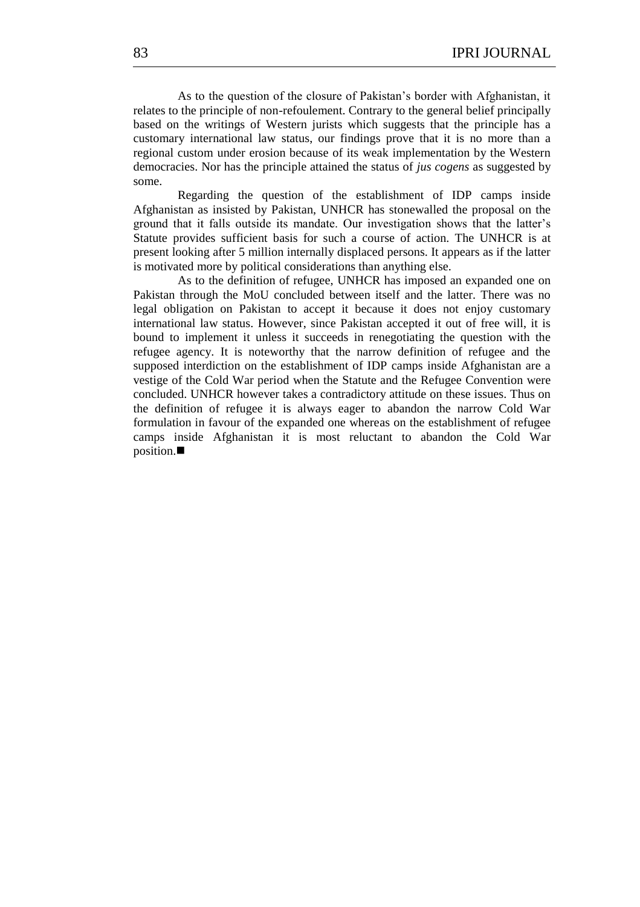As to the question of the closure of Pakistan's border with Afghanistan, it relates to the principle of non-refoulement. Contrary to the general belief principally based on the writings of Western jurists which suggests that the principle has a customary international law status, our findings prove that it is no more than a regional custom under erosion because of its weak implementation by the Western democracies. Nor has the principle attained the status of *jus cogens* as suggested by some.

Regarding the question of the establishment of IDP camps inside Afghanistan as insisted by Pakistan, UNHCR has stonewalled the proposal on the ground that it falls outside its mandate. Our investigation shows that the latter's Statute provides sufficient basis for such a course of action. The UNHCR is at present looking after 5 million internally displaced persons. It appears as if the latter is motivated more by political considerations than anything else.

As to the definition of refugee, UNHCR has imposed an expanded one on Pakistan through the MoU concluded between itself and the latter. There was no legal obligation on Pakistan to accept it because it does not enjoy customary international law status. However, since Pakistan accepted it out of free will, it is bound to implement it unless it succeeds in renegotiating the question with the refugee agency. It is noteworthy that the narrow definition of refugee and the supposed interdiction on the establishment of IDP camps inside Afghanistan are a vestige of the Cold War period when the Statute and the Refugee Convention were concluded. UNHCR however takes a contradictory attitude on these issues. Thus on the definition of refugee it is always eager to abandon the narrow Cold War formulation in favour of the expanded one whereas on the establishment of refugee camps inside Afghanistan it is most reluctant to abandon the Cold War position.■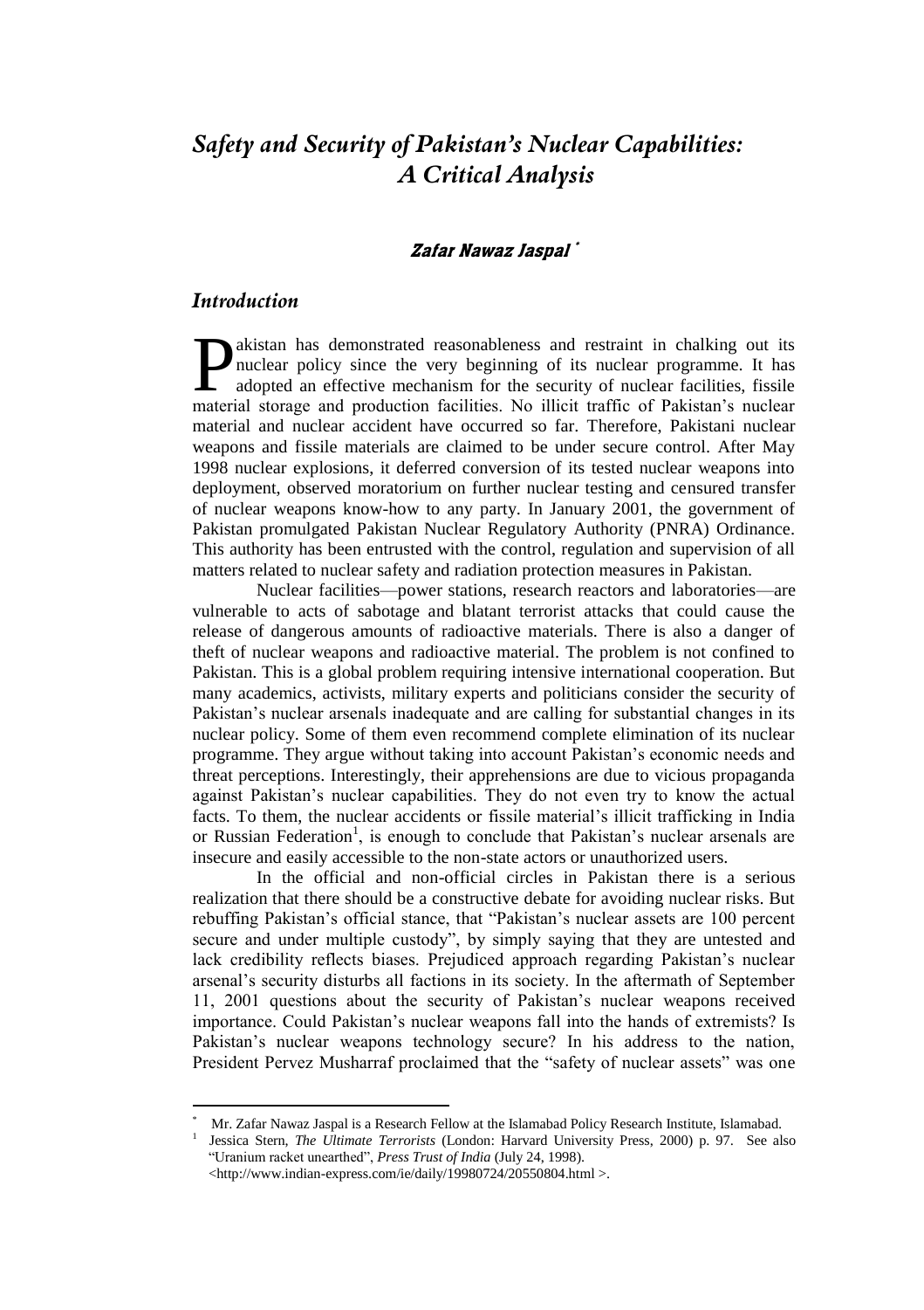# *Safety and Security of Pakistan's Nuclear Capabilities: A Critical Analysis*

**Zafar Nawaz Jaspal** *

## *Introduction*

Pakistan has demonstrated reasonableness and restraint in chalking out its nuclear policy since the very beginning of its nuclear programme. It has adopted an effective mechanism for the security of nuclear facilities, fissile material storage and production facilities. No illicit traffic of Pakistan's nuclear material and nuclear accident have occurred so far. Therefore, Pakistani nuclear weapons and fissile materials are claimed to be under secure control. After May 1998 nuclear explosions, it deferred conversion of its tested nuclear weapons into deployment, observed moratorium on further nuclear testing and censured transfer of nuclear weapons know-how to any party. In January 2001, the government of Pakistan promulgated Pakistan Nuclear Regulatory Authority (PNRA) Ordinance. This authority has been entrusted with the control, regulation and supervision of all matters related to nuclear safety and radiation protection measures in Pakistan.

Nuclear facilities—power stations, research reactors and laboratories—are vulnerable to acts of sabotage and blatant terrorist attacks that could cause the release of dangerous amounts of radioactive materials. There is also a danger of theft of nuclear weapons and radioactive material. The problem is not confined to Pakistan. This is a global problem requiring intensive international cooperation. But many academics, activists, military experts and politicians consider the security of Pakistan's nuclear arsenals inadequate and are calling for substantial changes in its nuclear policy. Some of them even recommend complete elimination of its nuclear programme. They argue without taking into account Pakistan's economic needs and threat perceptions. Interestingly, their apprehensions are due to vicious propaganda against Pakistan's nuclear capabilities. They do not even try to know the actual facts. To them, the nuclear accidents or fissile material's illicit trafficking in India or Russian Federation[1], is enough to conclude that Pakistan's nuclear arsenals are insecure and easily accessible to the non-state actors or unauthorized users.

In the official and non-official circles in Pakistan there is a serious realization that there should be a constructive debate for avoiding nuclear risks. But rebuffing Pakistan's official stance, that "Pakistan's nuclear assets are 100 percent secure and under multiple custody", by simply saying that they are untested and lack credibility reflects biases. Prejudiced approach regarding Pakistan's nuclear arsenal's security disturbs all factions in its society. In the aftermath of September 11, 2001 questions about the security of Pakistan's nuclear weapons received importance. Could Pakistan's nuclear weapons fall into the hands of extremists? Is Pakistan's nuclear weapons technology secure? In his address to the nation, President Pervez Musharraf proclaimed that the "safety of nuclear assets" was one

---

\* Mr. Zafar Nawaz Jaspal is a Research Fellow at the Islamabad Policy Research Institute, Islamabad.

1 Jessica Stern, *The Ultimate Terrorists* (London: Harvard University Press, 2000) p. 97. See also "Uranium racket unearthed", *Press Trust of India* (July 24, 1998). <http://www.indian-express.com/ie/daily/19980724/20550804.html >.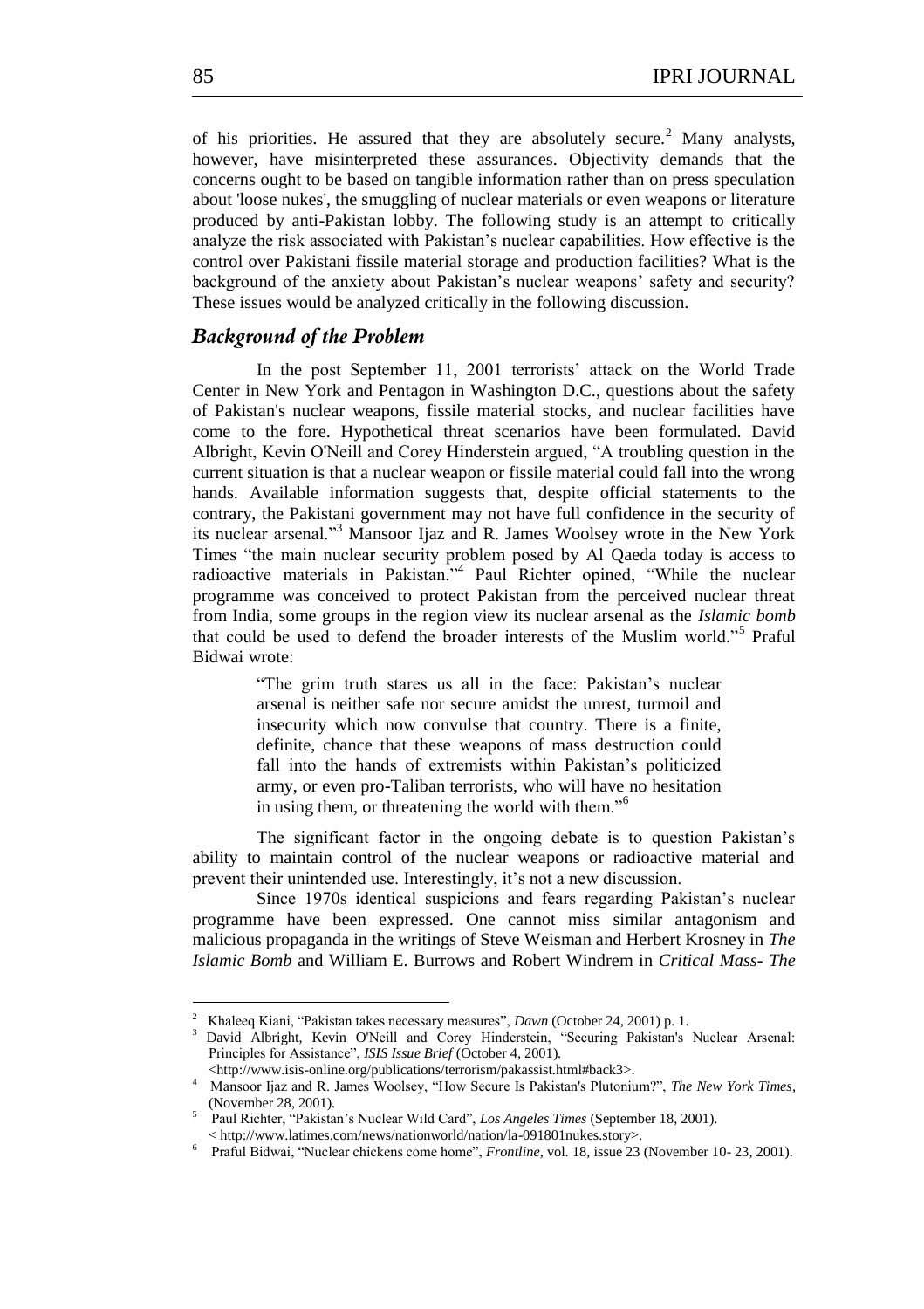of his priorities. He assured that they are absolutely secure.[2] Many analysts, however, have misinterpreted these assurances. Objectivity demands that the concerns ought to be based on tangible information rather than on press speculation about 'loose nukes', the smuggling of nuclear materials or even weapons or literature produced by anti-Pakistan lobby. The following study is an attempt to critically analyze the risk associated with Pakistan's nuclear capabilities. How effective is the control over Pakistani fissile material storage and production facilities? What is the background of the anxiety about Pakistan's nuclear weapons' safety and security? These issues would be analyzed critically in the following discussion.

## *Background of the Problem*

In the post September 11, 2001 terrorists' attack on the World Trade Center in New York and Pentagon in Washington D.C., questions about the safety of Pakistan's nuclear weapons, fissile material stocks, and nuclear facilities have come to the fore. Hypothetical threat scenarios have been formulated. David Albright, Kevin O'Neill and Corey Hinderstein argued, "A troubling question in the current situation is that a nuclear weapon or fissile material could fall into the wrong hands. Available information suggests that, despite official statements to the contrary, the Pakistani government may not have full confidence in the security of its nuclear arsenal."[3] Mansoor Ijaz and R. James Woolsey wrote in the New York Times "the main nuclear security problem posed by Al Qaeda today is access to radioactive materials in Pakistan."[4] Paul Richter opined, "While the nuclear programme was conceived to protect Pakistan from the perceived nuclear threat from India, some groups in the region view its nuclear arsenal as the *Islamic bomb* that could be used to defend the broader interests of the Muslim world."[5] Praful Bidwai wrote:

> "The grim truth stares us all in the face: Pakistan's nuclear arsenal is neither safe nor secure amidst the unrest, turmoil and insecurity which now convulse that country. There is a finite, definite, chance that these weapons of mass destruction could fall into the hands of extremists within Pakistan's politicized army, or even pro-Taliban terrorists, who will have no hesitation in using them, or threatening the world with them."[6]

The significant factor in the ongoing debate is to question Pakistan's ability to maintain control of the nuclear weapons or radioactive material and prevent their unintended use. Interestingly, it's not a new discussion.

Since 1970s identical suspicions and fears regarding Pakistan's nuclear programme have been expressed. One cannot miss similar antagonism and malicious propaganda in the writings of Steve Weisman and Herbert Krosney in *The Islamic Bomb* and William E. Burrows and Robert Windrem in *Critical Mass- The*

---

[2] Khaleeq Kiani, "Pakistan takes necessary measures", *Dawn* (October 24, 2001) p. 1.

[3] David Albright, Kevin O'Neill and Corey Hinderstein, "Securing Pakistan's Nuclear Arsenal: Principles for Assistance", *ISIS Issue Brief* (October 4, 2001). <http://www.isis-online.org/publications/terrorism/pakassist.html#back3>.

[4] Mansoor Ijaz and R. James Woolsey, "How Secure Is Pakistan's Plutonium?", *The New York Times*, (November 28, 2001).

[5] Paul Richter, "Pakistan's Nuclear Wild Card", *Los Angeles Times* (September 18, 2001). < http://www.latimes.com/news/nationworld/nation/la-091801nukes.story>.

[6] Praful Bidwai, "Nuclear chickens come home", *Frontline*, vol. 18, issue 23 (November 10- 23, 2001).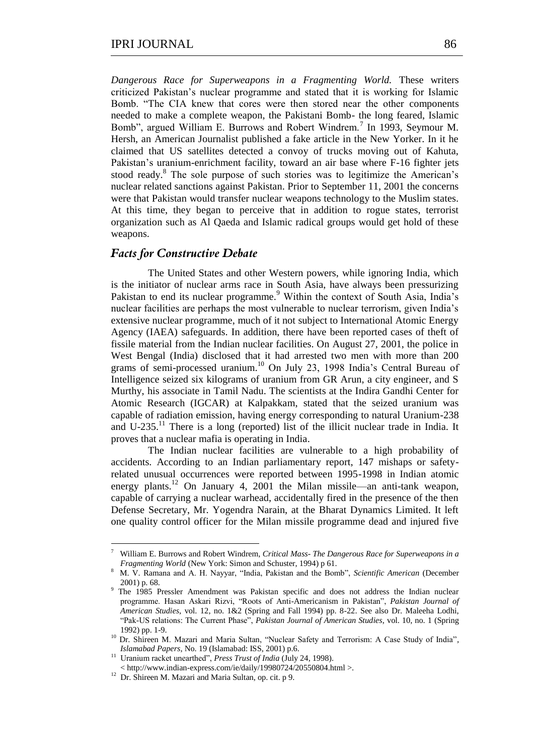*Dangerous Race for Superweapons in a Fragmenting World.* These writers criticized Pakistan's nuclear programme and stated that it is working for Islamic Bomb. "The CIA knew that cores were then stored near the other components needed to make a complete weapon, the Pakistani Bomb- the long feared, Islamic Bomb", argued William E. Burrows and Robert Windrem.[7] In 1993, Seymour M. Hersh, an American Journalist published a fake article in the New Yorker. In it he claimed that US satellites detected a convoy of trucks moving out of Kahuta, Pakistan's uranium-enrichment facility, toward an air base where F-16 fighter jets stood ready.[8] The sole purpose of such stories was to legitimize the American's nuclear related sanctions against Pakistan. Prior to September 11, 2001 the concerns were that Pakistan would transfer nuclear weapons technology to the Muslim states. At this time, they began to perceive that in addition to rogue states, terrorist organization such as Al Qaeda and Islamic radical groups would get hold of these weapons.

## *Facts for Constructive Debate*

The United States and other Western powers, while ignoring India, which is the initiator of nuclear arms race in South Asia, have always been pressurizing Pakistan to end its nuclear programme.[9] Within the context of South Asia, India's nuclear facilities are perhaps the most vulnerable to nuclear terrorism, given India's extensive nuclear programme, much of it not subject to International Atomic Energy Agency (IAEA) safeguards. In addition, there have been reported cases of theft of fissile material from the Indian nuclear facilities. On August 27, 2001, the police in West Bengal (India) disclosed that it had arrested two men with more than 200 grams of semi-processed uranium.[10] On July 23, 1998 India's Central Bureau of Intelligence seized six kilograms of uranium from GR Arun, a city engineer, and S Murthy, his associate in Tamil Nadu. The scientists at the Indira Gandhi Center for Atomic Research (IGCAR) at Kalpakkam, stated that the seized uranium was capable of radiation emission, having energy corresponding to natural Uranium-238 and U-235.[11] There is a long (reported) list of the illicit nuclear trade in India. It proves that a nuclear mafia is operating in India.

The Indian nuclear facilities are vulnerable to a high probability of accidents. According to an Indian parliamentary report, 147 mishaps or safety-related unusual occurrences were reported between 1995-1998 in Indian atomic energy plants.[12] On January 4, 2001 the Milan missile—an anti-tank weapon, capable of carrying a nuclear warhead, accidentally fired in the presence of the then Defense Secretary, Mr. Yogendra Narain, at the Bharat Dynamics Limited. It left one quality control officer for the Milan missile programme dead and injured five

---

[7] William E. Burrows and Robert Windrem, *Critical Mass- The Dangerous Race for Superweapons in a Fragmenting World* (New York: Simon and Schuster, 1994) p 61.

[8] M. V. Ramana and A. H. Nayyar, "India, Pakistan and the Bomb", *Scientific American* (December 2001) p. 68.

[9] The 1985 Pressler Amendment was Pakistan specific and does not address the Indian nuclear programme. Hasan Askari Rizvi, "Roots of Anti-Americanism in Pakistan", *Pakistan Journal of American Studies*, vol. 12, no. 1&2 (Spring and Fall 1994) pp. 8-22. See also Dr. Maleeha Lodhi, "Pak-US relations: The Current Phase", *Pakistan Journal of American Studies*, vol. 10, no. 1 (Spring 1992) pp. 1-9.

[10] Dr. Shireen M. Mazari and Maria Sultan, "Nuclear Safety and Terrorism: A Case Study of India", *Islamabad Papers*, No. 19 (Islamabad: ISS, 2001) p.6.

[11] Uranium racket unearthed", *Press Trust of India* (July 24, 1998). < http://www.indian-express.com/ie/daily/19980724/20550804.html >.

[12] Dr. Shireen M. Mazari and Maria Sultan, op. cit. p 9.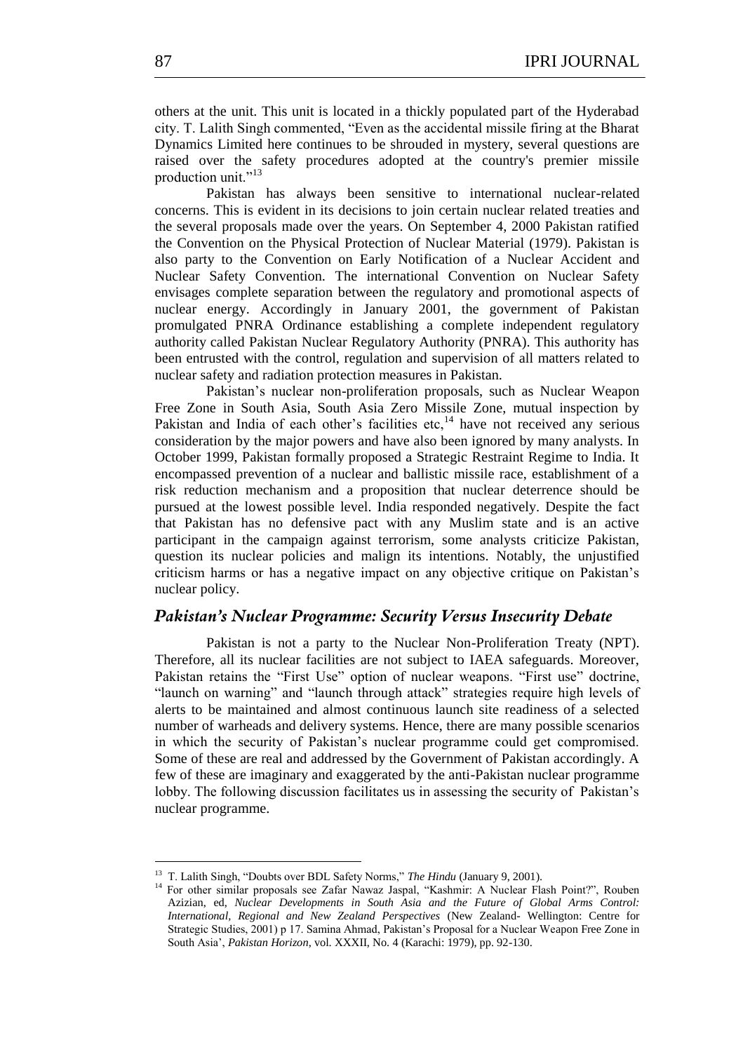others at the unit. This unit is located in a thickly populated part of the Hyderabad city. T. Lalith Singh commented, "Even as the accidental missile firing at the Bharat Dynamics Limited here continues to be shrouded in mystery, several questions are raised over the safety procedures adopted at the country's premier missile production unit."[13]

Pakistan has always been sensitive to international nuclear-related concerns. This is evident in its decisions to join certain nuclear related treaties and the several proposals made over the years. On September 4, 2000 Pakistan ratified the Convention on the Physical Protection of Nuclear Material (1979). Pakistan is also party to the Convention on Early Notification of a Nuclear Accident and Nuclear Safety Convention. The international Convention on Nuclear Safety envisages complete separation between the regulatory and promotional aspects of nuclear energy. Accordingly in January 2001, the government of Pakistan promulgated PNRA Ordinance establishing a complete independent regulatory authority called Pakistan Nuclear Regulatory Authority (PNRA). This authority has been entrusted with the control, regulation and supervision of all matters related to nuclear safety and radiation protection measures in Pakistan.

Pakistan's nuclear non-proliferation proposals, such as Nuclear Weapon Free Zone in South Asia, South Asia Zero Missile Zone, mutual inspection by Pakistan and India of each other's facilities etc,[14] have not received any serious consideration by the major powers and have also been ignored by many analysts. In October 1999, Pakistan formally proposed a Strategic Restraint Regime to India. It encompassed prevention of a nuclear and ballistic missile race, establishment of a risk reduction mechanism and a proposition that nuclear deterrence should be pursued at the lowest possible level. India responded negatively. Despite the fact that Pakistan has no defensive pact with any Muslim state and is an active participant in the campaign against terrorism, some analysts criticize Pakistan, question its nuclear policies and malign its intentions. Notably, the unjustified criticism harms or has a negative impact on any objective critique on Pakistan's nuclear policy.

## *Pakistan's Nuclear Programme: Security Versus Insecurity Debate*

Pakistan is not a party to the Nuclear Non-Proliferation Treaty (NPT). Therefore, all its nuclear facilities are not subject to IAEA safeguards. Moreover, Pakistan retains the "First Use" option of nuclear weapons. "First use" doctrine, "launch on warning" and "launch through attack" strategies require high levels of alerts to be maintained and almost continuous launch site readiness of a selected number of warheads and delivery systems. Hence, there are many possible scenarios in which the security of Pakistan's nuclear programme could get compromised. Some of these are real and addressed by the Government of Pakistan accordingly. A few of these are imaginary and exaggerated by the anti-Pakistan nuclear programme lobby. The following discussion facilitates us in assessing the security of Pakistan's nuclear programme.

---

[13] T. Lalith Singh, "Doubts over BDL Safety Norms," *The Hindu* (January 9, 2001).

[14] For other similar proposals see Zafar Nawaz Jaspal, "Kashmir: A Nuclear Flash Point?", Rouben Azizian, ed, *Nuclear Developments in South Asia and the Future of Global Arms Control: International, Regional and New Zealand Perspectives* (New Zealand- Wellington: Centre for Strategic Studies, 2001) p 17. Samina Ahmad, Pakistan's Proposal for a Nuclear Weapon Free Zone in South Asia', *Pakistan Horizon*, vol. XXXII, No. 4 (Karachi: 1979), pp. 92-130.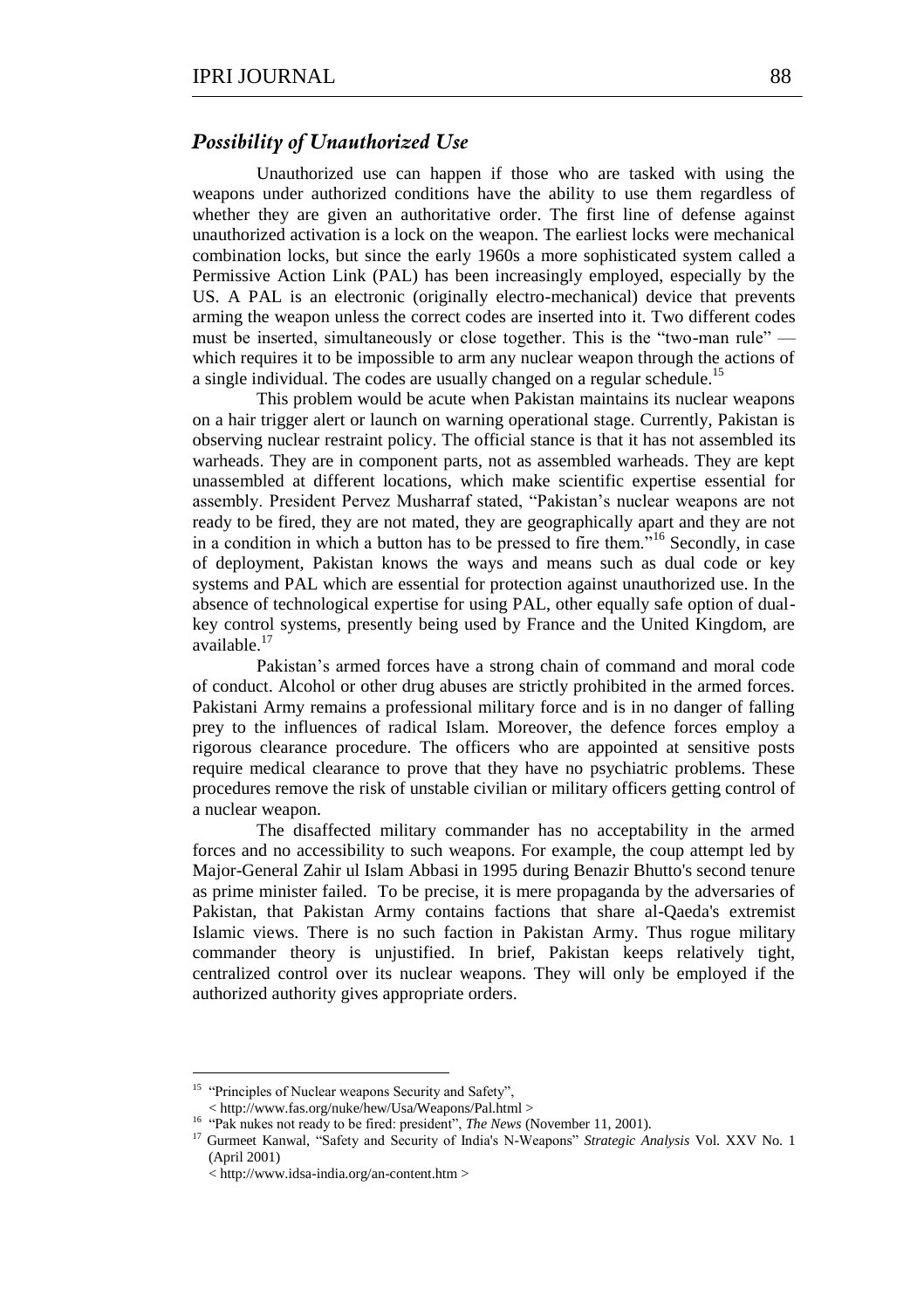## *Possibility of Unauthorized Use*

Unauthorized use can happen if those who are tasked with using the weapons under authorized conditions have the ability to use them regardless of whether they are given an authoritative order. The first line of defense against unauthorized activation is a lock on the weapon. The earliest locks were mechanical combination locks, but since the early 1960s a more sophisticated system called a Permissive Action Link (PAL) has been increasingly employed, especially by the US. A PAL is an electronic (originally electro-mechanical) device that prevents arming the weapon unless the correct codes are inserted into it. Two different codes must be inserted, simultaneously or close together. This is the "two-man rule" — which requires it to be impossible to arm any nuclear weapon through the actions of a single individual. The codes are usually changed on a regular schedule.[15]

This problem would be acute when Pakistan maintains its nuclear weapons on a hair trigger alert or launch on warning operational stage. Currently, Pakistan is observing nuclear restraint policy. The official stance is that it has not assembled its warheads. They are in component parts, not as assembled warheads. They are kept unassembled at different locations, which make scientific expertise essential for assembly. President Pervez Musharraf stated, "Pakistan's nuclear weapons are not ready to be fired, they are not mated, they are geographically apart and they are not in a condition in which a button has to be pressed to fire them."[16] Secondly, in case of deployment, Pakistan knows the ways and means such as dual code or key systems and PAL which are essential for protection against unauthorized use. In the absence of technological expertise for using PAL, other equally safe option of dual-key control systems, presently being used by France and the United Kingdom, are available.[17]

Pakistan's armed forces have a strong chain of command and moral code of conduct. Alcohol or other drug abuses are strictly prohibited in the armed forces. Pakistani Army remains a professional military force and is in no danger of falling prey to the influences of radical Islam. Moreover, the defence forces employ a rigorous clearance procedure. The officers who are appointed at sensitive posts require medical clearance to prove that they have no psychiatric problems. These procedures remove the risk of unstable civilian or military officers getting control of a nuclear weapon.

The disaffected military commander has no acceptability in the armed forces and no accessibility to such weapons. For example, the coup attempt led by Major-General Zahir ul Islam Abbasi in 1995 during Benazir Bhutto's second tenure as prime minister failed. To be precise, it is mere propaganda by the adversaries of Pakistan, that Pakistan Army contains factions that share al-Qaeda's extremist Islamic views. There is no such faction in Pakistan Army. Thus rogue military commander theory is unjustified. In brief, Pakistan keeps relatively tight, centralized control over its nuclear weapons. They will only be employed if the authorized authority gives appropriate orders.

---

[15] "Principles of Nuclear weapons Security and Safety", < http://www.fas.org/nuke/hew/Usa/Weapons/Pal.html >

[16] "Pak nukes not ready to be fired: president", *The News* (November 11, 2001).

[17] Gurmeet Kanwal, "Safety and Security of India's N-Weapons" *Strategic Analysis* Vol. XXV No. 1 (April 2001) < http://www.idsa-india.org/an-content.htm >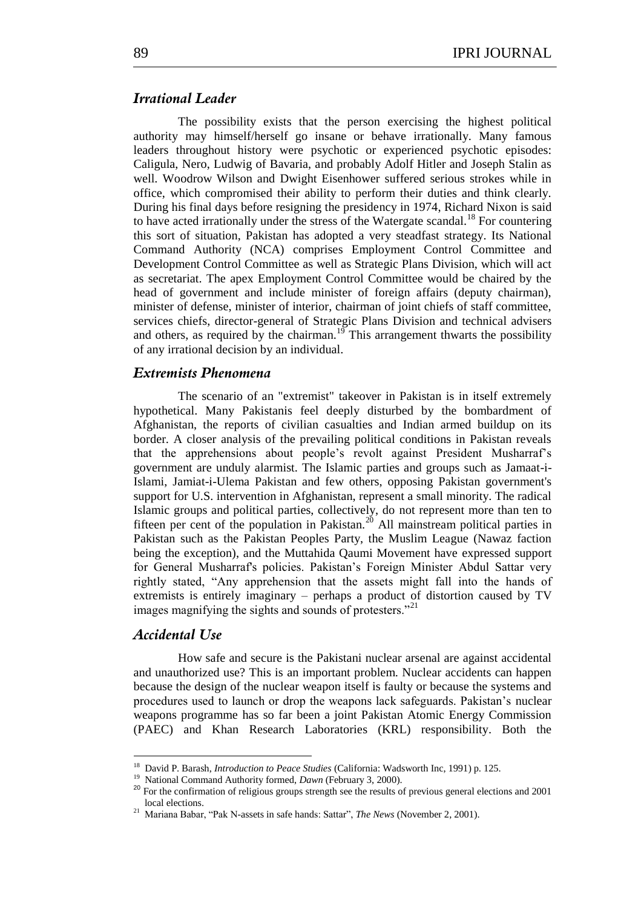### *Irrational Leader*

The possibility exists that the person exercising the highest political authority may himself/herself go insane or behave irrationally. Many famous leaders throughout history were psychotic or experienced psychotic episodes: Caligula, Nero, Ludwig of Bavaria, and probably Adolf Hitler and Joseph Stalin as well. Woodrow Wilson and Dwight Eisenhower suffered serious strokes while in office, which compromised their ability to perform their duties and think clearly. During his final days before resigning the presidency in 1974, Richard Nixon is said to have acted irrationally under the stress of the Watergate scandal.[18] For countering this sort of situation, Pakistan has adopted a very steadfast strategy. Its National Command Authority (NCA) comprises Employment Control Committee and Development Control Committee as well as Strategic Plans Division, which will act as secretariat. The apex Employment Control Committee would be chaired by the head of government and include minister of foreign affairs (deputy chairman), minister of defense, minister of interior, chairman of joint chiefs of staff committee, services chiefs, director-general of Strategic Plans Division and technical advisers and others, as required by the chairman.[19] This arrangement thwarts the possibility of any irrational decision by an individual.

### *Extremists Phenomena*

The scenario of an "extremist" takeover in Pakistan is in itself extremely hypothetical. Many Pakistanis feel deeply disturbed by the bombardment of Afghanistan, the reports of civilian casualties and Indian armed buildup on its border. A closer analysis of the prevailing political conditions in Pakistan reveals that the apprehensions about people's revolt against President Musharraf's government are unduly alarmist. The Islamic parties and groups such as Jamaat-i-Islami, Jamiat-i-Ulema Pakistan and few others, opposing Pakistan government's support for U.S. intervention in Afghanistan, represent a small minority. The radical Islamic groups and political parties, collectively, do not represent more than ten to fifteen per cent of the population in Pakistan.[20] All mainstream political parties in Pakistan such as the Pakistan Peoples Party, the Muslim League (Nawaz faction being the exception), and the Muttahida Qaumi Movement have expressed support for General Musharraf's policies. Pakistan's Foreign Minister Abdul Sattar very rightly stated, "Any apprehension that the assets might fall into the hands of extremists is entirely imaginary – perhaps a product of distortion caused by TV images magnifying the sights and sounds of protesters."[21]

### *Accidental Use*

How safe and secure is the Pakistani nuclear arsenal are against accidental and unauthorized use? This is an important problem. Nuclear accidents can happen because the design of the nuclear weapon itself is faulty or because the systems and procedures used to launch or drop the weapons lack safeguards. Pakistan's nuclear weapons programme has so far been a joint Pakistan Atomic Energy Commission (PAEC) and Khan Research Laboratories (KRL) responsibility. Both the

---

[18] David P. Barash, *Introduction to Peace Studies* (California: Wadsworth Inc, 1991) p. 125.

[19] National Command Authority formed, *Dawn* (February 3, 2000).

[20] For the confirmation of religious groups strength see the results of previous general elections and 2001 local elections.

[21] Mariana Babar, "Pak N-assets in safe hands: Sattar", *The News* (November 2, 2001).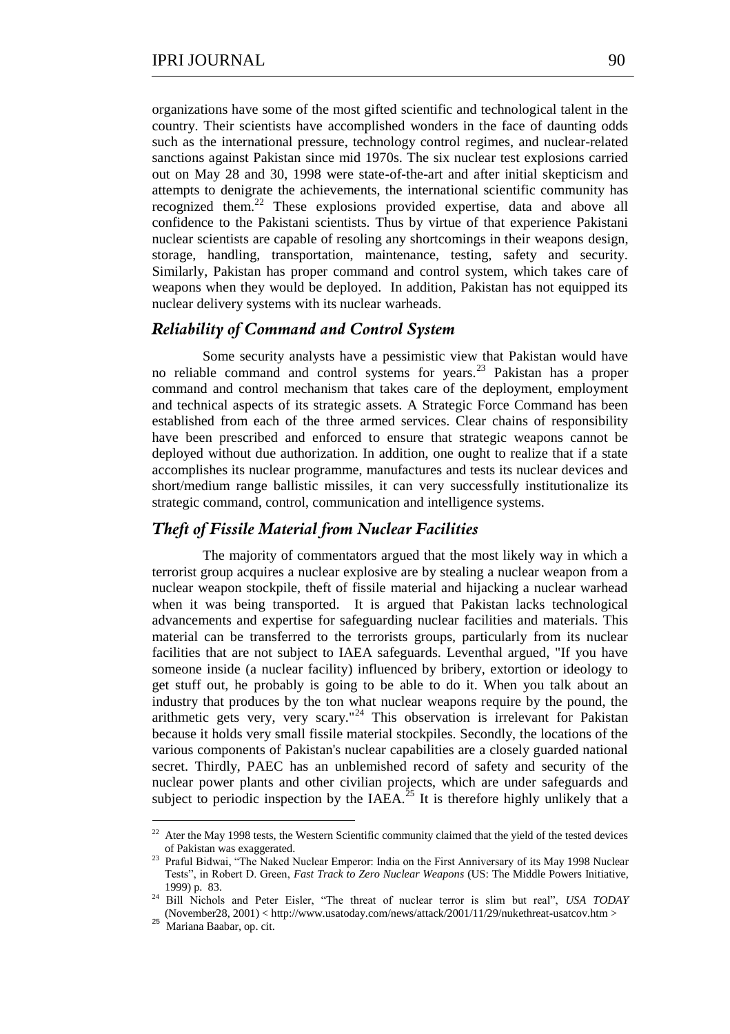organizations have some of the most gifted scientific and technological talent in the country. Their scientists have accomplished wonders in the face of daunting odds such as the international pressure, technology control regimes, and nuclear-related sanctions against Pakistan since mid 1970s. The six nuclear test explosions carried out on May 28 and 30, 1998 were state-of-the-art and after initial skepticism and attempts to denigrate the achievements, the international scientific community has recognized them.[22] These explosions provided expertise, data and above all confidence to the Pakistani scientists. Thus by virtue of that experience Pakistani nuclear scientists are capable of resoling any shortcomings in their weapons design, storage, handling, transportation, maintenance, testing, safety and security. Similarly, Pakistan has proper command and control system, which takes care of weapons when they would be deployed. In addition, Pakistan has not equipped its nuclear delivery systems with its nuclear warheads.

## *Reliability of Command and Control System*

Some security analysts have a pessimistic view that Pakistan would have no reliable command and control systems for years.[23] Pakistan has a proper command and control mechanism that takes care of the deployment, employment and technical aspects of its strategic assets. A Strategic Force Command has been established from each of the three armed services. Clear chains of responsibility have been prescribed and enforced to ensure that strategic weapons cannot be deployed without due authorization. In addition, one ought to realize that if a state accomplishes its nuclear programme, manufactures and tests its nuclear devices and short/medium range ballistic missiles, it can very successfully institutionalize its strategic command, control, communication and intelligence systems.

## *Theft of Fissile Material from Nuclear Facilities*

The majority of commentators argued that the most likely way in which a terrorist group acquires a nuclear explosive are by stealing a nuclear weapon from a nuclear weapon stockpile, theft of fissile material and hijacking a nuclear warhead when it was being transported. It is argued that Pakistan lacks technological advancements and expertise for safeguarding nuclear facilities and materials. This material can be transferred to the terrorists groups, particularly from its nuclear facilities that are not subject to IAEA safeguards. Leventhal argued, "If you have someone inside (a nuclear facility) influenced by bribery, extortion or ideology to get stuff out, he probably is going to be able to do it. When you talk about an industry that produces by the ton what nuclear weapons require by the pound, the arithmetic gets very, very scary."[24] This observation is irrelevant for Pakistan because it holds very small fissile material stockpiles. Secondly, the locations of the various components of Pakistan's nuclear capabilities are a closely guarded national secret. Thirdly, PAEC has an unblemished record of safety and security of the nuclear power plants and other civilian projects, which are under safeguards and subject to periodic inspection by the IAEA.[25] It is therefore highly unlikely that a

---

[22] Ater the May 1998 tests, the Western Scientific community claimed that the yield of the tested devices of Pakistan was exaggerated.

[23] Praful Bidwai, "The Naked Nuclear Emperor: India on the First Anniversary of its May 1998 Nuclear Tests", in Robert D. Green, *Fast Track to Zero Nuclear Weapons* (US: The Middle Powers Initiative, 1999) p. 83.

[24] Bill Nichols and Peter Eisler, "The threat of nuclear terror is slim but real", *USA TODAY* (November28, 2001) < http://www.usatoday.com/news/attack/2001/11/29/nukethreat-usatcov.htm >

[25] Mariana Baabar, op. cit.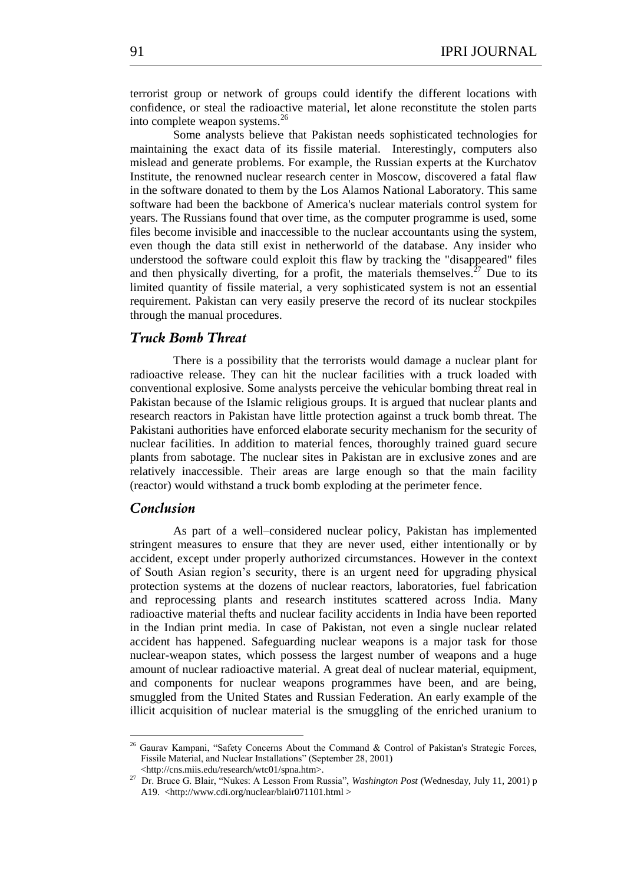terrorist group or network of groups could identify the different locations with confidence, or steal the radioactive material, let alone reconstitute the stolen parts into complete weapon systems.[26]

Some analysts believe that Pakistan needs sophisticated technologies for maintaining the exact data of its fissile material. Interestingly, computers also mislead and generate problems. For example, the Russian experts at the Kurchatov Institute, the renowned nuclear research center in Moscow, discovered a fatal flaw in the software donated to them by the Los Alamos National Laboratory. This same software had been the backbone of America's nuclear materials control system for years. The Russians found that over time, as the computer programme is used, some files become invisible and inaccessible to the nuclear accountants using the system, even though the data still exist in netherworld of the database. Any insider who understood the software could exploit this flaw by tracking the "disappeared" files and then physically diverting, for a profit, the materials themselves.[27] Due to its limited quantity of fissile material, a very sophisticated system is not an essential requirement. Pakistan can very easily preserve the record of its nuclear stockpiles through the manual procedures.

## *Truck Bomb Threat*

There is a possibility that the terrorists would damage a nuclear plant for radioactive release. They can hit the nuclear facilities with a truck loaded with conventional explosive. Some analysts perceive the vehicular bombing threat real in Pakistan because of the Islamic religious groups. It is argued that nuclear plants and research reactors in Pakistan have little protection against a truck bomb threat. The Pakistani authorities have enforced elaborate security mechanism for the security of nuclear facilities. In addition to material fences, thoroughly trained guard secure plants from sabotage. The nuclear sites in Pakistan are in exclusive zones and are relatively inaccessible. Their areas are large enough so that the main facility (reactor) would withstand a truck bomb exploding at the perimeter fence.

## *Conclusion*

As part of a well–considered nuclear policy, Pakistan has implemented stringent measures to ensure that they are never used, either intentionally or by accident, except under properly authorized circumstances. However in the context of South Asian region's security, there is an urgent need for upgrading physical protection systems at the dozens of nuclear reactors, laboratories, fuel fabrication and reprocessing plants and research institutes scattered across India. Many radioactive material thefts and nuclear facility accidents in India have been reported in the Indian print media. In case of Pakistan, not even a single nuclear related accident has happened. Safeguarding nuclear weapons is a major task for those nuclear-weapon states, which possess the largest number of weapons and a huge amount of nuclear radioactive material. A great deal of nuclear material, equipment, and components for nuclear weapons programmes have been, and are being, smuggled from the United States and Russian Federation. An early example of the illicit acquisition of nuclear material is the smuggling of the enriched uranium to

---

[26] Gaurav Kampani, "Safety Concerns About the Command & Control of Pakistan's Strategic Forces, Fissile Material, and Nuclear Installations" (September 28, 2001) <http://cns.miis.edu/research/wtc01/spna.htm>.

[27] Dr. Bruce G. Blair, "Nukes: A Lesson From Russia", *Washington Post* (Wednesday, July 11, 2001) p A19. <http://www.cdi.org/nuclear/blair071101.html >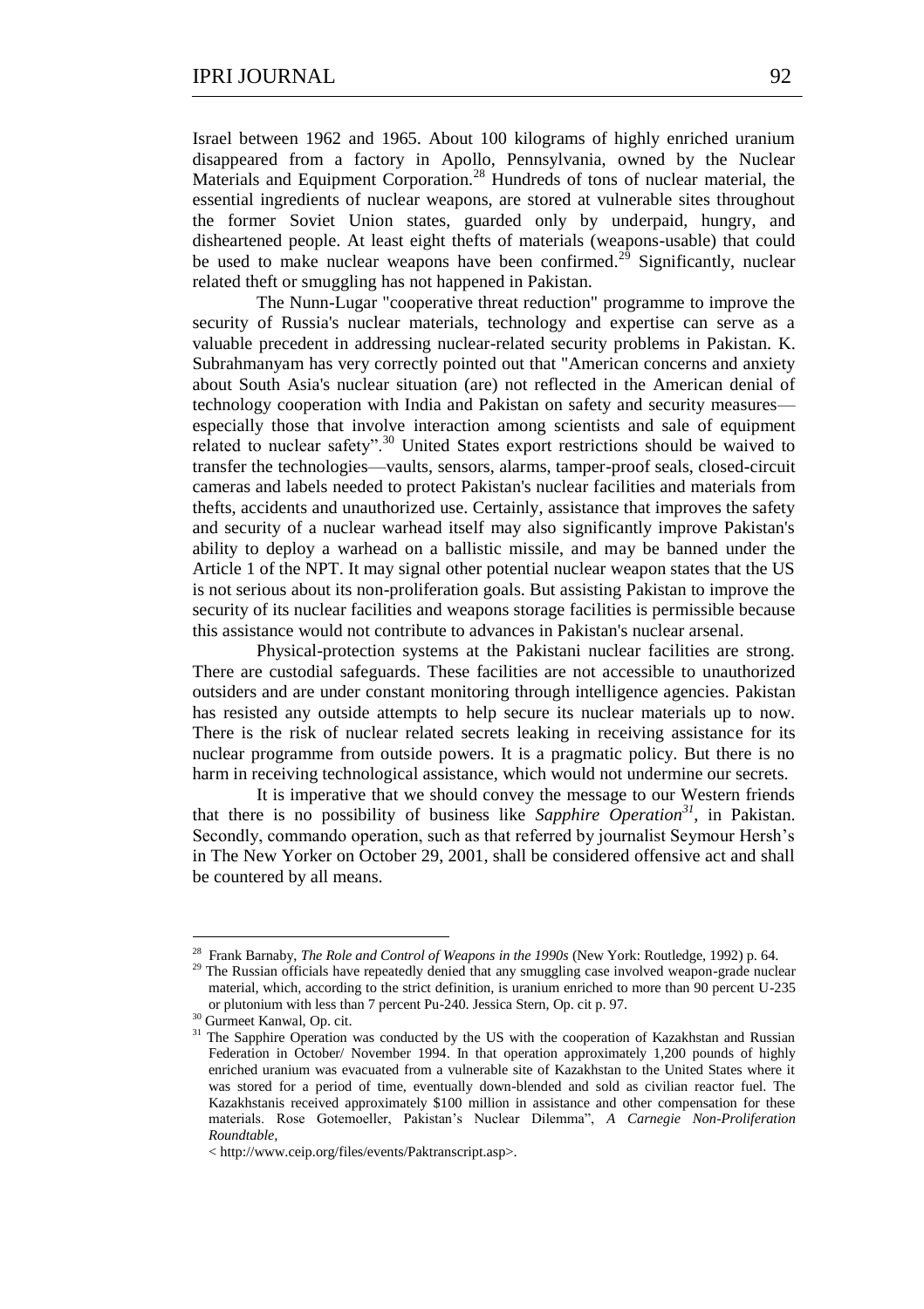Israel between 1962 and 1965. About 100 kilograms of highly enriched uranium disappeared from a factory in Apollo, Pennsylvania, owned by the Nuclear Materials and Equipment Corporation.[28] Hundreds of tons of nuclear material, the essential ingredients of nuclear weapons, are stored at vulnerable sites throughout the former Soviet Union states, guarded only by underpaid, hungry, and disheartened people. At least eight thefts of materials (weapons-usable) that could be used to make nuclear weapons have been confirmed.[29] Significantly, nuclear related theft or smuggling has not happened in Pakistan.

The Nunn-Lugar "cooperative threat reduction" programme to improve the security of Russia's nuclear materials, technology and expertise can serve as a valuable precedent in addressing nuclear-related security problems in Pakistan. K. Subrahmanyam has very correctly pointed out that "American concerns and anxiety about South Asia's nuclear situation (are) not reflected in the American denial of technology cooperation with India and Pakistan on safety and security measures—especially those that involve interaction among scientists and sale of equipment related to nuclear safety".[30] United States export restrictions should be waived to transfer the technologies—vaults, sensors, alarms, tamper-proof seals, closed-circuit cameras and labels needed to protect Pakistan's nuclear facilities and materials from thefts, accidents and unauthorized use. Certainly, assistance that improves the safety and security of a nuclear warhead itself may also significantly improve Pakistan's ability to deploy a warhead on a ballistic missile, and may be banned under the Article 1 of the NPT. It may signal other potential nuclear weapon states that the US is not serious about its non-proliferation goals. But assisting Pakistan to improve the security of its nuclear facilities and weapons storage facilities is permissible because this assistance would not contribute to advances in Pakistan's nuclear arsenal.

Physical-protection systems at the Pakistani nuclear facilities are strong. There are custodial safeguards. These facilities are not accessible to unauthorized outsiders and are under constant monitoring through intelligence agencies. Pakistan has resisted any outside attempts to help secure its nuclear materials up to now. There is the risk of nuclear related secrets leaking in receiving assistance for its nuclear programme from outside powers. It is a pragmatic policy. But there is no harm in receiving technological assistance, which would not undermine our secrets.

It is imperative that we should convey the message to our Western friends that there is no possibility of business like *Sapphire Operation*[31], in Pakistan. Secondly, commando operation, such as that referred by journalist Seymour Hersh's in The New Yorker on October 29, 2001, shall be considered offensive act and shall be countered by all means.

---

[28] Frank Barnaby, *The Role and Control of Weapons in the 1990s* (New York: Routledge, 1992) p. 64.

[29] The Russian officials have repeatedly denied that any smuggling case involved weapon-grade nuclear material, which, according to the strict definition, is uranium enriched to more than 90 percent U-235 or plutonium with less than 7 percent Pu-240. Jessica Stern, Op. cit p. 97.

[30] Gurmeet Kanwal, Op. cit.

[31] The Sapphire Operation was conducted by the US with the cooperation of Kazakhstan and Russian Federation in October/ November 1994. In that operation approximately 1,200 pounds of highly enriched uranium was evacuated from a vulnerable site of Kazakhstan to the United States where it was stored for a period of time, eventually down-blended and sold as civilian reactor fuel. The Kazakhstanis received approximately $100 million in assistance and other compensation for these materials. Rose Gotemoeller, Pakistan's Nuclear Dilemma", *A Carnegie Non-Proliferation Roundtable*,

< http://www.ceip.org/files/events/Paktranscript.asp>.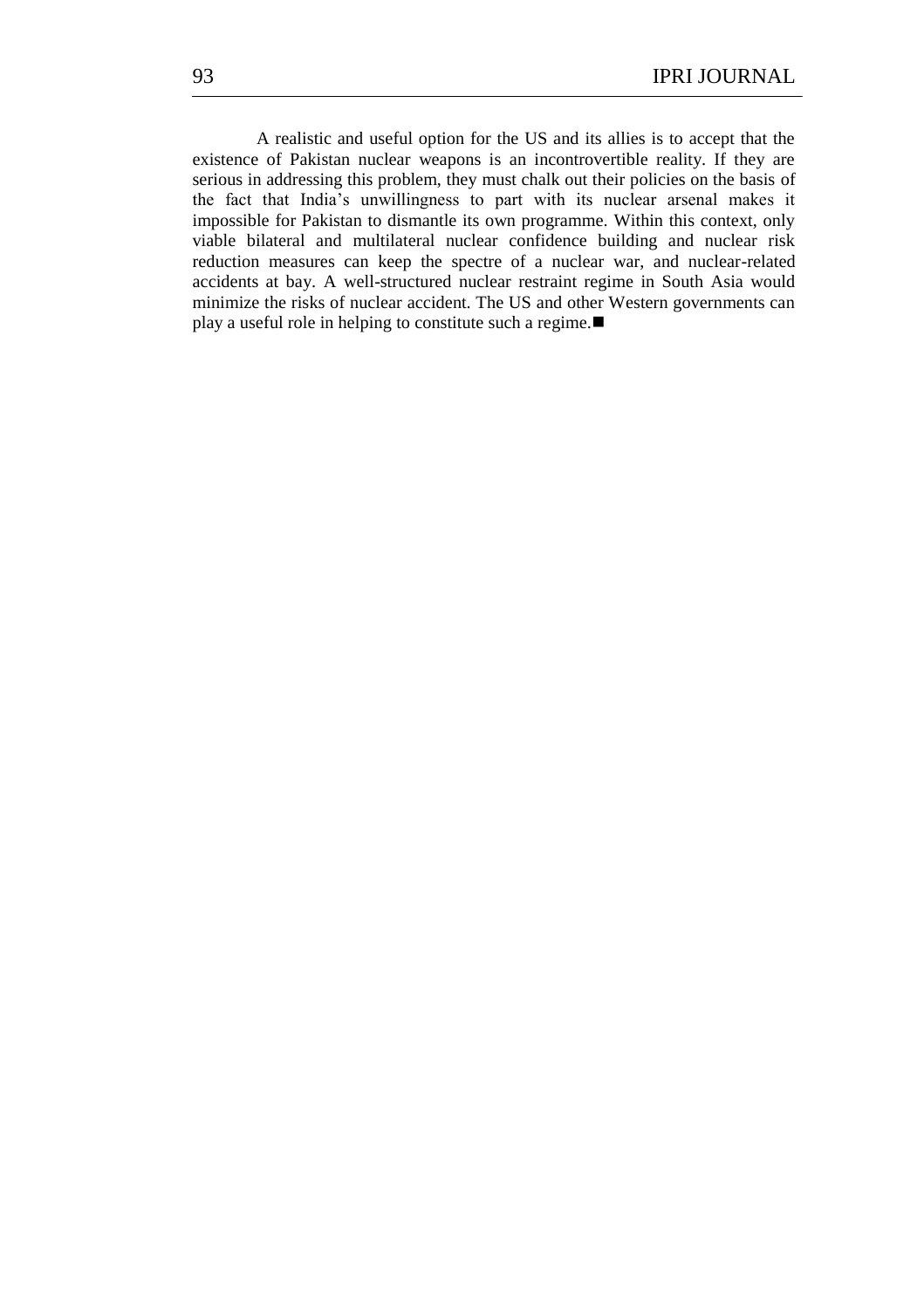A realistic and useful option for the US and its allies is to accept that the existence of Pakistan nuclear weapons is an incontrovertible reality. If they are serious in addressing this problem, they must chalk out their policies on the basis of the fact that India's unwillingness to part with its nuclear arsenal makes it impossible for Pakistan to dismantle its own programme. Within this context, only viable bilateral and multilateral nuclear confidence building and nuclear risk reduction measures can keep the spectre of a nuclear war, and nuclear-related accidents at bay. A well-structured nuclear restraint regime in South Asia would minimize the risks of nuclear accident. The US and other Western governments can play a useful role in helping to constitute such a regime.■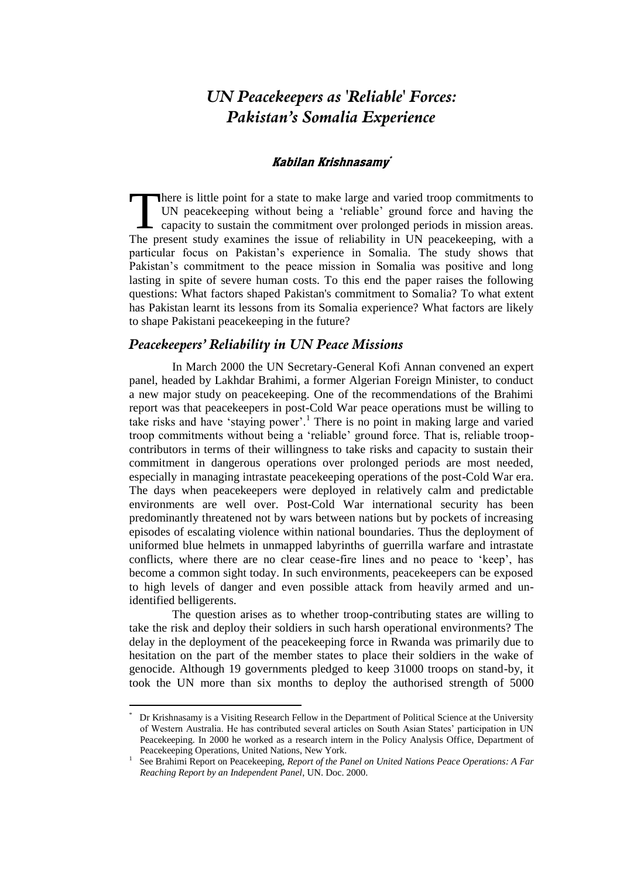# *UN Peacekeepers as 'Reliable' Forces: Pakistan's Somalia Experience*

### **Kabilan Krishnasamy***

There is little point for a state to make large and varied troop commitments to UN peacekeeping without being a 'reliable' ground force and having the capacity to sustain the commitment over prolonged periods in mission areas. The present study examines the issue of reliability in UN peacekeeping, with a particular focus on Pakistan's experience in Somalia. The study shows that Pakistan's commitment to the peace mission in Somalia was positive and long lasting in spite of severe human costs. To this end the paper raises the following questions: What factors shaped Pakistan's commitment to Somalia? To what extent has Pakistan learnt its lessons from its Somalia experience? What factors are likely to shape Pakistani peacekeeping in the future?

## *Peacekeepers' Reliability in UN Peace Missions*

In March 2000 the UN Secretary-General Kofi Annan convened an expert panel, headed by Lakhdar Brahimi, a former Algerian Foreign Minister, to conduct a new major study on peacekeeping. One of the recommendations of the Brahimi report was that peacekeepers in post-Cold War peace operations must be willing to take risks and have 'staying power'.[1] There is no point in making large and varied troop commitments without being a 'reliable' ground force. That is, reliable troop-contributors in terms of their willingness to take risks and capacity to sustain their commitment in dangerous operations over prolonged periods are most needed, especially in managing intrastate peacekeeping operations of the post-Cold War era. The days when peacekeepers were deployed in relatively calm and predictable environments are well over. Post-Cold War international security has been predominantly threatened not by wars between nations but by pockets of increasing episodes of escalating violence within national boundaries. Thus the deployment of uniformed blue helmets in unmapped labyrinths of guerrilla warfare and intrastate conflicts, where there are no clear cease-fire lines and no peace to 'keep', has become a common sight today. In such environments, peacekeepers can be exposed to high levels of danger and even possible attack from heavily armed and un-identified belligerents.

The question arises as to whether troop-contributing states are willing to take the risk and deploy their soldiers in such harsh operational environments? The delay in the deployment of the peacekeeping force in Rwanda was primarily due to hesitation on the part of the member states to place their soldiers in the wake of genocide. Although 19 governments pledged to keep 31000 troops on stand-by, it took the UN more than six months to deploy the authorised strength of 5000

---

\* Dr Krishnasamy is a Visiting Research Fellow in the Department of Political Science at the University of Western Australia. He has contributed several articles on South Asian States' participation in UN Peacekeeping. In 2000 he worked as a research intern in the Policy Analysis Office, Department of Peacekeeping Operations, United Nations, New York.

[1] See Brahimi Report on Peacekeeping, *Report of the Panel on United Nations Peace Operations: A Far Reaching Report by an Independent Panel*, UN. Doc. 2000.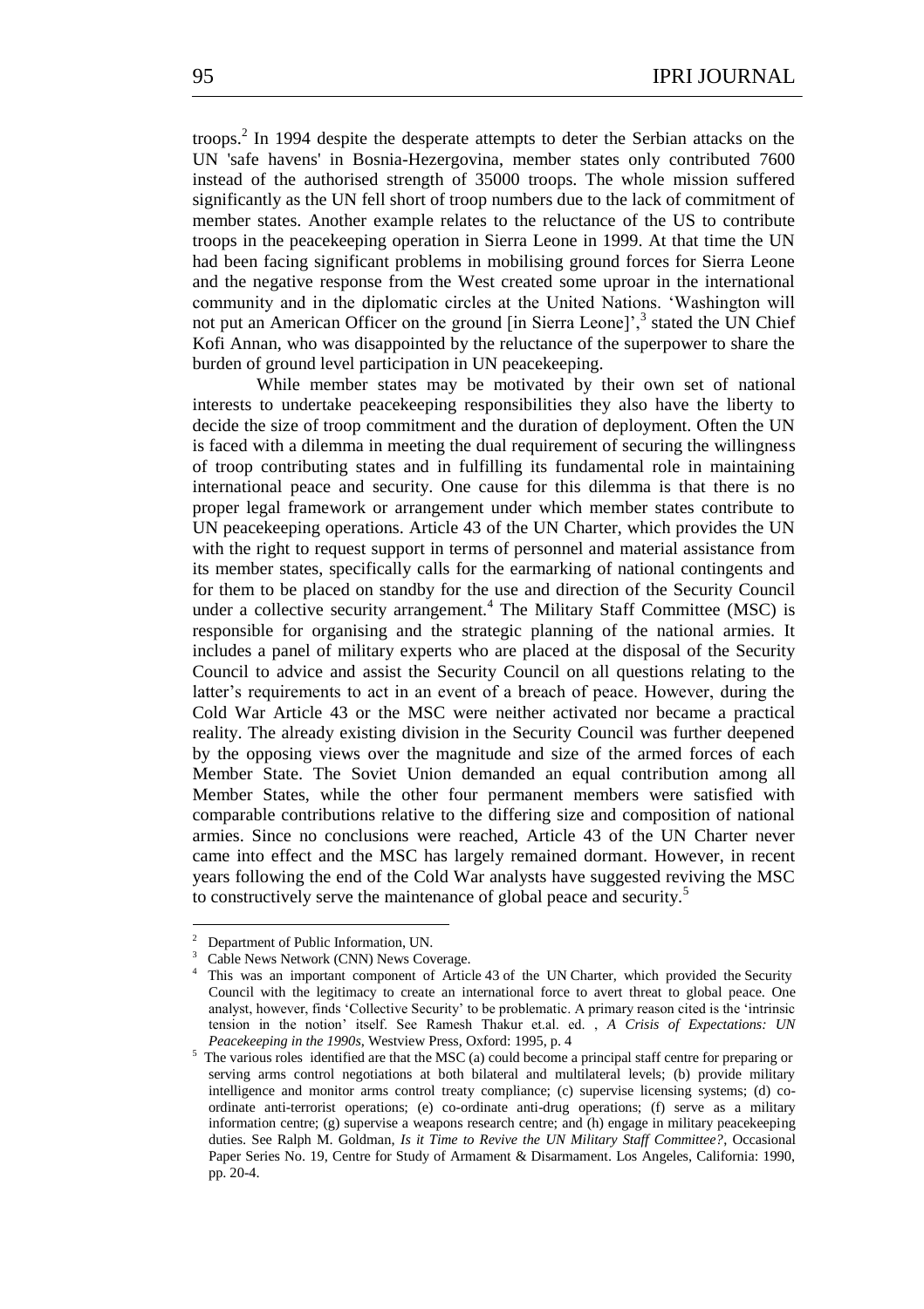troops.[2] In 1994 despite the desperate attempts to deter the Serbian attacks on the UN 'safe havens' in Bosnia-Hezergovina, member states only contributed 7600 instead of the authorised strength of 35000 troops. The whole mission suffered significantly as the UN fell short of troop numbers due to the lack of commitment of member states. Another example relates to the reluctance of the US to contribute troops in the peacekeeping operation in Sierra Leone in 1999. At that time the UN had been facing significant problems in mobilising ground forces for Sierra Leone and the negative response from the West created some uproar in the international community and in the diplomatic circles at the United Nations. 'Washington will not put an American Officer on the ground [in Sierra Leone]',[3] stated the UN Chief Kofi Annan, who was disappointed by the reluctance of the superpower to share the burden of ground level participation in UN peacekeeping.

While member states may be motivated by their own set of national interests to undertake peacekeeping responsibilities they also have the liberty to decide the size of troop commitment and the duration of deployment. Often the UN is faced with a dilemma in meeting the dual requirement of securing the willingness of troop contributing states and in fulfilling its fundamental role in maintaining international peace and security. One cause for this dilemma is that there is no proper legal framework or arrangement under which member states contribute to UN peacekeeping operations. Article 43 of the UN Charter, which provides the UN with the right to request support in terms of personnel and material assistance from its member states, specifically calls for the earmarking of national contingents and for them to be placed on standby for the use and direction of the Security Council under a collective security arrangement.[4] The Military Staff Committee (MSC) is responsible for organising and the strategic planning of the national armies. It includes a panel of military experts who are placed at the disposal of the Security Council to advice and assist the Security Council on all questions relating to the latter's requirements to act in an event of a breach of peace. However, during the Cold War Article 43 or the MSC were neither activated nor became a practical reality. The already existing division in the Security Council was further deepened by the opposing views over the magnitude and size of the armed forces of each Member State. The Soviet Union demanded an equal contribution among all Member States, while the other four permanent members were satisfied with comparable contributions relative to the differing size and composition of national armies. Since no conclusions were reached, Article 43 of the UN Charter never came into effect and the MSC has largely remained dormant. However, in recent years following the end of the Cold War analysts have suggested reviving the MSC to constructively serve the maintenance of global peace and security.[5]

---

[2] Department of Public Information, UN.

[3] Cable News Network (CNN) News Coverage.

[4] This was an important component of Article 43 of the UN Charter, which provided the Security Council with the legitimacy to create an international force to avert threat to global peace. One analyst, however, finds 'Collective Security' to be problematic. A primary reason cited is the 'intrinsic tension in the notion' itself. See Ramesh Thakur et.al. ed. , *A Crisis of Expectations: UN Peacekeeping in the 1990s*, Westview Press, Oxford: 1995, p. 4

[5] The various roles identified are that the MSC (a) could become a principal staff centre for preparing or serving arms control negotiations at both bilateral and multilateral levels; (b) provide military intelligence and monitor arms control treaty compliance; (c) supervise licensing systems; (d) co-ordinate anti-terrorist operations; (e) co-ordinate anti-drug operations; (f) serve as a military information centre; (g) supervise a weapons research centre; and (h) engage in military peacekeeping duties. See Ralph M. Goldman, *Is it Time to Revive the UN Military Staff Committee?*, Occasional Paper Series No. 19, Centre for Study of Armament & Disarmament. Los Angeles, California: 1990, pp. 20-4.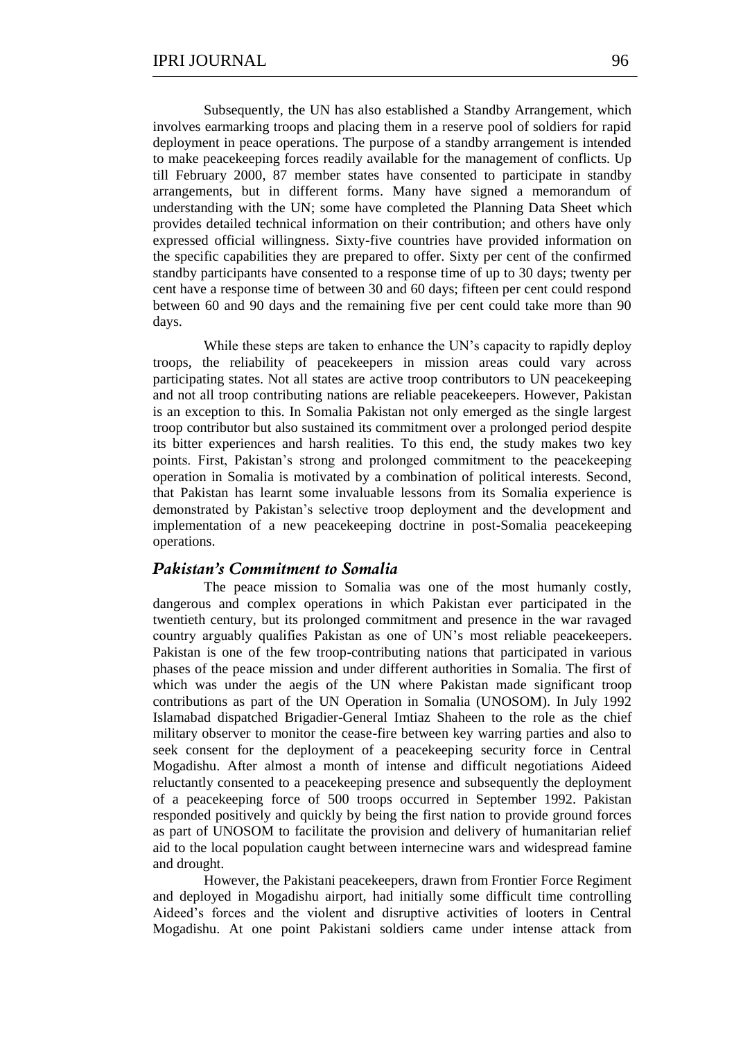Subsequently, the UN has also established a Standby Arrangement, which involves earmarking troops and placing them in a reserve pool of soldiers for rapid deployment in peace operations. The purpose of a standby arrangement is intended to make peacekeeping forces readily available for the management of conflicts. Up till February 2000, 87 member states have consented to participate in standby arrangements, but in different forms. Many have signed a memorandum of understanding with the UN; some have completed the Planning Data Sheet which provides detailed technical information on their contribution; and others have only expressed official willingness. Sixty-five countries have provided information on the specific capabilities they are prepared to offer. Sixty per cent of the confirmed standby participants have consented to a response time of up to 30 days; twenty per cent have a response time of between 30 and 60 days; fifteen per cent could respond between 60 and 90 days and the remaining five per cent could take more than 90 days.

While these steps are taken to enhance the UN's capacity to rapidly deploy troops, the reliability of peacekeepers in mission areas could vary across participating states. Not all states are active troop contributors to UN peacekeeping and not all troop contributing nations are reliable peacekeepers. However, Pakistan is an exception to this. In Somalia Pakistan not only emerged as the single largest troop contributor but also sustained its commitment over a prolonged period despite its bitter experiences and harsh realities. To this end, the study makes two key points. First, Pakistan's strong and prolonged commitment to the peacekeeping operation in Somalia is motivated by a combination of political interests. Second, that Pakistan has learnt some invaluable lessons from its Somalia experience is demonstrated by Pakistan's selective troop deployment and the development and implementation of a new peacekeeping doctrine in post-Somalia peacekeeping operations.

## *Pakistan's Commitment to Somalia*

The peace mission to Somalia was one of the most humanly costly, dangerous and complex operations in which Pakistan ever participated in the twentieth century, but its prolonged commitment and presence in the war ravaged country arguably qualifies Pakistan as one of UN's most reliable peacekeepers. Pakistan is one of the few troop-contributing nations that participated in various phases of the peace mission and under different authorities in Somalia. The first of which was under the aegis of the UN where Pakistan made significant troop contributions as part of the UN Operation in Somalia (UNOSOM). In July 1992 Islamabad dispatched Brigadier-General Imtiaz Shaheen to the role as the chief military observer to monitor the cease-fire between key warring parties and also to seek consent for the deployment of a peacekeeping security force in Central Mogadishu. After almost a month of intense and difficult negotiations Aideed reluctantly consented to a peacekeeping presence and subsequently the deployment of a peacekeeping force of 500 troops occurred in September 1992. Pakistan responded positively and quickly by being the first nation to provide ground forces as part of UNOSOM to facilitate the provision and delivery of humanitarian relief aid to the local population caught between internecine wars and widespread famine and drought.

However, the Pakistani peacekeepers, drawn from Frontier Force Regiment and deployed in Mogadishu airport, had initially some difficult time controlling Aideed's forces and the violent and disruptive activities of looters in Central Mogadishu. At one point Pakistani soldiers came under intense attack from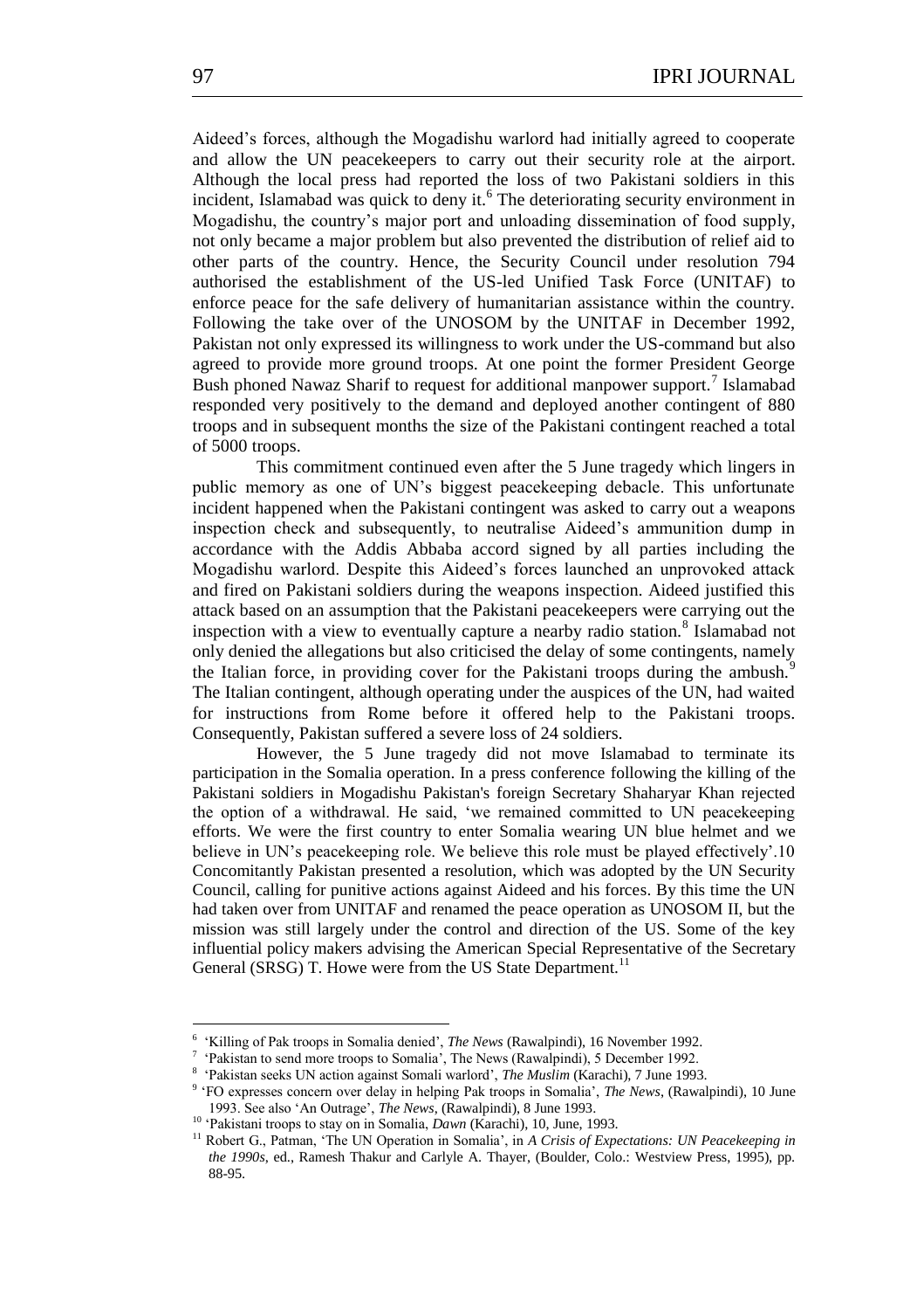Aideed's forces, although the Mogadishu warlord had initially agreed to cooperate and allow the UN peacekeepers to carry out their security role at the airport. Although the local press had reported the loss of two Pakistani soldiers in this incident, Islamabad was quick to deny it.[6] The deteriorating security environment in Mogadishu, the country's major port and unloading dissemination of food supply, not only became a major problem but also prevented the distribution of relief aid to other parts of the country. Hence, the Security Council under resolution 794 authorised the establishment of the US-led Unified Task Force (UNITAF) to enforce peace for the safe delivery of humanitarian assistance within the country. Following the take over of the UNOSOM by the UNITAF in December 1992, Pakistan not only expressed its willingness to work under the US-command but also agreed to provide more ground troops. At one point the former President George Bush phoned Nawaz Sharif to request for additional manpower support.[7] Islamabad responded very positively to the demand and deployed another contingent of 880 troops and in subsequent months the size of the Pakistani contingent reached a total of 5000 troops.

This commitment continued even after the 5 June tragedy which lingers in public memory as one of UN's biggest peacekeeping debacle. This unfortunate incident happened when the Pakistani contingent was asked to carry out a weapons inspection check and subsequently, to neutralise Aideed's ammunition dump in accordance with the Addis Abbaba accord signed by all parties including the Mogadishu warlord. Despite this Aideed's forces launched an unprovoked attack and fired on Pakistani soldiers during the weapons inspection. Aideed justified this attack based on an assumption that the Pakistani peacekeepers were carrying out the inspection with a view to eventually capture a nearby radio station.[8] Islamabad not only denied the allegations but also criticised the delay of some contingents, namely the Italian force, in providing cover for the Pakistani troops during the ambush.[9] The Italian contingent, although operating under the auspices of the UN, had waited for instructions from Rome before it offered help to the Pakistani troops. Consequently, Pakistan suffered a severe loss of 24 soldiers.

However, the 5 June tragedy did not move Islamabad to terminate its participation in the Somalia operation. In a press conference following the killing of the Pakistani soldiers in Mogadishu Pakistan's foreign Secretary Shaharyar Khan rejected the option of a withdrawal. He said, 'we remained committed to UN peacekeeping efforts. We were the first country to enter Somalia wearing UN blue helmet and we believe in UN's peacekeeping role. We believe this role must be played effectively'.10 Concomitantly Pakistan presented a resolution, which was adopted by the UN Security Council, calling for punitive actions against Aideed and his forces. By this time the UN had taken over from UNITAF and renamed the peace operation as UNOSOM II, but the mission was still largely under the control and direction of the US. Some of the key influential policy makers advising the American Special Representative of the Secretary General (SRSG) T. Howe were from the US State Department.[11]

---

[6] 'Killing of Pak troops in Somalia denied', *The News* (Rawalpindi), 16 November 1992.

[7] 'Pakistan to send more troops to Somalia', The News (Rawalpindi), 5 December 1992.

[8] 'Pakistan seeks UN action against Somali warlord', *The Muslim* (Karachi), 7 June 1993.

[9] 'FO expresses concern over delay in helping Pak troops in Somalia', *The News*, (Rawalpindi), 10 June 1993. See also 'An Outrage', *The News*, (Rawalpindi), 8 June 1993.

[10] 'Pakistani troops to stay on in Somalia, *Dawn* (Karachi), 10, June, 1993.

[11] Robert G., Patman, 'The UN Operation in Somalia', in *A Crisis of Expectations: UN Peacekeeping in the 1990s*, ed., Ramesh Thakur and Carlyle A. Thayer, (Boulder, Colo.: Westview Press, 1995), pp. 88-95.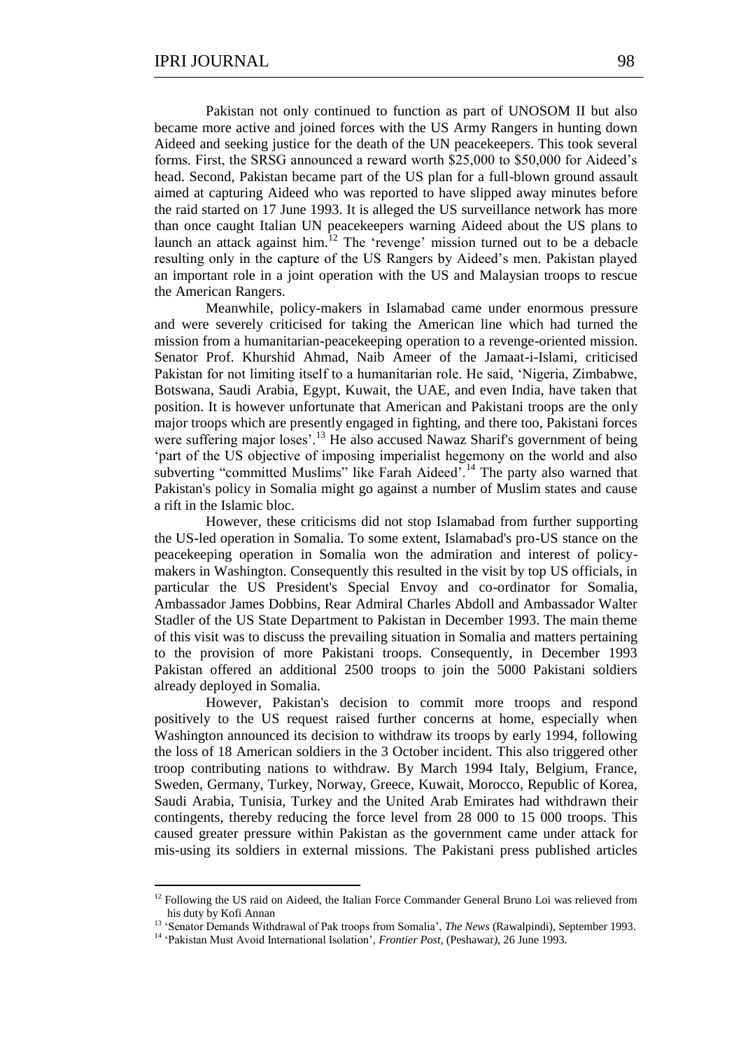Pakistan not only continued to function as part of UNOSOM II but also became more active and joined forces with the US Army Rangers in hunting down Aideed and seeking justice for the death of the UN peacekeepers. This took several forms. First, the SRSG announced a reward worth \$25,000 to \$50,000 for Aideed's head. Second, Pakistan became part of the US plan for a full-blown ground assault aimed at capturing Aideed who was reported to have slipped away minutes before the raid started on 17 June 1993. It is alleged the US surveillance network has more than once caught Italian UN peacekeepers warning Aideed about the US plans to launch an attack against him.[12] The 'revenge' mission turned out to be a debacle resulting only in the capture of the US Rangers by Aideed's men. Pakistan played an important role in a joint operation with the US and Malaysian troops to rescue the American Rangers.

Meanwhile, policy-makers in Islamabad came under enormous pressure and were severely criticised for taking the American line which had turned the mission from a humanitarian-peacekeeping operation to a revenge-oriented mission. Senator Prof. Khurshid Ahmad, Naib Ameer of the Jamaat-i-Islami, criticised Pakistan for not limiting itself to a humanitarian role. He said, 'Nigeria, Zimbabwe, Botswana, Saudi Arabia, Egypt, Kuwait, the UAE, and even India, have taken that position. It is however unfortunate that American and Pakistani troops are the only major troops which are presently engaged in fighting, and there too, Pakistani forces were suffering major loses'.[13] He also accused Nawaz Sharif's government of being 'part of the US objective of imposing imperialist hegemony on the world and also subverting "committed Muslims" like Farah Aideed'.[14] The party also warned that Pakistan's policy in Somalia might go against a number of Muslim states and cause a rift in the Islamic bloc.

However, these criticisms did not stop Islamabad from further supporting the US-led operation in Somalia. To some extent, Islamabad's pro-US stance on the peacekeeping operation in Somalia won the admiration and interest of policy-makers in Washington. Consequently this resulted in the visit by top US officials, in particular the US President's Special Envoy and co-ordinator for Somalia, Ambassador James Dobbins, Rear Admiral Charles Abdoll and Ambassador Walter Stadler of the US State Department to Pakistan in December 1993. The main theme of this visit was to discuss the prevailing situation in Somalia and matters pertaining to the provision of more Pakistani troops. Consequently, in December 1993 Pakistan offered an additional 2500 troops to join the 5000 Pakistani soldiers already deployed in Somalia.

However, Pakistan's decision to commit more troops and respond positively to the US request raised further concerns at home, especially when Washington announced its decision to withdraw its troops by early 1994, following the loss of 18 American soldiers in the 3 October incident. This also triggered other troop contributing nations to withdraw. By March 1994 Italy, Belgium, France, Sweden, Germany, Turkey, Norway, Greece, Kuwait, Morocco, Republic of Korea, Saudi Arabia, Tunisia, Turkey and the United Arab Emirates had withdrawn their contingents, thereby reducing the force level from 28 000 to 15 000 troops. This caused greater pressure within Pakistan as the government came under attack for mis-using its soldiers in external missions. The Pakistani press published articles

---

[12] Following the US raid on Aideed, the Italian Force Commander General Bruno Loi was relieved from his duty by Kofi Annan

[13] 'Senator Demands Withdrawal of Pak troops from Somalia', *The News* (Rawalpindi), September 1993.

[14] 'Pakistan Must Avoid International Isolation', *Frontier Post*, (Peshawar), 26 June 1993.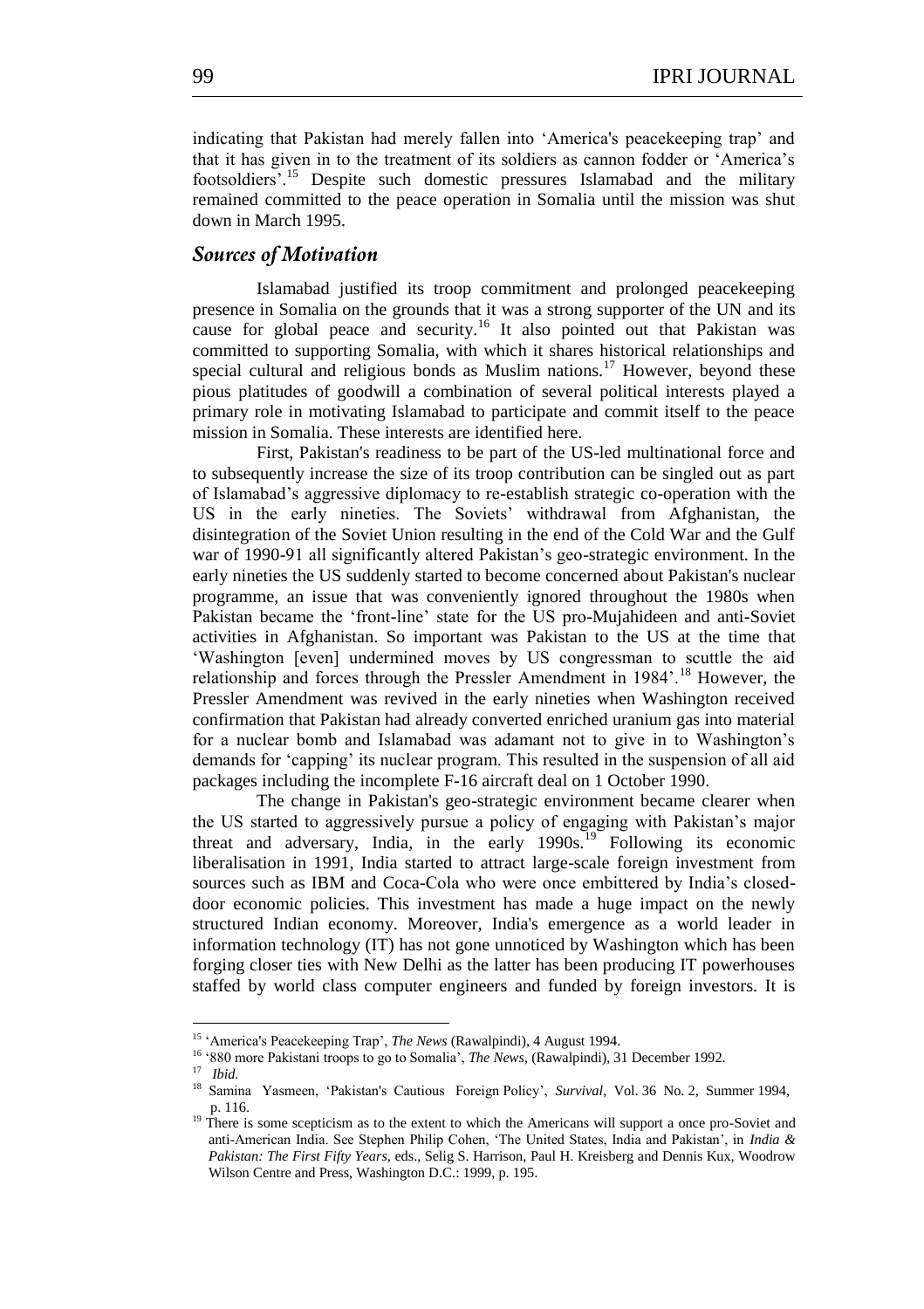indicating that Pakistan had merely fallen into 'America's peacekeeping trap' and that it has given in to the treatment of its soldiers as cannon fodder or 'America's footsoldiers'.[15] Despite such domestic pressures Islamabad and the military remained committed to the peace operation in Somalia until the mission was shut down in March 1995.

## *Sources of Motivation*

Islamabad justified its troop commitment and prolonged peacekeeping presence in Somalia on the grounds that it was a strong supporter of the UN and its cause for global peace and security.[16] It also pointed out that Pakistan was committed to supporting Somalia, with which it shares historical relationships and special cultural and religious bonds as Muslim nations.[17] However, beyond these pious platitudes of goodwill a combination of several political interests played a primary role in motivating Islamabad to participate and commit itself to the peace mission in Somalia. These interests are identified here.

First, Pakistan's readiness to be part of the US-led multinational force and to subsequently increase the size of its troop contribution can be singled out as part of Islamabad's aggressive diplomacy to re-establish strategic co-operation with the US in the early nineties. The Soviets' withdrawal from Afghanistan, the disintegration of the Soviet Union resulting in the end of the Cold War and the Gulf war of 1990-91 all significantly altered Pakistan's geo-strategic environment. In the early nineties the US suddenly started to become concerned about Pakistan's nuclear programme, an issue that was conveniently ignored throughout the 1980s when Pakistan became the 'front-line' state for the US pro-Mujahideen and anti-Soviet activities in Afghanistan. So important was Pakistan to the US at the time that 'Washington [even] undermined moves by US congressman to scuttle the aid relationship and forces through the Pressler Amendment in 1984'.[18] However, the Pressler Amendment was revived in the early nineties when Washington received confirmation that Pakistan had already converted enriched uranium gas into material for a nuclear bomb and Islamabad was adamant not to give in to Washington's demands for 'capping' its nuclear program. This resulted in the suspension of all aid packages including the incomplete F-16 aircraft deal on 1 October 1990.

The change in Pakistan's geo-strategic environment became clearer when the US started to aggressively pursue a policy of engaging with Pakistan's major threat and adversary, India, in the early 1990s.[19] Following its economic liberalisation in 1991, India started to attract large-scale foreign investment from sources such as IBM and Coca-Cola who were once embittered by India's closed-door economic policies. This investment has made a huge impact on the newly structured Indian economy. Moreover, India's emergence as a world leader in information technology (IT) has not gone unnoticed by Washington which has been forging closer ties with New Delhi as the latter has been producing IT powerhouses staffed by world class computer engineers and funded by foreign investors. It is

---

[15] 'America's Peacekeeping Trap', *The News* (Rawalpindi), 4 August 1994.

[16] '880 more Pakistani troops to go to Somalia', *The News*, (Rawalpindi), 31 December 1992.

[17] *Ibid.*

[18] Samina Yasmeen, 'Pakistan's Cautious Foreign Policy', *Survival*, Vol. 36 No. 2, Summer 1994, p. 116.

[19] There is some scepticism as to the extent to which the Americans will support a once pro-Soviet and anti-American India. See Stephen Philip Cohen, 'The United States, India and Pakistan', in *India & Pakistan: The First Fifty Years*, eds., Selig S. Harrison, Paul H. Kreisberg and Dennis Kux, Woodrow Wilson Centre and Press, Washington D.C.: 1999, p. 195.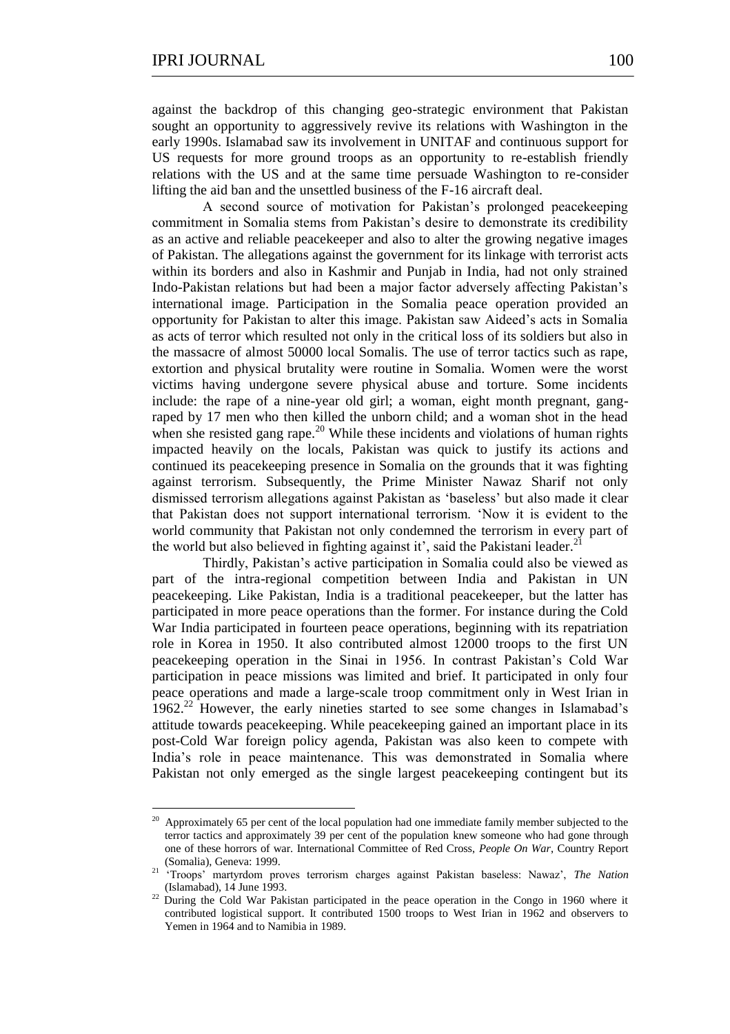against the backdrop of this changing geo-strategic environment that Pakistan sought an opportunity to aggressively revive its relations with Washington in the early 1990s. Islamabad saw its involvement in UNITAF and continuous support for US requests for more ground troops as an opportunity to re-establish friendly relations with the US and at the same time persuade Washington to re-consider lifting the aid ban and the unsettled business of the F-16 aircraft deal.

A second source of motivation for Pakistan's prolonged peacekeeping commitment in Somalia stems from Pakistan's desire to demonstrate its credibility as an active and reliable peacekeeper and also to alter the growing negative images of Pakistan. The allegations against the government for its linkage with terrorist acts within its borders and also in Kashmir and Punjab in India, had not only strained Indo-Pakistan relations but had been a major factor adversely affecting Pakistan's international image. Participation in the Somalia peace operation provided an opportunity for Pakistan to alter this image. Pakistan saw Aideed's acts in Somalia as acts of terror which resulted not only in the critical loss of its soldiers but also in the massacre of almost 50000 local Somalis. The use of terror tactics such as rape, extortion and physical brutality were routine in Somalia. Women were the worst victims having undergone severe physical abuse and torture. Some incidents include: the rape of a nine-year old girl; a woman, eight month pregnant, gang-raped by 17 men who then killed the unborn child; and a woman shot in the head when she resisted gang rape.[20] While these incidents and violations of human rights impacted heavily on the locals, Pakistan was quick to justify its actions and continued its peacekeeping presence in Somalia on the grounds that it was fighting against terrorism. Subsequently, the Prime Minister Nawaz Sharif not only dismissed terrorism allegations against Pakistan as 'baseless' but also made it clear that Pakistan does not support international terrorism. 'Now it is evident to the world community that Pakistan not only condemned the terrorism in every part of the world but also believed in fighting against it', said the Pakistani leader.[21]

Thirdly, Pakistan's active participation in Somalia could also be viewed as part of the intra-regional competition between India and Pakistan in UN peacekeeping. Like Pakistan, India is a traditional peacekeeper, but the latter has participated in more peace operations than the former. For instance during the Cold War India participated in fourteen peace operations, beginning with its repatriation role in Korea in 1950. It also contributed almost 12000 troops to the first UN peacekeeping operation in the Sinai in 1956. In contrast Pakistan's Cold War participation in peace missions was limited and brief. It participated in only four peace operations and made a large-scale troop commitment only in West Irian in 1962.[22] However, the early nineties started to see some changes in Islamabad's attitude towards peacekeeping. While peacekeeping gained an important place in its post-Cold War foreign policy agenda, Pakistan was also keen to compete with India's role in peace maintenance. This was demonstrated in Somalia where Pakistan not only emerged as the single largest peacekeeping contingent but its

---

[20] Approximately 65 per cent of the local population had one immediate family member subjected to the terror tactics and approximately 39 per cent of the population knew someone who had gone through one of these horrors of war. International Committee of Red Cross, *People On War*, Country Report (Somalia), Geneva: 1999.

[21] 'Troops' martyrdom proves terrorism charges against Pakistan baseless: Nawaz', *The Nation* (Islamabad), 14 June 1993.

[22] During the Cold War Pakistan participated in the peace operation in the Congo in 1960 where it contributed logistical support. It contributed 1500 troops to West Irian in 1962 and observers to Yemen in 1964 and to Namibia in 1989.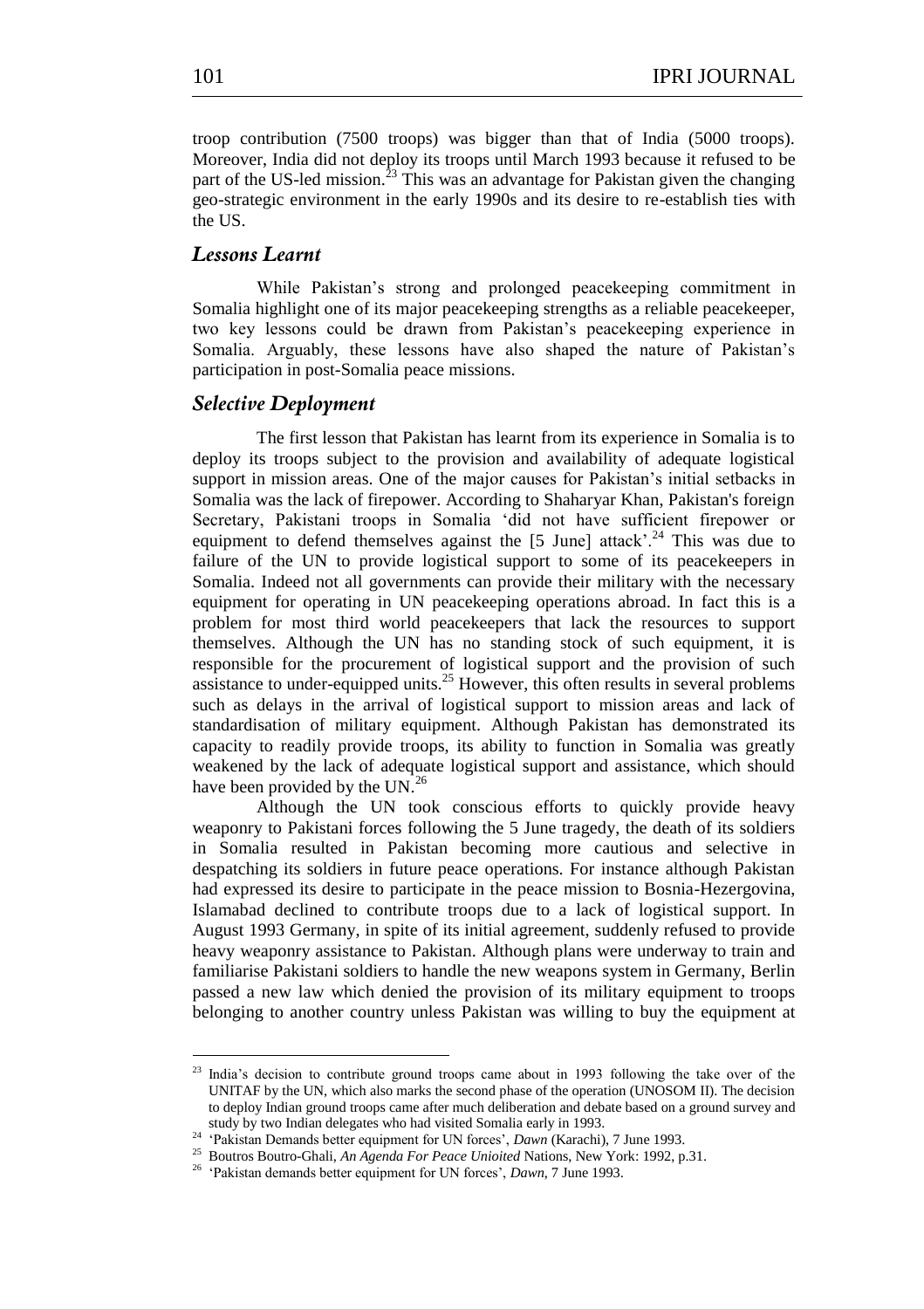troop contribution (7500 troops) was bigger than that of India (5000 troops). Moreover, India did not deploy its troops until March 1993 because it refused to be part of the US-led mission.[23] This was an advantage for Pakistan given the changing geo-strategic environment in the early 1990s and its desire to re-establish ties with the US.

### *Lessons Learnt*

While Pakistan's strong and prolonged peacekeeping commitment in Somalia highlight one of its major peacekeeping strengths as a reliable peacekeeper, two key lessons could be drawn from Pakistan's peacekeeping experience in Somalia. Arguably, these lessons have also shaped the nature of Pakistan's participation in post-Somalia peace missions.

### *Selective Deployment*

The first lesson that Pakistan has learnt from its experience in Somalia is to deploy its troops subject to the provision and availability of adequate logistical support in mission areas. One of the major causes for Pakistan's initial setbacks in Somalia was the lack of firepower. According to Shaharyar Khan, Pakistan's foreign Secretary, Pakistani troops in Somalia 'did not have sufficient firepower or equipment to defend themselves against the [5 June] attack'.[24] This was due to failure of the UN to provide logistical support to some of its peacekeepers in Somalia. Indeed not all governments can provide their military with the necessary equipment for operating in UN peacekeeping operations abroad. In fact this is a problem for most third world peacekeepers that lack the resources to support themselves. Although the UN has no standing stock of such equipment, it is responsible for the procurement of logistical support and the provision of such assistance to under-equipped units.[25] However, this often results in several problems such as delays in the arrival of logistical support to mission areas and lack of standardisation of military equipment. Although Pakistan has demonstrated its capacity to readily provide troops, its ability to function in Somalia was greatly weakened by the lack of adequate logistical support and assistance, which should have been provided by the UN.[26]

Although the UN took conscious efforts to quickly provide heavy weaponry to Pakistani forces following the 5 June tragedy, the death of its soldiers in Somalia resulted in Pakistan becoming more cautious and selective in despatching its soldiers in future peace operations. For instance although Pakistan had expressed its desire to participate in the peace mission to Bosnia-Hezergovina, Islamabad declined to contribute troops due to a lack of logistical support. In August 1993 Germany, in spite of its initial agreement, suddenly refused to provide heavy weaponry assistance to Pakistan. Although plans were underway to train and familiarise Pakistani soldiers to handle the new weapons system in Germany, Berlin passed a new law which denied the provision of its military equipment to troops belonging to another country unless Pakistan was willing to buy the equipment at

---

[23] India's decision to contribute ground troops came about in 1993 following the take over of the UNITAF by the UN, which also marks the second phase of the operation (UNOSOM II). The decision to deploy Indian ground troops came after much deliberation and debate based on a ground survey and study by two Indian delegates who had visited Somalia early in 1993.

[24] 'Pakistan Demands better equipment for UN forces', *Dawn* (Karachi), 7 June 1993.

[25] Boutros Boutro-Ghali, *An Agenda For Peace Unioited* Nations, New York: 1992, p.31.

[26] 'Pakistan demands better equipment for UN forces', *Dawn*, 7 June 1993.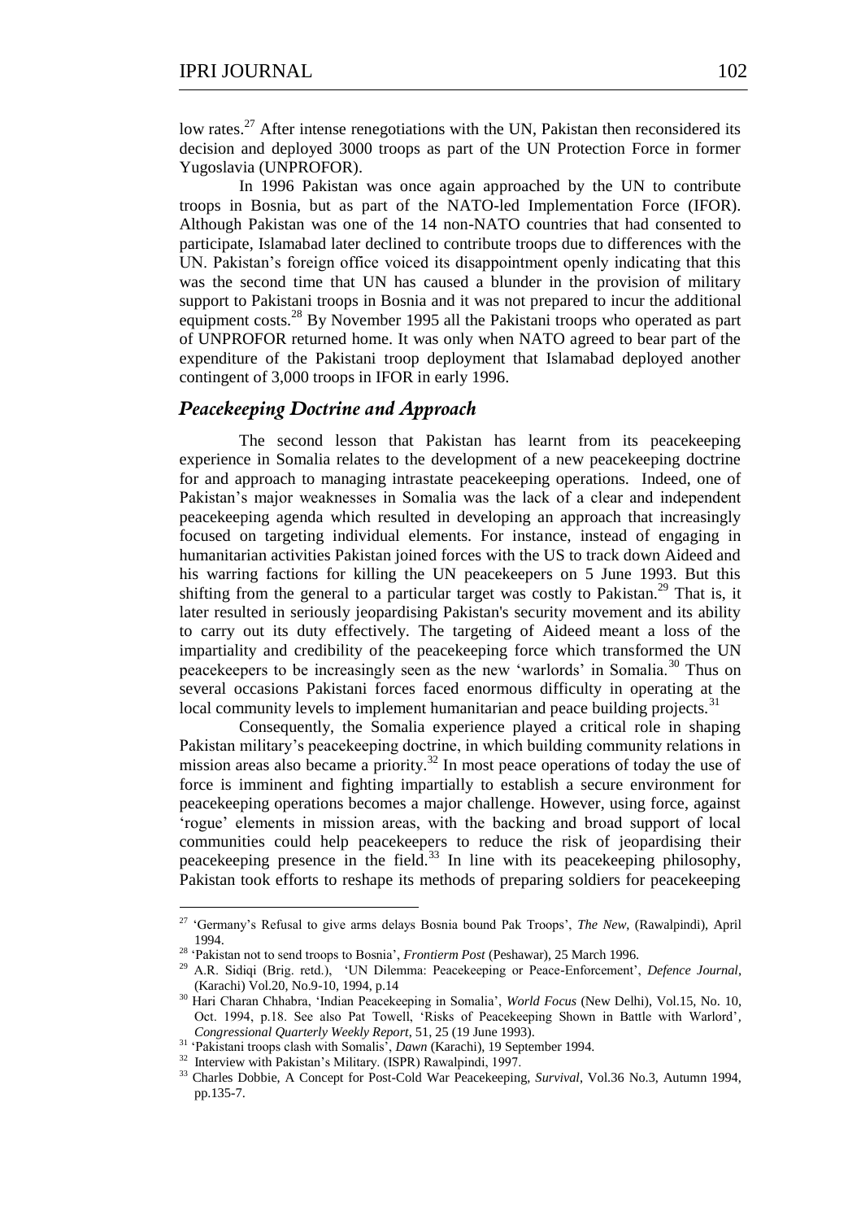low rates.[27] After intense renegotiations with the UN, Pakistan then reconsidered its decision and deployed 3000 troops as part of the UN Protection Force in former Yugoslavia (UNPROFOR).

In 1996 Pakistan was once again approached by the UN to contribute troops in Bosnia, but as part of the NATO-led Implementation Force (IFOR). Although Pakistan was one of the 14 non-NATO countries that had consented to participate, Islamabad later declined to contribute troops due to differences with the UN. Pakistan's foreign office voiced its disappointment openly indicating that this was the second time that UN has caused a blunder in the provision of military support to Pakistani troops in Bosnia and it was not prepared to incur the additional equipment costs.[28] By November 1995 all the Pakistani troops who operated as part of UNPROFOR returned home. It was only when NATO agreed to bear part of the expenditure of the Pakistani troop deployment that Islamabad deployed another contingent of 3,000 troops in IFOR in early 1996.

## *Peacekeeping Doctrine and Approach*

The second lesson that Pakistan has learnt from its peacekeeping experience in Somalia relates to the development of a new peacekeeping doctrine for and approach to managing intrastate peacekeeping operations. Indeed, one of Pakistan's major weaknesses in Somalia was the lack of a clear and independent peacekeeping agenda which resulted in developing an approach that increasingly focused on targeting individual elements. For instance, instead of engaging in humanitarian activities Pakistan joined forces with the US to track down Aideed and his warring factions for killing the UN peacekeepers on 5 June 1993. But this shifting from the general to a particular target was costly to Pakistan.[29] That is, it later resulted in seriously jeopardising Pakistan's security movement and its ability to carry out its duty effectively. The targeting of Aideed meant a loss of the impartiality and credibility of the peacekeeping force which transformed the UN peacekeepers to be increasingly seen as the new 'warlords' in Somalia.[30] Thus on several occasions Pakistani forces faced enormous difficulty in operating at the local community levels to implement humanitarian and peace building projects.[31]

Consequently, the Somalia experience played a critical role in shaping Pakistan military's peacekeeping doctrine, in which building community relations in mission areas also became a priority.[32] In most peace operations of today the use of force is imminent and fighting impartially to establish a secure environment for peacekeeping operations becomes a major challenge. However, using force, against 'rogue' elements in mission areas, with the backing and broad support of local communities could help peacekeepers to reduce the risk of jeopardising their peacekeeping presence in the field.[33] In line with its peacekeeping philosophy, Pakistan took efforts to reshape its methods of preparing soldiers for peacekeeping

---

[27] 'Germany's Refusal to give arms delays Bosnia bound Pak Troops', *The New*, (Rawalpindi), April 1994.

[28] 'Pakistan not to send troops to Bosnia', *Frontierm Post* (Peshawar), 25 March 1996.

[29] A.R. Sidiqi (Brig. retd.), 'UN Dilemma: Peacekeeping or Peace-Enforcement', *Defence Journal*, (Karachi) Vol.20, No.9-10, 1994, p.14

[30] Hari Charan Chhabra, 'Indian Peacekeeping in Somalia', *World Focus* (New Delhi), Vol.15, No. 10, Oct. 1994, p.18. See also Pat Towell, 'Risks of Peacekeeping Shown in Battle with Warlord', *Congressional Quarterly Weekly Report*, 51, 25 (19 June 1993).

[31] 'Pakistani troops clash with Somalis', *Dawn* (Karachi), 19 September 1994.

[32] Interview with Pakistan's Military. (ISPR) Rawalpindi, 1997.

[33] Charles Dobbie, A Concept for Post-Cold War Peacekeeping, *Survival*, Vol.36 No.3, Autumn 1994, pp.135-7.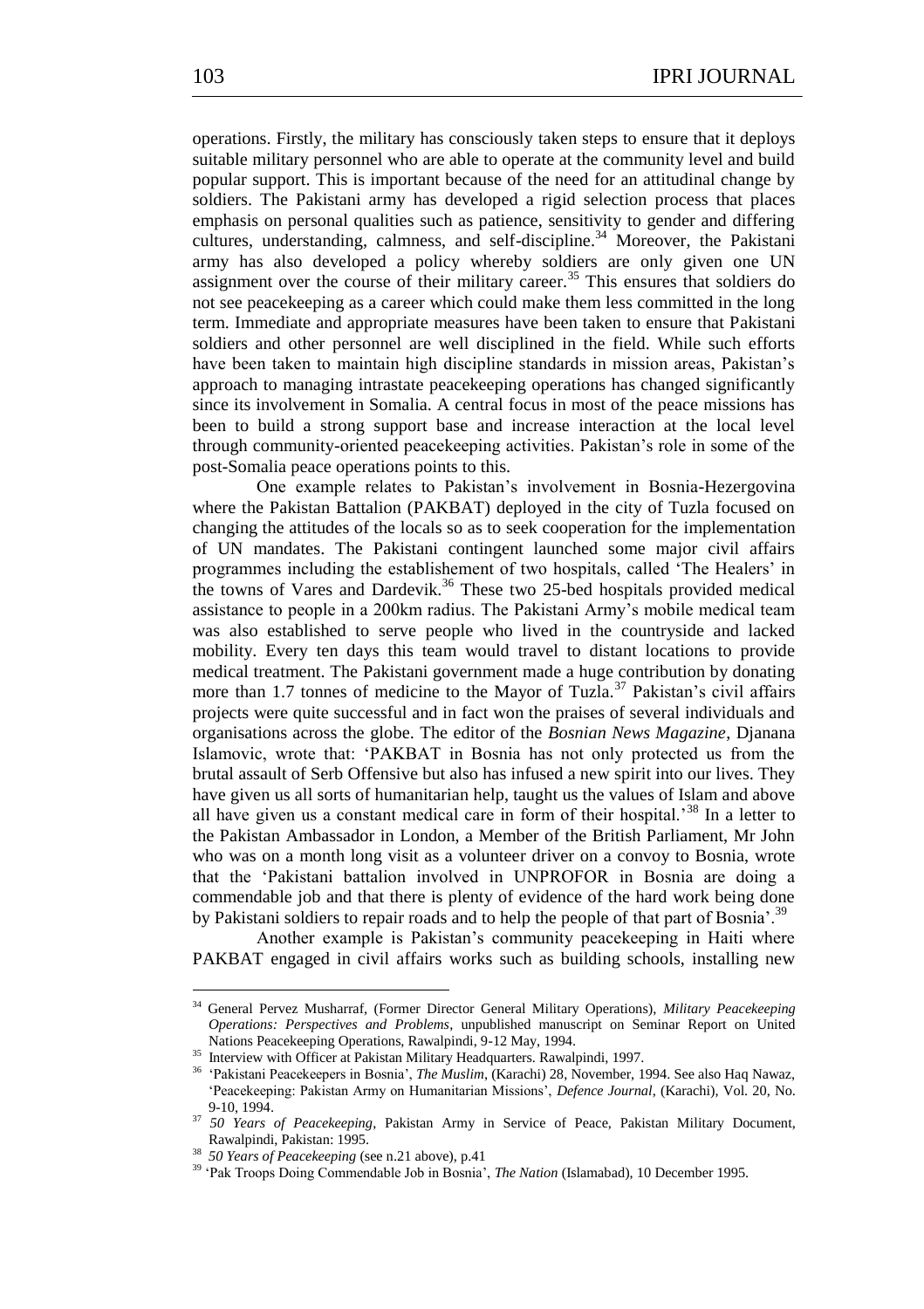operations. Firstly, the military has consciously taken steps to ensure that it deploys suitable military personnel who are able to operate at the community level and build popular support. This is important because of the need for an attitudinal change by soldiers. The Pakistani army has developed a rigid selection process that places emphasis on personal qualities such as patience, sensitivity to gender and differing cultures, understanding, calmness, and self-discipline.[34] Moreover, the Pakistani army has also developed a policy whereby soldiers are only given one UN assignment over the course of their military career.[35] This ensures that soldiers do not see peacekeeping as a career which could make them less committed in the long term. Immediate and appropriate measures have been taken to ensure that Pakistani soldiers and other personnel are well disciplined in the field. While such efforts have been taken to maintain high discipline standards in mission areas, Pakistan's approach to managing intrastate peacekeeping operations has changed significantly since its involvement in Somalia. A central focus in most of the peace missions has been to build a strong support base and increase interaction at the local level through community-oriented peacekeeping activities. Pakistan's role in some of the post-Somalia peace operations points to this.

One example relates to Pakistan's involvement in Bosnia-Hezergovina where the Pakistan Battalion (PAKBAT) deployed in the city of Tuzla focused on changing the attitudes of the locals so as to seek cooperation for the implementation of UN mandates. The Pakistani contingent launched some major civil affairs programmes including the establishement of two hospitals, called 'The Healers' in the towns of Vares and Dardevik.[36] These two 25-bed hospitals provided medical assistance to people in a 200km radius. The Pakistani Army's mobile medical team was also established to serve people who lived in the countryside and lacked mobility. Every ten days this team would travel to distant locations to provide medical treatment. The Pakistani government made a huge contribution by donating more than 1.7 tonnes of medicine to the Mayor of Tuzla.[37] Pakistan's civil affairs projects were quite successful and in fact won the praises of several individuals and organisations across the globe. The editor of the *Bosnian News Magazine*, Djanana Islamovic, wrote that: 'PAKBAT in Bosnia has not only protected us from the brutal assault of Serb Offensive but also has infused a new spirit into our lives. They have given us all sorts of humanitarian help, taught us the values of Islam and above all have given us a constant medical care in form of their hospital.'[38] In a letter to the Pakistan Ambassador in London, a Member of the British Parliament, Mr John who was on a month long visit as a volunteer driver on a convoy to Bosnia, wrote that the 'Pakistani battalion involved in UNPROFOR in Bosnia are doing a commendable job and that there is plenty of evidence of the hard work being done by Pakistani soldiers to repair roads and to help the people of that part of Bosnia'.[39]

Another example is Pakistan's community peacekeeping in Haiti where PAKBAT engaged in civil affairs works such as building schools, installing new

---

[34] General Pervez Musharraf, (Former Director General Military Operations), *Military Peacekeeping Operations: Perspectives and Problems*, unpublished manuscript on Seminar Report on United Nations Peacekeeping Operations, Rawalpindi, 9-12 May, 1994.

[35] Interview with Officer at Pakistan Military Headquarters. Rawalpindi, 1997.

[36] 'Pakistani Peacekeepers in Bosnia', *The Muslim*, (Karachi) 28, November, 1994. See also Haq Nawaz, 'Peacekeeping: Pakistan Army on Humanitarian Missions', *Defence Journal*, (Karachi), Vol. 20, No. 9-10, 1994.

[37] *50 Years of Peacekeeping*, Pakistan Army in Service of Peace, Pakistan Military Document, Rawalpindi, Pakistan: 1995.

[38] *50 Years of Peacekeeping* (see n.21 above), p.41

[39] 'Pak Troops Doing Commendable Job in Bosnia', *The Nation* (Islamabad), 10 December 1995.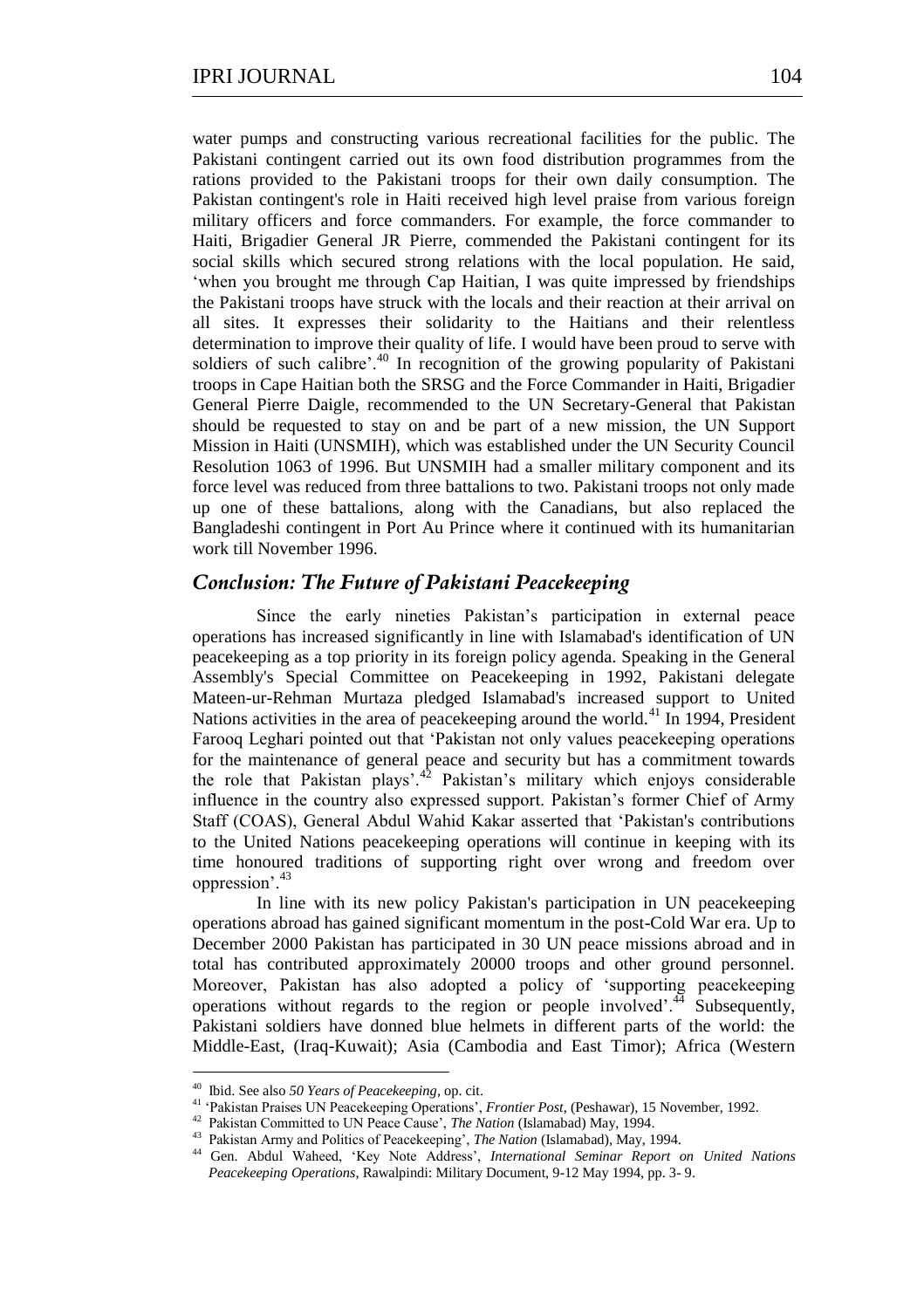water pumps and constructing various recreational facilities for the public. The Pakistani contingent carried out its own food distribution programmes from the rations provided to the Pakistani troops for their own daily consumption. The Pakistan contingent's role in Haiti received high level praise from various foreign military officers and force commanders. For example, the force commander to Haiti, Brigadier General JR Pierre, commended the Pakistani contingent for its social skills which secured strong relations with the local population. He said, 'when you brought me through Cap Haitian, I was quite impressed by friendships the Pakistani troops have struck with the locals and their reaction at their arrival on all sites. It expresses their solidarity to the Haitians and their relentless determination to improve their quality of life. I would have been proud to serve with soldiers of such calibre'.[40] In recognition of the growing popularity of Pakistani troops in Cape Haitian both the SRSG and the Force Commander in Haiti, Brigadier General Pierre Daigle, recommended to the UN Secretary-General that Pakistan should be requested to stay on and be part of a new mission, the UN Support Mission in Haiti (UNSMIH), which was established under the UN Security Council Resolution 1063 of 1996. But UNSMIH had a smaller military component and its force level was reduced from three battalions to two. Pakistani troops not only made up one of these battalions, along with the Canadians, but also replaced the Bangladeshi contingent in Port Au Prince where it continued with its humanitarian work till November 1996.

## *Conclusion: The Future of Pakistani Peacekeeping*

Since the early nineties Pakistan's participation in external peace operations has increased significantly in line with Islamabad's identification of UN peacekeeping as a top priority in its foreign policy agenda. Speaking in the General Assembly's Special Committee on Peacekeeping in 1992, Pakistani delegate Mateen-ur-Rehman Murtaza pledged Islamabad's increased support to United Nations activities in the area of peacekeeping around the world.[41] In 1994, President Farooq Leghari pointed out that 'Pakistan not only values peacekeeping operations for the maintenance of general peace and security but has a commitment towards the role that Pakistan plays'.[42] Pakistan's military which enjoys considerable influence in the country also expressed support. Pakistan's former Chief of Army Staff (COAS), General Abdul Wahid Kakar asserted that 'Pakistan's contributions to the United Nations peacekeeping operations will continue in keeping with its time honoured traditions of supporting right over wrong and freedom over oppression'.[43]

In line with its new policy Pakistan's participation in UN peacekeeping operations abroad has gained significant momentum in the post-Cold War era. Up to December 2000 Pakistan has participated in 30 UN peace missions abroad and in total has contributed approximately 20000 troops and other ground personnel. Moreover, Pakistan has also adopted a policy of 'supporting peacekeeping operations without regards to the region or people involved'.[44] Subsequently, Pakistani soldiers have donned blue helmets in different parts of the world: the Middle-East, (Iraq-Kuwait); Asia (Cambodia and East Timor); Africa (Western

---

[40] Ibid. See also *50 Years of Peacekeeping*, op. cit.

[41] 'Pakistan Praises UN Peacekeeping Operations', *Frontier Post*, (Peshawar), 15 November, 1992.

[42] Pakistan Committed to UN Peace Cause', *The Nation* (Islamabad) May, 1994.

[43] Pakistan Army and Politics of Peacekeeping', *The Nation* (Islamabad), May, 1994.

[44] Gen. Abdul Waheed, 'Key Note Address', *International Seminar Report on United Nations Peacekeeping Operations*, Rawalpindi: Military Document, 9-12 May 1994, pp. 3- 9.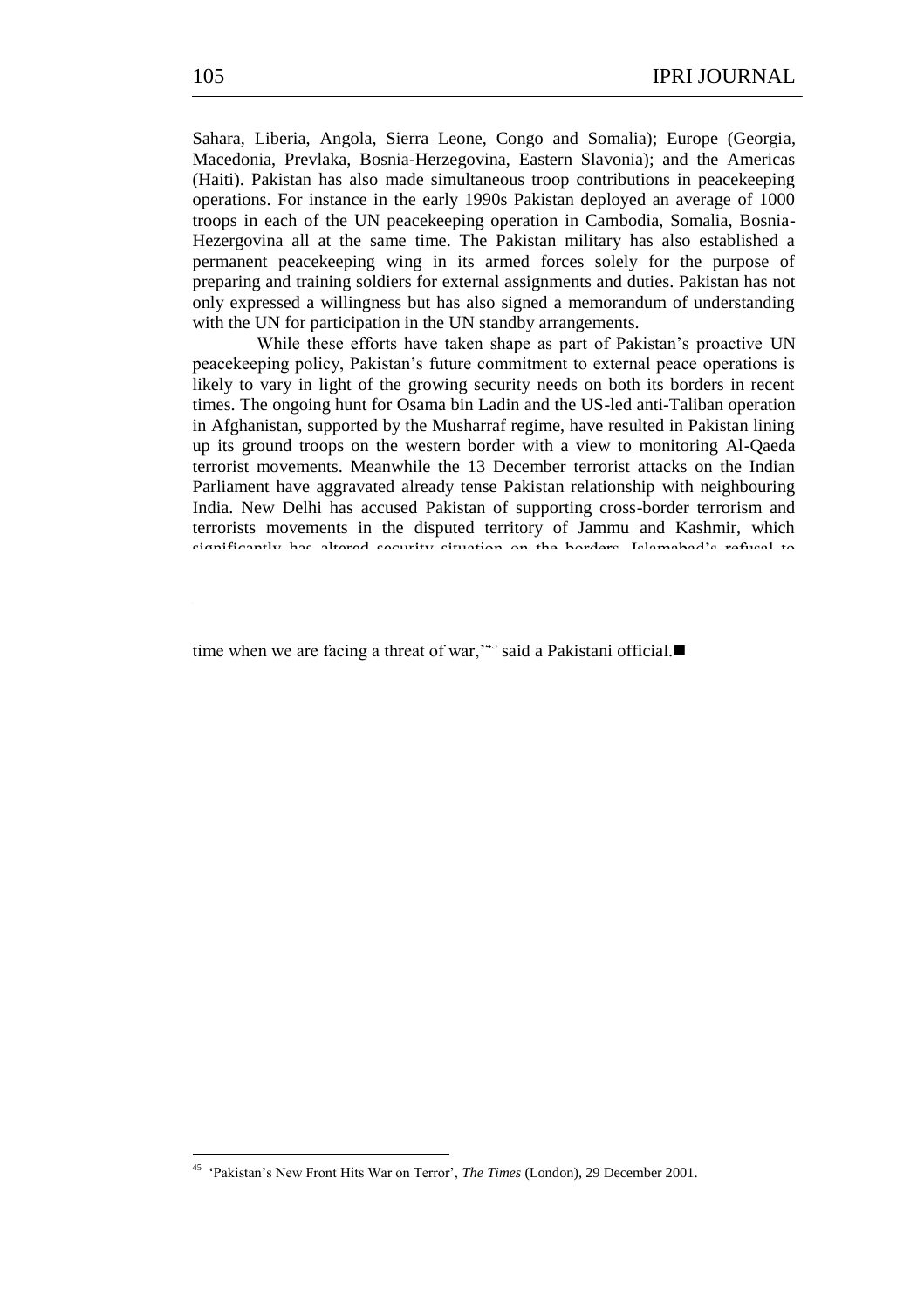Sahara, Liberia, Angola, Sierra Leone, Congo and Somalia); Europe (Georgia, Macedonia, Prevlaka, Bosnia-Herzegovina, Eastern Slavonia); and the Americas (Haiti). Pakistan has also made simultaneous troop contributions in peacekeeping operations. For instance in the early 1990s Pakistan deployed an average of 1000 troops in each of the UN peacekeeping operation in Cambodia, Somalia, Bosnia-Hezergovina all at the same time. The Pakistan military has also established a permanent peacekeeping wing in its armed forces solely for the purpose of preparing and training soldiers for external assignments and duties. Pakistan has not only expressed a willingness but has also signed a memorandum of understanding with the UN for participation in the UN standby arrangements.

While these efforts have taken shape as part of Pakistan's proactive UN peacekeeping policy, Pakistan's future commitment to external peace operations is likely to vary in light of the growing security needs on both its borders in recent times. The ongoing hunt for Osama bin Ladin and the US-led anti-Taliban operation in Afghanistan, supported by the Musharraf regime, have resulted in Pakistan lining up its ground troops on the western border with a view to monitoring Al-Qaeda terrorist movements. Meanwhile the 13 December terrorist attacks on the Indian Parliament have aggravated already tense Pakistan relationship with neighbouring India. New Delhi has accused Pakistan of supporting cross-border terrorism and terrorists movements in the disputed territory of Jammu and Kashmir, which significantly has altered security situation on the borders. Islamabad's refusal to

time when we are facing a threat of war,'[45] said a Pakistani official.■

[45] 'Pakistan's New Front Hits War on Terror', *The Times* (London), 29 December 2001.